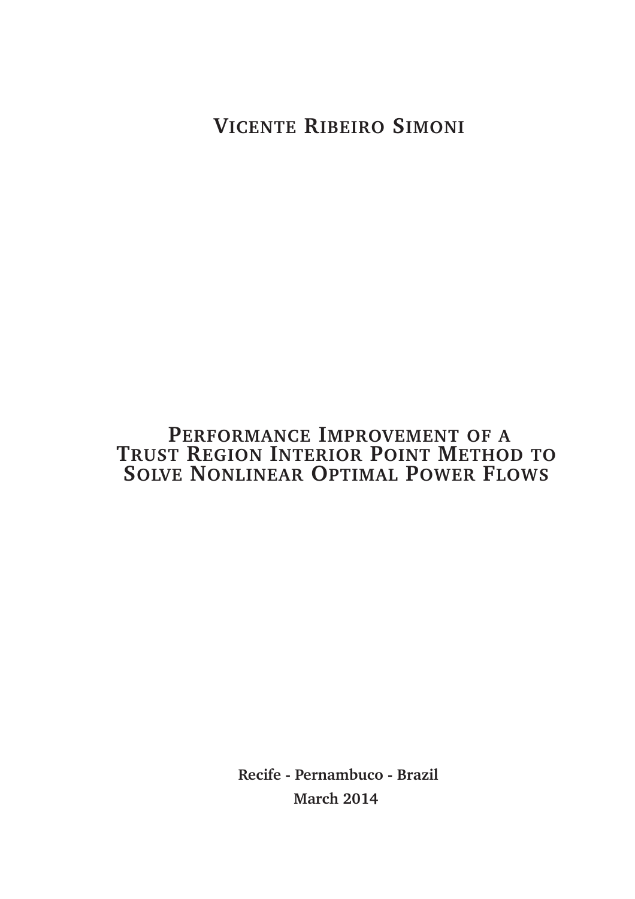**Vicente Ribeiro Simoni**

# Performance Improvement of a Trust Region Interior Point Method to Solve Nonlinear Optimal Power Flows

**Recife - Pernambuco - Brazil**

**March 2014**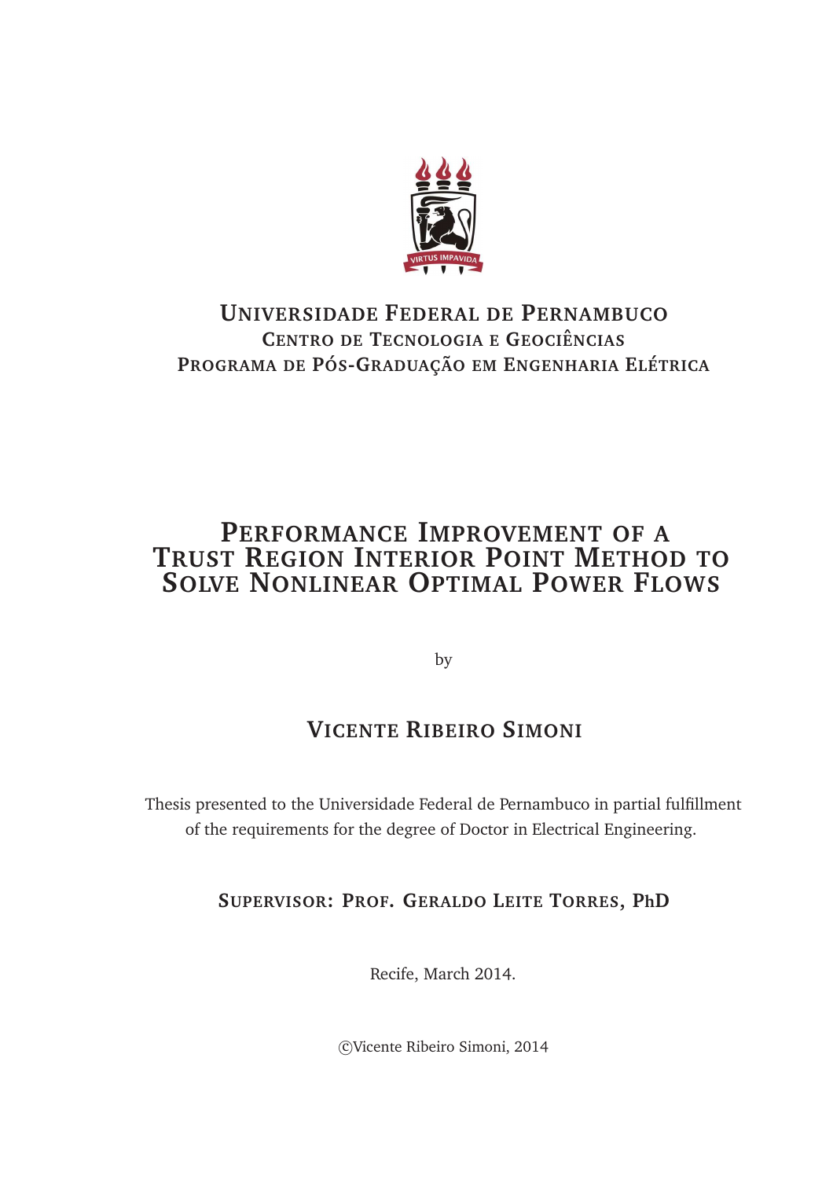**Universidade Federal de Pernambuco**
**Centro de Tecnologia e Geociências**
**Programa de Pós-Graduação em Engenharia Elétrica**

# Performance Improvement of a Trust Region Interior Point Method to Solve Nonlinear Optimal Power Flows

by

## Vicente Ribeiro Simoni

Thesis presented to the Universidade Federal de Pernambuco in partial fulfillment of the requirements for the degree of Doctor in Electrical Engineering.

**Supervisor: Prof. Geraldo Leite Torres, PhD**

Recife, March 2014.

©Vicente Ribeiro Simoni, 2014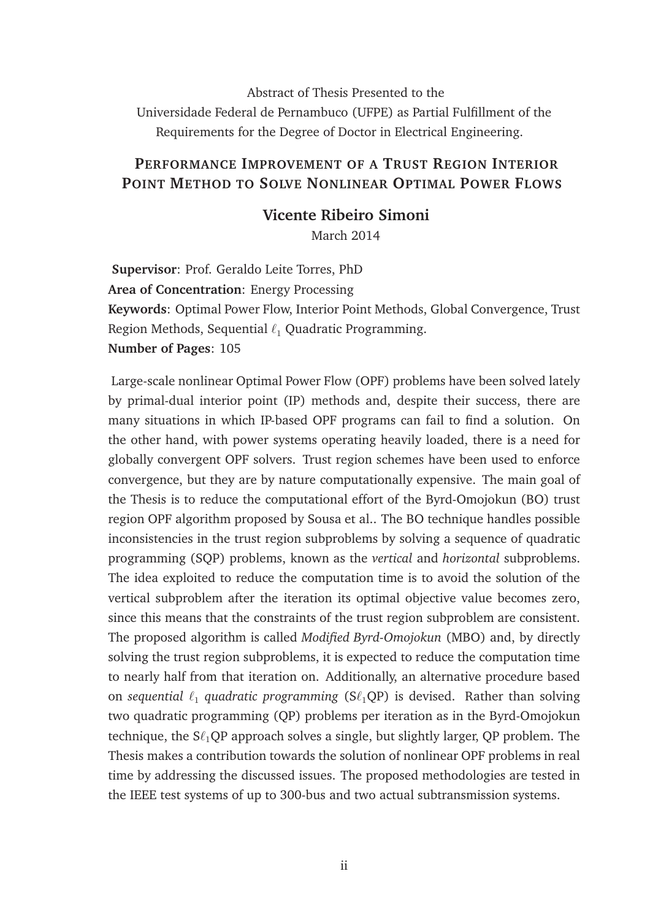Abstract of Thesis Presented to the
Universidade Federal de Pernambuco (UFPE) as Partial Fulfillment of the
Requirements for the Degree of Doctor in Electrical Engineering.

## PERFORMANCE IMPROVEMENT OF A TRUST REGION INTERIOR POINT METHOD TO SOLVE NONLINEAR OPTIMAL POWER FLOWS

**Vicente Ribeiro Simoni**

March 2014

**Supervisor**: Prof. Geraldo Leite Torres, PhD
**Area of Concentration**: Energy Processing
**Keywords**: Optimal Power Flow, Interior Point Methods, Global Convergence, Trust Region Methods, Sequential $\ell_1$ Quadratic Programming.
**Number of Pages**: 105

Large-scale nonlinear Optimal Power Flow (OPF) problems have been solved lately by primal-dual interior point (IP) methods and, despite their success, there are many situations in which IP-based OPF programs can fail to find a solution. On the other hand, with power systems operating heavily loaded, there is a need for globally convergent OPF solvers. Trust region schemes have been used to enforce convergence, but they are by nature computationally expensive. The main goal of the Thesis is to reduce the computational effort of the Byrd-Omojokun (BO) trust region OPF algorithm proposed by Sousa et al.. The BO technique handles possible inconsistencies in the trust region subproblems by solving a sequence of quadratic programming (SQP) problems, known as the *vertical* and *horizontal* subproblems. The idea exploited to reduce the computation time is to avoid the solution of the vertical subproblem after the iteration its optimal objective value becomes zero, since this means that the constraints of the trust region subproblem are consistent. The proposed algorithm is called *Modified Byrd-Omojokun* (MBO) and, by directly solving the trust region subproblems, it is expected to reduce the computation time to nearly half from that iteration on. Additionally, an alternative procedure based on *sequential* $\ell_1$ *quadratic programming* (S$\ell_1$QP) is devised. Rather than solving two quadratic programming (QP) problems per iteration as in the Byrd-Omojokun technique, the S$\ell_1$QP approach solves a single, but slightly larger, QP problem. The Thesis makes a contribution towards the solution of nonlinear OPF problems in real time by addressing the discussed issues. The proposed methodologies are tested in the IEEE test systems of up to 300-bus and two actual subtransmission systems.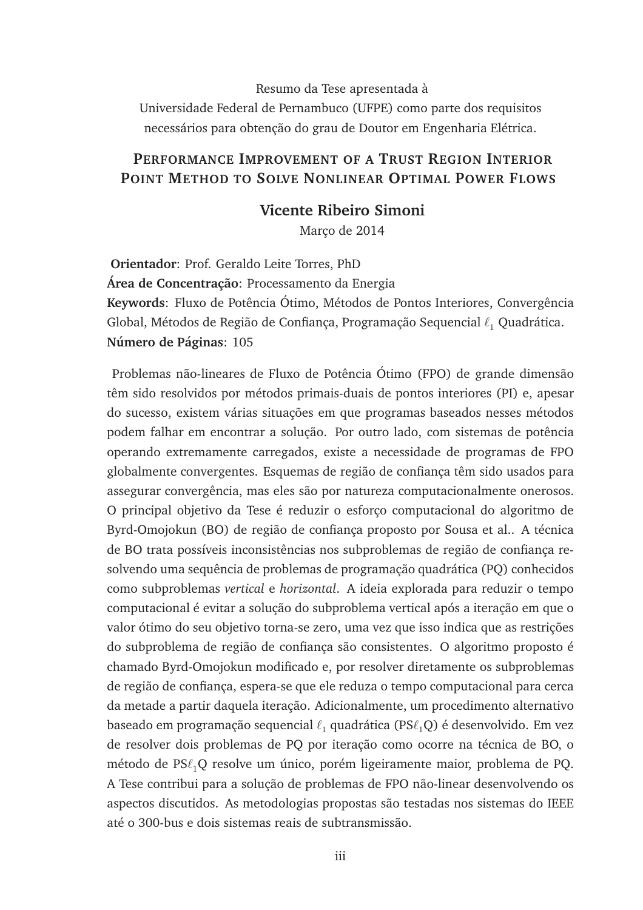Resumo da Tese apresentada à
Universidade Federal de Pernambuco (UFPE) como parte dos requisitos
necessários para obtenção do grau de Doutor em Engenharia Elétrica.

# PERFORMANCE IMPROVEMENT OF A TRUST REGION INTERIOR POINT METHOD TO SOLVE NONLINEAR OPTIMAL POWER FLOWS

**Vicente Ribeiro Simoni**

Março de 2014

**Orientador**: Prof. Geraldo Leite Torres, PhD
**Área de Concentração**: Processamento da Energia
**Keywords**: Fluxo de Potência Ótimo, Métodos de Pontos Interiores, Convergência Global, Métodos de Região de Confiança, Programação Sequencial $\ell_1$ Quadrática.
**Número de Páginas**: 105

Problemas não-lineares de Fluxo de Potência Ótimo (FPO) de grande dimensão têm sido resolvidos por métodos primais-duais de pontos interiores (PI) e, apesar do sucesso, existem várias situações em que programas baseados nesses métodos podem falhar em encontrar a solução. Por outro lado, com sistemas de potência operando extremamente carregados, existe a necessidade de programas de FPO globalmente convergentes. Esquemas de região de confiança têm sido usados para assegurar convergência, mas eles são por natureza computacionalmente onerosos. O principal objetivo da Tese é reduzir o esforço computacional do algoritmo de Byrd-Omojokun (BO) de região de confiança proposto por Sousa et al.. A técnica de BO trata possíveis inconsistências nos subproblemas de região de confiança resolvendo uma sequência de problemas de programação quadrática (PQ) conhecidos como subproblemas *vertical* e *horizontal*. A ideia explorada para reduzir o tempo computacional é evitar a solução do subproblema vertical após a iteração em que o valor ótimo do seu objetivo torna-se zero, uma vez que isso indica que as restrições do subproblema de região de confiança são consistentes. O algoritmo proposto é chamado Byrd-Omojokun modificado e, por resolver diretamente os subproblemas de região de confiança, espera-se que ele reduza o tempo computacional para cerca da metade a partir daquela iteração. Adicionalmente, um procedimento alternativo baseado em programação sequencial $\ell_1$ quadrática (PS$\ell_1$Q) é desenvolvido. Em vez de resolver dois problemas de PQ por iteração como ocorre na técnica de BO, o método de PS$\ell_1$Q resolve um único, porém ligeiramente maior, problema de PQ. A Tese contribui para a solução de problemas de FPO não-linear desenvolvendo os aspectos discutidos. As metodologias propostas são testadas nos sistemas do IEEE até o 300-bus e dois sistemas reais de subtransmissão.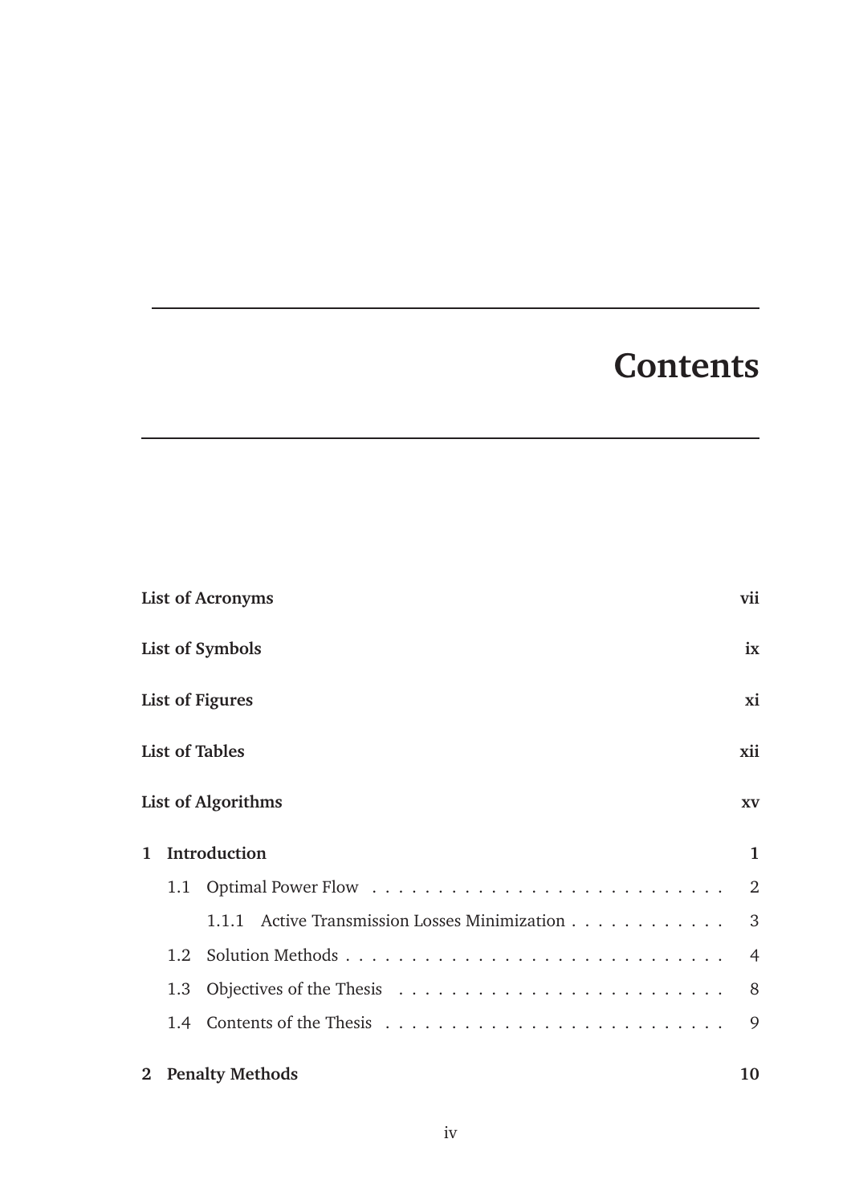# Contents

**List of Acronyms** **vii**

**List of Symbols** **ix**

**List of Figures** **xi**

**List of Tables** **xii**

**List of Algorithms** **xv**

**1 Introduction** **1**

- 1.1 Optimal Power Flow . . . . . . . . . . . . . . . . . . . . . . . . . . 2
  - 1.1.1 Active Transmission Losses Minimization . . . . . . . . . . . . 3
- 1.2 Solution Methods . . . . . . . . . . . . . . . . . . . . . . . . . . . . 4
- 1.3 Objectives of the Thesis . . . . . . . . . . . . . . . . . . . . . . . . 8
- 1.4 Contents of the Thesis . . . . . . . . . . . . . . . . . . . . . . . . . 9

**2 Penalty Methods** **10**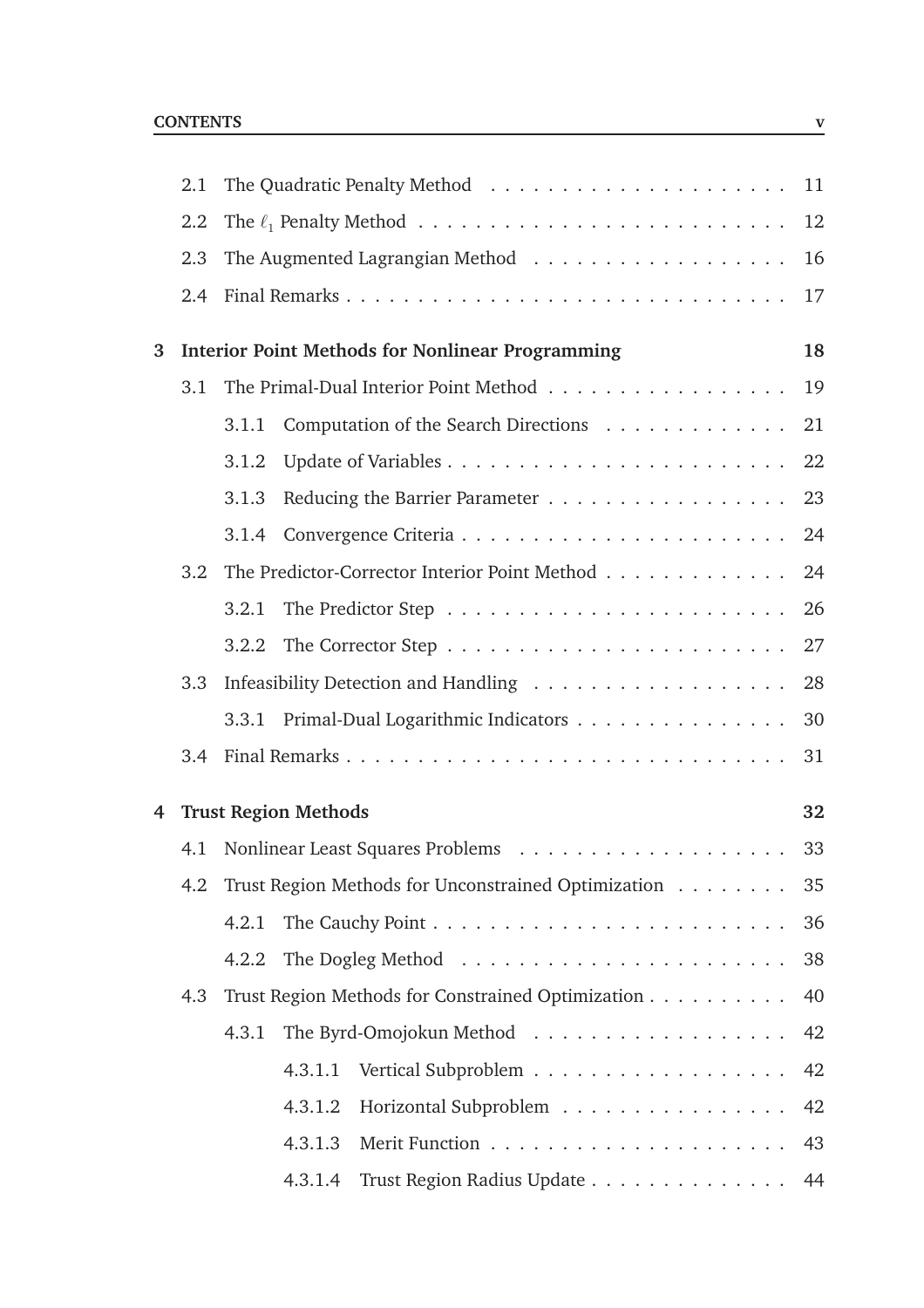- 2.1 The Quadratic Penalty Method . . . . . 11
- 2.2 The $\ell_1$ Penalty Method . . . . . 12
- 2.3 The Augmented Lagrangian Method . . . . . 16
- 2.4 Final Remarks . . . . . 17

**3 Interior Point Methods for Nonlinear Programming** **18**

- 3.1 The Primal-Dual Interior Point Method . . . . . 19
  - 3.1.1 Computation of the Search Directions . . . . . 21
  - 3.1.2 Update of Variables . . . . . 22
  - 3.1.3 Reducing the Barrier Parameter . . . . . 23
  - 3.1.4 Convergence Criteria . . . . . 24
- 3.2 The Predictor-Corrector Interior Point Method . . . . . 24
  - 3.2.1 The Predictor Step . . . . . 26
  - 3.2.2 The Corrector Step . . . . . 27
- 3.3 Infeasibility Detection and Handling . . . . . 28
  - 3.3.1 Primal-Dual Logarithmic Indicators . . . . . 30
- 3.4 Final Remarks . . . . . 31

**4 Trust Region Methods** **32**

- 4.1 Nonlinear Least Squares Problems . . . . . 33
- 4.2 Trust Region Methods for Unconstrained Optimization . . . . . 35
  - 4.2.1 The Cauchy Point . . . . . 36
  - 4.2.2 The Dogleg Method . . . . . 38
- 4.3 Trust Region Methods for Constrained Optimization . . . . . 40
  - 4.3.1 The Byrd-Omojokun Method . . . . . 42
    - 4.3.1.1 Vertical Subproblem . . . . . 42
    - 4.3.1.2 Horizontal Subproblem . . . . . 42
    - 4.3.1.3 Merit Function . . . . . 43
    - 4.3.1.4 Trust Region Radius Update . . . . . 44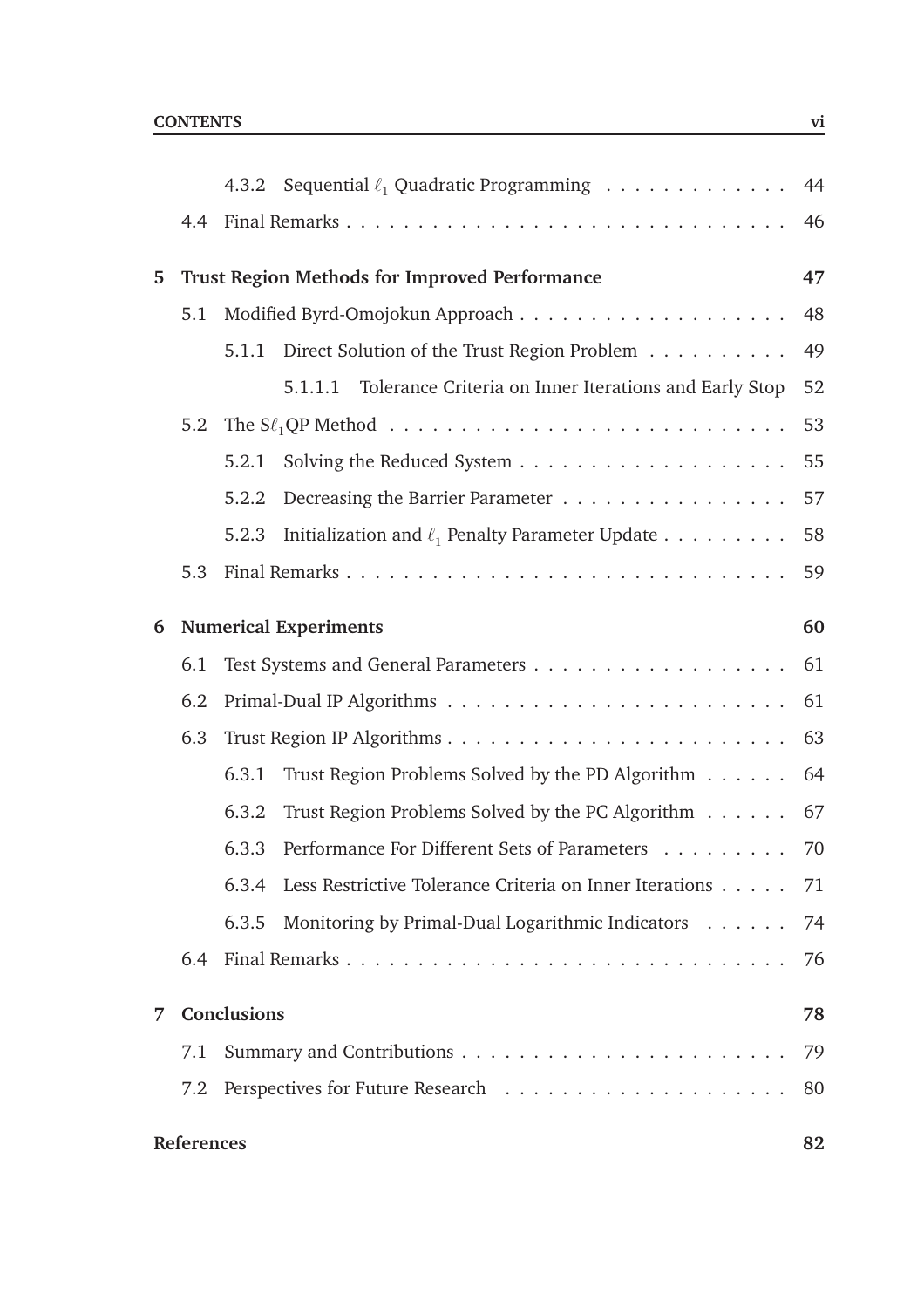4.3.2 Sequential $\ell_1$ Quadratic Programming . . . . . . . . . . . . . 44

4.4 Final Remarks . . . . . . . . . . . . . . . . . . . . . . . . . . . . . . 46

**5 Trust Region Methods for Improved Performance 47**

5.1 Modified Byrd-Omojokun Approach . . . . . . . . . . . . . . . . . . . 48

5.1.1 Direct Solution of the Trust Region Problem . . . . . . . . . . 49

5.1.1.1 Tolerance Criteria on Inner Iterations and Early Stop 52

5.2 The S$\ell_1$QP Method . . . . . . . . . . . . . . . . . . . . . . . . . . . 53

5.2.1 Solving the Reduced System . . . . . . . . . . . . . . . . . . . 55

5.2.2 Decreasing the Barrier Parameter . . . . . . . . . . . . . . . . 57

5.2.3 Initialization and $\ell_1$ Penalty Parameter Update . . . . . . . . . 58

5.3 Final Remarks . . . . . . . . . . . . . . . . . . . . . . . . . . . . . . 59

**6 Numerical Experiments 60**

6.1 Test Systems and General Parameters . . . . . . . . . . . . . . . . . . 61

6.2 Primal-Dual IP Algorithms . . . . . . . . . . . . . . . . . . . . . . . . 61

6.3 Trust Region IP Algorithms . . . . . . . . . . . . . . . . . . . . . . . . 63

6.3.1 Trust Region Problems Solved by the PD Algorithm . . . . . . 64

6.3.2 Trust Region Problems Solved by the PC Algorithm . . . . . . 67

6.3.3 Performance For Different Sets of Parameters . . . . . . . . . 70

6.3.4 Less Restrictive Tolerance Criteria on Inner Iterations . . . . . 71

6.3.5 Monitoring by Primal-Dual Logarithmic Indicators . . . . . . 74

6.4 Final Remarks . . . . . . . . . . . . . . . . . . . . . . . . . . . . . . 76

**7 Conclusions 78**

7.1 Summary and Contributions . . . . . . . . . . . . . . . . . . . . . . . 79

7.2 Perspectives for Future Research . . . . . . . . . . . . . . . . . . . . 80

**References 82**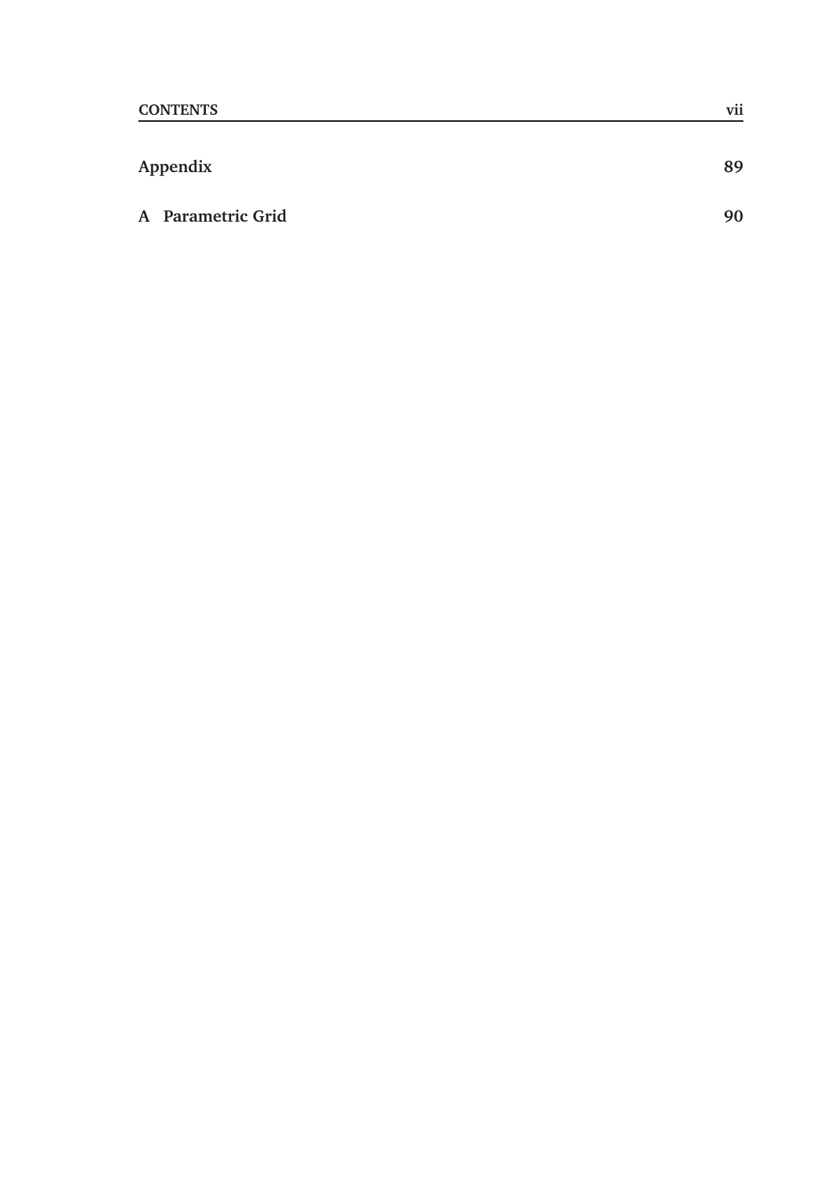**Appendix** 89

**A Parametric Grid** 90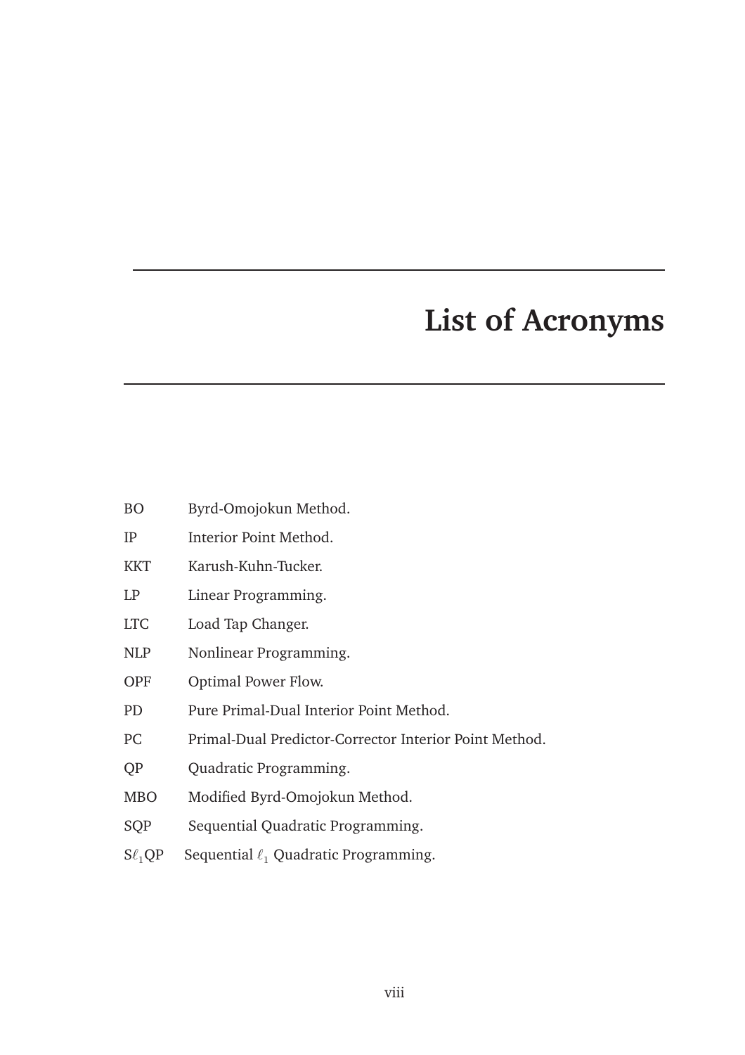# List of Acronyms

BO Byrd-Omojokun Method.

IP Interior Point Method.

KKT Karush-Kuhn-Tucker.

LP Linear Programming.

LTC Load Tap Changer.

NLP Nonlinear Programming.

OPF Optimal Power Flow.

PD Pure Primal-Dual Interior Point Method.

PC Primal-Dual Predictor-Corrector Interior Point Method.

QP Quadratic Programming.

MBO Modified Byrd-Omojokun Method.

SQP Sequential Quadratic Programming.

$S\ell_1QP$ Sequential $\ell_1$ Quadratic Programming.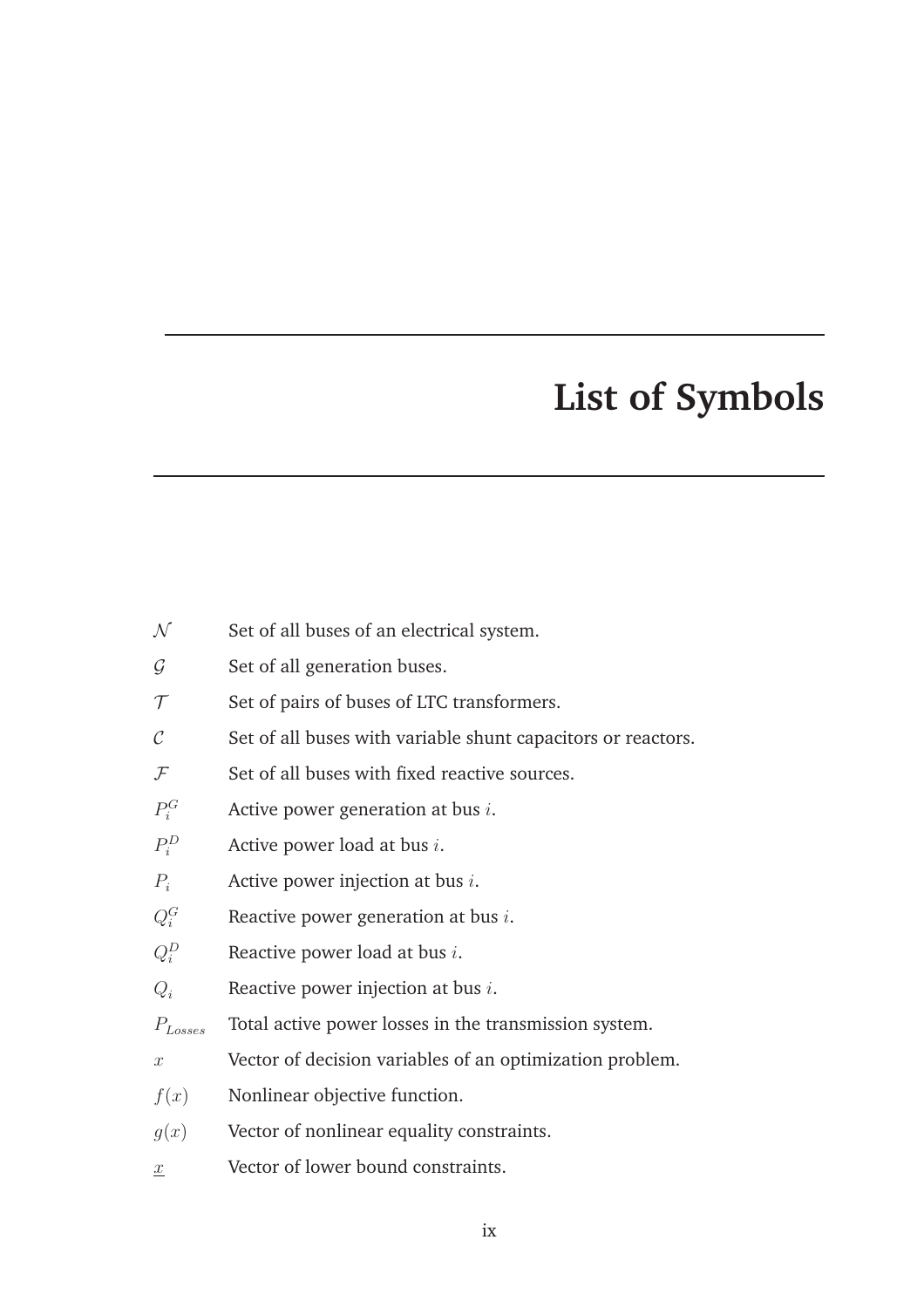# List of Symbols

| | |
|---|---|
| $\mathcal{N}$ | Set of all buses of an electrical system. |
| $\mathcal{G}$ | Set of all generation buses. |
| $\mathcal{T}$ | Set of pairs of buses of LTC transformers. |
| $\mathcal{C}$ | Set of all buses with variable shunt capacitors or reactors. |
| $\mathcal{F}$ | Set of all buses with fixed reactive sources. |
| $P_i^G$ | Active power generation at bus $i$. |
| $P_i^D$ | Active power load at bus $i$. |
| $P_i$ | Active power injection at bus $i$. |
| $Q_i^G$ | Reactive power generation at bus $i$. |
| $Q_i^D$ | Reactive power load at bus $i$. |
| $Q_i$ | Reactive power injection at bus $i$. |
| $P_{Losses}$ | Total active power losses in the transmission system. |
| $x$ | Vector of decision variables of an optimization problem. |
| $f(x)$ | Nonlinear objective function. |
| $g(x)$ | Vector of nonlinear equality constraints. |
| $\underline{x}$ | Vector of lower bound constraints. |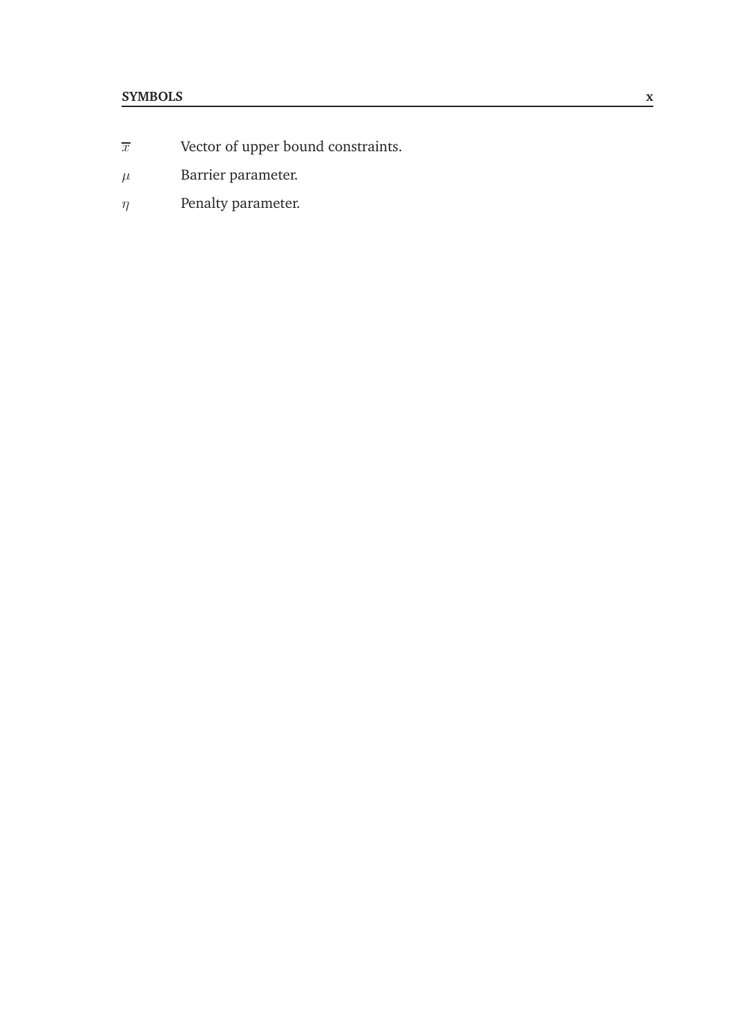$\overline{x}$ Vector of upper bound constraints.

$\mu$ Barrier parameter.

$\eta$ Penalty parameter.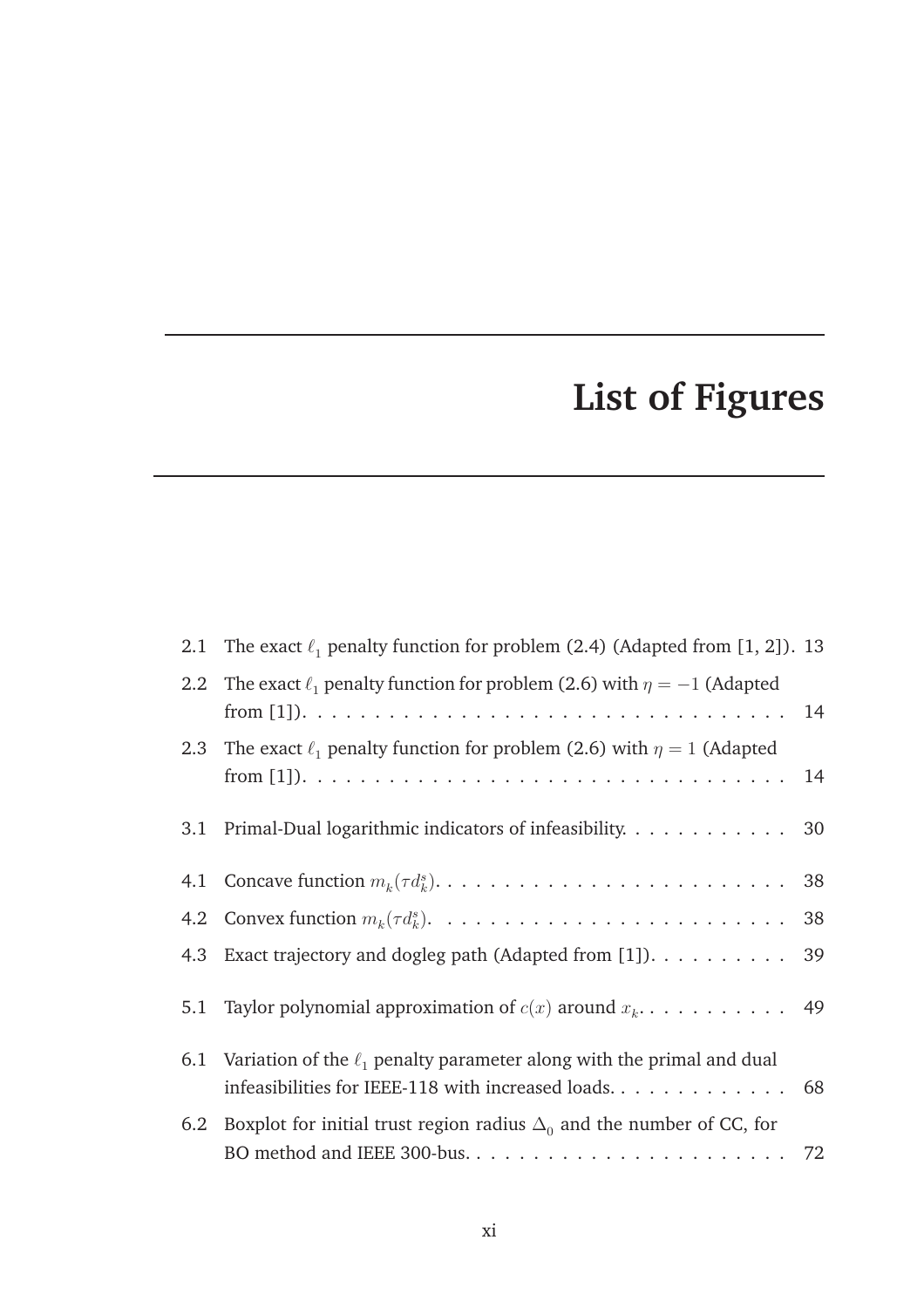# List of Figures

2.1 The exact $\ell_1$ penalty function for problem (2.4) (Adapted from [1, 2]). 13

2.2 The exact $\ell_1$ penalty function for problem (2.6) with $\eta = -1$ (Adapted from [1]). . . . . . . . . . . . . . . . . . . . . . . . . . . . . . . . . . 14

2.3 The exact $\ell_1$ penalty function for problem (2.6) with $\eta = 1$ (Adapted from [1]). . . . . . . . . . . . . . . . . . . . . . . . . . . . . . . . . . 14

3.1 Primal-Dual logarithmic indicators of infeasibility. . . . . . . . . . . . 30

4.1 Concave function $m_k(\tau d_k^s)$. . . . . . . . . . . . . . . . . . . . . . . . . 38

4.2 Convex function $m_k(\tau d_k^s)$. . . . . . . . . . . . . . . . . . . . . . . . . 38

4.3 Exact trajectory and dogleg path (Adapted from [1]). . . . . . . . . . 39

5.1 Taylor polynomial approximation of $c(x)$ around $x_k$. . . . . . . . . . . 49

6.1 Variation of the $\ell_1$ penalty parameter along with the primal and dual infeasibilities for IEEE-118 with increased loads. . . . . . . . . . . . . 68

6.2 Boxplot for initial trust region radius $\Delta_0$ and the number of CC, for BO method and IEEE 300-bus. . . . . . . . . . . . . . . . . . . . . . . 72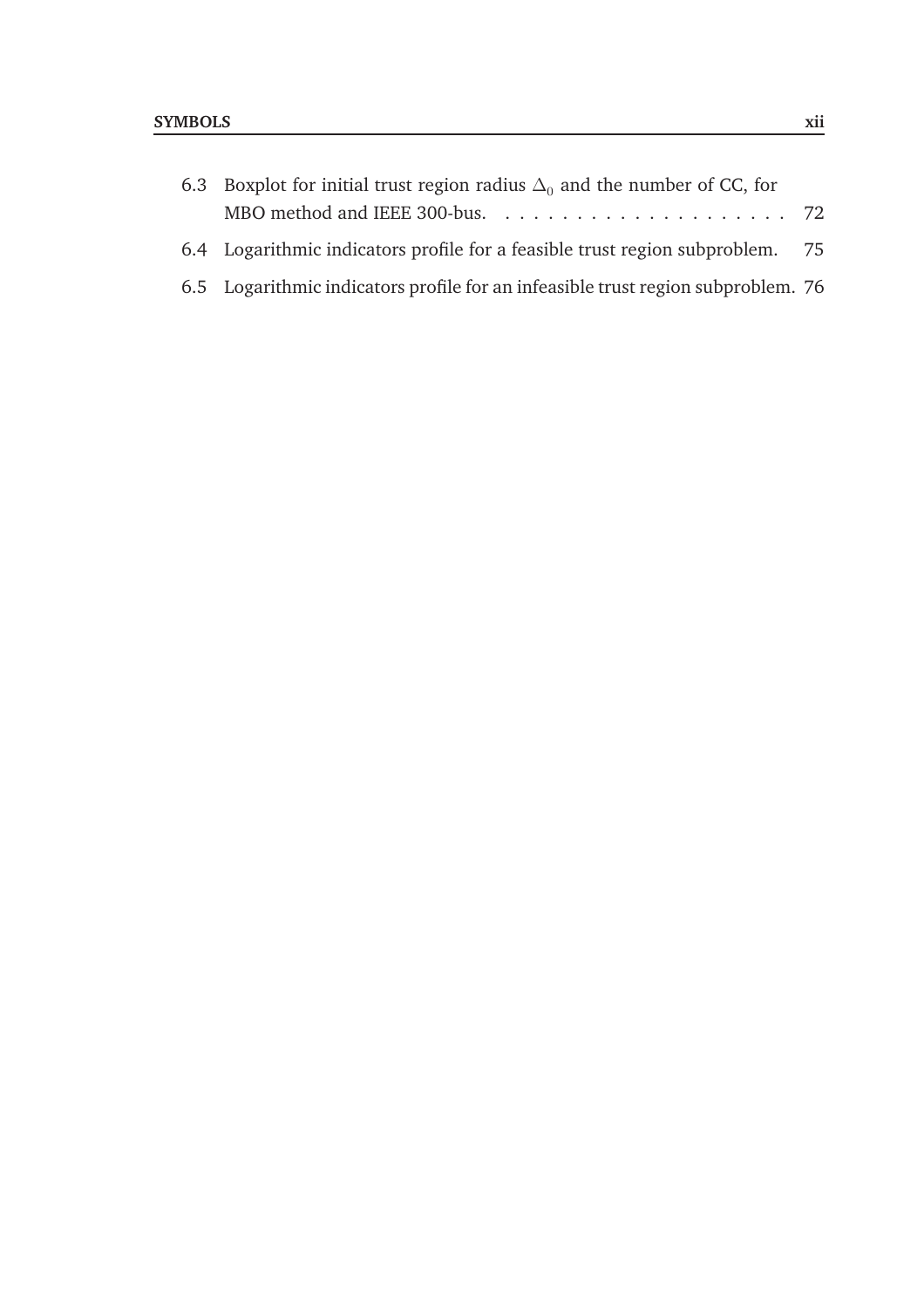6.3 Boxplot for initial trust region radius $\Delta_0$ and the number of CC, for MBO method and IEEE 300-bus. . . . . . . . . . . . . . . . . . . . 72

6.4 Logarithmic indicators profile for a feasible trust region subproblem. 75

6.5 Logarithmic indicators profile for an infeasible trust region subproblem. 76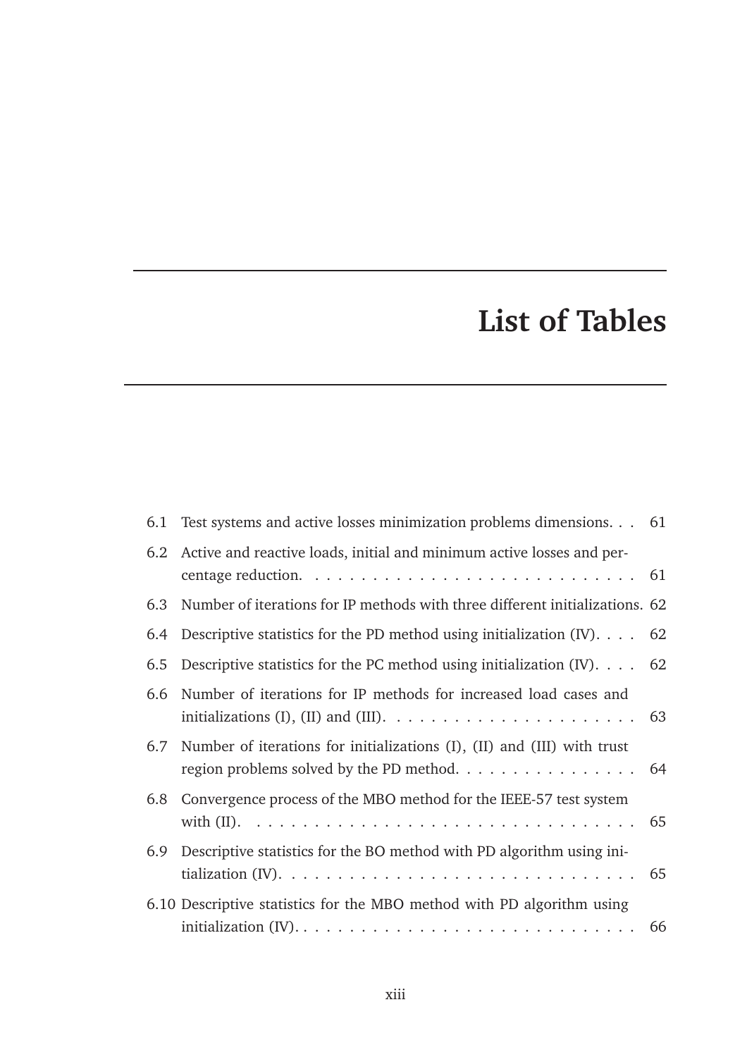# List of Tables

6.1 Test systems and active losses minimization problems dimensions. . . 61

6.2 Active and reactive loads, initial and minimum active losses and percentage reduction. . . . . . . . . . . . . . . . . . . . . . . . . . . . . 61

6.3 Number of iterations for IP methods with three different initializations. 62

6.4 Descriptive statistics for the PD method using initialization (IV). . . . 62

6.5 Descriptive statistics for the PC method using initialization (IV). . . . 62

6.6 Number of iterations for IP methods for increased load cases and initializations (I), (II) and (III). . . . . . . . . . . . . . . . . . . . . . 63

6.7 Number of iterations for initializations (I), (II) and (III) with trust region problems solved by the PD method. . . . . . . . . . . . . . . . 64

6.8 Convergence process of the MBO method for the IEEE-57 test system with (II). . . . . . . . . . . . . . . . . . . . . . . . . . . . . . . . . . 65

6.9 Descriptive statistics for the BO method with PD algorithm using initialization (IV). . . . . . . . . . . . . . . . . . . . . . . . . . . . . . . 65

6.10 Descriptive statistics for the MBO method with PD algorithm using initialization (IV). . . . . . . . . . . . . . . . . . . . . . . . . . . . . . 66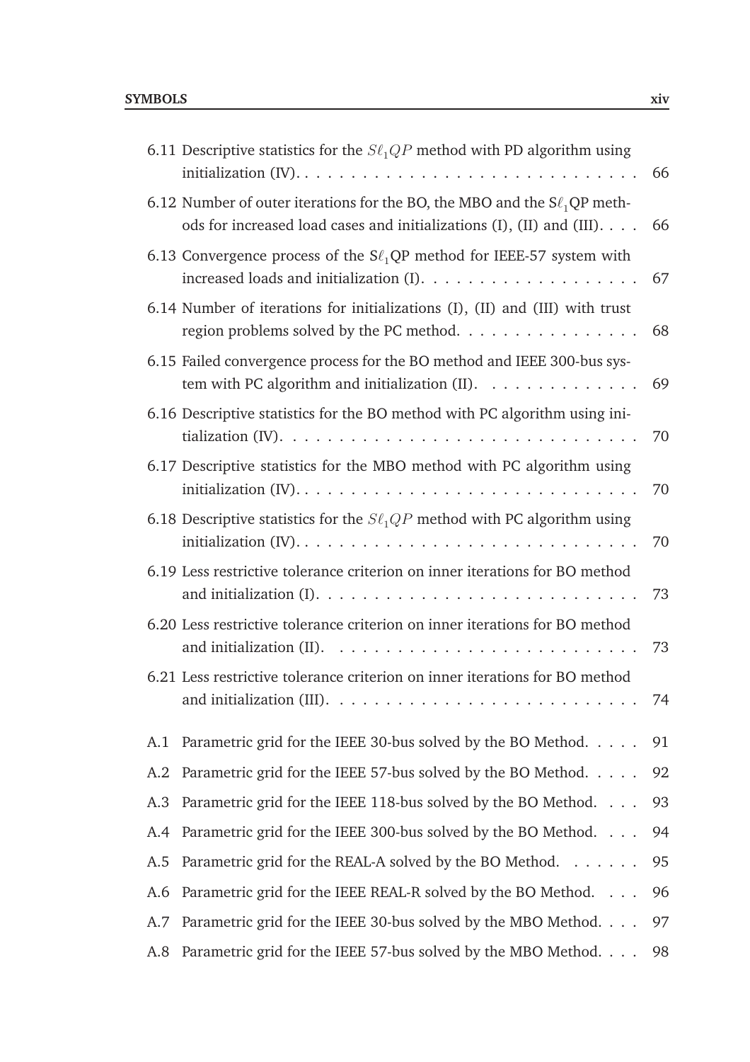6.11 Descriptive statistics for the $S\ell_1 QP$ method with PD algorithm using initialization (IV). . . . . 66

6.12 Number of outer iterations for the BO, the MBO and the S$\ell_1$QP methods for increased load cases and initializations (I), (II) and (III). . . . 66

6.13 Convergence process of the S$\ell_1$QP method for IEEE-57 system with increased loads and initialization (I). . . . . 67

6.14 Number of iterations for initializations (I), (II) and (III) with trust region problems solved by the PC method. . . . . 68

6.15 Failed convergence process for the BO method and IEEE 300-bus system with PC algorithm and initialization (II). . . . . 69

6.16 Descriptive statistics for the BO method with PC algorithm using initialization (IV). . . . . 70

6.17 Descriptive statistics for the MBO method with PC algorithm using initialization (IV). . . . . 70

6.18 Descriptive statistics for the $S\ell_1 QP$ method with PC algorithm using initialization (IV). . . . . 70

6.19 Less restrictive tolerance criterion on inner iterations for BO method and initialization (I). . . . . 73

6.20 Less restrictive tolerance criterion on inner iterations for BO method and initialization (II). . . . . 73

6.21 Less restrictive tolerance criterion on inner iterations for BO method and initialization (III). . . . . 74

A.1 Parametric grid for the IEEE 30-bus solved by the BO Method. . . . . 91

A.2 Parametric grid for the IEEE 57-bus solved by the BO Method. . . . . 92

A.3 Parametric grid for the IEEE 118-bus solved by the BO Method. . . . 93

A.4 Parametric grid for the IEEE 300-bus solved by the BO Method. . . . 94

A.5 Parametric grid for the REAL-A solved by the BO Method. . . . . . 95

A.6 Parametric grid for the IEEE REAL-R solved by the BO Method. . . . 96

A.7 Parametric grid for the IEEE 30-bus solved by the MBO Method. . . . 97

A.8 Parametric grid for the IEEE 57-bus solved by the MBO Method. . . . 98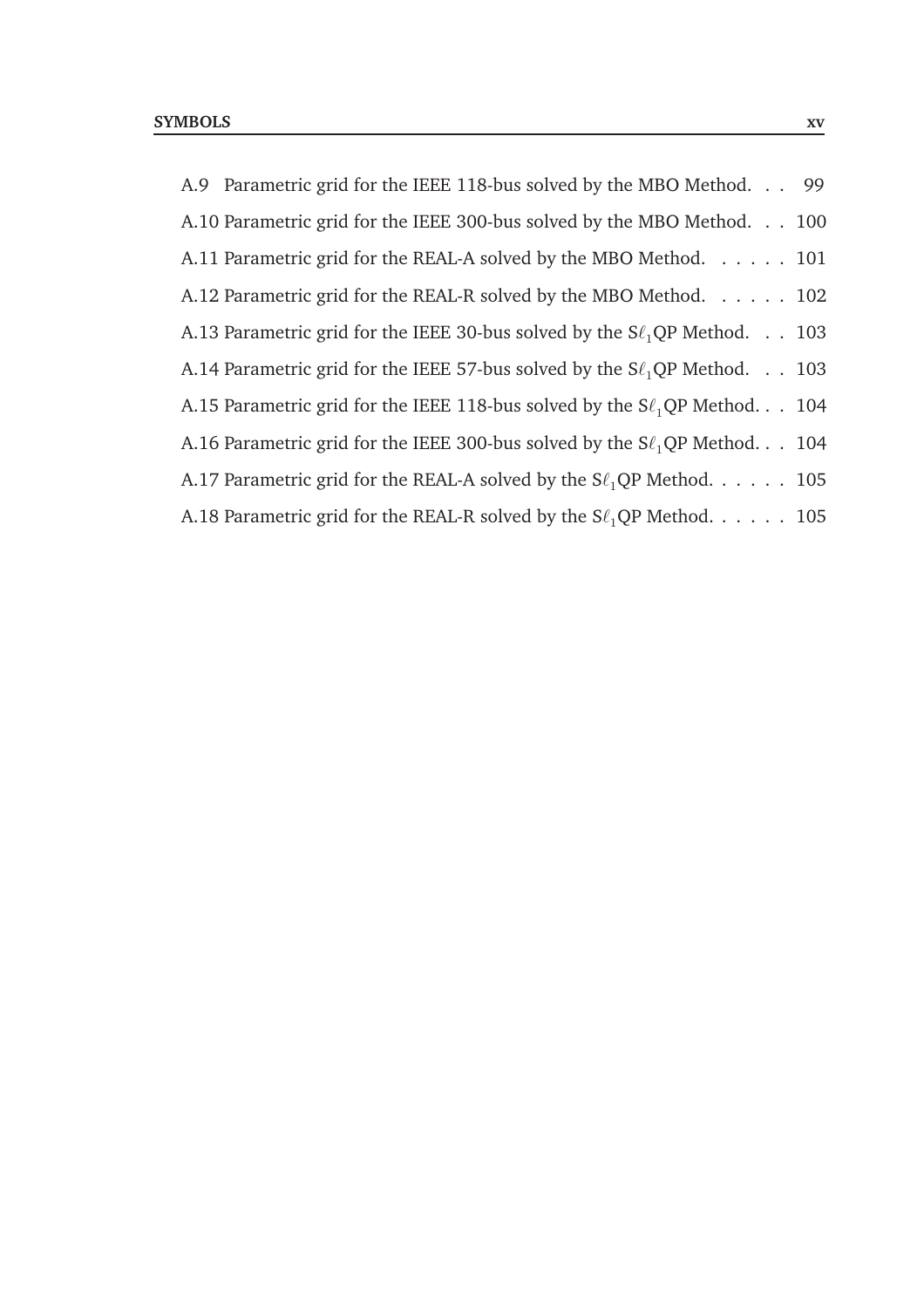A.9 Parametric grid for the IEEE 118-bus solved by the MBO Method. . . 99

A.10 Parametric grid for the IEEE 300-bus solved by the MBO Method. . . 100

A.11 Parametric grid for the REAL-A solved by the MBO Method. . . . . . 101

A.12 Parametric grid for the REAL-R solved by the MBO Method. . . . . . 102

A.13 Parametric grid for the IEEE 30-bus solved by the S$\ell_1$QP Method. . . 103

A.14 Parametric grid for the IEEE 57-bus solved by the S$\ell_1$QP Method. . . 103

A.15 Parametric grid for the IEEE 118-bus solved by the S$\ell_1$QP Method. . . 104

A.16 Parametric grid for the IEEE 300-bus solved by the S$\ell_1$QP Method. . . 104

A.17 Parametric grid for the REAL-A solved by the S$\ell_1$QP Method. . . . . . 105

A.18 Parametric grid for the REAL-R solved by the S$\ell_1$QP Method. . . . . . 105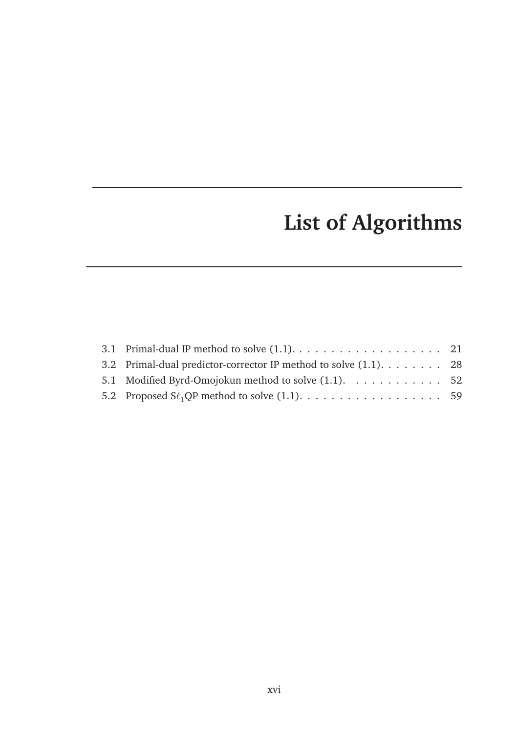# List of Algorithms

3.1 Primal-dual IP method to solve (1.1). . . . . . . . . . . . . . . . . . . 21
3.2 Primal-dual predictor-corrector IP method to solve (1.1). . . . . . . . 28
5.1 Modified Byrd-Omojokun method to solve (1.1). . . . . . . . . . . . 52
5.2 Proposed S$\ell_1$QP method to solve (1.1). . . . . . . . . . . . . . . . . 59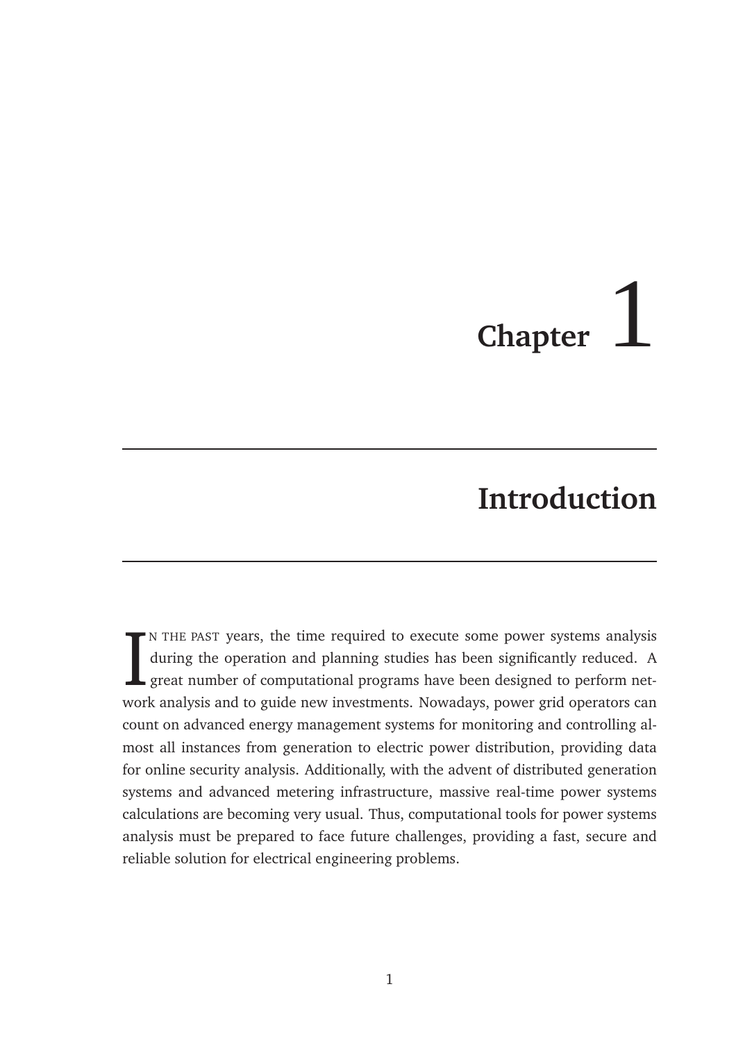# Chapter 1

# Introduction

In the past years, the time required to execute some power systems analysis during the operation and planning studies has been significantly reduced. A great number of computational programs have been designed to perform network analysis and to guide new investments. Nowadays, power grid operators can count on advanced energy management systems for monitoring and controlling almost all instances from generation to electric power distribution, providing data for online security analysis. Additionally, with the advent of distributed generation systems and advanced metering infrastructure, massive real-time power systems calculations are becoming very usual. Thus, computational tools for power systems analysis must be prepared to face future challenges, providing a fast, secure and reliable solution for electrical engineering problems.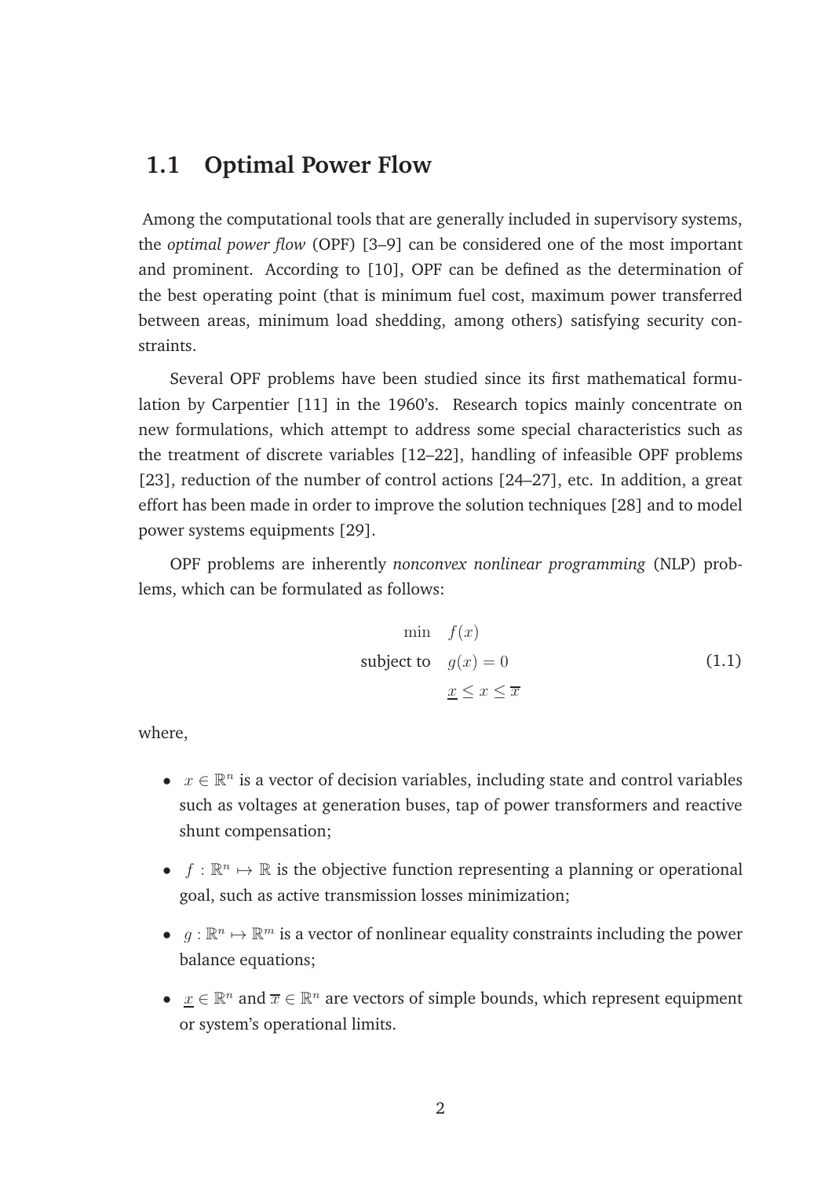## 1.1 Optimal Power Flow

Among the computational tools that are generally included in supervisory systems, the *optimal power flow* (OPF) [3–9] can be considered one of the most important and prominent. According to [10], OPF can be defined as the determination of the best operating point (that is minimum fuel cost, maximum power transferred between areas, minimum load shedding, among others) satisfying security constraints.

Several OPF problems have been studied since its first mathematical formulation by Carpentier [11] in the 1960's. Research topics mainly concentrate on new formulations, which attempt to address some special characteristics such as the treatment of discrete variables [12–22], handling of infeasible OPF problems [23], reduction of the number of control actions [24–27], etc. In addition, a great effort has been made in order to improve the solution techniques [28] and to model power systems equipments [29].

OPF problems are inherently *nonconvex nonlinear programming* (NLP) problems, which can be formulated as follows:

$$
\begin{aligned}
\min \quad & f(x) \\
\text{subject to} \quad & g(x) = 0 \\
& \underline{x} \leq x \leq \overline{x}
\end{aligned}
\tag{1.1}
$$

where,

- $x \in \mathbb{R}^n$ is a vector of decision variables, including state and control variables such as voltages at generation buses, tap of power transformers and reactive shunt compensation;
- $f : \mathbb{R}^n \mapsto \mathbb{R}$ is the objective function representing a planning or operational goal, such as active transmission losses minimization;
- $g : \mathbb{R}^n \mapsto \mathbb{R}^m$ is a vector of nonlinear equality constraints including the power balance equations;
- $\underline{x} \in \mathbb{R}^n$ and $\overline{x} \in \mathbb{R}^n$ are vectors of simple bounds, which represent equipment or system's operational limits.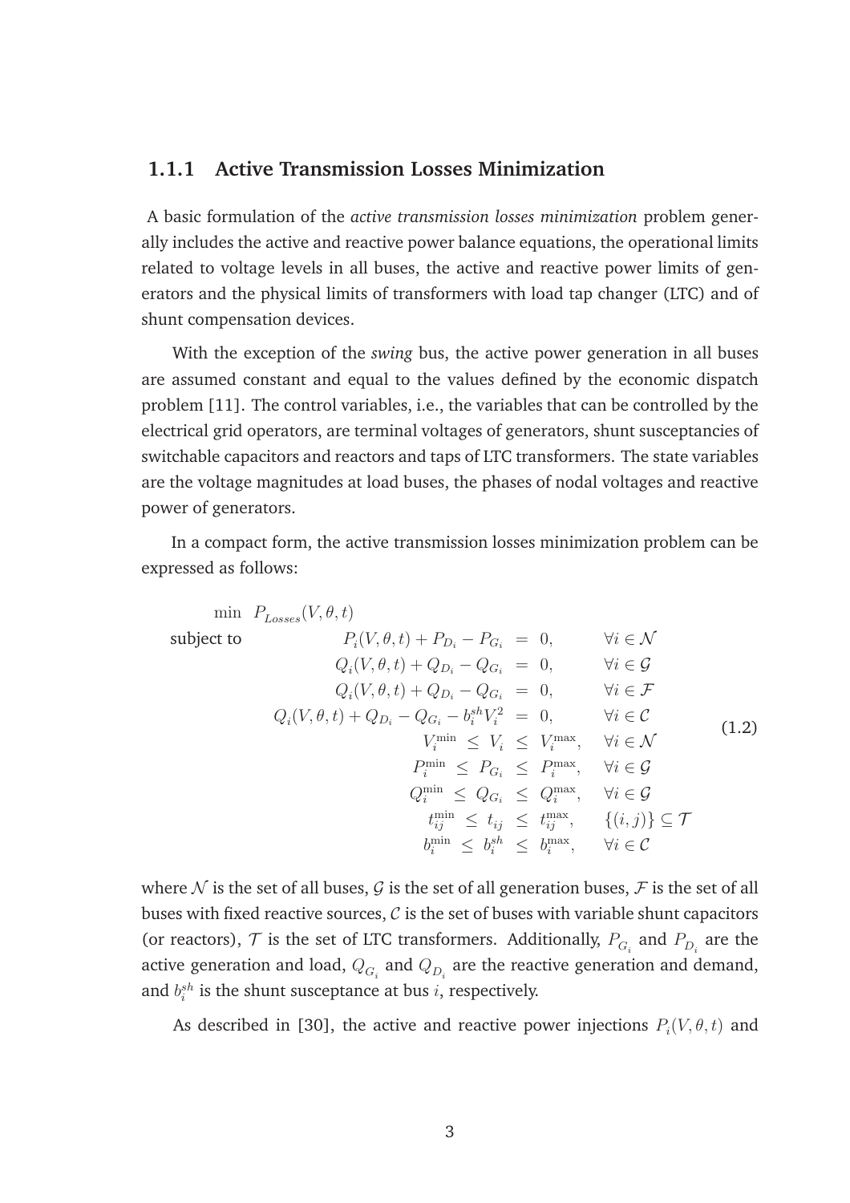### 1.1.1 Active Transmission Losses Minimization

A basic formulation of the *active transmission losses minimization* problem generally includes the active and reactive power balance equations, the operational limits related to voltage levels in all buses, the active and reactive power limits of generators and the physical limits of transformers with load tap changer (LTC) and of shunt compensation devices.

With the exception of the *swing* bus, the active power generation in all buses are assumed constant and equal to the values defined by the economic dispatch problem [11]. The control variables, i.e., the variables that can be controlled by the electrical grid operators, are terminal voltages of generators, shunt susceptancies of switchable capacitors and reactors and taps of LTC transformers. The state variables are the voltage magnitudes at load buses, the phases of nodal voltages and reactive power of generators.

In a compact form, the active transmission losses minimization problem can be expressed as follows:

$$
\begin{array}{llrcll}
\min & P_{Losses}(V,\theta,t) & & & & \\
\text{subject to} & P_i(V,\theta,t) + P_{D_i} - P_{G_i} & = & 0, & & \forall i \in \mathcal{N} \\
& Q_i(V,\theta,t) + Q_{D_i} - Q_{G_i} & = & 0, & & \forall i \in \mathcal{G} \\
& Q_i(V,\theta,t) + Q_{D_i} - Q_{G_i} & = & 0, & & \forall i \in \mathcal{F} \\
& Q_i(V,\theta,t) + Q_{D_i} - Q_{G_i} - b_i^{sh} V_i^2 & = & 0, & & \forall i \in \mathcal{C} \\
& V_i^{\min} \leq & V_i & \leq & V_i^{\max}, & \forall i \in \mathcal{N} \\
& P_i^{\min} \leq & P_{G_i} & \leq & P_i^{\max}, & \forall i \in \mathcal{G} \\
& Q_i^{\min} \leq & Q_{G_i} & \leq & Q_i^{\max}, & \forall i \in \mathcal{G} \\
& t_{ij}^{\min} \leq & t_{ij} & \leq & t_{ij}^{\max}, & \{(i,j)\} \subseteq \mathcal{T} \\
& b_i^{\min} \leq & b_i^{sh} & \leq & b_i^{\max}, & \forall i \in \mathcal{C}
\end{array}
\tag{1.2}
$$

where $\mathcal{N}$ is the set of all buses, $\mathcal{G}$ is the set of all generation buses, $\mathcal{F}$ is the set of all buses with fixed reactive sources, $\mathcal{C}$ is the set of buses with variable shunt capacitors (or reactors), $\mathcal{T}$ is the set of LTC transformers. Additionally, $P_{G_i}$ and $P_{D_i}$ are the active generation and load, $Q_{G_i}$ and $Q_{D_i}$ are the reactive generation and demand, and $b_i^{sh}$ is the shunt susceptance at bus $i$, respectively.

As described in [30], the active and reactive power injections $P_i(V,\theta,t)$ and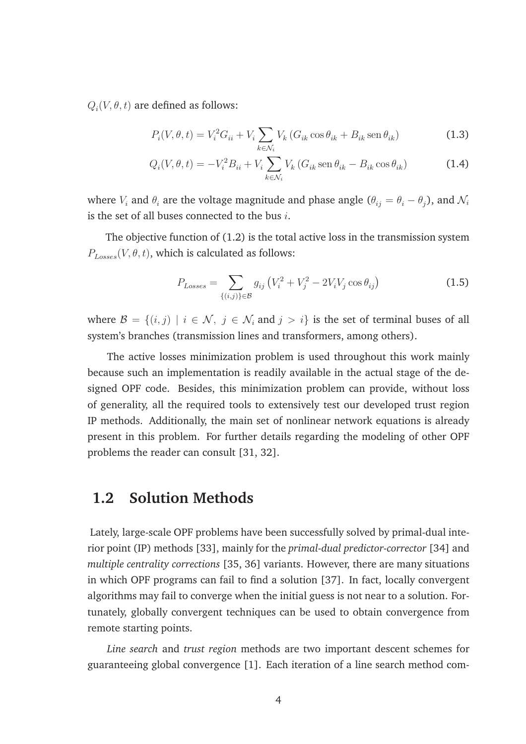$Q_i(V, \theta, t)$ are defined as follows:

$$P_i(V, \theta, t) = V_i^2 G_{ii} + V_i \sum_{k \in \mathcal{N}_i} V_k \left( G_{ik} \cos \theta_{ik} + B_{ik} \operatorname{sen} \theta_{ik} \right) \tag{1.3}$$

$$Q_i(V, \theta, t) = -V_i^2 B_{ii} + V_i \sum_{k \in \mathcal{N}_i} V_k \left( G_{ik} \operatorname{sen} \theta_{ik} - B_{ik} \cos \theta_{ik} \right) \tag{1.4}$$

where $V_i$ and $\theta_i$ are the voltage magnitude and phase angle ($\theta_{ij} = \theta_i - \theta_j$), and $\mathcal{N}_i$ is the set of all buses connected to the bus $i$.

The objective function of (1.2) is the total active loss in the transmission system $P_{Losses}(V, \theta, t)$, which is calculated as follows:

$$P_{Losses} = \sum_{\{(i,j)\} \in \mathcal{B}} g_{ij} \left( V_i^2 + V_j^2 - 2 V_i V_j \cos \theta_{ij} \right) \tag{1.5}$$

where $\mathcal{B} = \{(i,j) \mid i \in \mathcal{N},\ j \in \mathcal{N}_i \text{ and } j > i\}$ is the set of terminal buses of all system's branches (transmission lines and transformers, among others).

The active losses minimization problem is used throughout this work mainly because such an implementation is readily available in the actual stage of the designed OPF code. Besides, this minimization problem can provide, without loss of generality, all the required tools to extensively test our developed trust region IP methods. Additionally, the main set of nonlinear network equations is already present in this problem. For further details regarding the modeling of other OPF problems the reader can consult [31, 32].

## 1.2 Solution Methods

Lately, large-scale OPF problems have been successfully solved by primal-dual interior point (IP) methods [33], mainly for the *primal-dual predictor-corrector* [34] and *multiple centrality corrections* [35, 36] variants. However, there are many situations in which OPF programs can fail to find a solution [37]. In fact, locally convergent algorithms may fail to converge when the initial guess is not near to a solution. Fortunately, globally convergent techniques can be used to obtain convergence from remote starting points.

*Line search* and *trust region* methods are two important descent schemes for guaranteeing global convergence [1]. Each iteration of a line search method com-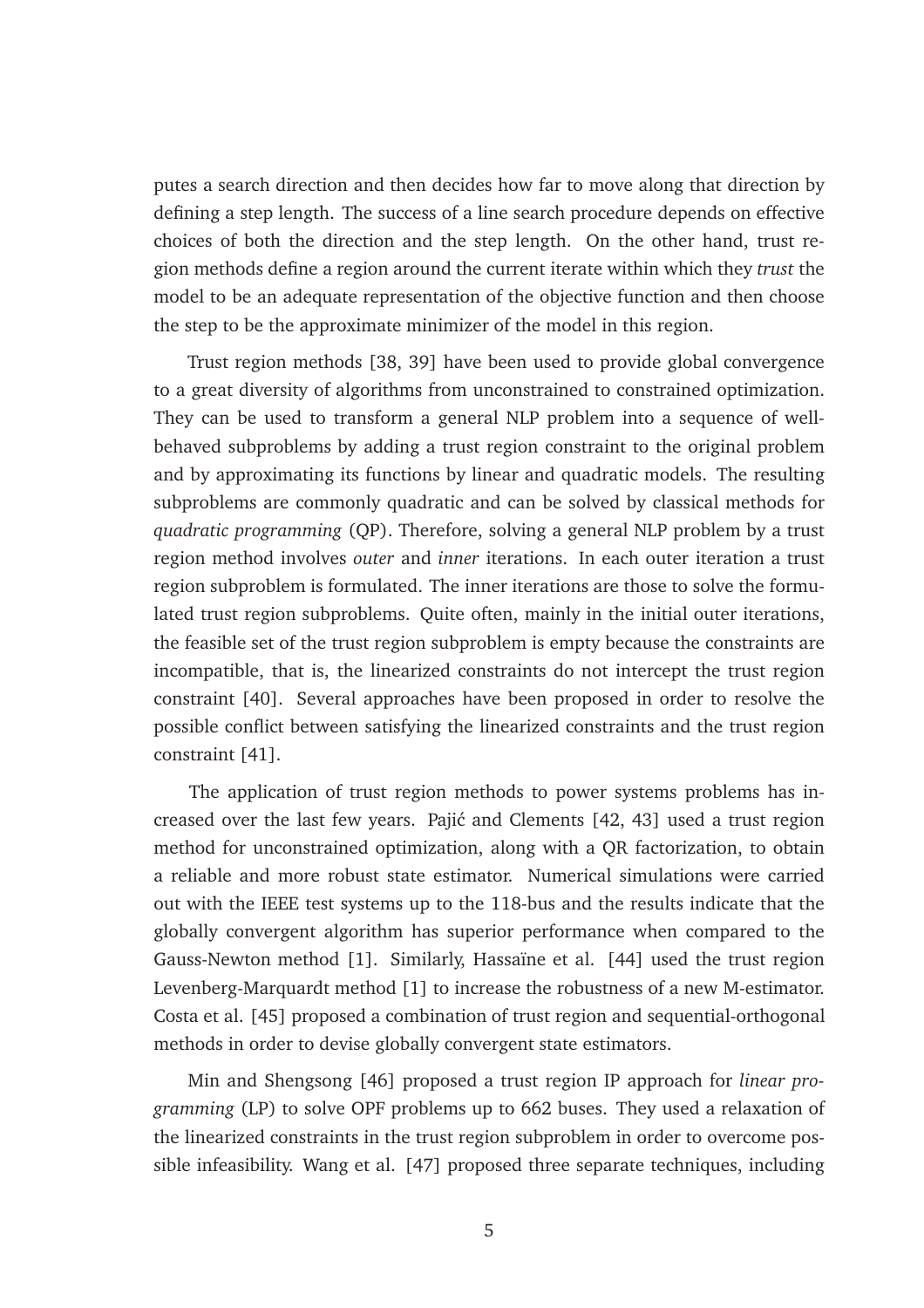putes a search direction and then decides how far to move along that direction by defining a step length. The success of a line search procedure depends on effective choices of both the direction and the step length. On the other hand, trust region methods define a region around the current iterate within which they *trust* the model to be an adequate representation of the objective function and then choose the step to be the approximate minimizer of the model in this region.

Trust region methods [38, 39] have been used to provide global convergence to a great diversity of algorithms from unconstrained to constrained optimization. They can be used to transform a general NLP problem into a sequence of well-behaved subproblems by adding a trust region constraint to the original problem and by approximating its functions by linear and quadratic models. The resulting subproblems are commonly quadratic and can be solved by classical methods for *quadratic programming* (QP). Therefore, solving a general NLP problem by a trust region method involves *outer* and *inner* iterations. In each outer iteration a trust region subproblem is formulated. The inner iterations are those to solve the formulated trust region subproblems. Quite often, mainly in the initial outer iterations, the feasible set of the trust region subproblem is empty because the constraints are incompatible, that is, the linearized constraints do not intercept the trust region constraint [40]. Several approaches have been proposed in order to resolve the possible conflict between satisfying the linearized constraints and the trust region constraint [41].

The application of trust region methods to power systems problems has increased over the last few years. Pajić and Clements [42, 43] used a trust region method for unconstrained optimization, along with a QR factorization, to obtain a reliable and more robust state estimator. Numerical simulations were carried out with the IEEE test systems up to the 118-bus and the results indicate that the globally convergent algorithm has superior performance when compared to the Gauss-Newton method [1]. Similarly, Hassaïne et al. [44] used the trust region Levenberg-Marquardt method [1] to increase the robustness of a new M-estimator. Costa et al. [45] proposed a combination of trust region and sequential-orthogonal methods in order to devise globally convergent state estimators.

Min and Shengsong [46] proposed a trust region IP approach for *linear programming* (LP) to solve OPF problems up to 662 buses. They used a relaxation of the linearized constraints in the trust region subproblem in order to overcome possible infeasibility. Wang et al. [47] proposed three separate techniques, including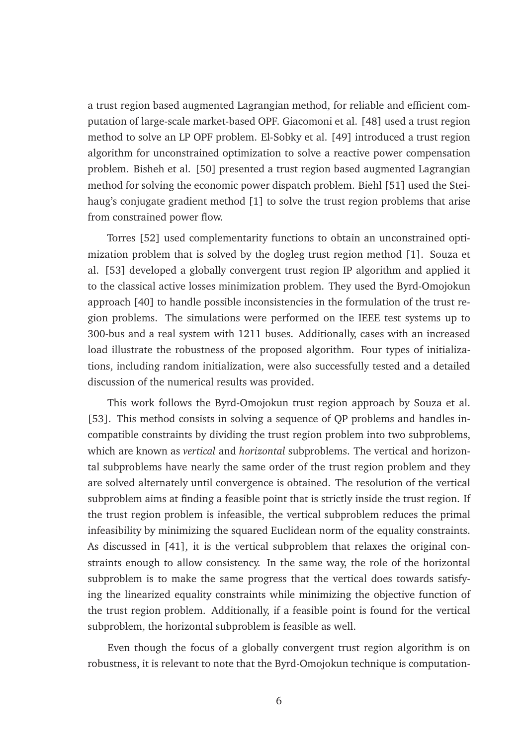a trust region based augmented Lagrangian method, for reliable and efficient computation of large-scale market-based OPF. Giacomoni et al. [48] used a trust region method to solve an LP OPF problem. El-Sobky et al. [49] introduced a trust region algorithm for unconstrained optimization to solve a reactive power compensation problem. Bisheh et al. [50] presented a trust region based augmented Lagrangian method for solving the economic power dispatch problem. Biehl [51] used the Steihaug's conjugate gradient method [1] to solve the trust region problems that arise from constrained power flow.

Torres [52] used complementarity functions to obtain an unconstrained optimization problem that is solved by the dogleg trust region method [1]. Souza et al. [53] developed a globally convergent trust region IP algorithm and applied it to the classical active losses minimization problem. They used the Byrd-Omojokun approach [40] to handle possible inconsistencies in the formulation of the trust region problems. The simulations were performed on the IEEE test systems up to 300-bus and a real system with 1211 buses. Additionally, cases with an increased load illustrate the robustness of the proposed algorithm. Four types of initializations, including random initialization, were also successfully tested and a detailed discussion of the numerical results was provided.

This work follows the Byrd-Omojokun trust region approach by Souza et al. [53]. This method consists in solving a sequence of QP problems and handles incompatible constraints by dividing the trust region problem into two subproblems, which are known as *vertical* and *horizontal* subproblems. The vertical and horizontal subproblems have nearly the same order of the trust region problem and they are solved alternately until convergence is obtained. The resolution of the vertical subproblem aims at finding a feasible point that is strictly inside the trust region. If the trust region problem is infeasible, the vertical subproblem reduces the primal infeasibility by minimizing the squared Euclidean norm of the equality constraints. As discussed in [41], it is the vertical subproblem that relaxes the original constraints enough to allow consistency. In the same way, the role of the horizontal subproblem is to make the same progress that the vertical does towards satisfying the linearized equality constraints while minimizing the objective function of the trust region problem. Additionally, if a feasible point is found for the vertical subproblem, the horizontal subproblem is feasible as well.

Even though the focus of a globally convergent trust region algorithm is on robustness, it is relevant to note that the Byrd-Omojokun technique is computation-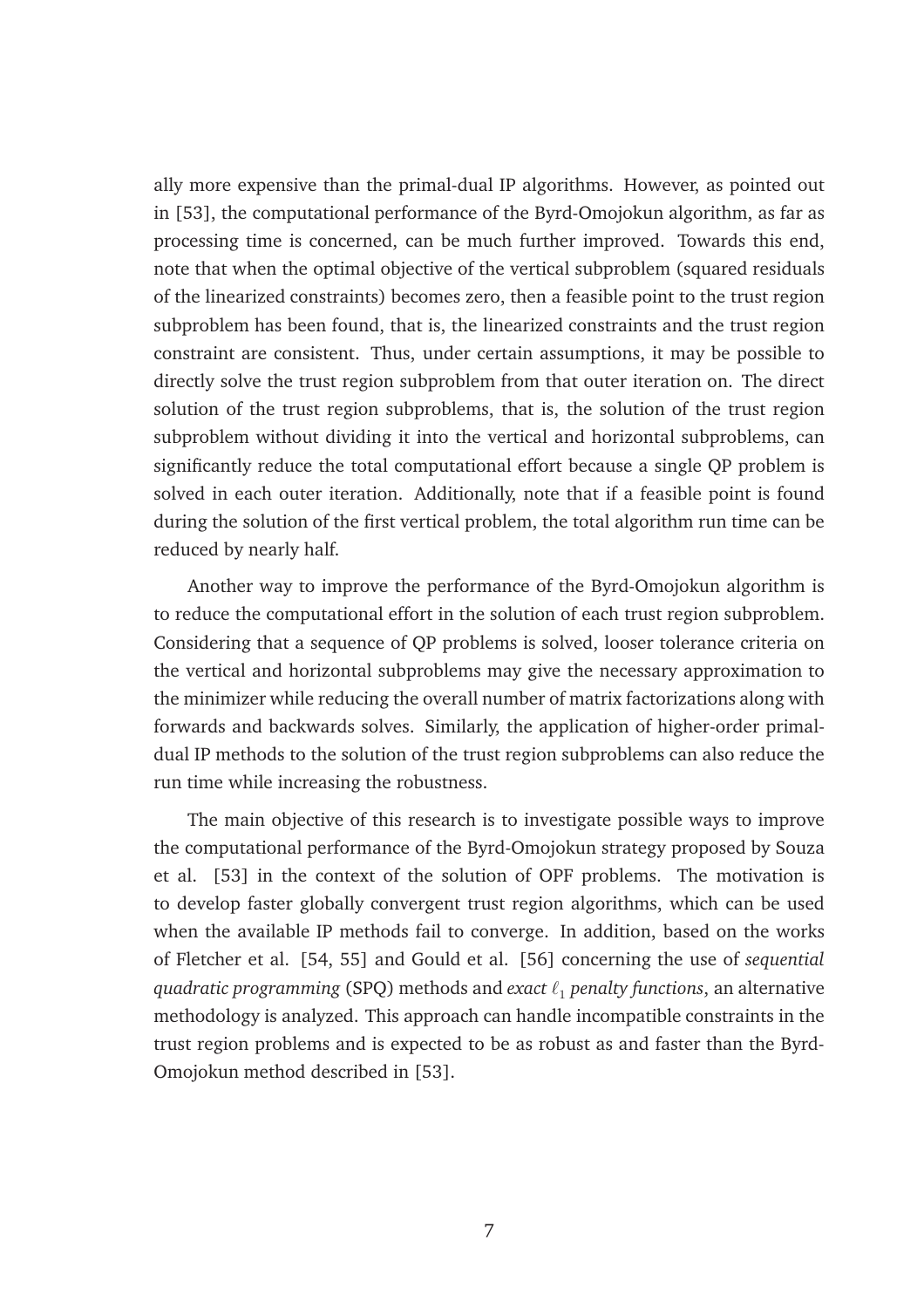ally more expensive than the primal-dual IP algorithms. However, as pointed out in [53], the computational performance of the Byrd-Omojokun algorithm, as far as processing time is concerned, can be much further improved. Towards this end, note that when the optimal objective of the vertical subproblem (squared residuals of the linearized constraints) becomes zero, then a feasible point to the trust region subproblem has been found, that is, the linearized constraints and the trust region constraint are consistent. Thus, under certain assumptions, it may be possible to directly solve the trust region subproblem from that outer iteration on. The direct solution of the trust region subproblems, that is, the solution of the trust region subproblem without dividing it into the vertical and horizontal subproblems, can significantly reduce the total computational effort because a single QP problem is solved in each outer iteration. Additionally, note that if a feasible point is found during the solution of the first vertical problem, the total algorithm run time can be reduced by nearly half.

Another way to improve the performance of the Byrd-Omojokun algorithm is to reduce the computational effort in the solution of each trust region subproblem. Considering that a sequence of QP problems is solved, looser tolerance criteria on the vertical and horizontal subproblems may give the necessary approximation to the minimizer while reducing the overall number of matrix factorizations along with forwards and backwards solves. Similarly, the application of higher-order primal-dual IP methods to the solution of the trust region subproblems can also reduce the run time while increasing the robustness.

The main objective of this research is to investigate possible ways to improve the computational performance of the Byrd-Omojokun strategy proposed by Souza et al. [53] in the context of the solution of OPF problems. The motivation is to develop faster globally convergent trust region algorithms, which can be used when the available IP methods fail to converge. In addition, based on the works of Fletcher et al. [54, 55] and Gould et al. [56] concerning the use of *sequential quadratic programming* (SPQ) methods and *exact $\ell_1$ penalty functions*, an alternative methodology is analyzed. This approach can handle incompatible constraints in the trust region problems and is expected to be as robust as and faster than the Byrd-Omojokun method described in [53].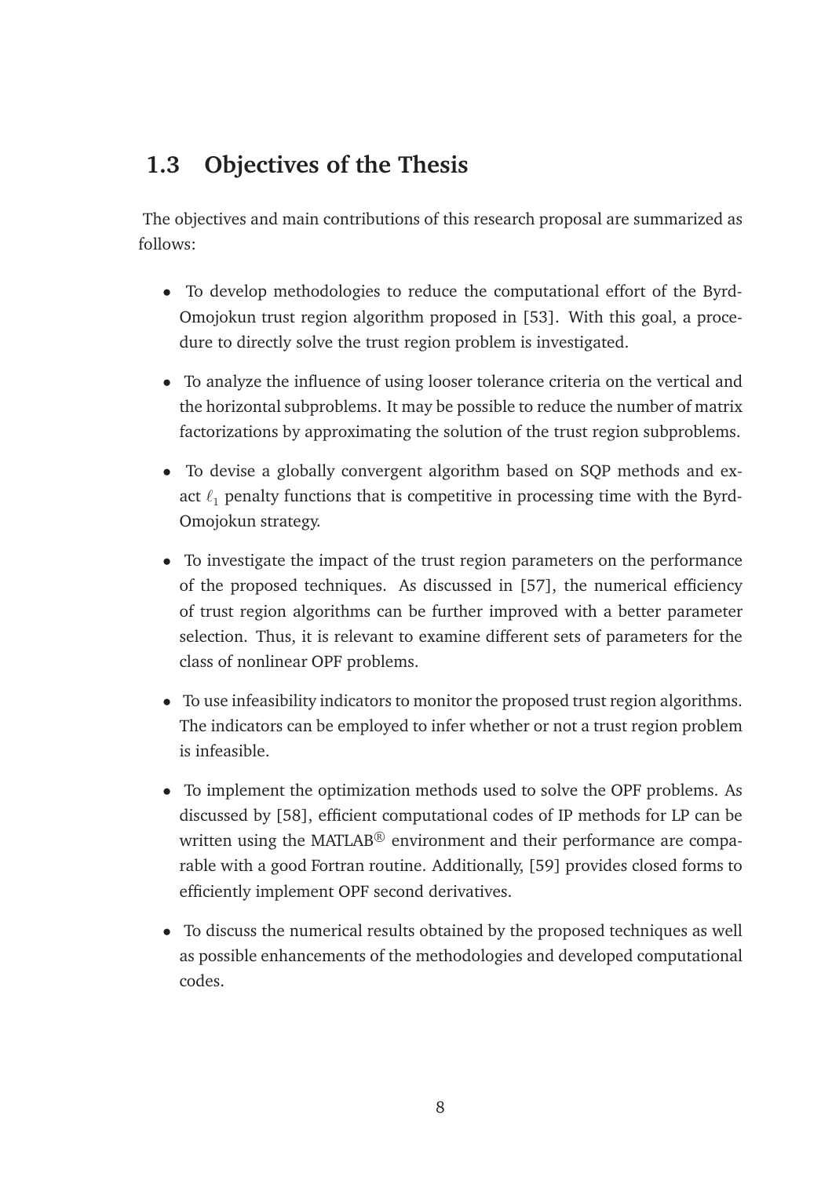## 1.3 Objectives of the Thesis

The objectives and main contributions of this research proposal are summarized as follows:

- To develop methodologies to reduce the computational effort of the Byrd-Omojokun trust region algorithm proposed in [53]. With this goal, a procedure to directly solve the trust region problem is investigated.

- To analyze the influence of using looser tolerance criteria on the vertical and the horizontal subproblems. It may be possible to reduce the number of matrix factorizations by approximating the solution of the trust region subproblems.

- To devise a globally convergent algorithm based on SQP methods and exact $\ell_1$ penalty functions that is competitive in processing time with the Byrd-Omojokun strategy.

- To investigate the impact of the trust region parameters on the performance of the proposed techniques. As discussed in [57], the numerical efficiency of trust region algorithms can be further improved with a better parameter selection. Thus, it is relevant to examine different sets of parameters for the class of nonlinear OPF problems.

- To use infeasibility indicators to monitor the proposed trust region algorithms. The indicators can be employed to infer whether or not a trust region problem is infeasible.

- To implement the optimization methods used to solve the OPF problems. As discussed by [58], efficient computational codes of IP methods for LP can be written using the MATLAB® environment and their performance are comparable with a good Fortran routine. Additionally, [59] provides closed forms to efficiently implement OPF second derivatives.

- To discuss the numerical results obtained by the proposed techniques as well as possible enhancements of the methodologies and developed computational codes.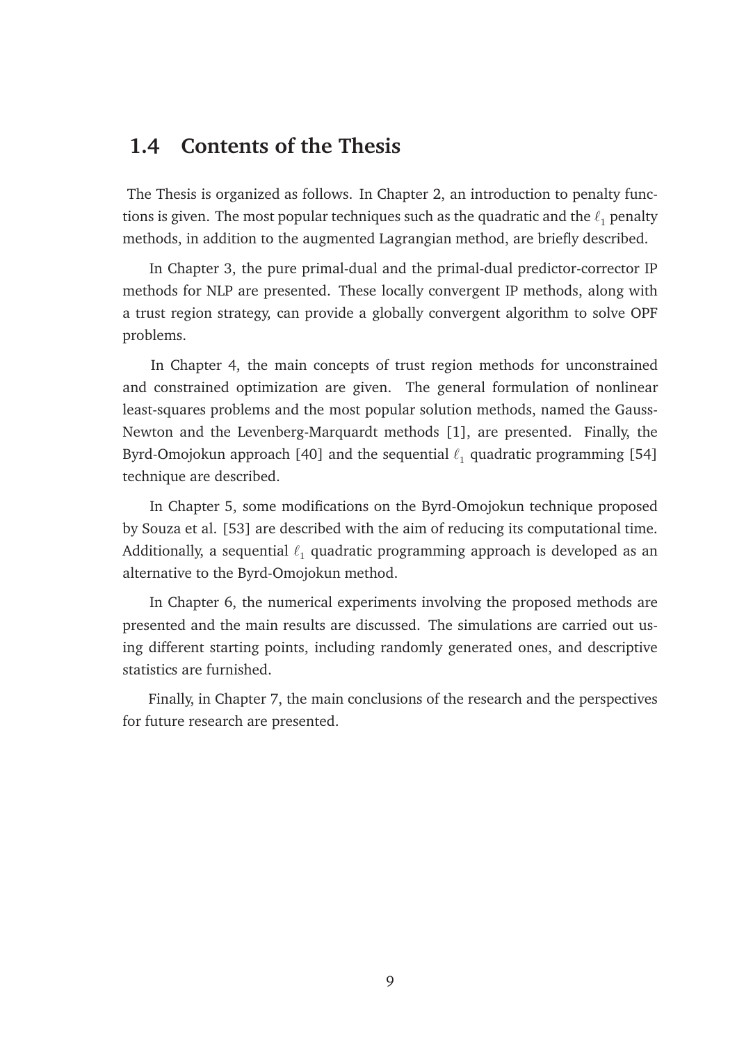## 1.4 Contents of the Thesis

The Thesis is organized as follows. In Chapter 2, an introduction to penalty functions is given. The most popular techniques such as the quadratic and the $\ell_1$ penalty methods, in addition to the augmented Lagrangian method, are briefly described.

In Chapter 3, the pure primal-dual and the primal-dual predictor-corrector IP methods for NLP are presented. These locally convergent IP methods, along with a trust region strategy, can provide a globally convergent algorithm to solve OPF problems.

In Chapter 4, the main concepts of trust region methods for unconstrained and constrained optimization are given. The general formulation of nonlinear least-squares problems and the most popular solution methods, named the Gauss-Newton and the Levenberg-Marquardt methods [1], are presented. Finally, the Byrd-Omojokun approach [40] and the sequential $\ell_1$ quadratic programming [54] technique are described.

In Chapter 5, some modifications on the Byrd-Omojokun technique proposed by Souza et al. [53] are described with the aim of reducing its computational time. Additionally, a sequential $\ell_1$ quadratic programming approach is developed as an alternative to the Byrd-Omojokun method.

In Chapter 6, the numerical experiments involving the proposed methods are presented and the main results are discussed. The simulations are carried out using different starting points, including randomly generated ones, and descriptive statistics are furnished.

Finally, in Chapter 7, the main conclusions of the research and the perspectives for future research are presented.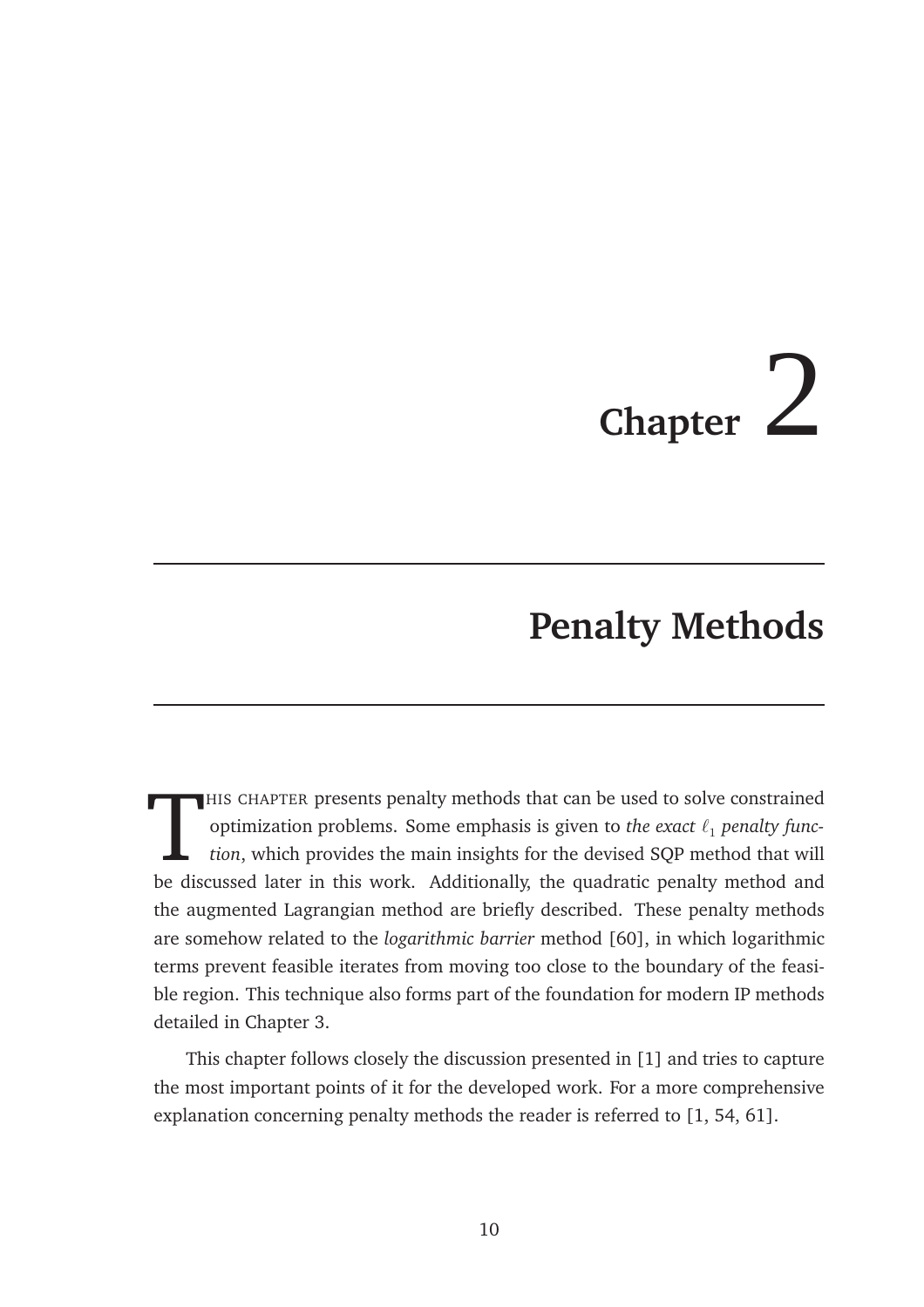# Chapter 2

## Penalty Methods

THIS CHAPTER presents penalty methods that can be used to solve constrained optimization problems. Some emphasis is given to *the exact $\ell_1$ penalty function*, which provides the main insights for the devised SQP method that will be discussed later in this work. Additionally, the quadratic penalty method and the augmented Lagrangian method are briefly described. These penalty methods are somehow related to the *logarithmic barrier* method [60], in which logarithmic terms prevent feasible iterates from moving too close to the boundary of the feasible region. This technique also forms part of the foundation for modern IP methods detailed in Chapter 3.

This chapter follows closely the discussion presented in [1] and tries to capture the most important points of it for the developed work. For a more comprehensive explanation concerning penalty methods the reader is referred to [1, 54, 61].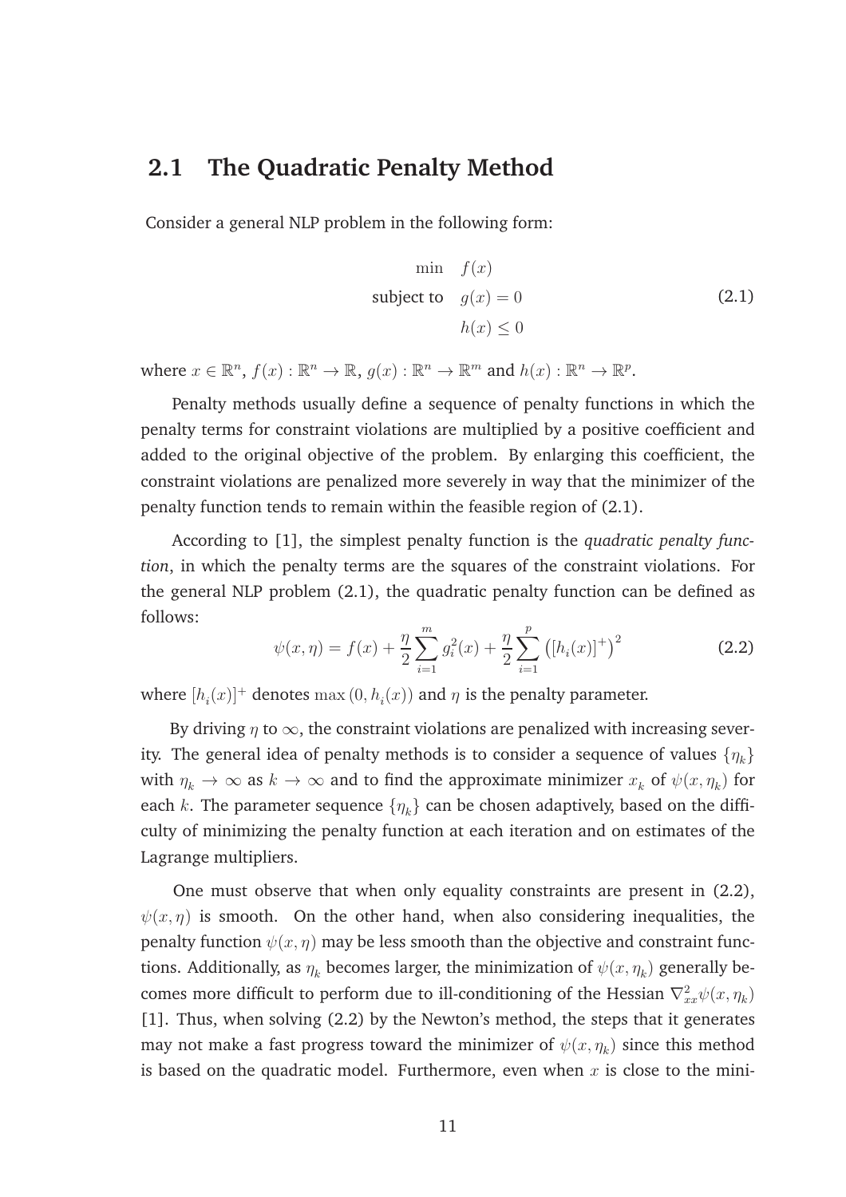## 2.1 The Quadratic Penalty Method

Consider a general NLP problem in the following form:

$$
\begin{aligned}
\min \quad & f(x) \\
\text{subject to} \quad & g(x) = 0 \\
& h(x) \leq 0
\end{aligned}
\tag{2.1}
$$

where $x \in \mathbb{R}^n$, $f(x) : \mathbb{R}^n \to \mathbb{R}$, $g(x) : \mathbb{R}^n \to \mathbb{R}^m$ and $h(x) : \mathbb{R}^n \to \mathbb{R}^p$.

Penalty methods usually define a sequence of penalty functions in which the penalty terms for constraint violations are multiplied by a positive coefficient and added to the original objective of the problem. By enlarging this coefficient, the constraint violations are penalized more severely in way that the minimizer of the penalty function tends to remain within the feasible region of (2.1).

According to [1], the simplest penalty function is the *quadratic penalty function*, in which the penalty terms are the squares of the constraint violations. For the general NLP problem (2.1), the quadratic penalty function can be defined as follows:

$$
\psi(x, \eta) = f(x) + \frac{\eta}{2} \sum_{i=1}^{m} g_i^2(x) + \frac{\eta}{2} \sum_{i=1}^{p} \left( [h_i(x)]^+ \right)^2 \tag{2.2}
$$

where $[h_i(x)]^+$ denotes $\max(0, h_i(x))$ and $\eta$ is the penalty parameter.

By driving $\eta$ to $\infty$, the constraint violations are penalized with increasing severity. The general idea of penalty methods is to consider a sequence of values $\{\eta_k\}$ with $\eta_k \to \infty$ as $k \to \infty$ and to find the approximate minimizer $x_k$ of $\psi(x, \eta_k)$ for each $k$. The parameter sequence $\{\eta_k\}$ can be chosen adaptively, based on the difficulty of minimizing the penalty function at each iteration and on estimates of the Lagrange multipliers.

One must observe that when only equality constraints are present in (2.2), $\psi(x, \eta)$ is smooth. On the other hand, when also considering inequalities, the penalty function $\psi(x, \eta)$ may be less smooth than the objective and constraint functions. Additionally, as $\eta_k$ becomes larger, the minimization of $\psi(x, \eta_k)$ generally becomes more difficult to perform due to ill-conditioning of the Hessian $\nabla^2_{xx}\psi(x, \eta_k)$ [1]. Thus, when solving (2.2) by the Newton's method, the steps that it generates may not make a fast progress toward the minimizer of $\psi(x, \eta_k)$ since this method is based on the quadratic model. Furthermore, even when $x$ is close to the mini-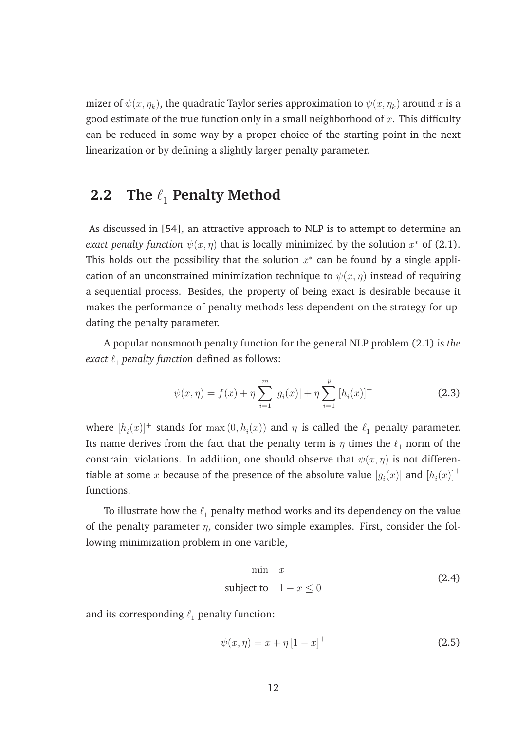mizer of $\psi(x, \eta_k)$, the quadratic Taylor series approximation to $\psi(x, \eta_k)$ around $x$ is a good estimate of the true function only in a small neighborhood of $x$. This difficulty can be reduced in some way by a proper choice of the starting point in the next linearization or by defining a slightly larger penalty parameter.

## 2.2 The $\ell_1$ Penalty Method

As discussed in [54], an attractive approach to NLP is to attempt to determine an *exact penalty function* $\psi(x, \eta)$ that is locally minimized by the solution $x^*$ of (2.1). This holds out the possibility that the solution $x^*$ can be found by a single application of an unconstrained minimization technique to $\psi(x, \eta)$ instead of requiring a sequential process. Besides, the property of being exact is desirable because it makes the performance of penalty methods less dependent on the strategy for updating the penalty parameter.

A popular nonsmooth penalty function for the general NLP problem (2.1) is *the exact $\ell_1$ penalty function* defined as follows:

$$\psi(x, \eta) = f(x) + \eta \sum_{i=1}^{m} |g_i(x)| + \eta \sum_{i=1}^{p} [h_i(x)]^+ \tag{2.3}$$

where $[h_i(x)]^+$ stands for $\max(0, h_i(x))$ and $\eta$ is called the $\ell_1$ penalty parameter. Its name derives from the fact that the penalty term is $\eta$ times the $\ell_1$ norm of the constraint violations. In addition, one should observe that $\psi(x, \eta)$ is not differentiable at some $x$ because of the presence of the absolute value $|g_i(x)|$ and $[h_i(x)]^+$ functions.

To illustrate how the $\ell_1$ penalty method works and its dependency on the value of the penalty parameter $\eta$, consider two simple examples. First, consider the following minimization problem in one varible,

$$\begin{aligned} \min \quad & x \\ \text{subject to} \quad & 1 - x \leq 0 \end{aligned} \tag{2.4}$$

and its corresponding $\ell_1$ penalty function:

$$\psi(x, \eta) = x + \eta \, [1 - x]^+ \tag{2.5}$$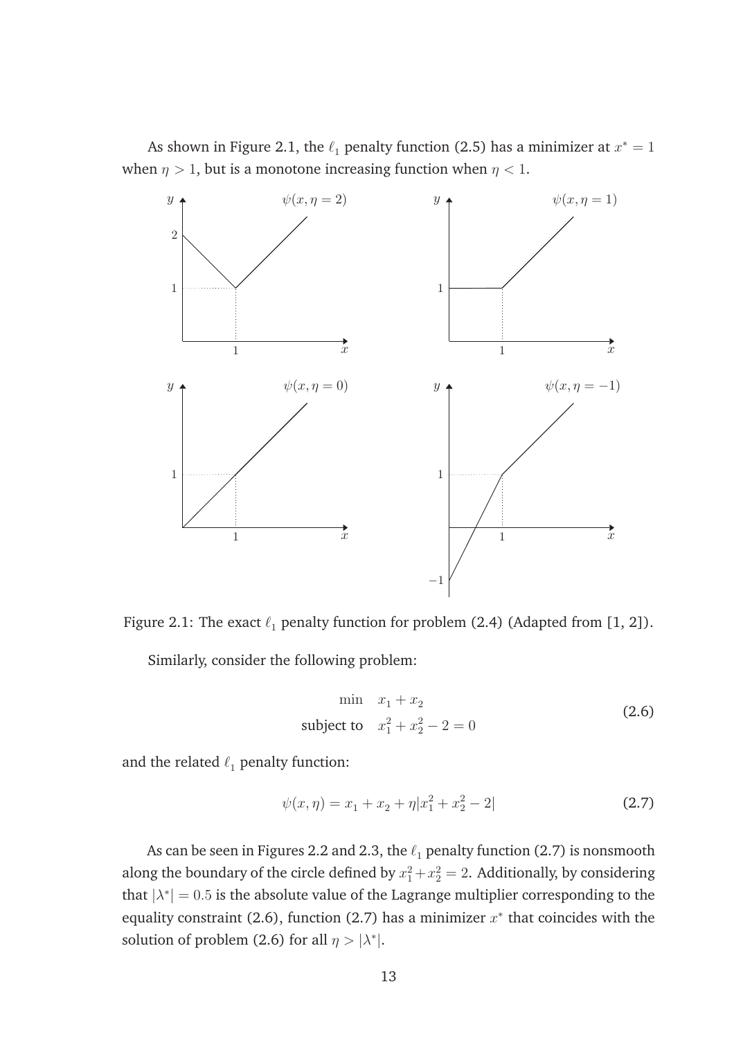As shown in Figure 2.1, the $\ell_1$ penalty function (2.5) has a minimizer at $x^* = 1$ when $\eta > 1$, but is a monotone increasing function when $\eta < 1$.

Figure 2.1: The exact $\ell_1$ penalty function for problem (2.4) (Adapted from [1, 2]).

Similarly, consider the following problem:

$$
\begin{aligned}
\min \quad & x_1 + x_2 \\
\text{subject to} \quad & x_1^2 + x_2^2 - 2 = 0
\end{aligned}
\tag{2.6}
$$

and the related $\ell_1$ penalty function:

$$
\psi(x, \eta) = x_1 + x_2 + \eta |x_1^2 + x_2^2 - 2| \tag{2.7}
$$

As can be seen in Figures 2.2 and 2.3, the $\ell_1$ penalty function (2.7) is nonsmooth along the boundary of the circle defined by $x_1^2 + x_2^2 = 2$. Additionally, by considering that $|\lambda^*| = 0.5$ is the absolute value of the Lagrange multiplier corresponding to the equality constraint (2.6), function (2.7) has a minimizer $x^*$ that coincides with the solution of problem (2.6) for all $\eta > |\lambda^*|$.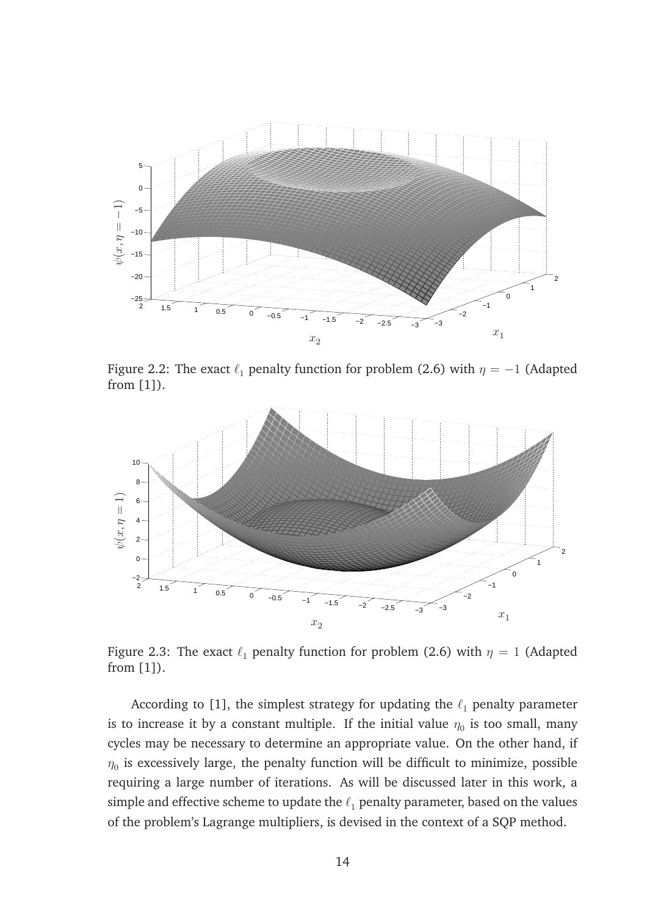Figure 2.2: The exact $\ell_1$ penalty function for problem (2.6) with $\eta = -1$ (Adapted from [1]).

Figure 2.3: The exact $\ell_1$ penalty function for problem (2.6) with $\eta = 1$ (Adapted from [1]).

According to [1], the simplest strategy for updating the $\ell_1$ penalty parameter is to increase it by a constant multiple. If the initial value $\eta_0$ is too small, many cycles may be necessary to determine an appropriate value. On the other hand, if $\eta_0$ is excessively large, the penalty function will be difficult to minimize, possible requiring a large number of iterations. As will be discussed later in this work, a simple and effective scheme to update the $\ell_1$ penalty parameter, based on the values of the problem's Lagrange multipliers, is devised in the context of a SQP method.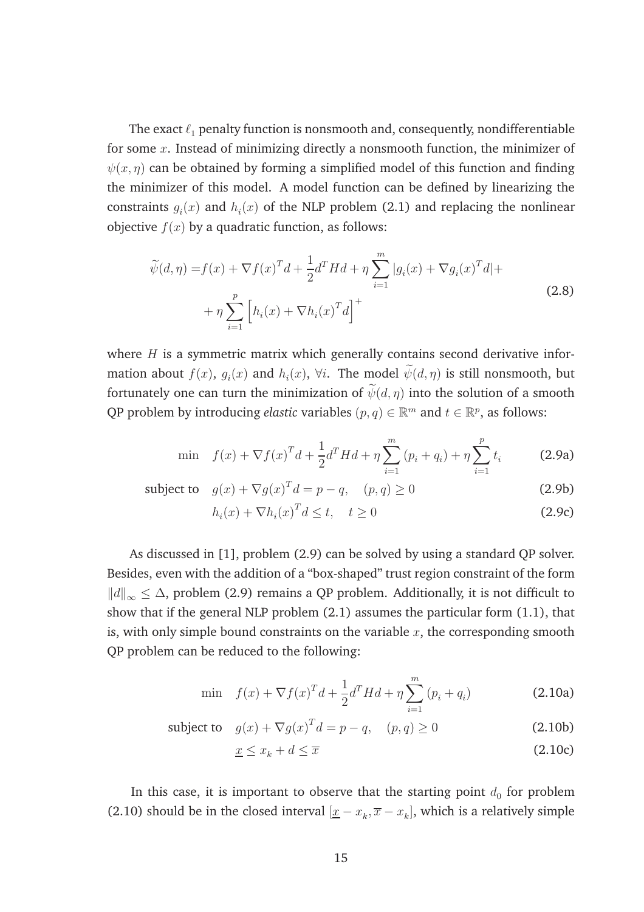The exact $\ell_1$ penalty function is nonsmooth and, consequently, nondifferentiable for some $x$. Instead of minimizing directly a nonsmooth function, the minimizer of $\psi(x, \eta)$ can be obtained by forming a simplified model of this function and finding the minimizer of this model. A model function can be defined by linearizing the constraints $g_i(x)$ and $h_i(x)$ of the NLP problem (2.1) and replacing the nonlinear objective $f(x)$ by a quadratic function, as follows:

$$
\begin{aligned}
\widetilde{\psi}(d, \eta) = & f(x) + \nabla f(x)^T d + \frac{1}{2} d^T H d + \eta \sum_{i=1}^{m} |g_i(x) + \nabla g_i(x)^T d| + \\
& + \eta \sum_{i=1}^{p} \left[ h_i(x) + \nabla h_i(x)^T d \right]^+
\end{aligned} \tag{2.8}
$$

where $H$ is a symmetric matrix which generally contains second derivative information about $f(x)$, $g_i(x)$ and $h_i(x)$, $\forall i$. The model $\widetilde{\psi}(d, \eta)$ is still nonsmooth, but fortunately one can turn the minimization of $\widetilde{\psi}(d, \eta)$ into the solution of a smooth QP problem by introducing *elastic* variables $(p, q) \in \mathbb{R}^m$ and $t \in \mathbb{R}^p$, as follows:

$$
\min \quad f(x) + \nabla f(x)^T d + \frac{1}{2} d^T H d + \eta \sum_{i=1}^{m} (p_i + q_i) + \eta \sum_{i=1}^{p} t_i \tag{2.9a}
$$

$$
\text{subject to} \quad g(x) + \nabla g(x)^T d = p - q, \quad (p, q) \geq 0 \tag{2.9b}
$$

$$
h_i(x) + \nabla h_i(x)^T d \leq t, \quad t \geq 0 \tag{2.9c}
$$

As discussed in [1], problem (2.9) can be solved by using a standard QP solver. Besides, even with the addition of a "box-shaped" trust region constraint of the form $\|d\|_\infty \leq \Delta$, problem (2.9) remains a QP problem. Additionally, it is not difficult to show that if the general NLP problem (2.1) assumes the particular form (1.1), that is, with only simple bound constraints on the variable $x$, the corresponding smooth QP problem can be reduced to the following:

$$
\min \quad f(x) + \nabla f(x)^T d + \frac{1}{2} d^T H d + \eta \sum_{i=1}^{m} (p_i + q_i) \tag{2.10a}
$$

$$
\text{subject to} \quad g(x) + \nabla g(x)^T d = p - q, \quad (p, q) \geq 0 \tag{2.10b}
$$

$$
\underline{x} \leq x_k + d \leq \overline{x} \tag{2.10c}
$$

In this case, it is important to observe that the starting point $d_0$ for problem (2.10) should be in the closed interval $[\underline{x} - x_k, \overline{x} - x_k]$, which is a relatively simple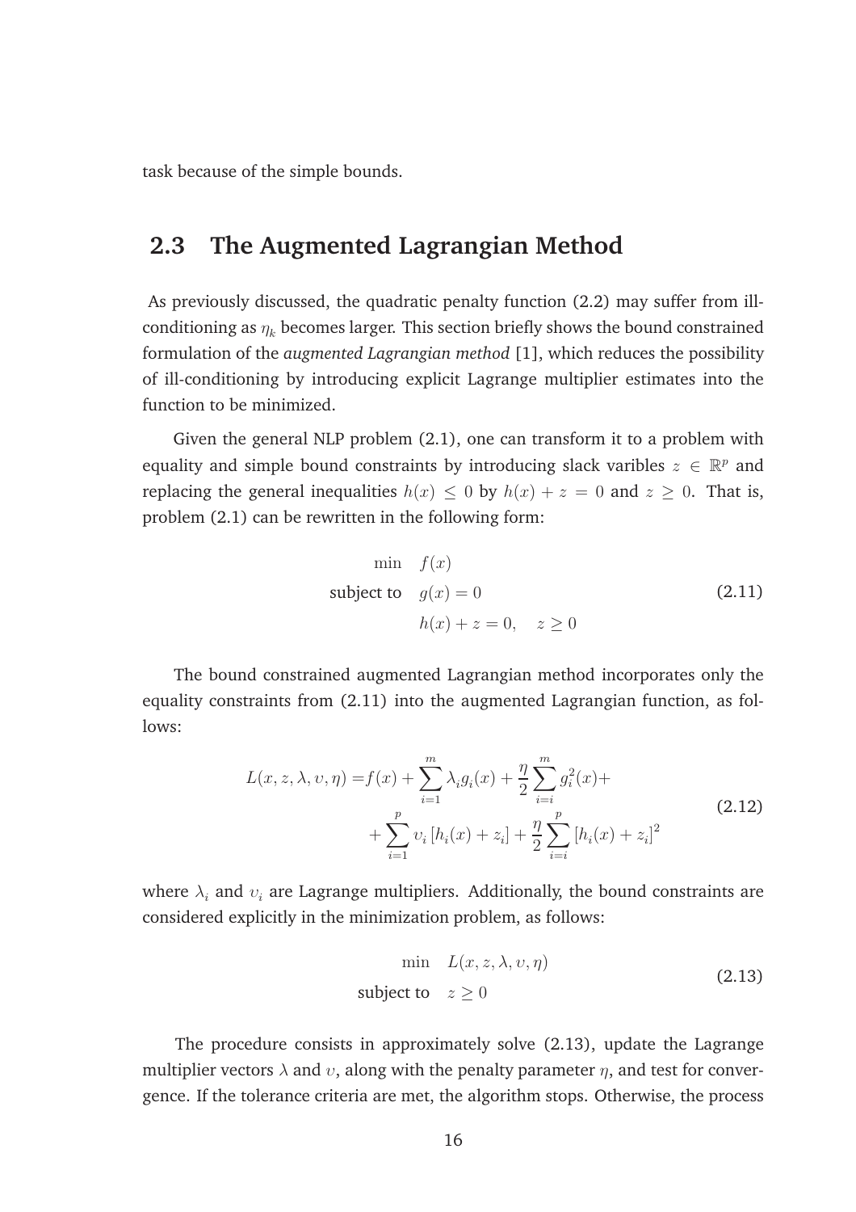task because of the simple bounds.

## 2.3 The Augmented Lagrangian Method

As previously discussed, the quadratic penalty function (2.2) may suffer from ill-conditioning as $\eta_k$ becomes larger. This section briefly shows the bound constrained formulation of the *augmented Lagrangian method* [1], which reduces the possibility of ill-conditioning by introducing explicit Lagrange multiplier estimates into the function to be minimized.

Given the general NLP problem (2.1), one can transform it to a problem with equality and simple bound constraints by introducing slack varibles $z \in \mathbb{R}^p$ and replacing the general inequalities $h(x) \leq 0$ by $h(x) + z = 0$ and $z \geq 0$. That is, problem (2.1) can be rewritten in the following form:

$$
\begin{aligned}
\min \quad & f(x) \\
\text{subject to} \quad & g(x) = 0 \\
& h(x) + z = 0, \quad z \geq 0
\end{aligned}
\tag{2.11}
$$

The bound constrained augmented Lagrangian method incorporates only the equality constraints from (2.11) into the augmented Lagrangian function, as follows:

$$
\begin{aligned}
L(x, z, \lambda, \upsilon, \eta) = & f(x) + \sum_{i=1}^{m} \lambda_i g_i(x) + \frac{\eta}{2} \sum_{i=i}^{m} g_i^2(x) + \\
& + \sum_{i=1}^{p} \upsilon_i \left[ h_i(x) + z_i \right] + \frac{\eta}{2} \sum_{i=i}^{p} \left[ h_i(x) + z_i \right]^2
\end{aligned}
\tag{2.12}
$$

where $\lambda_i$ and $\upsilon_i$ are Lagrange multipliers. Additionally, the bound constraints are considered explicitly in the minimization problem, as follows:

$$
\begin{aligned}
\min \quad & L(x, z, \lambda, \upsilon, \eta) \\
\text{subject to} \quad & z \geq 0
\end{aligned}
\tag{2.13}
$$

The procedure consists in approximately solve (2.13), update the Lagrange multiplier vectors $\lambda$ and $\upsilon$, along with the penalty parameter $\eta$, and test for convergence. If the tolerance criteria are met, the algorithm stops. Otherwise, the process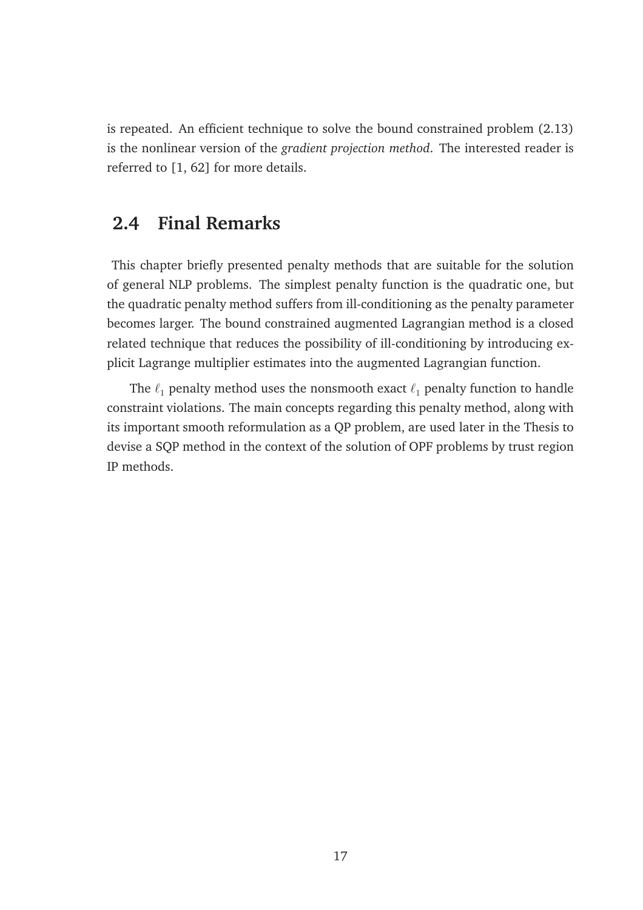is repeated. An efficient technique to solve the bound constrained problem (2.13) is the nonlinear version of the *gradient projection method*. The interested reader is referred to [1, 62] for more details.

## 2.4 Final Remarks

This chapter briefly presented penalty methods that are suitable for the solution of general NLP problems. The simplest penalty function is the quadratic one, but the quadratic penalty method suffers from ill-conditioning as the penalty parameter becomes larger. The bound constrained augmented Lagrangian method is a closed related technique that reduces the possibility of ill-conditioning by introducing explicit Lagrange multiplier estimates into the augmented Lagrangian function.

The $\ell_1$ penalty method uses the nonsmooth exact $\ell_1$ penalty function to handle constraint violations. The main concepts regarding this penalty method, along with its important smooth reformulation as a QP problem, are used later in the Thesis to devise a SQP method in the context of the solution of OPF problems by trust region IP methods.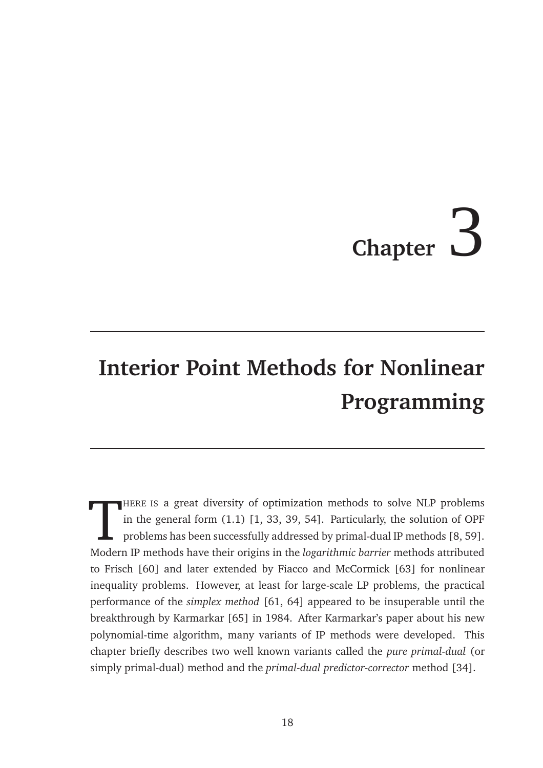# Chapter 3

## Interior Point Methods for Nonlinear Programming

THERE IS a great diversity of optimization methods to solve NLP problems in the general form (1.1) [1, 33, 39, 54]. Particularly, the solution of OPF problems has been successfully addressed by primal-dual IP methods [8, 59]. Modern IP methods have their origins in the *logarithmic barrier* methods attributed to Frisch [60] and later extended by Fiacco and McCormick [63] for nonlinear inequality problems. However, at least for large-scale LP problems, the practical performance of the *simplex method* [61, 64] appeared to be insuperable until the breakthrough by Karmarkar [65] in 1984. After Karmarkar's paper about his new polynomial-time algorithm, many variants of IP methods were developed. This chapter briefly describes two well known variants called the *pure primal-dual* (or simply primal-dual) method and the *primal-dual predictor-corrector* method [34].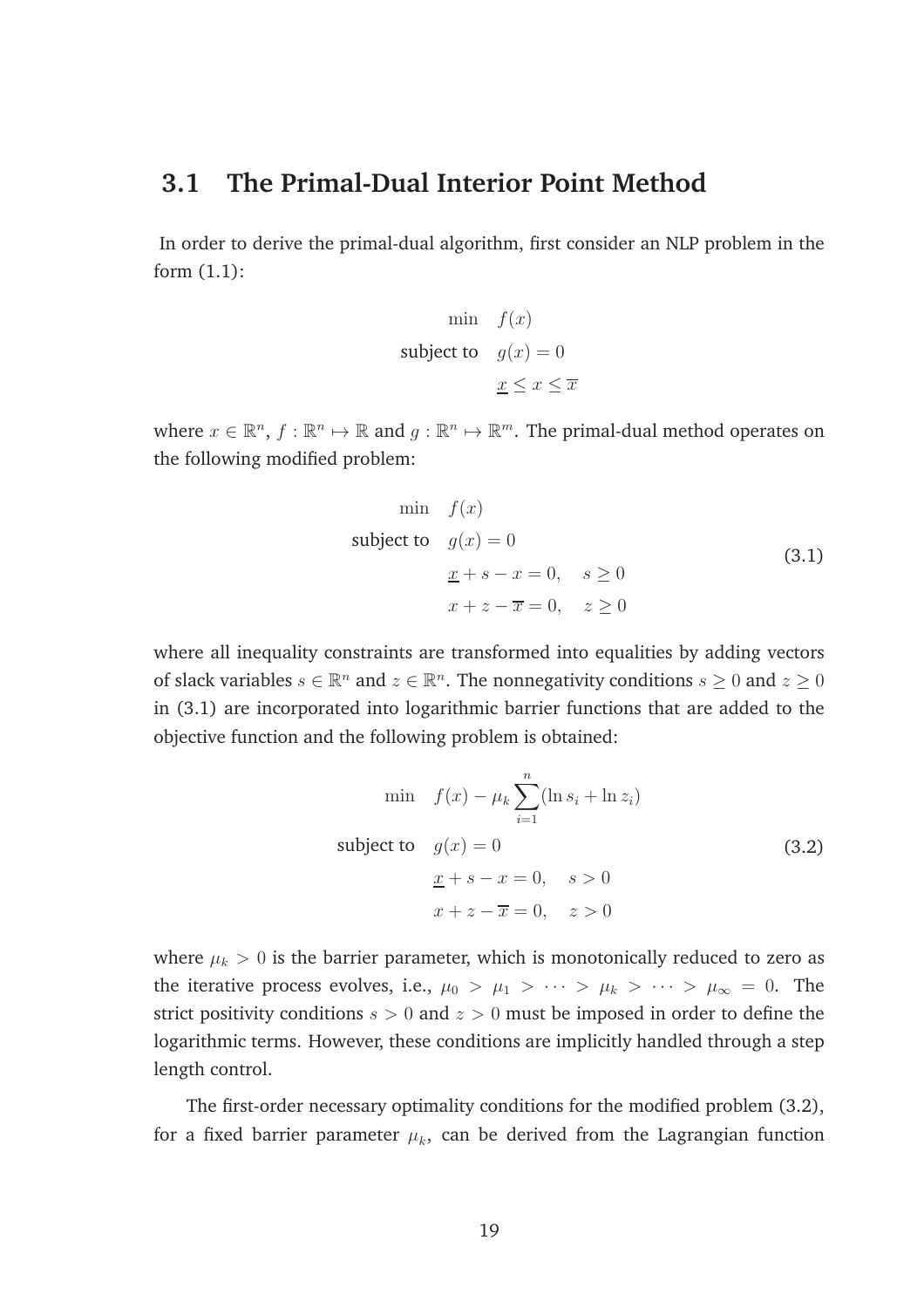## 3.1 The Primal-Dual Interior Point Method

In order to derive the primal-dual algorithm, first consider an NLP problem in the form (1.1):

$$
\begin{aligned}
\min \quad & f(x) \\
\text{subject to} \quad & g(x) = 0 \\
& \underline{x} \leq x \leq \overline{x}
\end{aligned}
$$

where $x \in \mathbb{R}^n$, $f : \mathbb{R}^n \mapsto \mathbb{R}$ and $g : \mathbb{R}^n \mapsto \mathbb{R}^m$. The primal-dual method operates on the following modified problem:

$$
\begin{aligned}
\min \quad & f(x) \\
\text{subject to} \quad & g(x) = 0 \\
& \underline{x} + s - x = 0, \quad s \geq 0 \\
& x + z - \overline{x} = 0, \quad z \geq 0
\end{aligned}
\tag{3.1}
$$

where all inequality constraints are transformed into equalities by adding vectors of slack variables $s \in \mathbb{R}^n$ and $z \in \mathbb{R}^n$. The nonnegativity conditions $s \geq 0$ and $z \geq 0$ in (3.1) are incorporated into logarithmic barrier functions that are added to the objective function and the following problem is obtained:

$$
\begin{aligned}
\min \quad & f(x) - \mu_k \sum_{i=1}^{n} (\ln s_i + \ln z_i) \\
\text{subject to} \quad & g(x) = 0 \\
& \underline{x} + s - x = 0, \quad s > 0 \\
& x + z - \overline{x} = 0, \quad z > 0
\end{aligned}
\tag{3.2}
$$

where $\mu_k > 0$ is the barrier parameter, which is monotonically reduced to zero as the iterative process evolves, i.e., $\mu_0 > \mu_1 > \cdots > \mu_k > \cdots > \mu_\infty = 0$. The strict positivity conditions $s > 0$ and $z > 0$ must be imposed in order to define the logarithmic terms. However, these conditions are implicitly handled through a step length control.

The first-order necessary optimality conditions for the modified problem (3.2), for a fixed barrier parameter $\mu_k$, can be derived from the Lagrangian function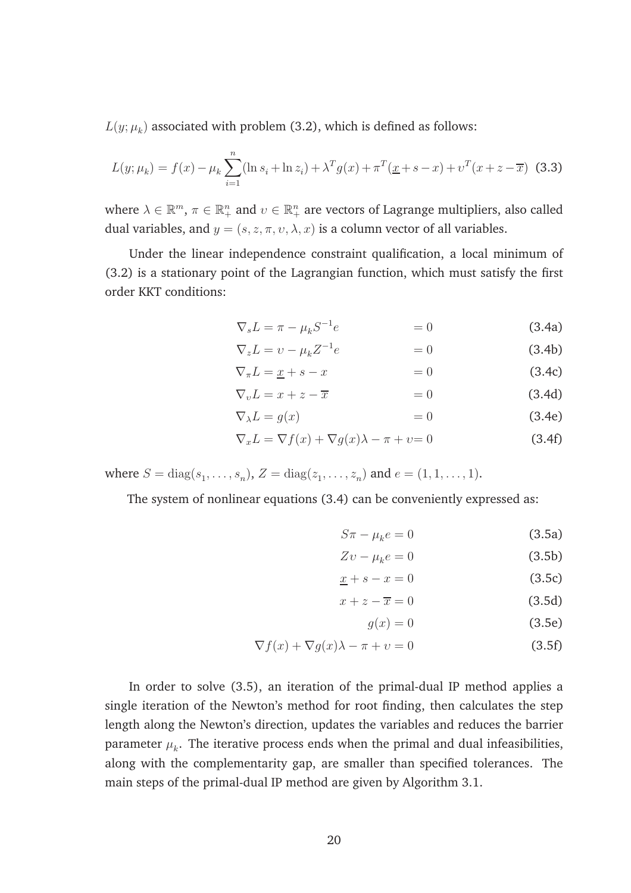$L(y; \mu_k)$ associated with problem (3.2), which is defined as follows:

$$L(y; \mu_k) = f(x) - \mu_k \sum_{i=1}^{n} (\ln s_i + \ln z_i) + \lambda^T g(x) + \pi^T(\underline{x} + s - x) + \upsilon^T(x + z - \overline{x}) \quad (3.3)$$

where $\lambda \in \mathbb{R}^m$, $\pi \in \mathbb{R}^n_+$ and $\upsilon \in \mathbb{R}^n_+$ are vectors of Lagrange multipliers, also called dual variables, and $y = (s, z, \pi, \upsilon, \lambda, x)$ is a column vector of all variables.

Under the linear independence constraint qualification, a local minimum of (3.2) is a stationary point of the Lagrangian function, which must satisfy the first order KKT conditions:

$$\nabla_s L = \pi - \mu_k S^{-1} e = 0 \quad (3.4a)$$

$$\nabla_z L = \upsilon - \mu_k Z^{-1} e = 0 \quad (3.4b)$$

$$\nabla_\pi L = \underline{x} + s - x = 0 \quad (3.4c)$$

$$\nabla_\upsilon L = x + z - \overline{x} = 0 \quad (3.4d)$$

$$\nabla_\lambda L = g(x) = 0 \quad (3.4e)$$

$$\nabla_x L = \nabla f(x) + \nabla g(x)\lambda - \pi + \upsilon = 0 \quad (3.4f)$$

where $S = \text{diag}(s_1, \ldots, s_n)$, $Z = \text{diag}(z_1, \ldots, z_n)$ and $e = (1, 1, \ldots, 1)$.

The system of nonlinear equations (3.4) can be conveniently expressed as:

$$S\pi - \mu_k e = 0 \quad (3.5a)$$

$$Z\upsilon - \mu_k e = 0 \quad (3.5b)$$

$$\underline{x} + s - x = 0 \quad (3.5c)$$

$$x + z - \overline{x} = 0 \quad (3.5d)$$

$$g(x) = 0 \quad (3.5e)$$

$$\nabla f(x) + \nabla g(x)\lambda - \pi + \upsilon = 0 \quad (3.5f)$$

In order to solve (3.5), an iteration of the primal-dual IP method applies a single iteration of the Newton's method for root finding, then calculates the step length along the Newton's direction, updates the variables and reduces the barrier parameter $\mu_k$. The iterative process ends when the primal and dual infeasibilities, along with the complementarity gap, are smaller than specified tolerances. The main steps of the primal-dual IP method are given by Algorithm 3.1.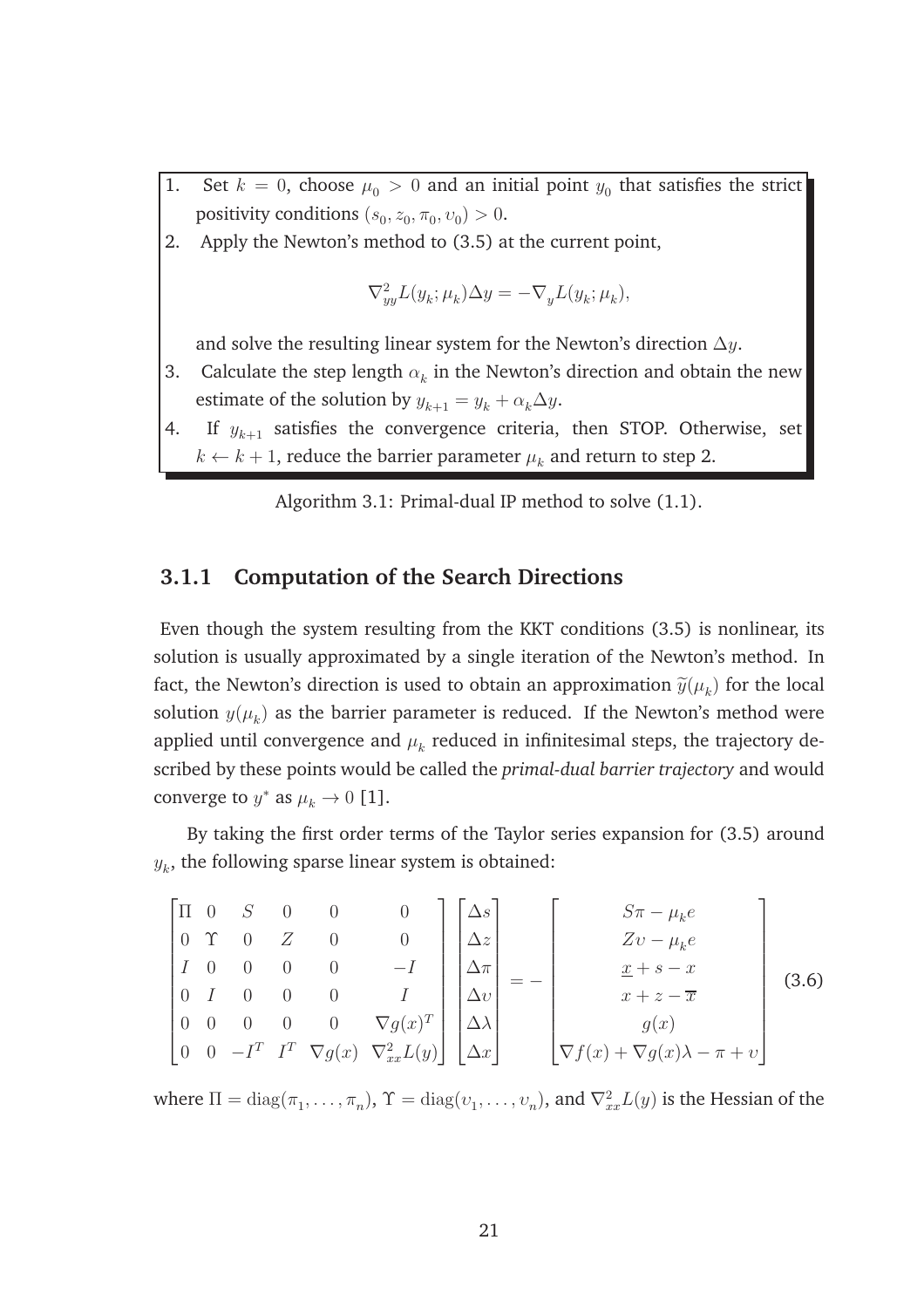1. Set $k = 0$, choose $\mu_0 > 0$ and an initial point $y_0$ that satisfies the strict positivity conditions $(s_0, z_0, \pi_0, \upsilon_0) > 0$.
2. Apply the Newton's method to (3.5) at the current point,

$$\nabla^2_{yy} L(y_k; \mu_k)\Delta y = -\nabla_y L(y_k; \mu_k),$$

   and solve the resulting linear system for the Newton's direction $\Delta y$.
3. Calculate the step length $\alpha_k$ in the Newton's direction and obtain the new estimate of the solution by $y_{k+1} = y_k + \alpha_k \Delta y$.
4. If $y_{k+1}$ satisfies the convergence criteria, then STOP. Otherwise, set $k \leftarrow k + 1$, reduce the barrier parameter $\mu_k$ and return to step 2.

Algorithm 3.1: Primal-dual IP method to solve (1.1).

### 3.1.1 Computation of the Search Directions

Even though the system resulting from the KKT conditions (3.5) is nonlinear, its solution is usually approximated by a single iteration of the Newton's method. In fact, the Newton's direction is used to obtain an approximation $\widetilde{y}(\mu_k)$ for the local solution $y(\mu_k)$ as the barrier parameter is reduced. If the Newton's method were applied until convergence and $\mu_k$ reduced in infinitesimal steps, the trajectory described by these points would be called the *primal-dual barrier trajectory* and would converge to $y^*$ as $\mu_k \to 0$ [1].

By taking the first order terms of the Taylor series expansion for (3.5) around $y_k$, the following sparse linear system is obtained:

$$\begin{bmatrix} \Pi & 0 & S & 0 & 0 & 0 \\ 0 & \Upsilon & 0 & Z & 0 & 0 \\ I & 0 & 0 & 0 & 0 & -I \\ 0 & I & 0 & 0 & 0 & I \\ 0 & 0 & 0 & 0 & 0 & \nabla g(x)^T \\ 0 & 0 & -I^T & I^T & \nabla g(x) & \nabla^2_{xx} L(y) \end{bmatrix} \begin{bmatrix} \Delta s \\ \Delta z \\ \Delta \pi \\ \Delta \upsilon \\ \Delta \lambda \\ \Delta x \end{bmatrix} = - \begin{bmatrix} S\pi - \mu_k e \\ Z\upsilon - \mu_k e \\ \underline{x} + s - x \\ x + z - \overline{x} \\ g(x) \\ \nabla f(x) + \nabla g(x)\lambda - \pi + \upsilon \end{bmatrix} \tag{3.6}$$

where $\Pi = \mathrm{diag}(\pi_1, \ldots, \pi_n)$, $\Upsilon = \mathrm{diag}(\upsilon_1, \ldots, \upsilon_n)$, and $\nabla^2_{xx} L(y)$ is the Hessian of the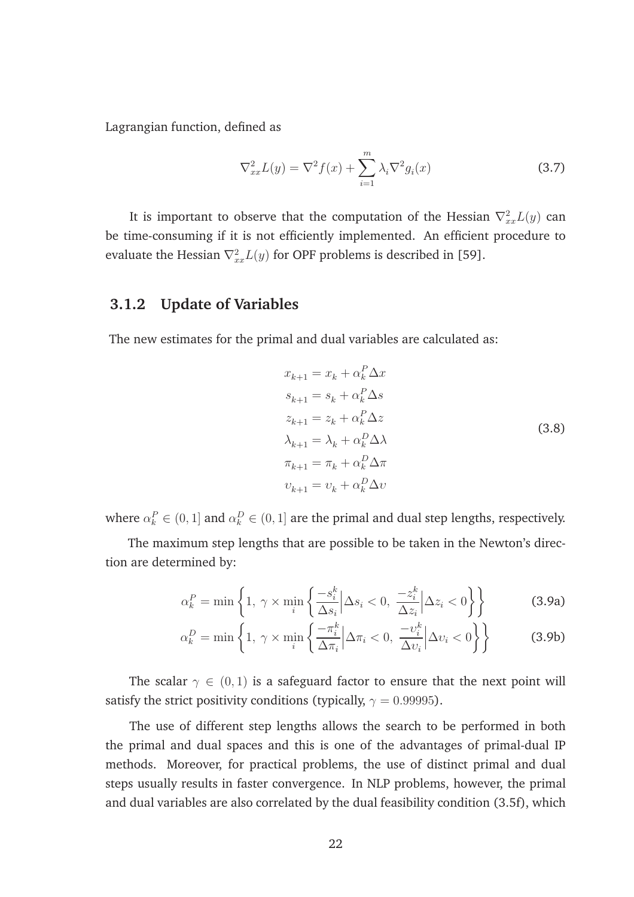Lagrangian function, defined as

$$\nabla^2_{xx} L(y) = \nabla^2 f(x) + \sum_{i=1}^{m} \lambda_i \nabla^2 g_i(x) \tag{3.7}$$

It is important to observe that the computation of the Hessian $\nabla^2_{xx} L(y)$ can be time-consuming if it is not efficiently implemented. An efficient procedure to evaluate the Hessian $\nabla^2_{xx} L(y)$ for OPF problems is described in [59].

### 3.1.2 Update of Variables

The new estimates for the primal and dual variables are calculated as:

$$\begin{aligned}
x_{k+1} &= x_k + \alpha_k^P \Delta x \\
s_{k+1} &= s_k + \alpha_k^P \Delta s \\
z_{k+1} &= z_k + \alpha_k^P \Delta z \\
\lambda_{k+1} &= \lambda_k + \alpha_k^D \Delta \lambda \\
\pi_{k+1} &= \pi_k + \alpha_k^D \Delta \pi \\
\upsilon_{k+1} &= \upsilon_k + \alpha_k^D \Delta \upsilon
\end{aligned} \tag{3.8}$$

where $\alpha_k^P \in (0, 1]$ and $\alpha_k^D \in (0, 1]$ are the primal and dual step lengths, respectively.

The maximum step lengths that are possible to be taken in the Newton's direction are determined by:

$$\alpha_k^P = \min \left\{ 1,\ \gamma \times \min_i \left\{ \frac{-s_i^k}{\Delta s_i} \Big| \Delta s_i < 0,\ \frac{-z_i^k}{\Delta z_i} \Big| \Delta z_i < 0 \right\} \right\} \tag{3.9a}$$

$$\alpha_k^D = \min \left\{ 1,\ \gamma \times \min_i \left\{ \frac{-\pi_i^k}{\Delta \pi_i} \Big| \Delta \pi_i < 0,\ \frac{-\upsilon_i^k}{\Delta \upsilon_i} \Big| \Delta \upsilon_i < 0 \right\} \right\} \tag{3.9b}$$

The scalar $\gamma \in (0, 1)$ is a safeguard factor to ensure that the next point will satisfy the strict positivity conditions (typically, $\gamma = 0.99995$).

The use of different step lengths allows the search to be performed in both the primal and dual spaces and this is one of the advantages of primal-dual IP methods. Moreover, for practical problems, the use of distinct primal and dual steps usually results in faster convergence. In NLP problems, however, the primal and dual variables are also correlated by the dual feasibility condition (3.5f), which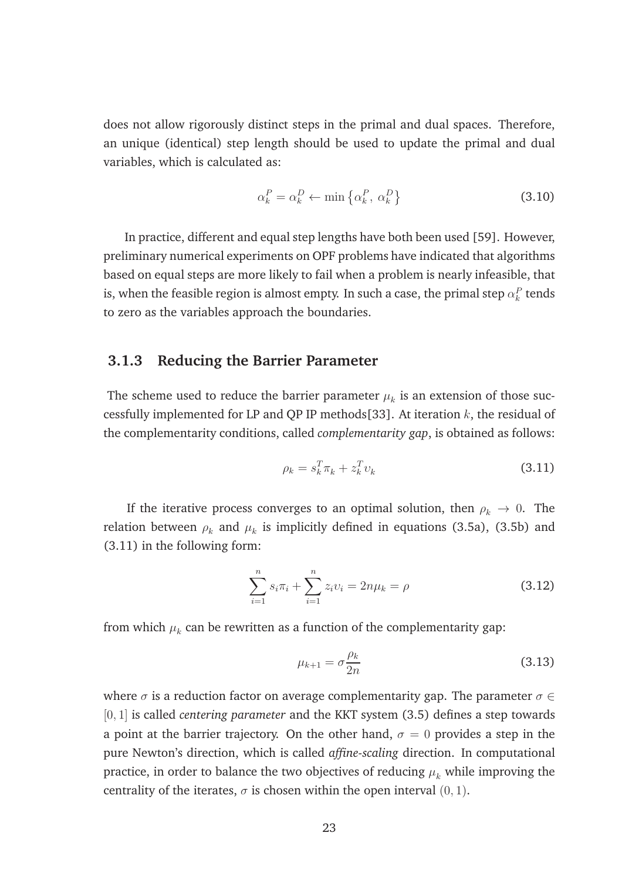does not allow rigorously distinct steps in the primal and dual spaces. Therefore, an unique (identical) step length should be used to update the primal and dual variables, which is calculated as:

$$\alpha_k^P = \alpha_k^D \leftarrow \min\left\{\alpha_k^P,\ \alpha_k^D\right\} \tag{3.10}$$

In practice, different and equal step lengths have both been used [59]. However, preliminary numerical experiments on OPF problems have indicated that algorithms based on equal steps are more likely to fail when a problem is nearly infeasible, that is, when the feasible region is almost empty. In such a case, the primal step $\alpha_k^P$ tends to zero as the variables approach the boundaries.

### 3.1.3 Reducing the Barrier Parameter

The scheme used to reduce the barrier parameter $\mu_k$ is an extension of those successfully implemented for LP and QP IP methods[33]. At iteration $k$, the residual of the complementarity conditions, called *complementarity gap*, is obtained as follows:

$$\rho_k = s_k^T \pi_k + z_k^T \upsilon_k \tag{3.11}$$

If the iterative process converges to an optimal solution, then $\rho_k \to 0$. The relation between $\rho_k$ and $\mu_k$ is implicitly defined in equations (3.5a), (3.5b) and (3.11) in the following form:

$$\sum_{i=1}^{n} s_i \pi_i + \sum_{i=1}^{n} z_i \upsilon_i = 2n\mu_k = \rho \tag{3.12}$$

from which $\mu_k$ can be rewritten as a function of the complementarity gap:

$$\mu_{k+1} = \sigma \frac{\rho_k}{2n} \tag{3.13}$$

where $\sigma$ is a reduction factor on average complementarity gap. The parameter $\sigma \in [0, 1]$ is called *centering parameter* and the KKT system (3.5) defines a step towards a point at the barrier trajectory. On the other hand, $\sigma = 0$ provides a step in the pure Newton's direction, which is called *affine-scaling* direction. In computational practice, in order to balance the two objectives of reducing $\mu_k$ while improving the centrality of the iterates, $\sigma$ is chosen within the open interval $(0, 1)$.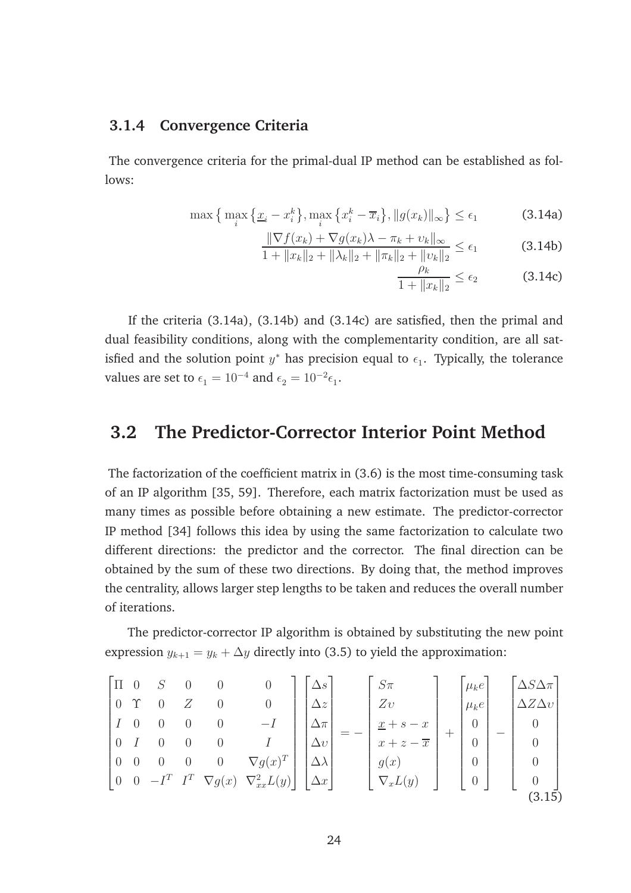### 3.1.4 Convergence Criteria

The convergence criteria for the primal-dual IP method can be established as follows:

$$\max \left\{ \max_i \left\{ \underline{x}_i - x_i^k \right\}, \max_i \left\{ x_i^k - \overline{x}_i \right\}, \|g(x_k)\|_\infty \right\} \leq \epsilon_1 \tag{3.14a}$$

$$\frac{\|\nabla f(x_k) + \nabla g(x_k)\lambda - \pi_k + \upsilon_k\|_\infty}{1 + \|x_k\|_2 + \|\lambda_k\|_2 + \|\pi_k\|_2 + \|\upsilon_k\|_2} \leq \epsilon_1 \tag{3.14b}$$

$$\frac{\rho_k}{1 + \|x_k\|_2} \leq \epsilon_2 \tag{3.14c}$$

If the criteria (3.14a), (3.14b) and (3.14c) are satisfied, then the primal and dual feasibility conditions, along with the complementarity condition, are all satisfied and the solution point $y^*$ has precision equal to $\epsilon_1$. Typically, the tolerance values are set to $\epsilon_1 = 10^{-4}$ and $\epsilon_2 = 10^{-2}\epsilon_1$.

## 3.2 The Predictor-Corrector Interior Point Method

The factorization of the coefficient matrix in (3.6) is the most time-consuming task of an IP algorithm [35, 59]. Therefore, each matrix factorization must be used as many times as possible before obtaining a new estimate. The predictor-corrector IP method [34] follows this idea by using the same factorization to calculate two different directions: the predictor and the corrector. The final direction can be obtained by the sum of these two directions. By doing that, the method improves the centrality, allows larger step lengths to be taken and reduces the overall number of iterations.

The predictor-corrector IP algorithm is obtained by substituting the new point expression $y_{k+1} = y_k + \Delta y$ directly into (3.5) to yield the approximation:

$$\begin{bmatrix} \Pi & 0 & S & 0 & 0 & 0 \\ 0 & \Upsilon & 0 & Z & 0 & 0 \\ I & 0 & 0 & 0 & 0 & -I \\ 0 & I & 0 & 0 & 0 & I \\ 0 & 0 & 0 & 0 & 0 & \nabla g(x)^T \\ 0 & 0 & -I^T & I^T & \nabla g(x) & \nabla^2_{xx} L(y) \end{bmatrix} \begin{bmatrix} \Delta s \\ \Delta z \\ \Delta \pi \\ \Delta \upsilon \\ \Delta \lambda \\ \Delta x \end{bmatrix} = - \begin{bmatrix} S\pi \\ Z\upsilon \\ \underline{x} + s - x \\ x + z - \overline{x} \\ g(x) \\ \nabla_x L(y) \end{bmatrix} + \begin{bmatrix} \mu_k e \\ \mu_k e \\ 0 \\ 0 \\ 0 \\ 0 \end{bmatrix} - \begin{bmatrix} \Delta S \Delta \pi \\ \Delta Z \Delta \upsilon \\ 0 \\ 0 \\ 0 \\ 0 \end{bmatrix} \tag{3.15}$$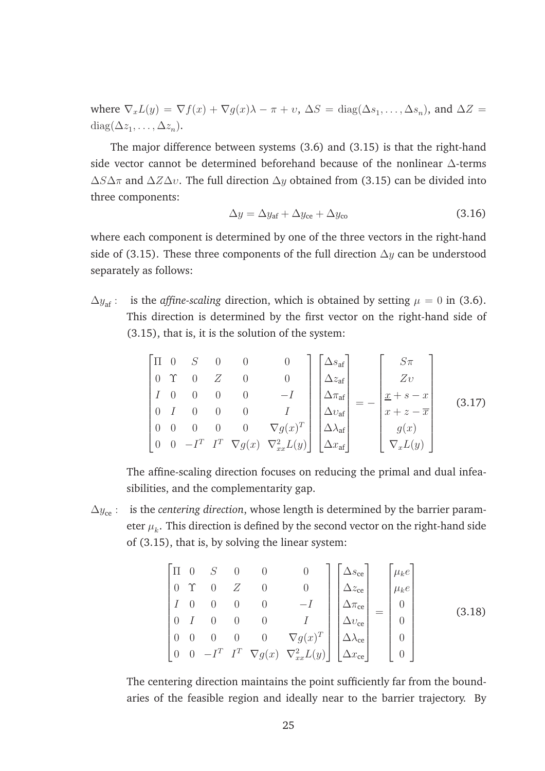where $\nabla_x L(y) = \nabla f(x) + \nabla g(x)\lambda - \pi + \upsilon$, $\Delta S = \mathrm{diag}(\Delta s_1, \ldots, \Delta s_n)$, and $\Delta Z = \mathrm{diag}(\Delta z_1, \ldots, \Delta z_n)$.

The major difference between systems (3.6) and (3.15) is that the right-hand side vector cannot be determined beforehand because of the nonlinear $\Delta$-terms $\Delta S \Delta \pi$ and $\Delta Z \Delta \upsilon$. The full direction $\Delta y$ obtained from (3.15) can be divided into three components:

$$\Delta y = \Delta y_{\mathrm{af}} + \Delta y_{\mathrm{ce}} + \Delta y_{\mathrm{co}} \tag{3.16}$$

where each component is determined by one of the three vectors in the right-hand side of (3.15). These three components of the full direction $\Delta y$ can be understood separately as follows:

$\Delta y_{\mathrm{af}}$ : is the *affine-scaling* direction, which is obtained by setting $\mu = 0$ in (3.6). This direction is determined by the first vector on the right-hand side of (3.15), that is, it is the solution of the system:

$$\begin{bmatrix} \Pi & 0 & S & 0 & 0 & 0 \\ 0 & \Upsilon & 0 & Z & 0 & 0 \\ I & 0 & 0 & 0 & 0 & -I \\ 0 & I & 0 & 0 & 0 & I \\ 0 & 0 & 0 & 0 & 0 & \nabla g(x)^T \\ 0 & 0 & -I^T & I^T & \nabla g(x) & \nabla^2_{xx} L(y) \end{bmatrix} \begin{bmatrix} \Delta s_{\mathrm{af}} \\ \Delta z_{\mathrm{af}} \\ \Delta \pi_{\mathrm{af}} \\ \Delta \upsilon_{\mathrm{af}} \\ \Delta \lambda_{\mathrm{af}} \\ \Delta x_{\mathrm{af}} \end{bmatrix} = - \begin{bmatrix} S\pi \\ Z\upsilon \\ \underline{x} + s - x \\ x + z - \overline{x} \\ g(x) \\ \nabla_x L(y) \end{bmatrix} \tag{3.17}$$

The affine-scaling direction focuses on reducing the primal and dual infeasibilities, and the complementarity gap.

$\Delta y_{\mathrm{ce}}$ : is the *centering direction*, whose length is determined by the barrier parameter $\mu_k$. This direction is defined by the second vector on the right-hand side of (3.15), that is, by solving the linear system:

$$\begin{bmatrix} \Pi & 0 & S & 0 & 0 & 0 \\ 0 & \Upsilon & 0 & Z & 0 & 0 \\ I & 0 & 0 & 0 & 0 & -I \\ 0 & I & 0 & 0 & 0 & I \\ 0 & 0 & 0 & 0 & 0 & \nabla g(x)^T \\ 0 & 0 & -I^T & I^T & \nabla g(x) & \nabla^2_{xx} L(y) \end{bmatrix} \begin{bmatrix} \Delta s_{\mathrm{ce}} \\ \Delta z_{\mathrm{ce}} \\ \Delta \pi_{\mathrm{ce}} \\ \Delta \upsilon_{\mathrm{ce}} \\ \Delta \lambda_{\mathrm{ce}} \\ \Delta x_{\mathrm{ce}} \end{bmatrix} = \begin{bmatrix} \mu_k e \\ \mu_k e \\ 0 \\ 0 \\ 0 \\ 0 \end{bmatrix} \tag{3.18}$$

The centering direction maintains the point sufficiently far from the boundaries of the feasible region and ideally near to the barrier trajectory. By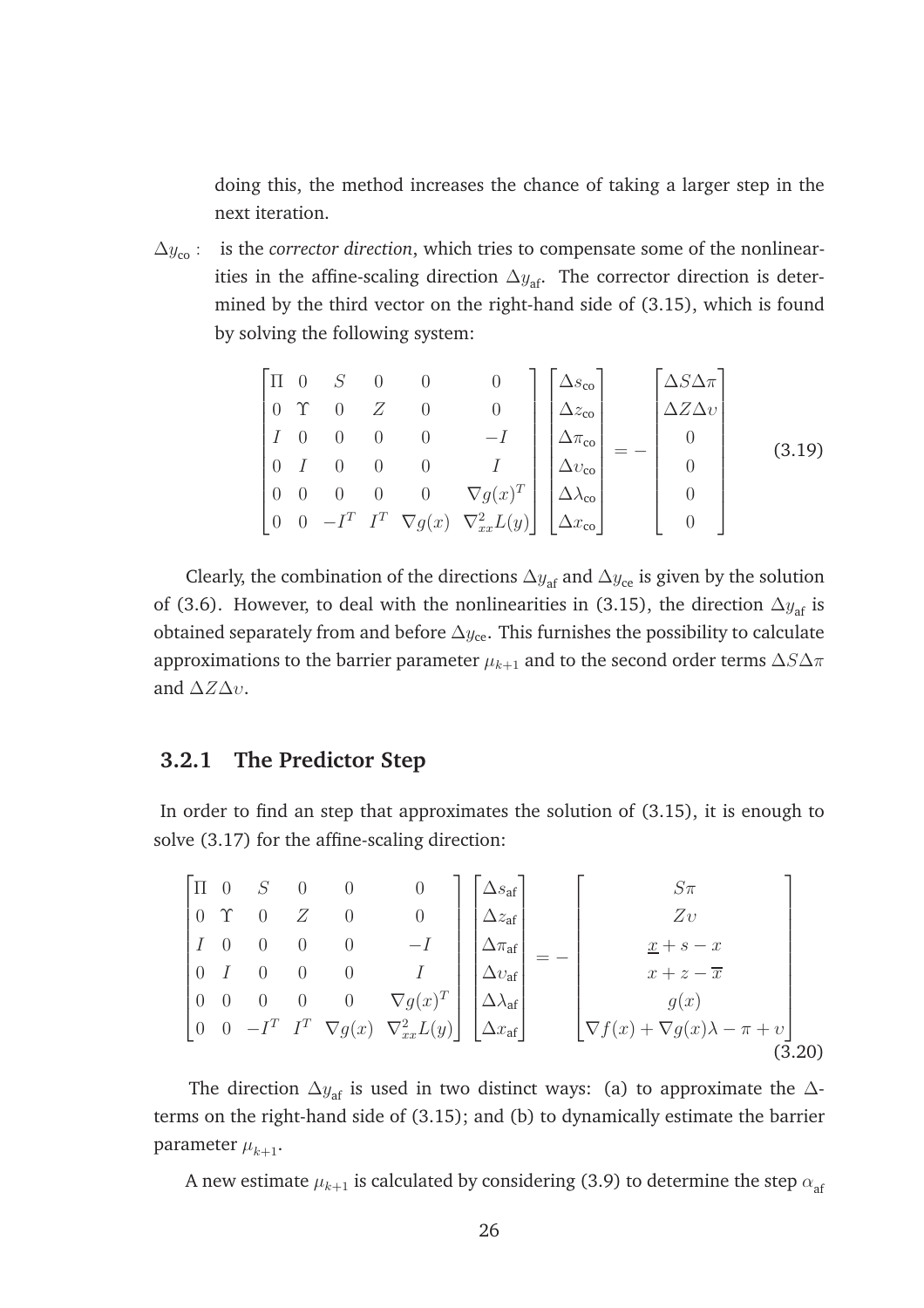doing this, the method increases the chance of taking a larger step in the next iteration.

$\Delta y_{\text{co}}$ : is the *corrector direction*, which tries to compensate some of the nonlinearities in the affine-scaling direction $\Delta y_{\text{af}}$. The corrector direction is determined by the third vector on the right-hand side of (3.15), which is found by solving the following system:

$$
\begin{bmatrix}
\Pi & 0 & S & 0 & 0 & 0 \\
0 & \Upsilon & 0 & Z & 0 & 0 \\
I & 0 & 0 & 0 & 0 & -I \\
0 & I & 0 & 0 & 0 & I \\
0 & 0 & 0 & 0 & 0 & \nabla g(x)^T \\
0 & 0 & -I^T & I^T & \nabla g(x) & \nabla^2_{xx} L(y)
\end{bmatrix}
\begin{bmatrix}
\Delta s_{\text{co}} \\
\Delta z_{\text{co}} \\
\Delta \pi_{\text{co}} \\
\Delta \upsilon_{\text{co}} \\
\Delta \lambda_{\text{co}} \\
\Delta x_{\text{co}}
\end{bmatrix}
= -
\begin{bmatrix}
\Delta S \Delta \pi \\
\Delta Z \Delta \upsilon \\
0 \\
0 \\
0 \\
0
\end{bmatrix}
\tag{3.19}
$$

Clearly, the combination of the directions $\Delta y_{\text{af}}$ and $\Delta y_{\text{ce}}$ is given by the solution of (3.6). However, to deal with the nonlinearities in (3.15), the direction $\Delta y_{\text{af}}$ is obtained separately from and before $\Delta y_{\text{ce}}$. This furnishes the possibility to calculate approximations to the barrier parameter $\mu_{k+1}$ and to the second order terms $\Delta S \Delta \pi$ and $\Delta Z \Delta \upsilon$.

### 3.2.1 The Predictor Step

In order to find an step that approximates the solution of (3.15), it is enough to solve (3.17) for the affine-scaling direction:

$$
\begin{bmatrix}
\Pi & 0 & S & 0 & 0 & 0 \\
0 & \Upsilon & 0 & Z & 0 & 0 \\
I & 0 & 0 & 0 & 0 & -I \\
0 & I & 0 & 0 & 0 & I \\
0 & 0 & 0 & 0 & 0 & \nabla g(x)^T \\
0 & 0 & -I^T & I^T & \nabla g(x) & \nabla^2_{xx} L(y)
\end{bmatrix}
\begin{bmatrix}
\Delta s_{\text{af}} \\
\Delta z_{\text{af}} \\
\Delta \pi_{\text{af}} \\
\Delta \upsilon_{\text{af}} \\
\Delta \lambda_{\text{af}} \\
\Delta x_{\text{af}}
\end{bmatrix}
= -
\begin{bmatrix}
S \pi \\
Z \upsilon \\
\underline{x} + s - x \\
x + z - \overline{x} \\
g(x) \\
\nabla f(x) + \nabla g(x) \lambda - \pi + \upsilon
\end{bmatrix}
\tag{3.20}
$$

The direction $\Delta y_{\text{af}}$ is used in two distinct ways: (a) to approximate the $\Delta$-terms on the right-hand side of (3.15); and (b) to dynamically estimate the barrier parameter $\mu_{k+1}$.

A new estimate $\mu_{k+1}$ is calculated by considering (3.9) to determine the step $\alpha_{\text{af}}$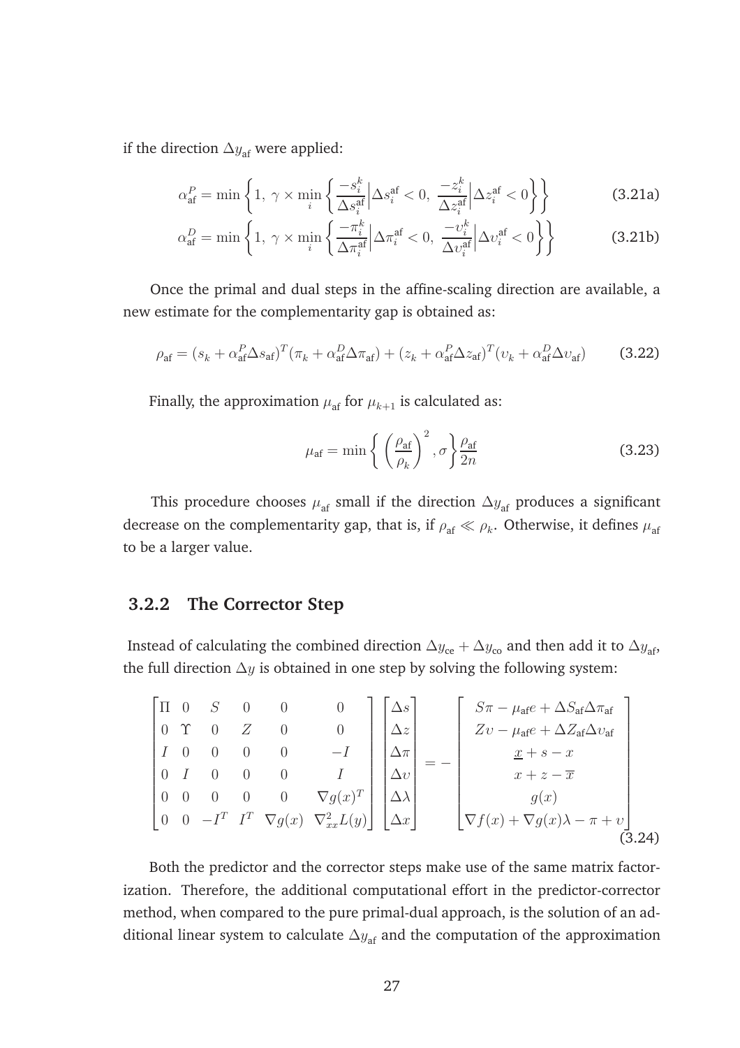if the direction $\Delta y_{\text{af}}$ were applied:

$$\alpha_{\text{af}}^{P} = \min\left\{1,\ \gamma \times \min_{i}\left\{\frac{-s_i^k}{\Delta s_i^{\text{af}}}\Big|\Delta s_i^{\text{af}} < 0,\ \frac{-z_i^k}{\Delta z_i^{\text{af}}}\Big|\Delta z_i^{\text{af}} < 0\right\}\right\} \tag{3.21a}$$

$$\alpha_{\text{af}}^{D} = \min\left\{1,\ \gamma \times \min_{i}\left\{\frac{-\pi_i^k}{\Delta \pi_i^{\text{af}}}\Big|\Delta \pi_i^{\text{af}} < 0,\ \frac{-\upsilon_i^k}{\Delta \upsilon_i^{\text{af}}}\Big|\Delta \upsilon_i^{\text{af}} < 0\right\}\right\} \tag{3.21b}$$

Once the primal and dual steps in the affine-scaling direction are available, a new estimate for the complementarity gap is obtained as:

$$\rho_{\text{af}} = (s_k + \alpha_{\text{af}}^{P}\Delta s_{\text{af}})^T(\pi_k + \alpha_{\text{af}}^{D}\Delta \pi_{\text{af}}) + (z_k + \alpha_{\text{af}}^{P}\Delta z_{\text{af}})^T(\upsilon_k + \alpha_{\text{af}}^{D}\Delta \upsilon_{\text{af}}) \tag{3.22}$$

Finally, the approximation $\mu_{\text{af}}$ for $\mu_{k+1}$ is calculated as:

$$\mu_{\text{af}} = \min\left\{\left(\frac{\rho_{\text{af}}}{\rho_k}\right)^2, \sigma\right\}\frac{\rho_{\text{af}}}{2n} \tag{3.23}$$

This procedure chooses $\mu_{\text{af}}$ small if the direction $\Delta y_{\text{af}}$ produces a significant decrease on the complementarity gap, that is, if $\rho_{\text{af}} \ll \rho_k$. Otherwise, it defines $\mu_{\text{af}}$ to be a larger value.

### 3.2.2 The Corrector Step

Instead of calculating the combined direction $\Delta y_{\text{ce}} + \Delta y_{\text{co}}$ and then add it to $\Delta y_{\text{af}}$, the full direction $\Delta y$ is obtained in one step by solving the following system:

$$\begin{bmatrix} \Pi & 0 & S & 0 & 0 & 0 \\ 0 & \Upsilon & 0 & Z & 0 & 0 \\ I & 0 & 0 & 0 & 0 & -I \\ 0 & I & 0 & 0 & 0 & I \\ 0 & 0 & 0 & 0 & 0 & \nabla g(x)^T \\ 0 & 0 & -I^T & I^T & \nabla g(x) & \nabla_{xx}^2 L(y) \end{bmatrix} \begin{bmatrix} \Delta s \\ \Delta z \\ \Delta \pi \\ \Delta \upsilon \\ \Delta \lambda \\ \Delta x \end{bmatrix} = - \begin{bmatrix} S\pi - \mu_{\text{af}} e + \Delta S_{\text{af}} \Delta \pi_{\text{af}} \\ Z\upsilon - \mu_{\text{af}} e + \Delta Z_{\text{af}} \Delta \upsilon_{\text{af}} \\ \underline{x} + s - x \\ x + z - \overline{x} \\ g(x) \\ \nabla f(x) + \nabla g(x)\lambda - \pi + \upsilon \end{bmatrix} \tag{3.24}$$

Both the predictor and the corrector steps make use of the same matrix factorization. Therefore, the additional computational effort in the predictor-corrector method, when compared to the pure primal-dual approach, is the solution of an additional linear system to calculate $\Delta y_{\text{af}}$ and the computation of the approximation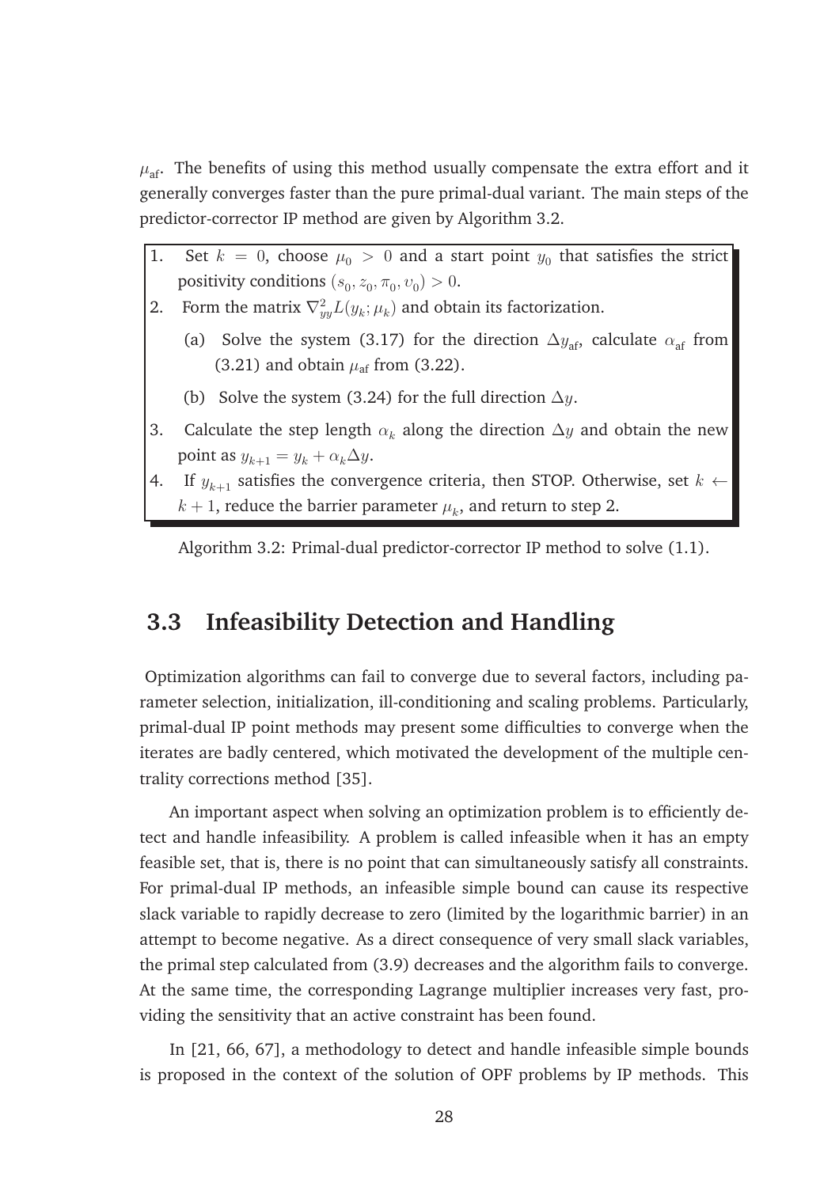$\mu_{\text{af}}$. The benefits of using this method usually compensate the extra effort and it generally converges faster than the pure primal-dual variant. The main steps of the predictor-corrector IP method are given by Algorithm 3.2.

1. Set $k = 0$, choose $\mu_0 > 0$ and a start point $y_0$ that satisfies the strict positivity conditions $(s_0, z_0, \pi_0, \upsilon_0) > 0$.
2. Form the matrix $\nabla^2_{yy} L(y_k; \mu_k)$ and obtain its factorization.
   - (a) Solve the system (3.17) for the direction $\Delta y_{\text{af}}$, calculate $\alpha_{\text{af}}$ from (3.21) and obtain $\mu_{\text{af}}$ from (3.22).
   - (b) Solve the system (3.24) for the full direction $\Delta y$.
3. Calculate the step length $\alpha_k$ along the direction $\Delta y$ and obtain the new point as $y_{k+1} = y_k + \alpha_k \Delta y$.
4. If $y_{k+1}$ satisfies the convergence criteria, then STOP. Otherwise, set $k \leftarrow k + 1$, reduce the barrier parameter $\mu_k$, and return to step 2.

Algorithm 3.2: Primal-dual predictor-corrector IP method to solve (1.1).

## 3.3 Infeasibility Detection and Handling

Optimization algorithms can fail to converge due to several factors, including parameter selection, initialization, ill-conditioning and scaling problems. Particularly, primal-dual IP point methods may present some difficulties to converge when the iterates are badly centered, which motivated the development of the multiple centrality corrections method [35].

An important aspect when solving an optimization problem is to efficiently detect and handle infeasibility. A problem is called infeasible when it has an empty feasible set, that is, there is no point that can simultaneously satisfy all constraints. For primal-dual IP methods, an infeasible simple bound can cause its respective slack variable to rapidly decrease to zero (limited by the logarithmic barrier) in an attempt to become negative. As a direct consequence of very small slack variables, the primal step calculated from (3.9) decreases and the algorithm fails to converge. At the same time, the corresponding Lagrange multiplier increases very fast, providing the sensitivity that an active constraint has been found.

In [21, 66, 67], a methodology to detect and handle infeasible simple bounds is proposed in the context of the solution of OPF problems by IP methods. This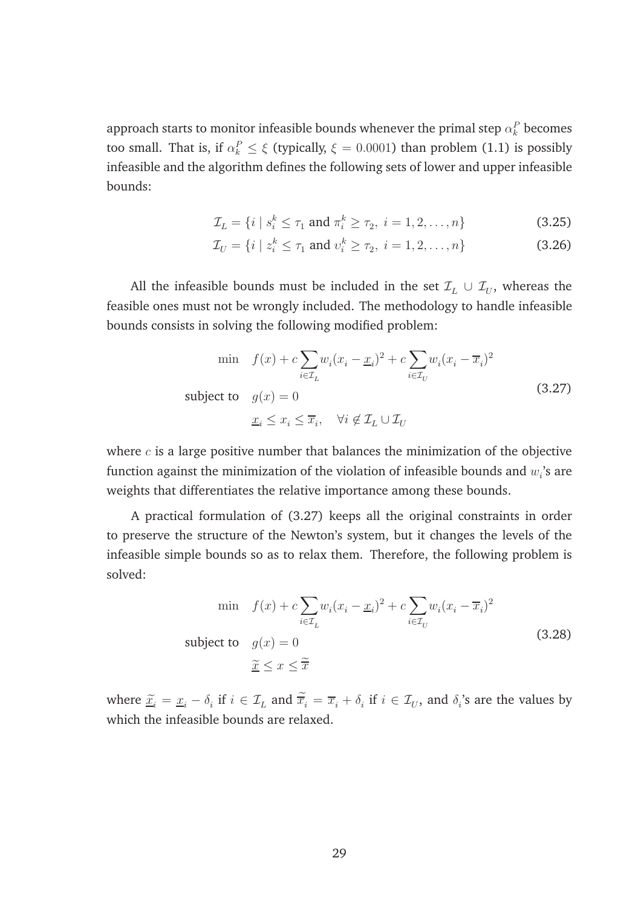approach starts to monitor infeasible bounds whenever the primal step $\alpha_k^P$ becomes too small. That is, if $\alpha_k^P \leq \xi$ (typically, $\xi = 0.0001$) than problem (1.1) is possibly infeasible and the algorithm defines the following sets of lower and upper infeasible bounds:

$$\mathcal{I}_L = \{i \mid s_i^k \leq \tau_1 \text{ and } \pi_i^k \geq \tau_2,\ i = 1, 2, \ldots, n\} \tag{3.25}$$

$$\mathcal{I}_U = \{i \mid z_i^k \leq \tau_1 \text{ and } \upsilon_i^k \geq \tau_2,\ i = 1, 2, \ldots, n\} \tag{3.26}$$

All the infeasible bounds must be included in the set $\mathcal{I}_L \cup \mathcal{I}_U$, whereas the feasible ones must not be wrongly included. The methodology to handle infeasible bounds consists in solving the following modified problem:

$$\begin{aligned} \min \quad & f(x) + c\sum_{i\in\mathcal{I}_L} w_i(x_i - \underline{x}_i)^2 + c\sum_{i\in\mathcal{I}_U} w_i(x_i - \overline{x}_i)^2 \\ \text{subject to} \quad & g(x) = 0 \\ & \underline{x}_i \leq x_i \leq \overline{x}_i, \quad \forall i \notin \mathcal{I}_L \cup \mathcal{I}_U \end{aligned} \tag{3.27}$$

where $c$ is a large positive number that balances the minimization of the objective function against the minimization of the violation of infeasible bounds and $w_i$'s are weights that differentiates the relative importance among these bounds.

A practical formulation of (3.27) keeps all the original constraints in order to preserve the structure of the Newton's system, but it changes the levels of the infeasible simple bounds so as to relax them. Therefore, the following problem is solved:

$$\begin{aligned} \min \quad & f(x) + c\sum_{i\in\mathcal{I}_L} w_i(x_i - \underline{x}_i)^2 + c\sum_{i\in\mathcal{I}_U} w_i(x_i - \overline{x}_i)^2 \\ \text{subject to} \quad & g(x) = 0 \\ & \underline{\widetilde{x}} \leq x \leq \widetilde{\overline{x}} \end{aligned} \tag{3.28}$$

where $\underline{\widetilde{x}}_i = \underline{x}_i - \delta_i$ if $i \in \mathcal{I}_L$ and $\widetilde{\overline{x}}_i = \overline{x}_i + \delta_i$ if $i \in \mathcal{I}_U$, and $\delta_i$'s are the values by which the infeasible bounds are relaxed.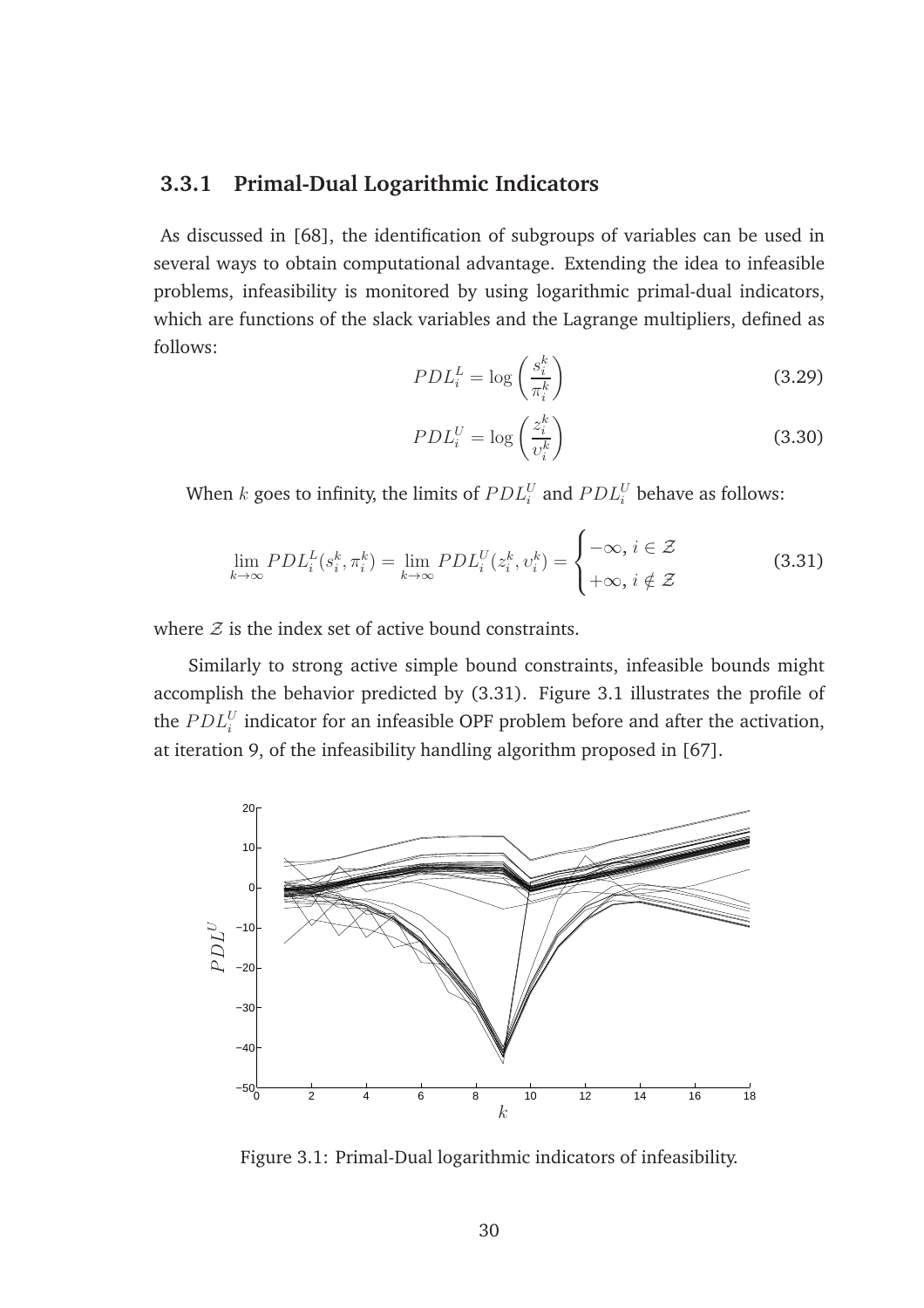### 3.3.1 Primal-Dual Logarithmic Indicators

As discussed in [68], the identification of subgroups of variables can be used in several ways to obtain computational advantage. Extending the idea to infeasible problems, infeasibility is monitored by using logarithmic primal-dual indicators, which are functions of the slack variables and the Lagrange multipliers, defined as follows:

$$PDL_i^L = \log\left(\frac{s_i^k}{\pi_i^k}\right) \tag{3.29}$$

$$PDL_i^U = \log\left(\frac{z_i^k}{\upsilon_i^k}\right) \tag{3.30}$$

When $k$ goes to infinity, the limits of $PDL_i^U$ and $PDL_i^U$ behave as follows:

$$\lim_{k\to\infty} PDL_i^L(s_i^k, \pi_i^k) = \lim_{k\to\infty} PDL_i^U(z_i^k, \upsilon_i^k) = \begin{cases} -\infty, \, i \in \mathcal{Z} \\ +\infty, \, i \notin \mathcal{Z} \end{cases} \tag{3.31}$$

where $\mathcal{Z}$ is the index set of active bound constraints.

Similarly to strong active simple bound constraints, infeasible bounds might accomplish the behavior predicted by (3.31). Figure 3.1 illustrates the profile of the $PDL_i^U$ indicator for an infeasible OPF problem before and after the activation, at iteration 9, of the infeasibility handling algorithm proposed in [67].

Figure 3.1: Primal-Dual logarithmic indicators of infeasibility.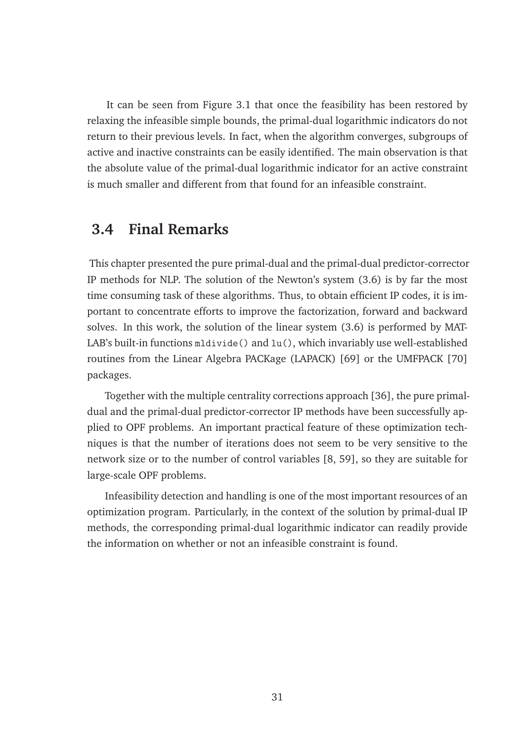It can be seen from Figure 3.1 that once the feasibility has been restored by relaxing the infeasible simple bounds, the primal-dual logarithmic indicators do not return to their previous levels. In fact, when the algorithm converges, subgroups of active and inactive constraints can be easily identified. The main observation is that the absolute value of the primal-dual logarithmic indicator for an active constraint is much smaller and different from that found for an infeasible constraint.

## 3.4 Final Remarks

This chapter presented the pure primal-dual and the primal-dual predictor-corrector IP methods for NLP. The solution of the Newton's system (3.6) is by far the most time consuming task of these algorithms. Thus, to obtain efficient IP codes, it is important to concentrate efforts to improve the factorization, forward and backward solves. In this work, the solution of the linear system (3.6) is performed by MATLAB's built-in functions `mldivide()` and `lu()`, which invariably use well-established routines from the Linear Algebra PACKage (LAPACK) [69] or the UMFPACK [70] packages.

Together with the multiple centrality corrections approach [36], the pure primal-dual and the primal-dual predictor-corrector IP methods have been successfully applied to OPF problems. An important practical feature of these optimization techniques is that the number of iterations does not seem to be very sensitive to the network size or to the number of control variables [8, 59], so they are suitable for large-scale OPF problems.

Infeasibility detection and handling is one of the most important resources of an optimization program. Particularly, in the context of the solution by primal-dual IP methods, the corresponding primal-dual logarithmic indicator can readily provide the information on whether or not an infeasible constraint is found.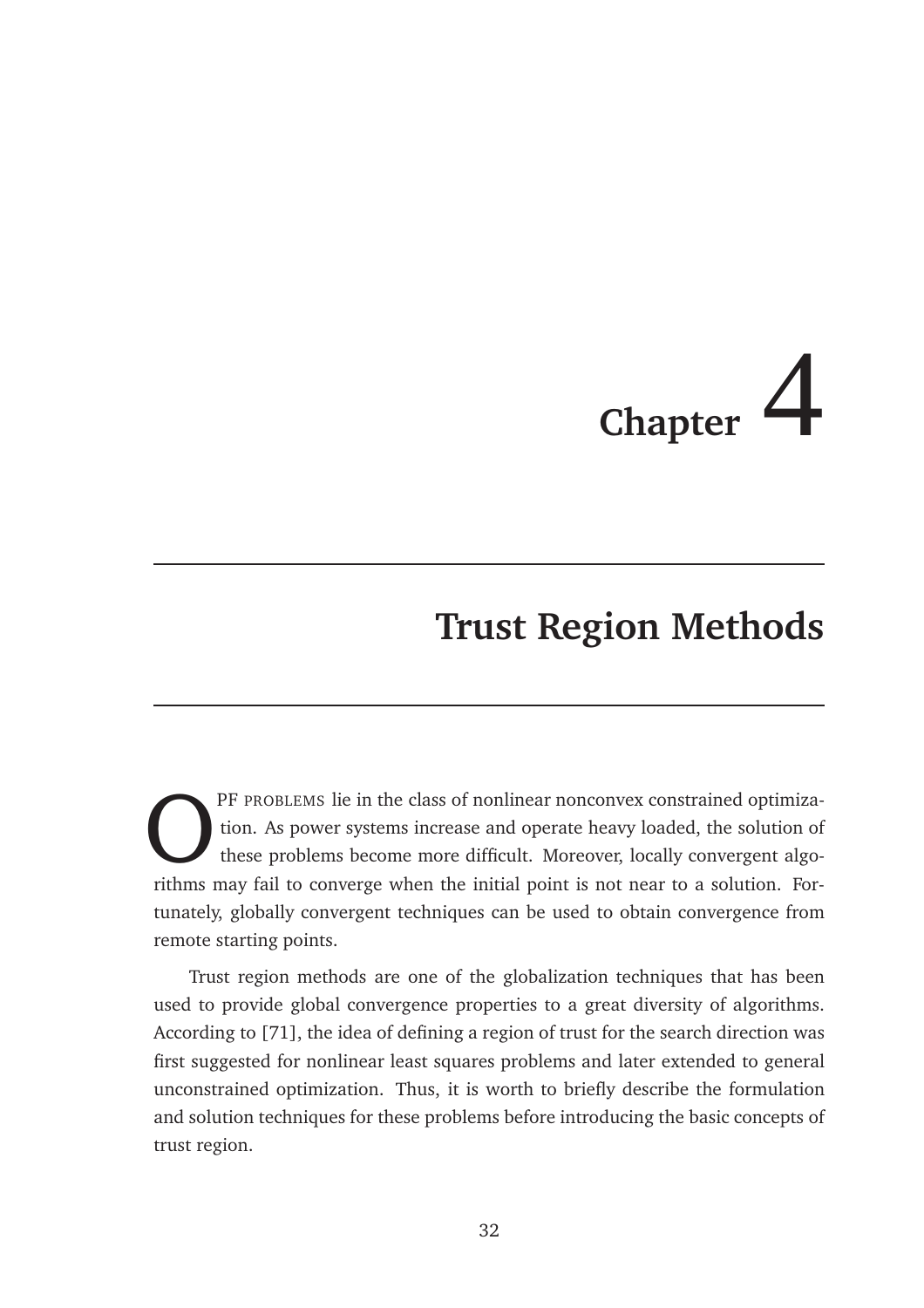# Chapter 4

# Trust Region Methods

OPF PROBLEMS lie in the class of nonlinear nonconvex constrained optimization. As power systems increase and operate heavy loaded, the solution of these problems become more difficult. Moreover, locally convergent algorithms may fail to converge when the initial point is not near to a solution. Fortunately, globally convergent techniques can be used to obtain convergence from remote starting points.

Trust region methods are one of the globalization techniques that has been used to provide global convergence properties to a great diversity of algorithms. According to [71], the idea of defining a region of trust for the search direction was first suggested for nonlinear least squares problems and later extended to general unconstrained optimization. Thus, it is worth to briefly describe the formulation and solution techniques for these problems before introducing the basic concepts of trust region.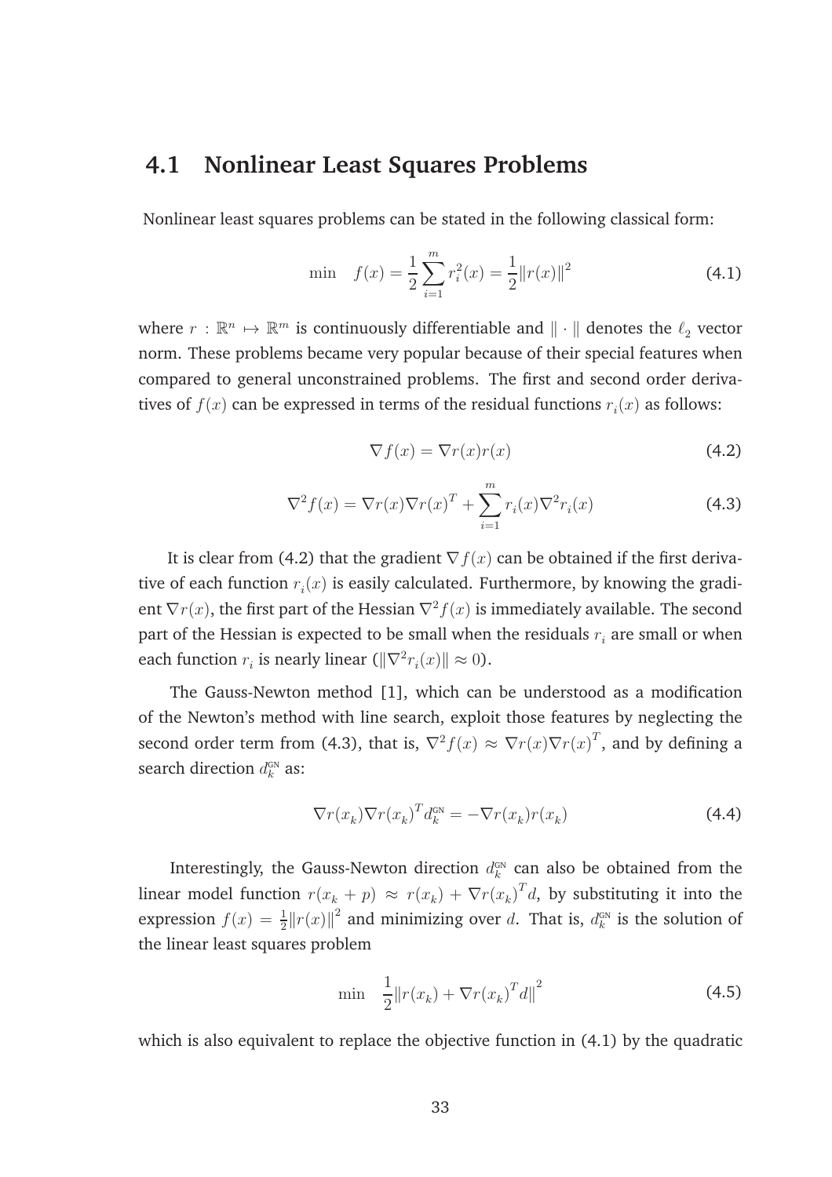## 4.1 Nonlinear Least Squares Problems

Nonlinear least squares problems can be stated in the following classical form:

$$\min \quad f(x) = \frac{1}{2}\sum_{i=1}^{m} r_i^2(x) = \frac{1}{2}\|r(x)\|^2 \tag{4.1}$$

where $r : \mathbb{R}^n \mapsto \mathbb{R}^m$ is continuously differentiable and $\|\cdot\|$ denotes the $\ell_2$ vector norm. These problems became very popular because of their special features when compared to general unconstrained problems. The first and second order derivatives of $f(x)$ can be expressed in terms of the residual functions $r_i(x)$ as follows:

$$\nabla f(x) = \nabla r(x) r(x) \tag{4.2}$$

$$\nabla^2 f(x) = \nabla r(x)\nabla r(x)^T + \sum_{i=1}^{m} r_i(x)\nabla^2 r_i(x) \tag{4.3}$$

It is clear from (4.2) that the gradient $\nabla f(x)$ can be obtained if the first derivative of each function $r_i(x)$ is easily calculated. Furthermore, by knowing the gradient $\nabla r(x)$, the first part of the Hessian $\nabla^2 f(x)$ is immediately available. The second part of the Hessian is expected to be small when the residuals $r_i$ are small or when each function $r_i$ is nearly linear ($\|\nabla^2 r_i(x)\| \approx 0$).

The Gauss-Newton method [1], which can be understood as a modification of the Newton's method with line search, exploit those features by neglecting the second order term from (4.3), that is, $\nabla^2 f(x) \approx \nabla r(x)\nabla r(x)^T$, and by defining a search direction $d_k^{\text{GN}}$ as:

$$\nabla r(x_k)\nabla r(x_k)^T d_k^{\text{GN}} = -\nabla r(x_k) r(x_k) \tag{4.4}$$

Interestingly, the Gauss-Newton direction $d_k^{\text{GN}}$ can also be obtained from the linear model function $r(x_k + p) \approx r(x_k) + \nabla r(x_k)^T d$, by substituting it into the expression $f(x) = \frac{1}{2}\|r(x)\|^2$ and minimizing over $d$. That is, $d_k^{\text{GN}}$ is the solution of the linear least squares problem

$$\min \quad \frac{1}{2}\|r(x_k) + \nabla r(x_k)^T d\|^2 \tag{4.5}$$

which is also equivalent to replace the objective function in (4.1) by the quadratic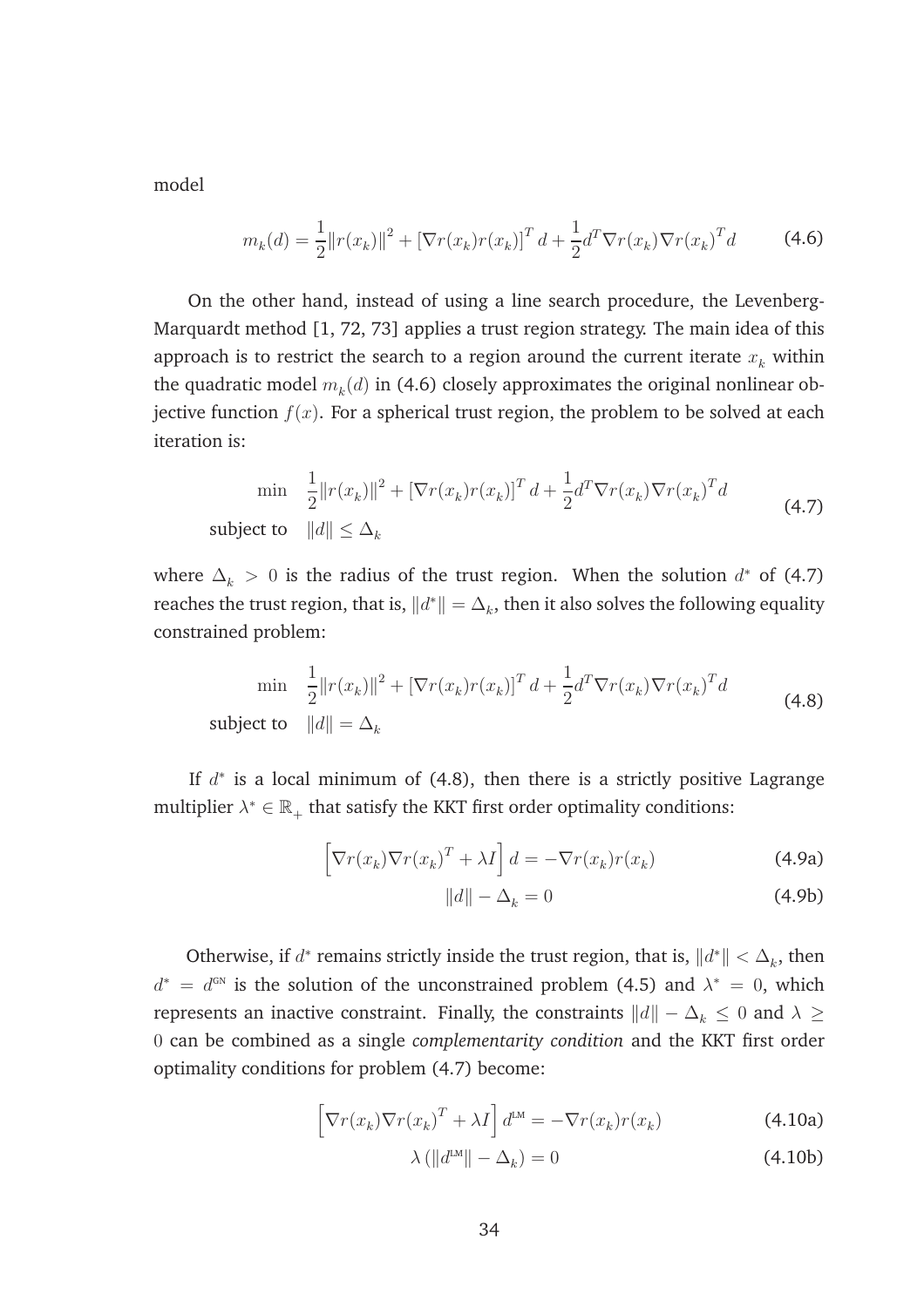model

$$m_k(d) = \frac{1}{2}\|r(x_k)\|^2 + [\nabla r(x_k) r(x_k)]^T d + \frac{1}{2} d^T \nabla r(x_k) \nabla r(x_k)^T d \tag{4.6}$$

On the other hand, instead of using a line search procedure, the Levenberg-Marquardt method [1, 72, 73] applies a trust region strategy. The main idea of this approach is to restrict the search to a region around the current iterate $x_k$ within the quadratic model $m_k(d)$ in (4.6) closely approximates the original nonlinear objective function $f(x)$. For a spherical trust region, the problem to be solved at each iteration is:

$$\begin{aligned} \min \quad & \frac{1}{2}\|r(x_k)\|^2 + [\nabla r(x_k) r(x_k)]^T d + \frac{1}{2} d^T \nabla r(x_k) \nabla r(x_k)^T d \\ \text{subject to} \quad & \|d\| \leq \Delta_k \end{aligned} \tag{4.7}$$

where $\Delta_k > 0$ is the radius of the trust region. When the solution $d^*$ of (4.7) reaches the trust region, that is, $\|d^*\| = \Delta_k$, then it also solves the following equality constrained problem:

$$\begin{aligned} \min \quad & \frac{1}{2}\|r(x_k)\|^2 + [\nabla r(x_k) r(x_k)]^T d + \frac{1}{2} d^T \nabla r(x_k) \nabla r(x_k)^T d \\ \text{subject to} \quad & \|d\| = \Delta_k \end{aligned} \tag{4.8}$$

If $d^*$ is a local minimum of (4.8), then there is a strictly positive Lagrange multiplier $\lambda^* \in \mathbb{R}_+$ that satisfy the KKT first order optimality conditions:

$$\left[\nabla r(x_k) \nabla r(x_k)^T + \lambda I\right] d = -\nabla r(x_k) r(x_k) \tag{4.9a}$$

$$\|d\| - \Delta_k = 0 \tag{4.9b}$$

Otherwise, if $d^*$ remains strictly inside the trust region, that is, $\|d^*\| < \Delta_k$, then $d^* = d^{\text{GN}}$ is the solution of the unconstrained problem (4.5) and $\lambda^* = 0$, which represents an inactive constraint. Finally, the constraints $\|d\| - \Delta_k \leq 0$ and $\lambda \geq 0$ can be combined as a single *complementarity condition* and the KKT first order optimality conditions for problem (4.7) become:

$$\left[\nabla r(x_k) \nabla r(x_k)^T + \lambda I\right] d^{\text{LM}} = -\nabla r(x_k) r(x_k) \tag{4.10a}$$

$$\lambda \left(\|d^{\text{LM}}\| - \Delta_k\right) = 0 \tag{4.10b}$$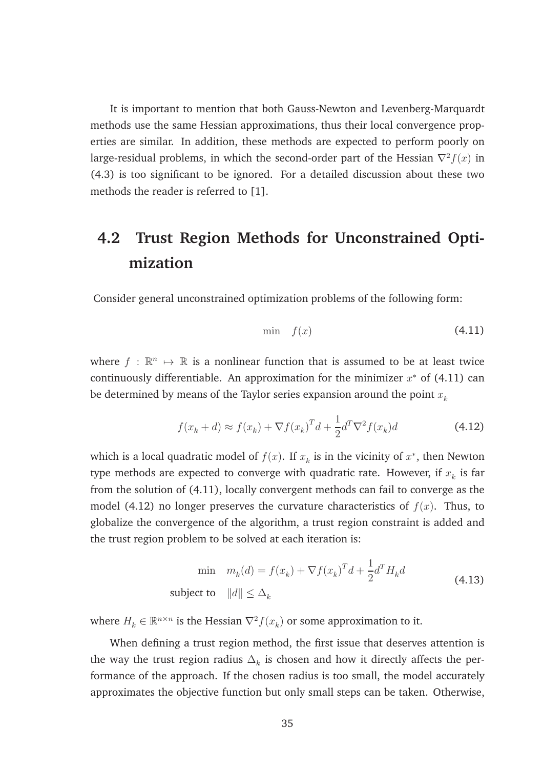It is important to mention that both Gauss-Newton and Levenberg-Marquardt methods use the same Hessian approximations, thus their local convergence properties are similar. In addition, these methods are expected to perform poorly on large-residual problems, in which the second-order part of the Hessian $\nabla^2 f(x)$ in (4.3) is too significant to be ignored. For a detailed discussion about these two methods the reader is referred to [1].

## 4.2 Trust Region Methods for Unconstrained Optimization

Consider general unconstrained optimization problems of the following form:

$$\min \quad f(x) \tag{4.11}$$

where $f : \mathbb{R}^n \mapsto \mathbb{R}$ is a nonlinear function that is assumed to be at least twice continuously differentiable. An approximation for the minimizer $x^*$ of (4.11) can be determined by means of the Taylor series expansion around the point $x_k$

$$f(x_k + d) \approx f(x_k) + \nabla f(x_k)^T d + \frac{1}{2} d^T \nabla^2 f(x_k) d \tag{4.12}$$

which is a local quadratic model of $f(x)$. If $x_k$ is in the vicinity of $x^*$, then Newton type methods are expected to converge with quadratic rate. However, if $x_k$ is far from the solution of (4.11), locally convergent methods can fail to converge as the model (4.12) no longer preserves the curvature characteristics of $f(x)$. Thus, to globalize the convergence of the algorithm, a trust region constraint is added and the trust region problem to be solved at each iteration is:

$$\begin{aligned} \min \quad & m_k(d) = f(x_k) + \nabla f(x_k)^T d + \frac{1}{2} d^T H_k d \\ \text{subject to} \quad & \|d\| \leq \Delta_k \end{aligned} \tag{4.13}$$

where $H_k \in \mathbb{R}^{n \times n}$ is the Hessian $\nabla^2 f(x_k)$ or some approximation to it.

When defining a trust region method, the first issue that deserves attention is the way the trust region radius $\Delta_k$ is chosen and how it directly affects the performance of the approach. If the chosen radius is too small, the model accurately approximates the objective function but only small steps can be taken. Otherwise,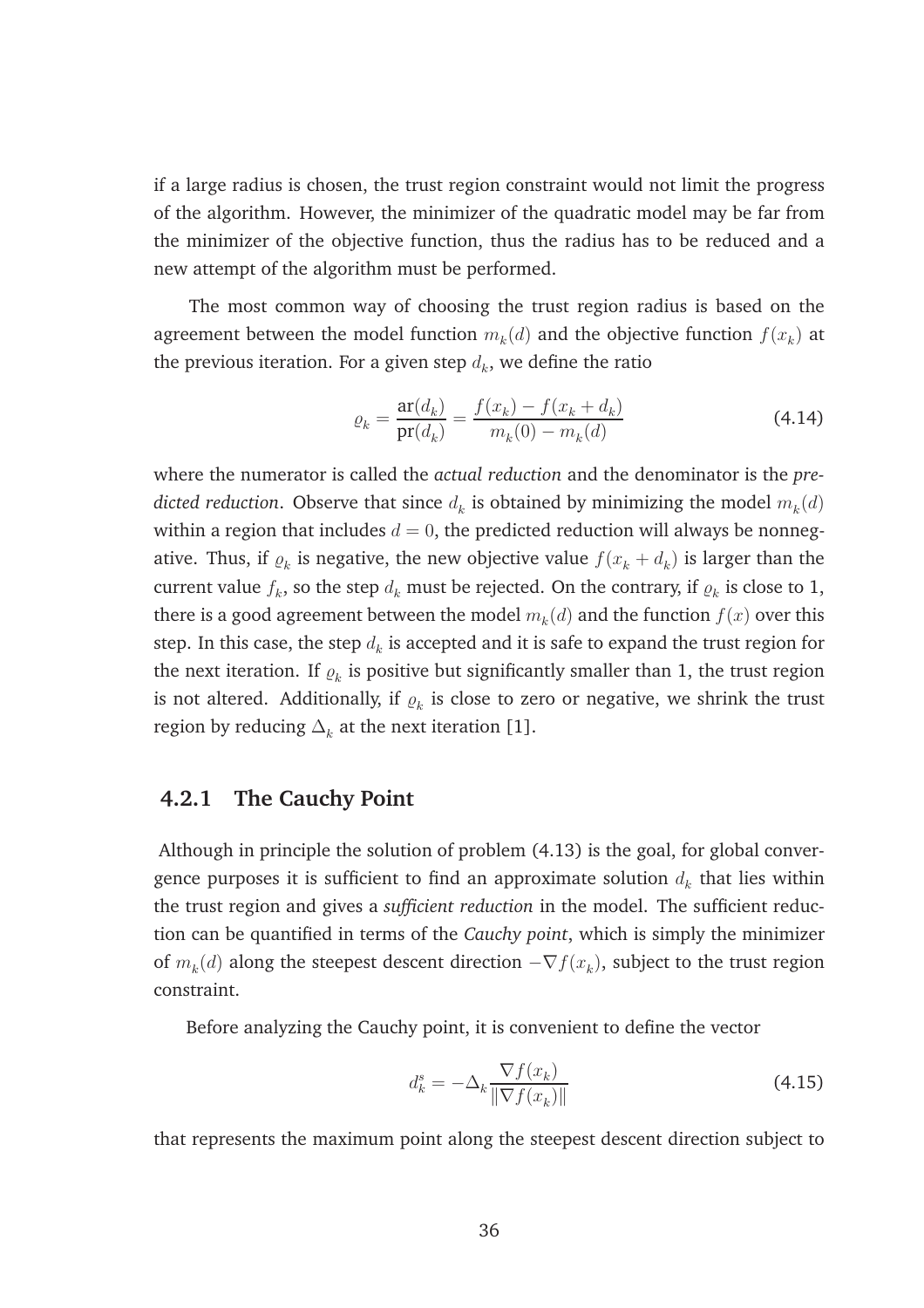if a large radius is chosen, the trust region constraint would not limit the progress of the algorithm. However, the minimizer of the quadratic model may be far from the minimizer of the objective function, thus the radius has to be reduced and a new attempt of the algorithm must be performed.

The most common way of choosing the trust region radius is based on the agreement between the model function $m_k(d)$ and the objective function $f(x_k)$ at the previous iteration. For a given step $d_k$, we define the ratio

$$\varrho_k = \frac{\text{ar}(d_k)}{\text{pr}(d_k)} = \frac{f(x_k) - f(x_k + d_k)}{m_k(0) - m_k(d)} \tag{4.14}$$

where the numerator is called the *actual reduction* and the denominator is the *predicted reduction*. Observe that since $d_k$ is obtained by minimizing the model $m_k(d)$ within a region that includes $d = 0$, the predicted reduction will always be nonnegative. Thus, if $\varrho_k$ is negative, the new objective value $f(x_k + d_k)$ is larger than the current value $f_k$, so the step $d_k$ must be rejected. On the contrary, if $\varrho_k$ is close to 1, there is a good agreement between the model $m_k(d)$ and the function $f(x)$ over this step. In this case, the step $d_k$ is accepted and it is safe to expand the trust region for the next iteration. If $\varrho_k$ is positive but significantly smaller than 1, the trust region is not altered. Additionally, if $\varrho_k$ is close to zero or negative, we shrink the trust region by reducing $\Delta_k$ at the next iteration [1].

### 4.2.1 The Cauchy Point

Although in principle the solution of problem (4.13) is the goal, for global convergence purposes it is sufficient to find an approximate solution $d_k$ that lies within the trust region and gives a *sufficient reduction* in the model. The sufficient reduction can be quantified in terms of the *Cauchy point*, which is simply the minimizer of $m_k(d)$ along the steepest descent direction $-\nabla f(x_k)$, subject to the trust region constraint.

Before analyzing the Cauchy point, it is convenient to define the vector

$$d_k^s = -\Delta_k \frac{\nabla f(x_k)}{\|\nabla f(x_k)\|} \tag{4.15}$$

that represents the maximum point along the steepest descent direction subject to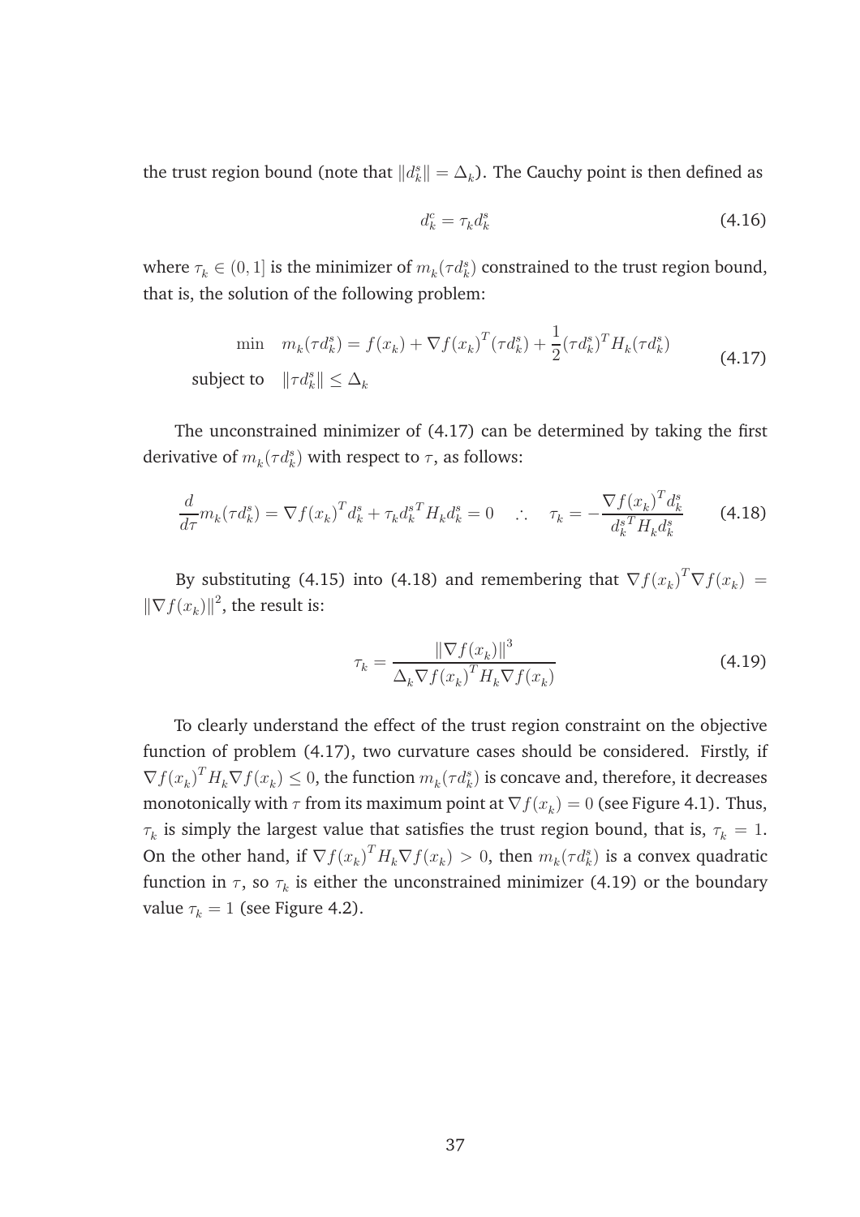the trust region bound (note that $\|d_k^s\| = \Delta_k$). The Cauchy point is then defined as

$$d_k^c = \tau_k d_k^s \tag{4.16}$$

where $\tau_k \in (0, 1]$ is the minimizer of $m_k(\tau d_k^s)$ constrained to the trust region bound, that is, the solution of the following problem:

$$\begin{aligned} \min \quad & m_k(\tau d_k^s) = f(x_k) + \nabla f(x_k)^T(\tau d_k^s) + \frac{1}{2}(\tau d_k^s)^T H_k(\tau d_k^s) \\ \text{subject to} \quad & \|\tau d_k^s\| \leq \Delta_k \end{aligned} \tag{4.17}$$

The unconstrained minimizer of (4.17) can be determined by taking the first derivative of $m_k(\tau d_k^s)$ with respect to $\tau$, as follows:

$$\frac{d}{d\tau} m_k(\tau d_k^s) = \nabla f(x_k)^T d_k^s + \tau_k d_k^{sT} H_k d_k^s = 0 \quad \therefore \quad \tau_k = -\frac{\nabla f(x_k)^T d_k^s}{d_k^{sT} H_k d_k^s} \tag{4.18}$$

By substituting (4.15) into (4.18) and remembering that $\nabla f(x_k)^T \nabla f(x_k) = \|\nabla f(x_k)\|^2$, the result is:

$$\tau_k = \frac{\|\nabla f(x_k)\|^3}{\Delta_k \nabla f(x_k)^T H_k \nabla f(x_k)} \tag{4.19}$$

To clearly understand the effect of the trust region constraint on the objective function of problem (4.17), two curvature cases should be considered. Firstly, if $\nabla f(x_k)^T H_k \nabla f(x_k) \leq 0$, the function $m_k(\tau d_k^s)$ is concave and, therefore, it decreases monotonically with $\tau$ from its maximum point at $\nabla f(x_k) = 0$ (see Figure 4.1). Thus, $\tau_k$ is simply the largest value that satisfies the trust region bound, that is, $\tau_k = 1$. On the other hand, if $\nabla f(x_k)^T H_k \nabla f(x_k) > 0$, then $m_k(\tau d_k^s)$ is a convex quadratic function in $\tau$, so $\tau_k$ is either the unconstrained minimizer (4.19) or the boundary value $\tau_k = 1$ (see Figure 4.2).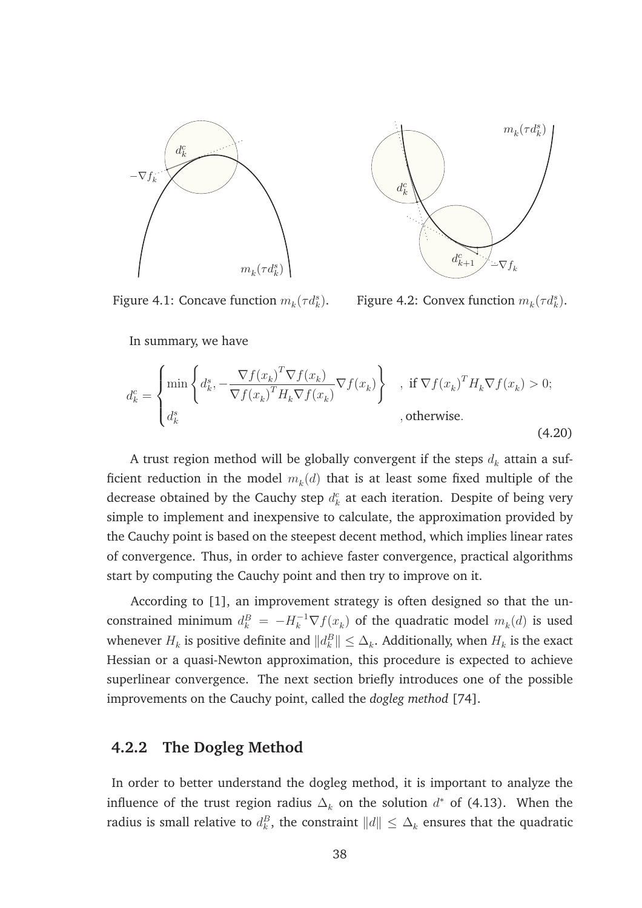Figure 4.1: Concave function $m_k(\tau d_k^s)$.

Figure 4.2: Convex function $m_k(\tau d_k^s)$.

In summary, we have

$$d_k^c = \begin{cases} \min\left\{ d_k^s, -\dfrac{\nabla f(x_k)^T \nabla f(x_k)}{\nabla f(x_k)^T H_k \nabla f(x_k)} \nabla f(x_k) \right\} & \text{, if } \nabla f(x_k)^T H_k \nabla f(x_k) > 0; \\ d_k^s & \text{, otherwise.} \end{cases} \tag{4.20}$$

A trust region method will be globally convergent if the steps $d_k$ attain a sufficient reduction in the model $m_k(d)$ that is at least some fixed multiple of the decrease obtained by the Cauchy step $d_k^c$ at each iteration. Despite of being very simple to implement and inexpensive to calculate, the approximation provided by the Cauchy point is based on the steepest decent method, which implies linear rates of convergence. Thus, in order to achieve faster convergence, practical algorithms start by computing the Cauchy point and then try to improve on it.

According to [1], an improvement strategy is often designed so that the unconstrained minimum $d_k^B = -H_k^{-1} \nabla f(x_k)$ of the quadratic model $m_k(d)$ is used whenever $H_k$ is positive definite and $\|d_k^B\| \leq \Delta_k$. Additionally, when $H_k$ is the exact Hessian or a quasi-Newton approximation, this procedure is expected to achieve superlinear convergence. The next section briefly introduces one of the possible improvements on the Cauchy point, called the *dogleg method* [74].

### 4.2.2 The Dogleg Method

In order to better understand the dogleg method, it is important to analyze the influence of the trust region radius $\Delta_k$ on the solution $d^*$ of (4.13). When the radius is small relative to $d_k^B$, the constraint $\|d\| \leq \Delta_k$ ensures that the quadratic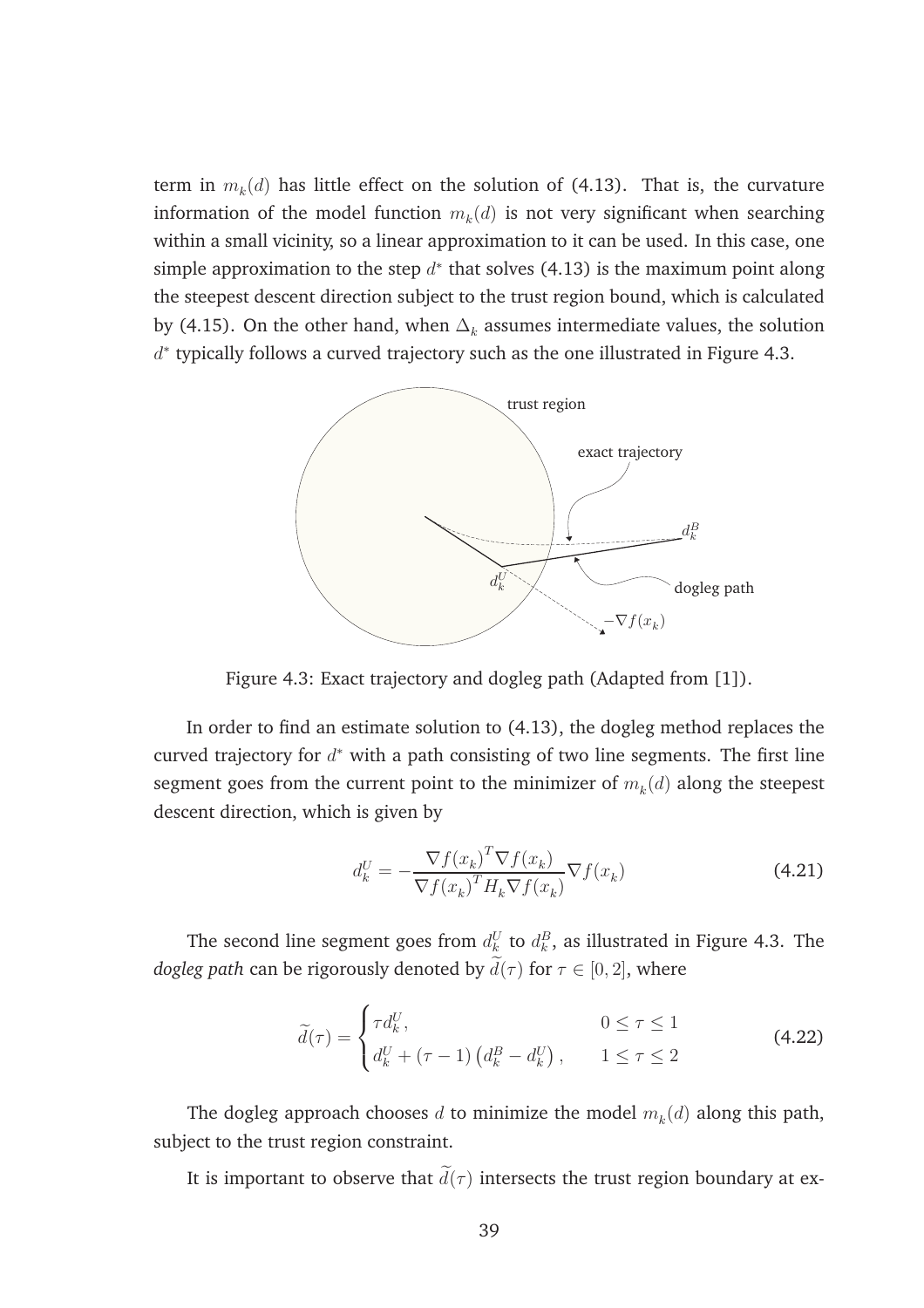term in $m_k(d)$ has little effect on the solution of (4.13). That is, the curvature information of the model function $m_k(d)$ is not very significant when searching within a small vicinity, so a linear approximation to it can be used. In this case, one simple approximation to the step $d^*$ that solves (4.13) is the maximum point along the steepest descent direction subject to the trust region bound, which is calculated by (4.15). On the other hand, when $\Delta_k$ assumes intermediate values, the solution $d^*$ typically follows a curved trajectory such as the one illustrated in Figure 4.3.

Figure 4.3: Exact trajectory and dogleg path (Adapted from [1]).

In order to find an estimate solution to (4.13), the dogleg method replaces the curved trajectory for $d^*$ with a path consisting of two line segments. The first line segment goes from the current point to the minimizer of $m_k(d)$ along the steepest descent direction, which is given by

$$d_k^U = -\frac{\nabla f(x_k)^T \nabla f(x_k)}{\nabla f(x_k)^T H_k \nabla f(x_k)} \nabla f(x_k) \tag{4.21}$$

The second line segment goes from $d_k^U$ to $d_k^B$, as illustrated in Figure 4.3. The *dogleg path* can be rigorously denoted by $\widetilde{d}(\tau)$ for $\tau \in [0, 2]$, where

$$\widetilde{d}(\tau) = \begin{cases} \tau d_k^U, & 0 \le \tau \le 1 \\ d_k^U + (\tau - 1)\left(d_k^B - d_k^U\right), & 1 \le \tau \le 2 \end{cases} \tag{4.22}$$

The dogleg approach chooses $d$ to minimize the model $m_k(d)$ along this path, subject to the trust region constraint.

It is important to observe that $\widetilde{d}(\tau)$ intersects the trust region boundary at ex-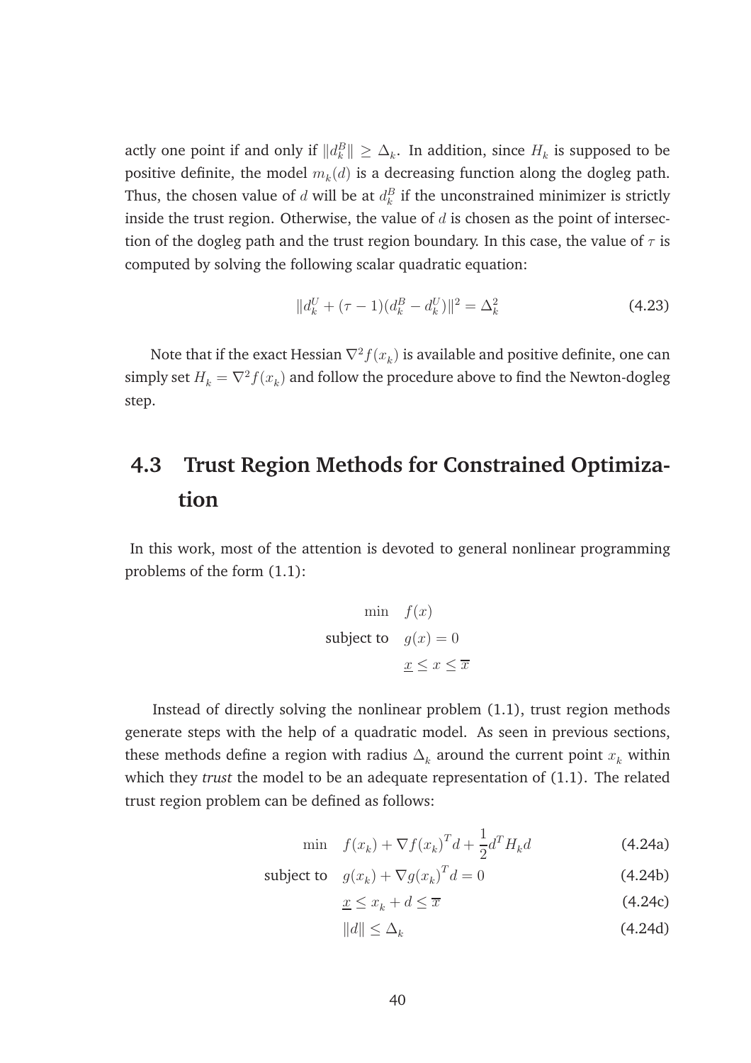actly one point if and only if $\|d_k^B\| \geq \Delta_k$. In addition, since $H_k$ is supposed to be positive definite, the model $m_k(d)$ is a decreasing function along the dogleg path. Thus, the chosen value of $d$ will be at $d_k^B$ if the unconstrained minimizer is strictly inside the trust region. Otherwise, the value of $d$ is chosen as the point of intersection of the dogleg path and the trust region boundary. In this case, the value of $\tau$ is computed by solving the following scalar quadratic equation:

$$\|d_k^U + (\tau - 1)(d_k^B - d_k^U)\|^2 = \Delta_k^2 \tag{4.23}$$

Note that if the exact Hessian $\nabla^2 f(x_k)$ is available and positive definite, one can simply set $H_k = \nabla^2 f(x_k)$ and follow the procedure above to find the Newton-dogleg step.

## 4.3 Trust Region Methods for Constrained Optimization

In this work, most of the attention is devoted to general nonlinear programming problems of the form (1.1):

$$\begin{aligned} \min \quad & f(x) \\ \text{subject to} \quad & g(x) = 0 \\ & \underline{x} \leq x \leq \overline{x} \end{aligned}$$

Instead of directly solving the nonlinear problem (1.1), trust region methods generate steps with the help of a quadratic model. As seen in previous sections, these methods define a region with radius $\Delta_k$ around the current point $x_k$ within which they *trust* the model to be an adequate representation of (1.1). The related trust region problem can be defined as follows:

$$\min \quad f(x_k) + \nabla f(x_k)^T d + \frac{1}{2} d^T H_k d \tag{4.24a}$$

$$\text{subject to} \quad g(x_k) + \nabla g(x_k)^T d = 0 \tag{4.24b}$$

$$\underline{x} \leq x_k + d \leq \overline{x} \tag{4.24c}$$

$$\|d\| \leq \Delta_k \tag{4.24d}$$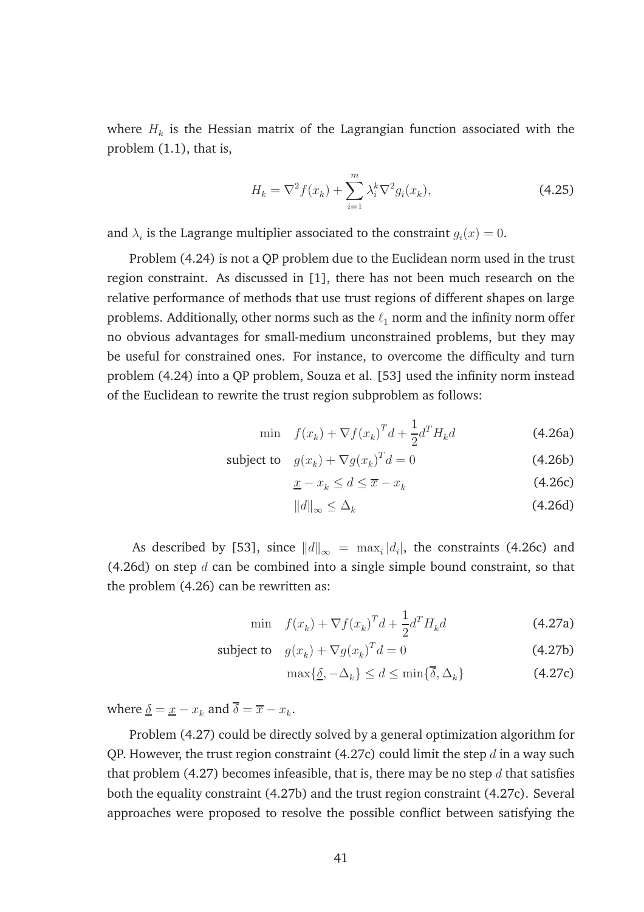where $H_k$ is the Hessian matrix of the Lagrangian function associated with the problem (1.1), that is,

$$H_k = \nabla^2 f(x_k) + \sum_{i=1}^{m} \lambda_i^k \nabla^2 g_i(x_k), \tag{4.25}$$

and $\lambda_i$ is the Lagrange multiplier associated to the constraint $g_i(x) = 0$.

Problem (4.24) is not a QP problem due to the Euclidean norm used in the trust region constraint. As discussed in [1], there has not been much research on the relative performance of methods that use trust regions of different shapes on large problems. Additionally, other norms such as the $\ell_1$ norm and the infinity norm offer no obvious advantages for small-medium unconstrained problems, but they may be useful for constrained ones. For instance, to overcome the difficulty and turn problem (4.24) into a QP problem, Souza et al. [53] used the infinity norm instead of the Euclidean to rewrite the trust region subproblem as follows:

$$\min \quad f(x_k) + \nabla f(x_k)^T d + \frac{1}{2} d^T H_k d \tag{4.26a}$$

$$\text{subject to} \quad g(x_k) + \nabla g(x_k)^T d = 0 \tag{4.26b}$$

$$\underline{x} - x_k \leq d \leq \overline{x} - x_k \tag{4.26c}$$

$$\|d\|_\infty \leq \Delta_k \tag{4.26d}$$

As described by [53], since $\|d\|_\infty = \max_i |d_i|$, the constraints (4.26c) and (4.26d) on step $d$ can be combined into a single simple bound constraint, so that the problem (4.26) can be rewritten as:

$$\min \quad f(x_k) + \nabla f(x_k)^T d + \frac{1}{2} d^T H_k d \tag{4.27a}$$

$$\text{subject to} \quad g(x_k) + \nabla g(x_k)^T d = 0 \tag{4.27b}$$

$$\max\{\underline{\delta}, -\Delta_k\} \leq d \leq \min\{\overline{\delta}, \Delta_k\} \tag{4.27c}$$

where $\underline{\delta} = \underline{x} - x_k$ and $\overline{\delta} = \overline{x} - x_k$.

Problem (4.27) could be directly solved by a general optimization algorithm for QP. However, the trust region constraint (4.27c) could limit the step $d$ in a way such that problem (4.27) becomes infeasible, that is, there may be no step $d$ that satisfies both the equality constraint (4.27b) and the trust region constraint (4.27c). Several approaches were proposed to resolve the possible conflict between satisfying the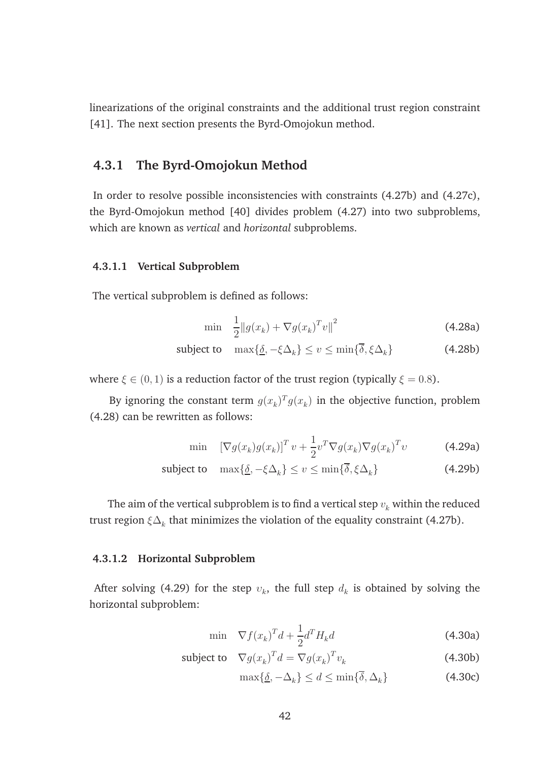linearizations of the original constraints and the additional trust region constraint [41]. The next section presents the Byrd-Omojokun method.

### 4.3.1 The Byrd-Omojokun Method

In order to resolve possible inconsistencies with constraints (4.27b) and (4.27c), the Byrd-Omojokun method [40] divides problem (4.27) into two subproblems, which are known as *vertical* and *horizontal* subproblems.

#### 4.3.1.1 Vertical Subproblem

The vertical subproblem is defined as follows:

$$\min \quad \frac{1}{2}\|g(x_k) + \nabla g(x_k)^T v\|^2 \tag{4.28a}$$

$$\text{subject to} \quad \max\{\underline{\delta}, -\xi\Delta_k\} \leq v \leq \min\{\overline{\delta}, \xi\Delta_k\} \tag{4.28b}$$

where $\xi \in (0, 1)$ is a reduction factor of the trust region (typically $\xi = 0.8$).

By ignoring the constant term $g(x_k)^T g(x_k)$ in the objective function, problem (4.28) can be rewritten as follows:

$$\min \quad [\nabla g(x_k) g(x_k)]^T v + \frac{1}{2} v^T \nabla g(x_k) \nabla g(x_k)^T v \tag{4.29a}$$

$$\text{subject to} \quad \max\{\underline{\delta}, -\xi\Delta_k\} \leq v \leq \min\{\overline{\delta}, \xi\Delta_k\} \tag{4.29b}$$

The aim of the vertical subproblem is to find a vertical step $v_k$ within the reduced trust region $\xi\Delta_k$ that minimizes the violation of the equality constraint (4.27b).

#### 4.3.1.2 Horizontal Subproblem

After solving (4.29) for the step $v_k$, the full step $d_k$ is obtained by solving the horizontal subproblem:

$$\min \quad \nabla f(x_k)^T d + \frac{1}{2} d^T H_k d \tag{4.30a}$$

$$\text{subject to} \quad \nabla g(x_k)^T d = \nabla g(x_k)^T v_k \tag{4.30b}$$

$$\max\{\underline{\delta}, -\Delta_k\} \leq d \leq \min\{\overline{\delta}, \Delta_k\} \tag{4.30c}$$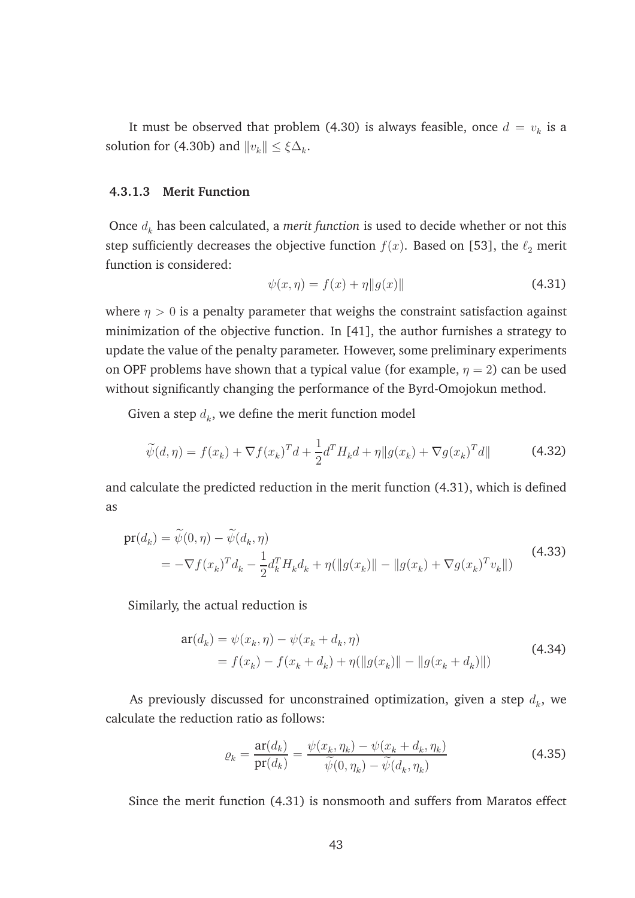It must be observed that problem (4.30) is always feasible, once $d = v_k$ is a solution for (4.30b) and $\|v_k\| \leq \xi \Delta_k$.

#### 4.3.1.3 Merit Function

Once $d_k$ has been calculated, a *merit function* is used to decide whether or not this step sufficiently decreases the objective function $f(x)$. Based on [53], the $\ell_2$ merit function is considered:

$$\psi(x, \eta) = f(x) + \eta \|g(x)\| \tag{4.31}$$

where $\eta > 0$ is a penalty parameter that weighs the constraint satisfaction against minimization of the objective function. In [41], the author furnishes a strategy to update the value of the penalty parameter. However, some preliminary experiments on OPF problems have shown that a typical value (for example, $\eta = 2$) can be used without significantly changing the performance of the Byrd-Omojokun method.

Given a step $d_k$, we define the merit function model

$$\widetilde{\psi}(d, \eta) = f(x_k) + \nabla f(x_k)^T d + \frac{1}{2} d^T H_k d + \eta \|g(x_k) + \nabla g(x_k)^T d\| \tag{4.32}$$

and calculate the predicted reduction in the merit function (4.31), which is defined as

$$\begin{aligned}
\text{pr}(d_k) &= \widetilde{\psi}(0, \eta) - \widetilde{\psi}(d_k, \eta) \\
&= -\nabla f(x_k)^T d_k - \frac{1}{2} d_k^T H_k d_k + \eta (\|g(x_k)\| - \|g(x_k) + \nabla g(x_k)^T v_k\|)
\end{aligned} \tag{4.33}$$

Similarly, the actual reduction is

$$\begin{aligned}
\text{ar}(d_k) &= \psi(x_k, \eta) - \psi(x_k + d_k, \eta) \\
&= f(x_k) - f(x_k + d_k) + \eta (\|g(x_k)\| - \|g(x_k + d_k)\|)
\end{aligned} \tag{4.34}$$

As previously discussed for unconstrained optimization, given a step $d_k$, we calculate the reduction ratio as follows:

$$\varrho_k = \frac{\text{ar}(d_k)}{\text{pr}(d_k)} = \frac{\psi(x_k, \eta_k) - \psi(x_k + d_k, \eta_k)}{\widetilde{\psi}(0, \eta_k) - \widetilde{\psi}(d_k, \eta_k)} \tag{4.35}$$

Since the merit function (4.31) is nonsmooth and suffers from Maratos effect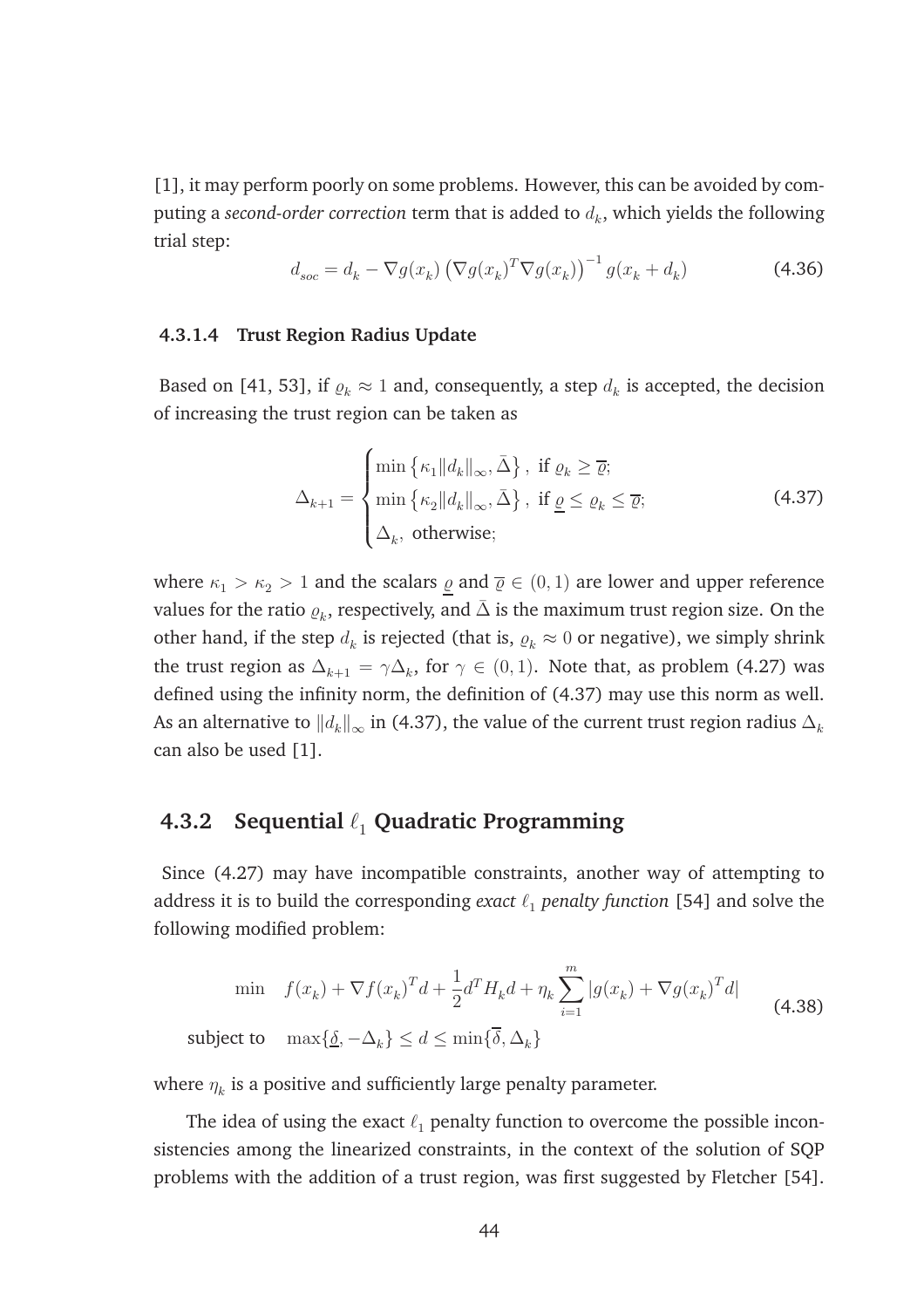[1], it may perform poorly on some problems. However, this can be avoided by computing a *second-order correction* term that is added to $d_k$, which yields the following trial step:

$$d_{soc} = d_k - \nabla g(x_k) \left(\nabla g(x_k)^T \nabla g(x_k)\right)^{-1} g(x_k + d_k) \tag{4.36}$$

#### 4.3.1.4 Trust Region Radius Update

Based on [41, 53], if $\varrho_k \approx 1$ and, consequently, a step $d_k$ is accepted, the decision of increasing the trust region can be taken as

$$\Delta_{k+1} = \begin{cases} \min\left\{\kappa_1 \|d_k\|_\infty, \bar{\Delta}\right\}, \text{ if } \varrho_k \geq \overline{\varrho}; \\ \min\left\{\kappa_2 \|d_k\|_\infty, \bar{\Delta}\right\}, \text{ if } \underline{\varrho} \leq \varrho_k \leq \overline{\varrho}; \\ \Delta_k, \text{ otherwise}; \end{cases} \tag{4.37}$$

where $\kappa_1 > \kappa_2 > 1$ and the scalars $\underline{\varrho}$ and $\overline{\varrho} \in (0, 1)$ are lower and upper reference values for the ratio $\varrho_k$, respectively, and $\bar{\Delta}$ is the maximum trust region size. On the other hand, if the step $d_k$ is rejected (that is, $\varrho_k \approx 0$ or negative), we simply shrink the trust region as $\Delta_{k+1} = \gamma \Delta_k$, for $\gamma \in (0, 1)$. Note that, as problem (4.27) was defined using the infinity norm, the definition of (4.37) may use this norm as well. As an alternative to $\|d_k\|_\infty$ in (4.37), the value of the current trust region radius $\Delta_k$ can also be used [1].

### 4.3.2 Sequential $\ell_1$ Quadratic Programming

Since (4.27) may have incompatible constraints, another way of attempting to address it is to build the corresponding *exact $\ell_1$ penalty function* [54] and solve the following modified problem:

$$\begin{aligned} \min \quad & f(x_k) + \nabla f(x_k)^T d + \frac{1}{2} d^T H_k d + \eta_k \sum_{i=1}^{m} |g(x_k) + \nabla g(x_k)^T d| \\ \text{subject to} \quad & \max\{\underline{\delta}, -\Delta_k\} \leq d \leq \min\{\overline{\delta}, \Delta_k\} \end{aligned} \tag{4.38}$$

where $\eta_k$ is a positive and sufficiently large penalty parameter.

The idea of using the exact $\ell_1$ penalty function to overcome the possible inconsistencies among the linearized constraints, in the context of the solution of SQP problems with the addition of a trust region, was first suggested by Fletcher [54].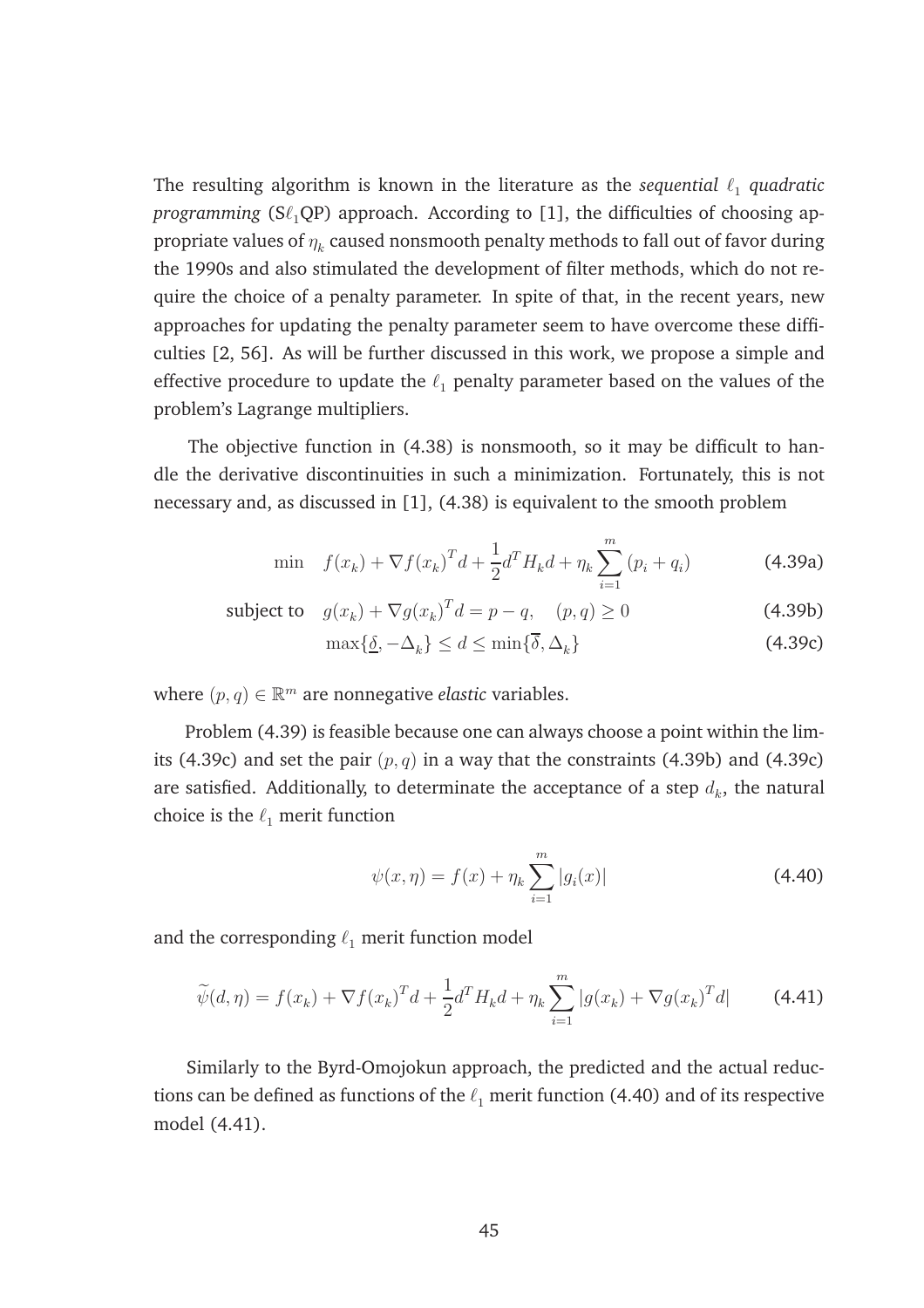The resulting algorithm is known in the literature as the *sequential $\ell_1$ quadratic programming* (S$\ell_1$QP) approach. According to [1], the difficulties of choosing appropriate values of $\eta_k$ caused nonsmooth penalty methods to fall out of favor during the 1990s and also stimulated the development of filter methods, which do not require the choice of a penalty parameter. In spite of that, in the recent years, new approaches for updating the penalty parameter seem to have overcome these difficulties [2, 56]. As will be further discussed in this work, we propose a simple and effective procedure to update the $\ell_1$ penalty parameter based on the values of the problem's Lagrange multipliers.

The objective function in (4.38) is nonsmooth, so it may be difficult to handle the derivative discontinuities in such a minimization. Fortunately, this is not necessary and, as discussed in [1], (4.38) is equivalent to the smooth problem

$$\min \quad f(x_k) + \nabla f(x_k)^T d + \frac{1}{2} d^T H_k d + \eta_k \sum_{i=1}^{m} (p_i + q_i) \tag{4.39a}$$

$$\text{subject to} \quad g(x_k) + \nabla g(x_k)^T d = p - q, \quad (p, q) \geq 0 \tag{4.39b}$$

$$\max\{\underline{\delta}, -\Delta_k\} \leq d \leq \min\{\overline{\delta}, \Delta_k\} \tag{4.39c}$$

where $(p, q) \in \mathbb{R}^m$ are nonnegative *elastic* variables.

Problem (4.39) is feasible because one can always choose a point within the limits (4.39c) and set the pair $(p, q)$ in a way that the constraints (4.39b) and (4.39c) are satisfied. Additionally, to determinate the acceptance of a step $d_k$, the natural choice is the $\ell_1$ merit function

$$\psi(x, \eta) = f(x) + \eta_k \sum_{i=1}^{m} |g_i(x)| \tag{4.40}$$

and the corresponding $\ell_1$ merit function model

$$\widetilde{\psi}(d, \eta) = f(x_k) + \nabla f(x_k)^T d + \frac{1}{2} d^T H_k d + \eta_k \sum_{i=1}^{m} |g(x_k) + \nabla g(x_k)^T d| \tag{4.41}$$

Similarly to the Byrd-Omojokun approach, the predicted and the actual reductions can be defined as functions of the $\ell_1$ merit function (4.40) and of its respective model (4.41).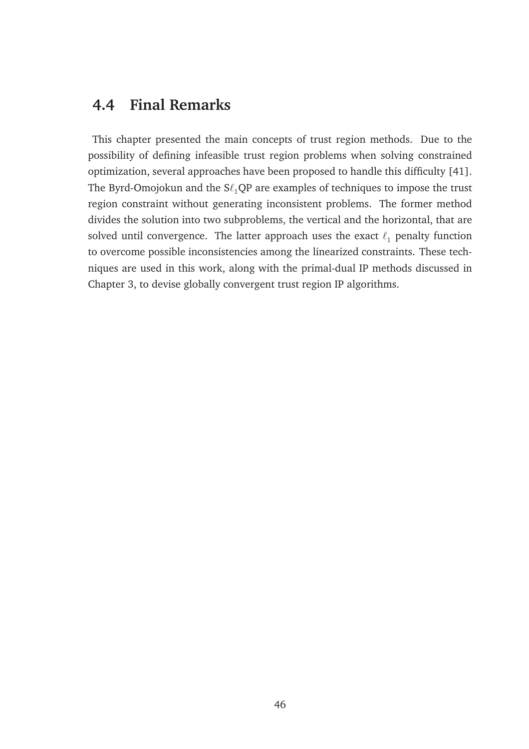## 4.4 Final Remarks

This chapter presented the main concepts of trust region methods. Due to the possibility of defining infeasible trust region problems when solving constrained optimization, several approaches have been proposed to handle this difficulty [41]. The Byrd-Omojokun and the S$\ell_1$QP are examples of techniques to impose the trust region constraint without generating inconsistent problems. The former method divides the solution into two subproblems, the vertical and the horizontal, that are solved until convergence. The latter approach uses the exact $\ell_1$ penalty function to overcome possible inconsistencies among the linearized constraints. These techniques are used in this work, along with the primal-dual IP methods discussed in Chapter 3, to devise globally convergent trust region IP algorithms.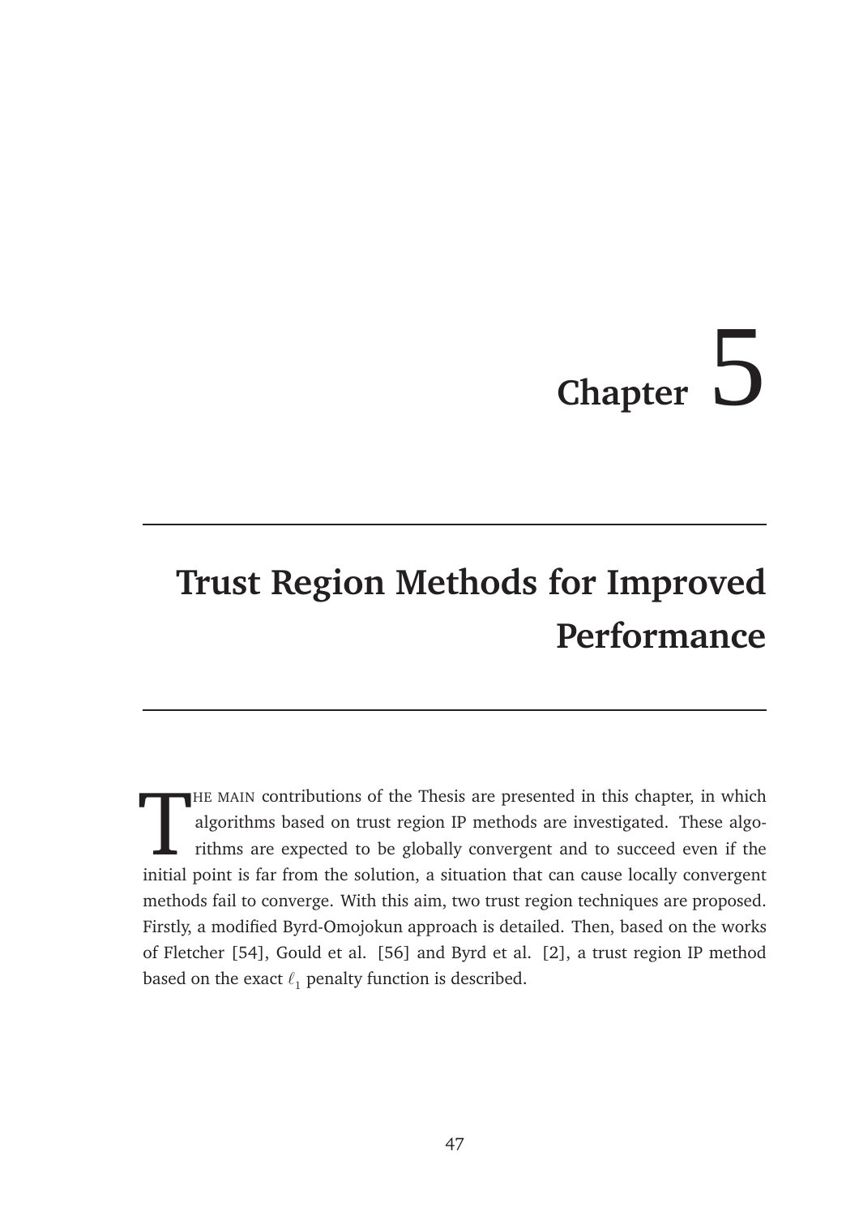# Chapter 5

## Trust Region Methods for Improved Performance

THE MAIN contributions of the Thesis are presented in this chapter, in which algorithms based on trust region IP methods are investigated. These algorithms are expected to be globally convergent and to succeed even if the initial point is far from the solution, a situation that can cause locally convergent methods fail to converge. With this aim, two trust region techniques are proposed. Firstly, a modified Byrd-Omojokun approach is detailed. Then, based on the works of Fletcher [54], Gould et al. [56] and Byrd et al. [2], a trust region IP method based on the exact $\ell_1$ penalty function is described.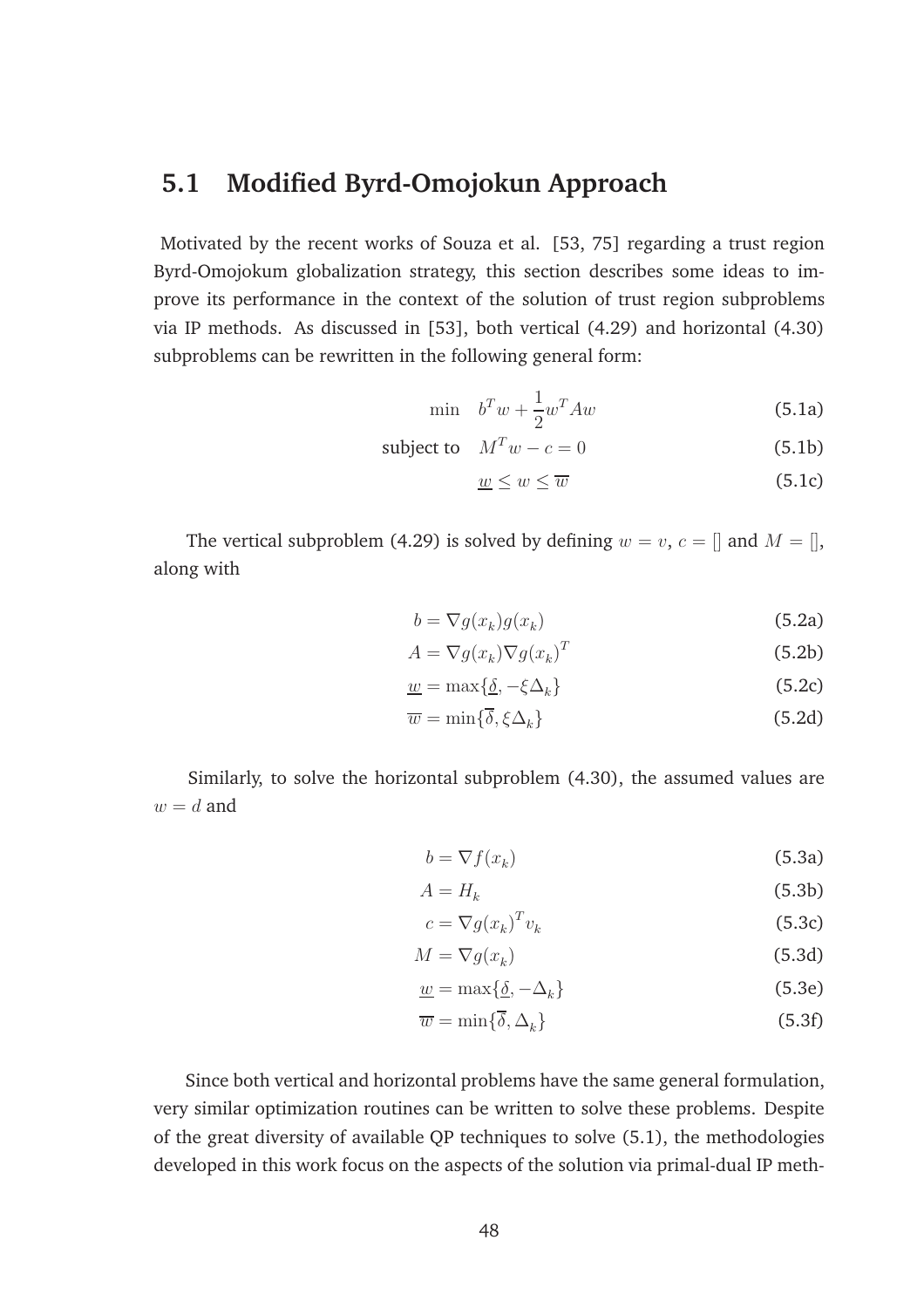## 5.1 Modified Byrd-Omojokun Approach

Motivated by the recent works of Souza et al. [53, 75] regarding a trust region Byrd-Omojokum globalization strategy, this section describes some ideas to improve its performance in the context of the solution of trust region subproblems via IP methods. As discussed in [53], both vertical (4.29) and horizontal (4.30) subproblems can be rewritten in the following general form:

$$
\begin{aligned}
\min \quad & b^T w + \frac{1}{2} w^T A w && (5.1a) \\
\text{subject to} \quad & M^T w - c = 0 && (5.1b) \\
& \underline{w} \leq w \leq \overline{w} && (5.1c)
\end{aligned}
$$

The vertical subproblem (4.29) is solved by defining $w = v$, $c = []$ and $M = []$, along with

$$
\begin{aligned}
b &= \nabla g(x_k) g(x_k) && (5.2a) \\
A &= \nabla g(x_k) \nabla g(x_k)^T && (5.2b) \\
\underline{w} &= \max\{\underline{\delta}, -\xi \Delta_k\} && (5.2c) \\
\overline{w} &= \min\{\overline{\delta}, \xi \Delta_k\} && (5.2d)
\end{aligned}
$$

Similarly, to solve the horizontal subproblem (4.30), the assumed values are $w = d$ and

$$
\begin{aligned}
b &= \nabla f(x_k) && (5.3a) \\
A &= H_k && (5.3b) \\
c &= \nabla g(x_k)^T v_k && (5.3c) \\
M &= \nabla g(x_k) && (5.3d) \\
\underline{w} &= \max\{\underline{\delta}, -\Delta_k\} && (5.3e) \\
\overline{w} &= \min\{\overline{\delta}, \Delta_k\} && (5.3f)
\end{aligned}
$$

Since both vertical and horizontal problems have the same general formulation, very similar optimization routines can be written to solve these problems. Despite of the great diversity of available QP techniques to solve (5.1), the methodologies developed in this work focus on the aspects of the solution via primal-dual IP meth-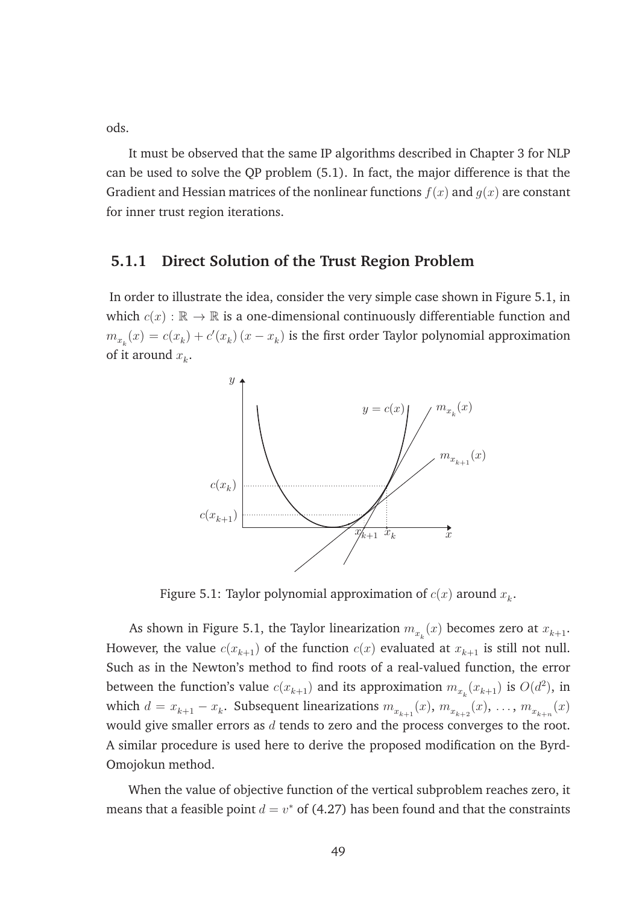ods.

It must be observed that the same IP algorithms described in Chapter 3 for NLP can be used to solve the QP problem (5.1). In fact, the major difference is that the Gradient and Hessian matrices of the nonlinear functions $f(x)$ and $g(x)$ are constant for inner trust region iterations.

### 5.1.1 Direct Solution of the Trust Region Problem

In order to illustrate the idea, consider the very simple case shown in Figure 5.1, in which $c(x) : \mathbb{R} \to \mathbb{R}$ is a one-dimensional continuously differentiable function and $m_{x_k}(x) = c(x_k) + c'(x_k)(x - x_k)$ is the first order Taylor polynomial approximation of it around $x_k$.

Figure 5.1: Taylor polynomial approximation of $c(x)$ around $x_k$.

As shown in Figure 5.1, the Taylor linearization $m_{x_k}(x)$ becomes zero at $x_{k+1}$. However, the value $c(x_{k+1})$ of the function $c(x)$ evaluated at $x_{k+1}$ is still not null. Such as in the Newton's method to find roots of a real-valued function, the error between the function's value $c(x_{k+1})$ and its approximation $m_{x_k}(x_{k+1})$ is $O(d^2)$, in which $d = x_{k+1} - x_k$. Subsequent linearizations $m_{x_{k+1}}(x)$, $m_{x_{k+2}}(x)$, $\ldots$, $m_{x_{k+n}}(x)$ would give smaller errors as $d$ tends to zero and the process converges to the root. A similar procedure is used here to derive the proposed modification on the Byrd-Omojokun method.

When the value of objective function of the vertical subproblem reaches zero, it means that a feasible point $d = v^*$ of (4.27) has been found and that the constraints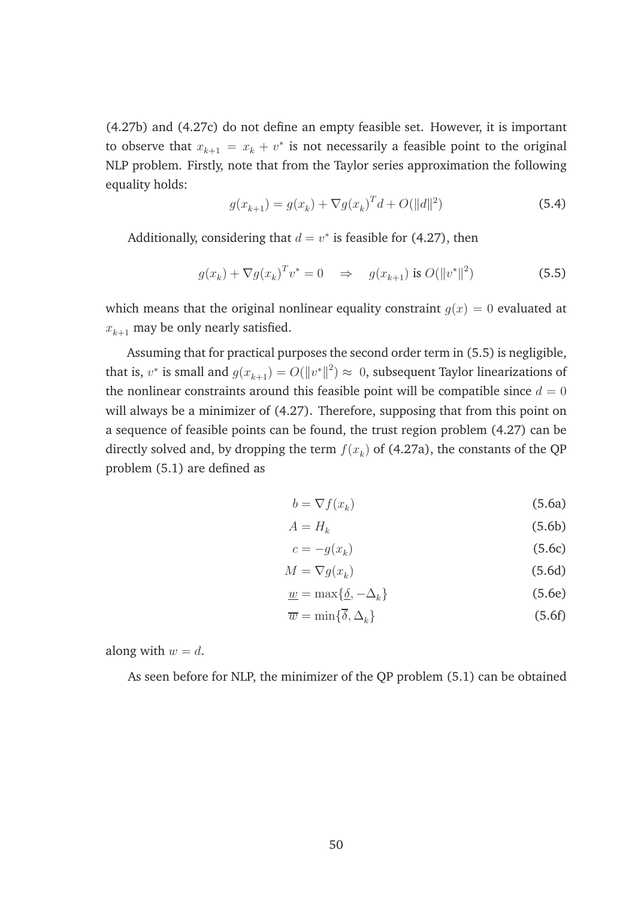(4.27b) and (4.27c) do not define an empty feasible set. However, it is important to observe that $x_{k+1} = x_k + v^*$ is not necessarily a feasible point to the original NLP problem. Firstly, note that from the Taylor series approximation the following equality holds:

$$g(x_{k+1}) = g(x_k) + \nabla g(x_k)^T d + O(\|d\|^2) \tag{5.4}$$

Additionally, considering that $d = v^*$ is feasible for (4.27), then

$$g(x_k) + \nabla g(x_k)^T v^* = 0 \quad \Rightarrow \quad g(x_{k+1}) \text{ is } O(\|v^*\|^2) \tag{5.5}$$

which means that the original nonlinear equality constraint $g(x) = 0$ evaluated at $x_{k+1}$ may be only nearly satisfied.

Assuming that for practical purposes the second order term in (5.5) is negligible, that is, $v^*$ is small and $g(x_{k+1}) = O(\|v^*\|^2) \approx 0$, subsequent Taylor linearizations of the nonlinear constraints around this feasible point will be compatible since $d = 0$ will always be a minimizer of (4.27). Therefore, supposing that from this point on a sequence of feasible points can be found, the trust region problem (4.27) can be directly solved and, by dropping the term $f(x_k)$ of (4.27a), the constants of the QP problem (5.1) are defined as

$$b = \nabla f(x_k) \tag{5.6a}$$

$$A = H_k \tag{5.6b}$$

$$c = -g(x_k) \tag{5.6c}$$

$$M = \nabla g(x_k) \tag{5.6d}$$

$$\underline{w} = \max\{\underline{\delta}, -\Delta_k\} \tag{5.6e}$$

$$\overline{w} = \min\{\overline{\delta}, \Delta_k\} \tag{5.6f}$$

along with $w = d$.

As seen before for NLP, the minimizer of the QP problem (5.1) can be obtained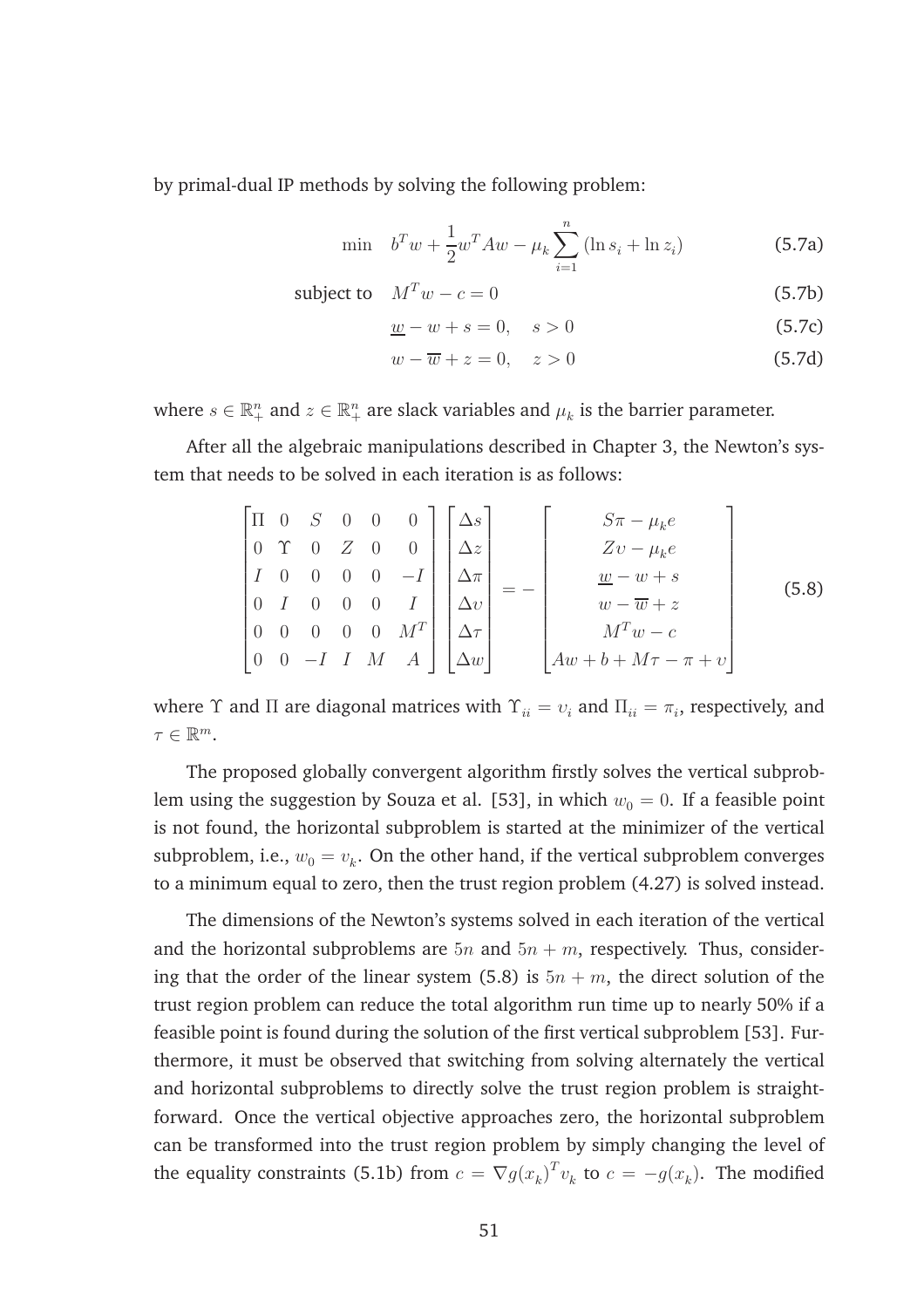by primal-dual IP methods by solving the following problem:

$$
\begin{aligned}
\min \quad & b^T w + \frac{1}{2} w^T A w - \mu_k \sum_{i=1}^{n} (\ln s_i + \ln z_i) && \text{(5.7a)} \\
\text{subject to} \quad & M^T w - c = 0 && \text{(5.7b)} \\
& \underline{w} - w + s = 0, \quad s > 0 && \text{(5.7c)} \\
& w - \overline{w} + z = 0, \quad z > 0 && \text{(5.7d)}
\end{aligned}
$$

where $s \in \mathbb{R}^n_+$ and $z \in \mathbb{R}^n_+$ are slack variables and $\mu_k$ is the barrier parameter.

After all the algebraic manipulations described in Chapter 3, the Newton's system that needs to be solved in each iteration is as follows:

$$
\begin{bmatrix}
\Pi & 0 & S & 0 & 0 & 0 \\
0 & \Upsilon & 0 & Z & 0 & 0 \\
I & 0 & 0 & 0 & 0 & -I \\
0 & I & 0 & 0 & 0 & I \\
0 & 0 & 0 & 0 & 0 & M^T \\
0 & 0 & -I & I & M & A
\end{bmatrix}
\begin{bmatrix}
\Delta s \\ \Delta z \\ \Delta \pi \\ \Delta \upsilon \\ \Delta \tau \\ \Delta w
\end{bmatrix}
= -
\begin{bmatrix}
S\pi - \mu_k e \\
Z\upsilon - \mu_k e \\
\underline{w} - w + s \\
w - \overline{w} + z \\
M^T w - c \\
Aw + b + M\tau - \pi + \upsilon
\end{bmatrix}
\tag{5.8}
$$

where $\Upsilon$ and $\Pi$ are diagonal matrices with $\Upsilon_{ii} = \upsilon_i$ and $\Pi_{ii} = \pi_i$, respectively, and $\tau \in \mathbb{R}^m$.

The proposed globally convergent algorithm firstly solves the vertical subproblem using the suggestion by Souza et al. [53], in which $w_0 = 0$. If a feasible point is not found, the horizontal subproblem is started at the minimizer of the vertical subproblem, i.e., $w_0 = v_k$. On the other hand, if the vertical subproblem converges to a minimum equal to zero, then the trust region problem (4.27) is solved instead.

The dimensions of the Newton's systems solved in each iteration of the vertical and the horizontal subproblems are $5n$ and $5n + m$, respectively. Thus, considering that the order of the linear system (5.8) is $5n + m$, the direct solution of the trust region problem can reduce the total algorithm run time up to nearly 50% if a feasible point is found during the solution of the first vertical subproblem [53]. Furthermore, it must be observed that switching from solving alternately the vertical and horizontal subproblems to directly solve the trust region problem is straightforward. Once the vertical objective approaches zero, the horizontal subproblem can be transformed into the trust region problem by simply changing the level of the equality constraints (5.1b) from $c = \nabla g(x_k)^T v_k$ to $c = -g(x_k)$. The modified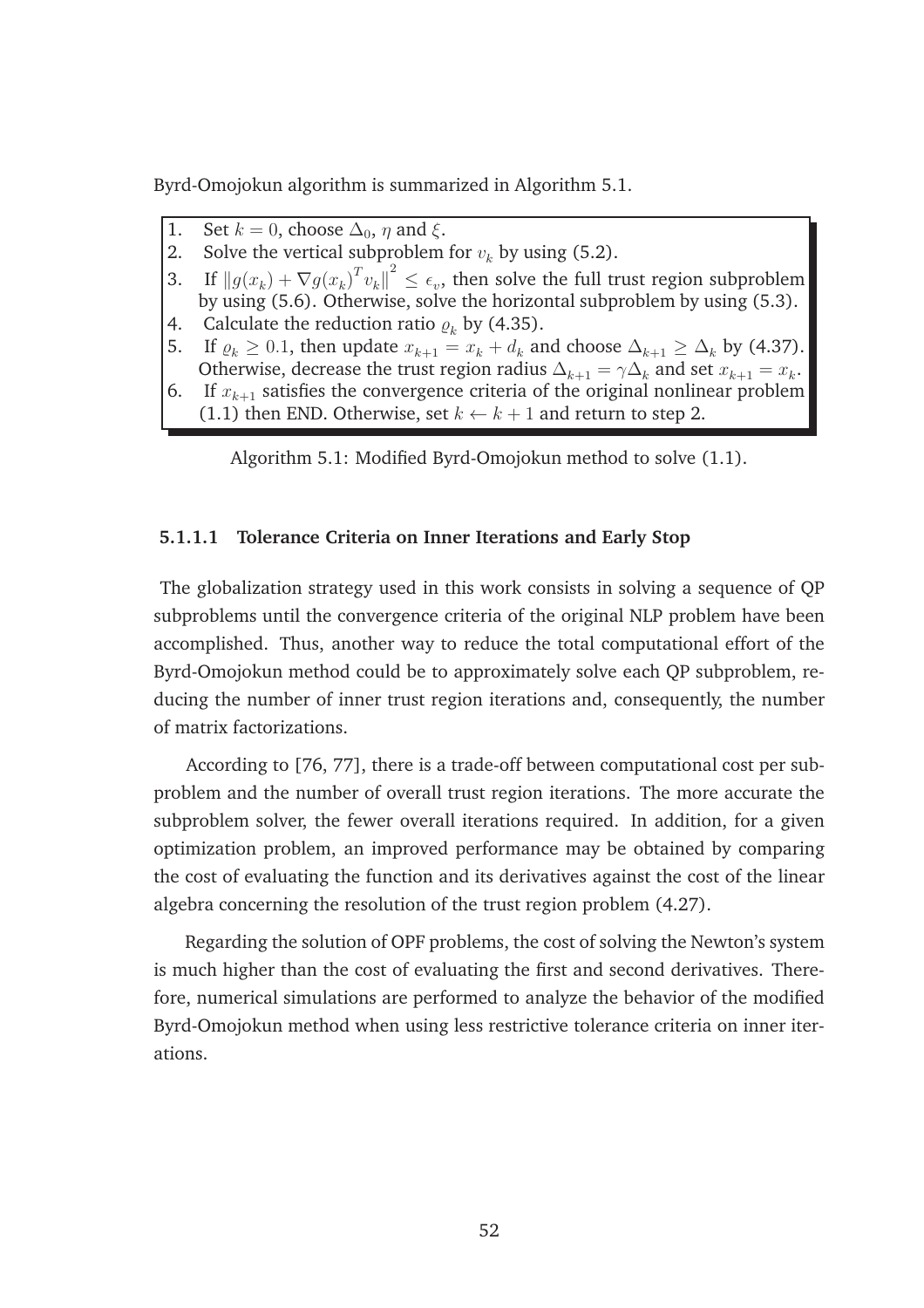Byrd-Omojokun algorithm is summarized in Algorithm 5.1.

1. Set $k = 0$, choose $\Delta_0$, $\eta$ and $\xi$.
2. Solve the vertical subproblem for $v_k$ by using (5.2).
3. If $\|g(x_k) + \nabla g(x_k)^T v_k\|^2 \leq \epsilon_v$, then solve the full trust region subproblem by using (5.6). Otherwise, solve the horizontal subproblem by using (5.3).
4. Calculate the reduction ratio $\varrho_k$ by (4.35).
5. If $\varrho_k \geq 0.1$, then update $x_{k+1} = x_k + d_k$ and choose $\Delta_{k+1} \geq \Delta_k$ by (4.37). Otherwise, decrease the trust region radius $\Delta_{k+1} = \gamma \Delta_k$ and set $x_{k+1} = x_k$.
6. If $x_{k+1}$ satisfies the convergence criteria of the original nonlinear problem (1.1) then END. Otherwise, set $k \leftarrow k + 1$ and return to step 2.

Algorithm 5.1: Modified Byrd-Omojokun method to solve (1.1).

#### 5.1.1.1 Tolerance Criteria on Inner Iterations and Early Stop

The globalization strategy used in this work consists in solving a sequence of QP subproblems until the convergence criteria of the original NLP problem have been accomplished. Thus, another way to reduce the total computational effort of the Byrd-Omojokun method could be to approximately solve each QP subproblem, reducing the number of inner trust region iterations and, consequently, the number of matrix factorizations.

According to [76, 77], there is a trade-off between computational cost per subproblem and the number of overall trust region iterations. The more accurate the subproblem solver, the fewer overall iterations required. In addition, for a given optimization problem, an improved performance may be obtained by comparing the cost of evaluating the function and its derivatives against the cost of the linear algebra concerning the resolution of the trust region problem (4.27).

Regarding the solution of OPF problems, the cost of solving the Newton's system is much higher than the cost of evaluating the first and second derivatives. Therefore, numerical simulations are performed to analyze the behavior of the modified Byrd-Omojokun method when using less restrictive tolerance criteria on inner iterations.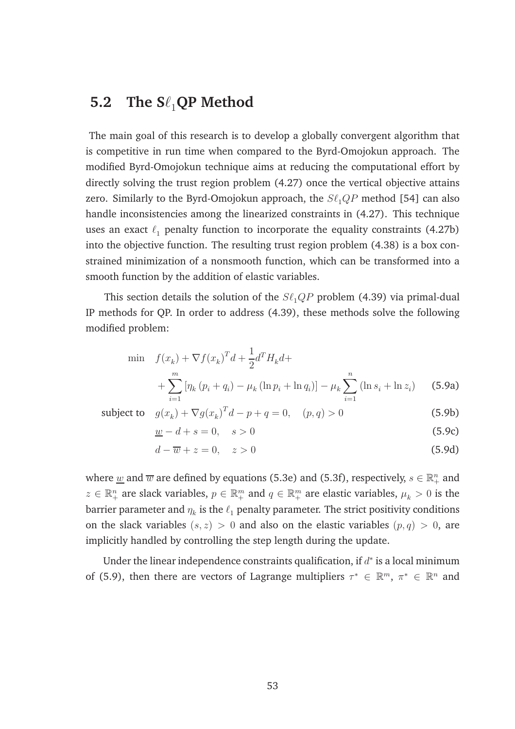## 5.2 The S$\ell_1$QP Method

The main goal of this research is to develop a globally convergent algorithm that is competitive in run time when compared to the Byrd-Omojokun approach. The modified Byrd-Omojokun technique aims at reducing the computational effort by directly solving the trust region problem (4.27) once the vertical objective attains zero. Similarly to the Byrd-Omojokun approach, the $S\ell_1QP$ method [54] can also handle inconsistencies among the linearized constraints in (4.27). This technique uses an exact $\ell_1$ penalty function to incorporate the equality constraints (4.27b) into the objective function. The resulting trust region problem (4.38) is a box constrained minimization of a nonsmooth function, which can be transformed into a smooth function by the addition of elastic variables.

This section details the solution of the $S\ell_1QP$ problem (4.39) via primal-dual IP methods for QP. In order to address (4.39), these methods solve the following modified problem:

$$
\begin{aligned}
\min \quad & f(x_k) + \nabla f(x_k)^T d + \frac{1}{2} d^T H_k d + \\
& + \sum_{i=1}^{m} \left[ \eta_k \left( p_i + q_i \right) - \mu_k \left( \ln p_i + \ln q_i \right) \right] - \mu_k \sum_{i=1}^{n} \left( \ln s_i + \ln z_i \right) && \text{(5.9a)} \\
\text{subject to} \quad & g(x_k) + \nabla g(x_k)^T d - p + q = 0, \quad (p, q) > 0 && \text{(5.9b)} \\
& \underline{w} - d + s = 0, \quad s > 0 && \text{(5.9c)} \\
& d - \overline{w} + z = 0, \quad z > 0 && \text{(5.9d)}
\end{aligned}
$$

where $\underline{w}$ and $\overline{w}$ are defined by equations (5.3e) and (5.3f), respectively, $s \in \mathbb{R}^n_+$ and $z \in \mathbb{R}^n_+$ are slack variables, $p \in \mathbb{R}^m_+$ and $q \in \mathbb{R}^m_+$ are elastic variables, $\mu_k > 0$ is the barrier parameter and $\eta_k$ is the $\ell_1$ penalty parameter. The strict positivity conditions on the slack variables $(s, z) > 0$ and also on the elastic variables $(p, q) > 0$, are implicitly handled by controlling the step length during the update.

Under the linear independence constraints qualification, if $d^*$ is a local minimum of (5.9), then there are vectors of Lagrange multipliers $\tau^* \in \mathbb{R}^m$, $\pi^* \in \mathbb{R}^n$ and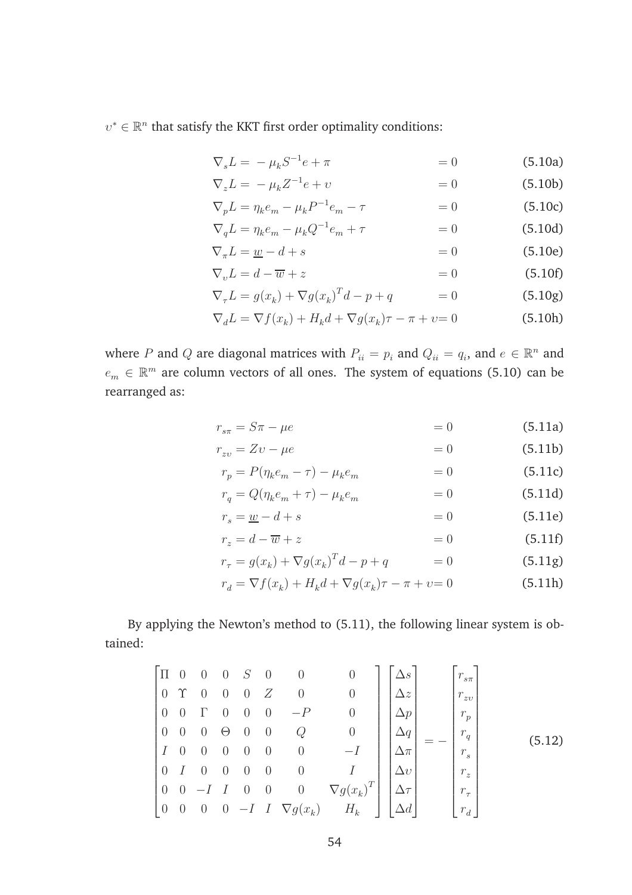$\upsilon^* \in \mathbb{R}^n$ that satisfy the KKT first order optimality conditions:

$$\nabla_s L = -\mu_k S^{-1} e + \pi = 0 \tag{5.10a}$$

$$\nabla_z L = -\mu_k Z^{-1} e + \upsilon = 0 \tag{5.10b}$$

$$\nabla_p L = \eta_k e_m - \mu_k P^{-1} e_m - \tau = 0 \tag{5.10c}$$

$$\nabla_q L = \eta_k e_m - \mu_k Q^{-1} e_m + \tau = 0 \tag{5.10d}$$

$$\nabla_\pi L = \underline{w} - d + s = 0 \tag{5.10e}$$

$$\nabla_\upsilon L = d - \overline{w} + z = 0 \tag{5.10f}$$

$$\nabla_\tau L = g(x_k) + \nabla g(x_k)^T d - p + q = 0 \tag{5.10g}$$

$$\nabla_d L = \nabla f(x_k) + H_k d + \nabla g(x_k)\tau - \pi + \upsilon = 0 \tag{5.10h}$$

where $P$ and $Q$ are diagonal matrices with $P_{ii} = p_i$ and $Q_{ii} = q_i$, and $e \in \mathbb{R}^n$ and $e_m \in \mathbb{R}^m$ are column vectors of all ones. The system of equations (5.10) can be rearranged as:

$$r_{s\pi} = S\pi - \mu e = 0 \tag{5.11a}$$

$$r_{z\upsilon} = Z\upsilon - \mu e = 0 \tag{5.11b}$$

$$r_p = P(\eta_k e_m - \tau) - \mu_k e_m = 0 \tag{5.11c}$$

$$r_q = Q(\eta_k e_m + \tau) - \mu_k e_m = 0 \tag{5.11d}$$

$$r_s = \underline{w} - d + s = 0 \tag{5.11e}$$

$$r_z = d - \overline{w} + z = 0 \tag{5.11f}$$

$$r_\tau = g(x_k) + \nabla g(x_k)^T d - p + q = 0 \tag{5.11g}$$

$$r_d = \nabla f(x_k) + H_k d + \nabla g(x_k)\tau - \pi + \upsilon = 0 \tag{5.11h}$$

By applying the Newton's method to (5.11), the following linear system is obtained:

$$\begin{bmatrix} \Pi & 0 & 0 & 0 & S & 0 & 0 & 0 \\ 0 & \Upsilon & 0 & 0 & 0 & Z & 0 & 0 \\ 0 & 0 & \Gamma & 0 & 0 & 0 & -P & 0 \\ 0 & 0 & 0 & \Theta & 0 & 0 & Q & 0 \\ I & 0 & 0 & 0 & 0 & 0 & 0 & -I \\ 0 & I & 0 & 0 & 0 & 0 & 0 & I \\ 0 & 0 & -I & I & 0 & 0 & 0 & \nabla g(x_k)^T \\ 0 & 0 & 0 & 0 & -I & I & \nabla g(x_k) & H_k \end{bmatrix} \begin{bmatrix} \Delta s \\ \Delta z \\ \Delta p \\ \Delta q \\ \Delta \pi \\ \Delta \upsilon \\ \Delta \tau \\ \Delta d \end{bmatrix} = - \begin{bmatrix} r_{s\pi} \\ r_{z\upsilon} \\ r_p \\ r_q \\ r_s \\ r_z \\ r_\tau \\ r_d \end{bmatrix} \tag{5.12}$$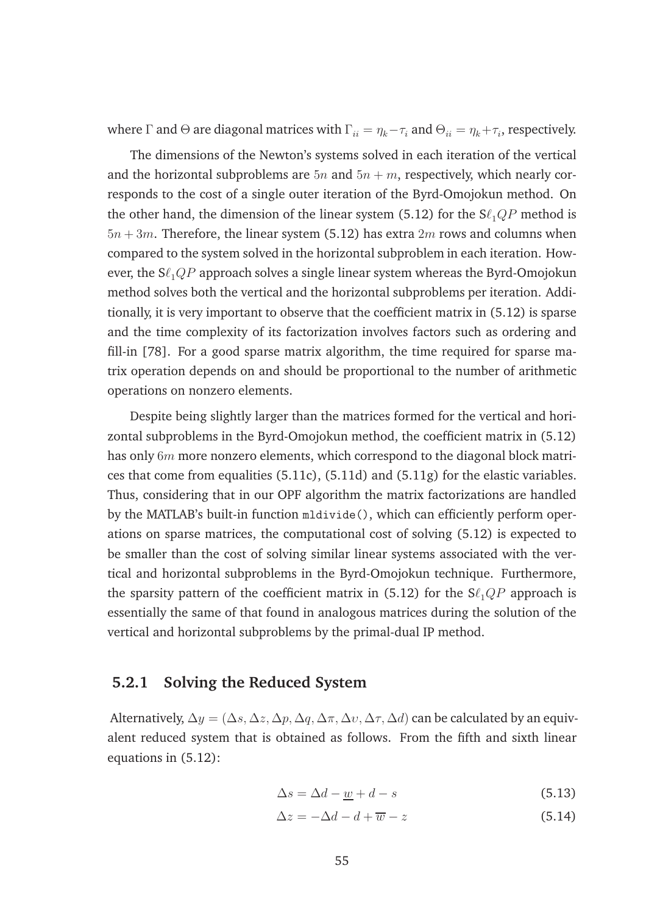where $\Gamma$ and $\Theta$ are diagonal matrices with $\Gamma_{ii} = \eta_k - \tau_i$ and $\Theta_{ii} = \eta_k + \tau_i$, respectively.

The dimensions of the Newton's systems solved in each iteration of the vertical and the horizontal subproblems are $5n$ and $5n + m$, respectively, which nearly corresponds to the cost of a single outer iteration of the Byrd-Omojokun method. On the other hand, the dimension of the linear system (5.12) for the S$\ell_1 QP$ method is $5n + 3m$. Therefore, the linear system (5.12) has extra $2m$ rows and columns when compared to the system solved in the horizontal subproblem in each iteration. However, the S$\ell_1 QP$ approach solves a single linear system whereas the Byrd-Omojokun method solves both the vertical and the horizontal subproblems per iteration. Additionally, it is very important to observe that the coefficient matrix in (5.12) is sparse and the time complexity of its factorization involves factors such as ordering and fill-in [78]. For a good sparse matrix algorithm, the time required for sparse matrix operation depends on and should be proportional to the number of arithmetic operations on nonzero elements.

Despite being slightly larger than the matrices formed for the vertical and horizontal subproblems in the Byrd-Omojokun method, the coefficient matrix in (5.12) has only $6m$ more nonzero elements, which correspond to the diagonal block matrices that come from equalities (5.11c), (5.11d) and (5.11g) for the elastic variables. Thus, considering that in our OPF algorithm the matrix factorizations are handled by the MATLAB's built-in function `mldivide()`, which can efficiently perform operations on sparse matrices, the computational cost of solving (5.12) is expected to be smaller than the cost of solving similar linear systems associated with the vertical and horizontal subproblems in the Byrd-Omojokun technique. Furthermore, the sparsity pattern of the coefficient matrix in (5.12) for the S$\ell_1 QP$ approach is essentially the same of that found in analogous matrices during the solution of the vertical and horizontal subproblems by the primal-dual IP method.

### 5.2.1 Solving the Reduced System

Alternatively, $\Delta y = (\Delta s, \Delta z, \Delta p, \Delta q, \Delta\pi, \Delta\upsilon, \Delta\tau, \Delta d)$ can be calculated by an equivalent reduced system that is obtained as follows. From the fifth and sixth linear equations in (5.12):

$$\Delta s = \Delta d - \underline{w} + d - s \tag{5.13}$$

$$\Delta z = -\Delta d - d + \overline{w} - z \tag{5.14}$$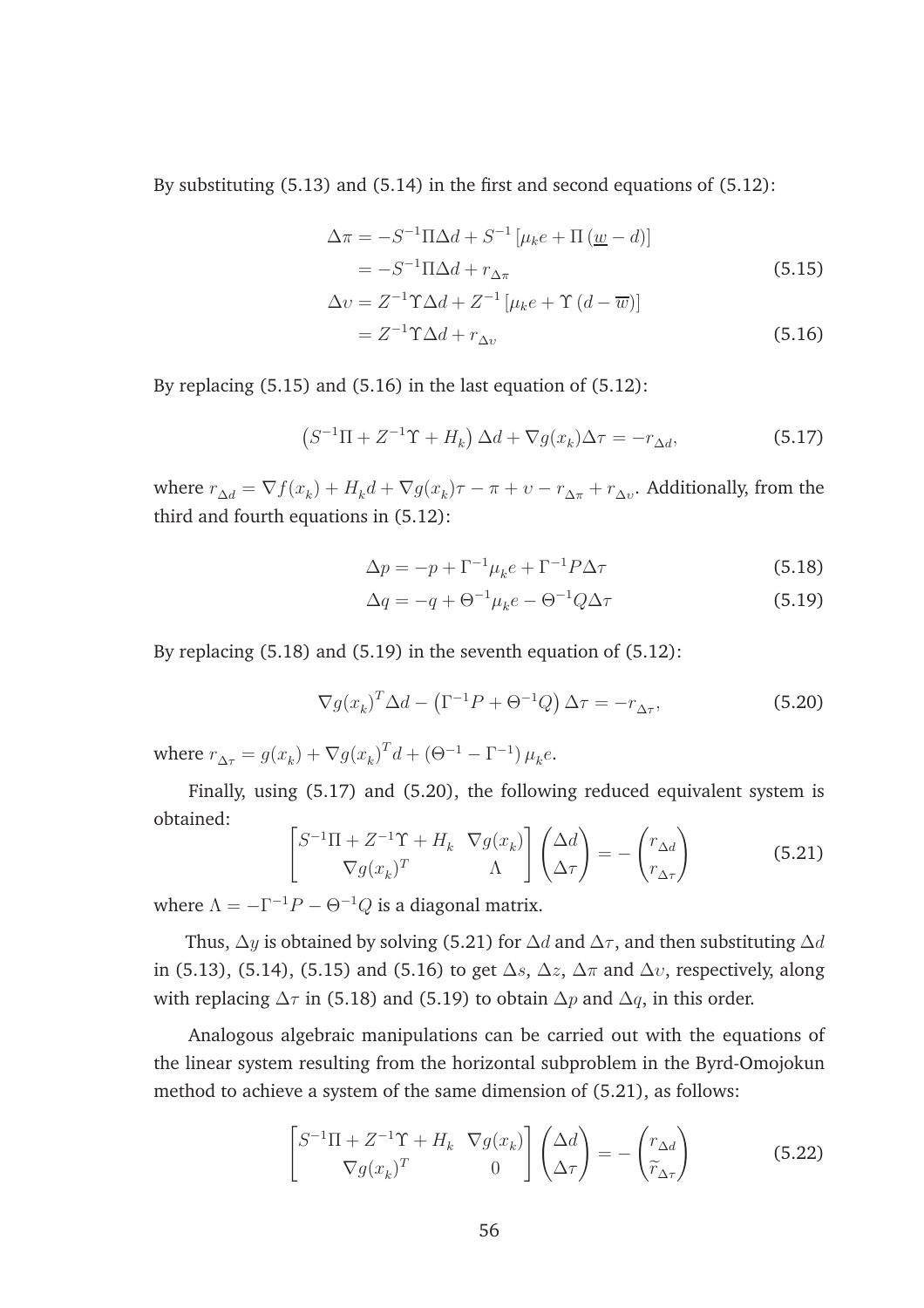By substituting (5.13) and (5.14) in the first and second equations of (5.12):

$$
\begin{aligned}
\Delta\pi &= -S^{-1}\Pi\Delta d + S^{-1}\left[\mu_k e + \Pi\left(\underline{w} - d\right)\right] \\
&= -S^{-1}\Pi\Delta d + r_{\Delta\pi}
\end{aligned}
\tag{5.15}
$$

$$
\begin{aligned}
\Delta\upsilon &= Z^{-1}\Upsilon\Delta d + Z^{-1}\left[\mu_k e + \Upsilon\left(d - \overline{w}\right)\right] \\
&= Z^{-1}\Upsilon\Delta d + r_{\Delta\upsilon}
\end{aligned}
\tag{5.16}
$$

By replacing (5.15) and (5.16) in the last equation of (5.12):

$$
\left(S^{-1}\Pi + Z^{-1}\Upsilon + H_k\right)\Delta d + \nabla g(x_k)\Delta\tau = -r_{\Delta d}, \tag{5.17}
$$

where $r_{\Delta d} = \nabla f(x_k) + H_k d + \nabla g(x_k)\tau - \pi + \upsilon - r_{\Delta\pi} + r_{\Delta\upsilon}$. Additionally, from the third and fourth equations in (5.12):

$$
\Delta p = -p + \Gamma^{-1}\mu_k e + \Gamma^{-1}P\Delta\tau \tag{5.18}
$$

$$
\Delta q = -q + \Theta^{-1}\mu_k e - \Theta^{-1}Q\Delta\tau \tag{5.19}
$$

By replacing (5.18) and (5.19) in the seventh equation of (5.12):

$$
\nabla g(x_k)^T\Delta d - \left(\Gamma^{-1}P + \Theta^{-1}Q\right)\Delta\tau = -r_{\Delta\tau}, \tag{5.20}
$$

where $r_{\Delta\tau} = g(x_k) + \nabla g(x_k)^T d + \left(\Theta^{-1} - \Gamma^{-1}\right)\mu_k e$.

Finally, using (5.17) and (5.20), the following reduced equivalent system is obtained:

$$
\begin{bmatrix} S^{-1}\Pi + Z^{-1}\Upsilon + H_k & \nabla g(x_k) \\ \nabla g(x_k)^T & \Lambda \end{bmatrix} \begin{pmatrix} \Delta d \\ \Delta\tau \end{pmatrix} = -\begin{pmatrix} r_{\Delta d} \\ r_{\Delta\tau} \end{pmatrix} \tag{5.21}
$$

where $\Lambda = -\Gamma^{-1}P - \Theta^{-1}Q$ is a diagonal matrix.

Thus, $\Delta y$ is obtained by solving (5.21) for $\Delta d$ and $\Delta\tau$, and then substituting $\Delta d$ in (5.13), (5.14), (5.15) and (5.16) to get $\Delta s$, $\Delta z$, $\Delta\pi$ and $\Delta\upsilon$, respectively, along with replacing $\Delta\tau$ in (5.18) and (5.19) to obtain $\Delta p$ and $\Delta q$, in this order.

Analogous algebraic manipulations can be carried out with the equations of the linear system resulting from the horizontal subproblem in the Byrd-Omojokun method to achieve a system of the same dimension of (5.21), as follows:

$$
\begin{bmatrix} S^{-1}\Pi + Z^{-1}\Upsilon + H_k & \nabla g(x_k) \\ \nabla g(x_k)^T & 0 \end{bmatrix} \begin{pmatrix} \Delta d \\ \Delta\tau \end{pmatrix} = -\begin{pmatrix} r_{\Delta d} \\ \widetilde{r}_{\Delta\tau} \end{pmatrix} \tag{5.22}
$$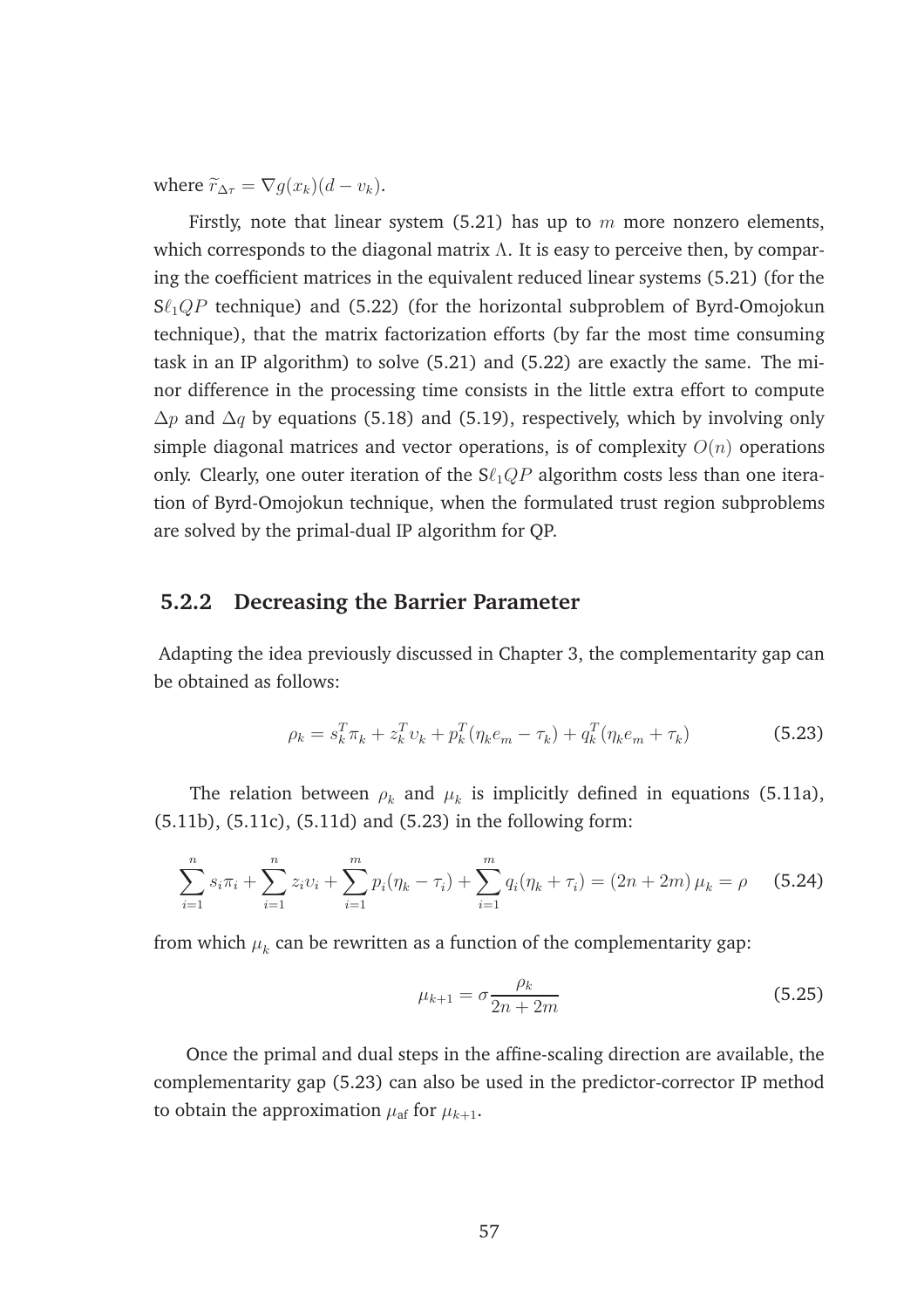where $\widetilde{r}_{\Delta\tau} = \nabla g(x_k)(d - \upsilon_k)$.

Firstly, note that linear system (5.21) has up to $m$ more nonzero elements, which corresponds to the diagonal matrix $\Lambda$. It is easy to perceive then, by comparing the coefficient matrices in the equivalent reduced linear systems (5.21) (for the S$\ell_1 QP$ technique) and (5.22) (for the horizontal subproblem of Byrd-Omojokun technique), that the matrix factorization efforts (by far the most time consuming task in an IP algorithm) to solve (5.21) and (5.22) are exactly the same. The minor difference in the processing time consists in the little extra effort to compute $\Delta p$ and $\Delta q$ by equations (5.18) and (5.19), respectively, which by involving only simple diagonal matrices and vector operations, is of complexity $O(n)$ operations only. Clearly, one outer iteration of the S$\ell_1 QP$ algorithm costs less than one iteration of Byrd-Omojokun technique, when the formulated trust region subproblems are solved by the primal-dual IP algorithm for QP.

### 5.2.2 Decreasing the Barrier Parameter

Adapting the idea previously discussed in Chapter 3, the complementarity gap can be obtained as follows:

$$\rho_k = s_k^T \pi_k + z_k^T \upsilon_k + p_k^T(\eta_k e_m - \tau_k) + q_k^T(\eta_k e_m + \tau_k) \tag{5.23}$$

The relation between $\rho_k$ and $\mu_k$ is implicitly defined in equations (5.11a), (5.11b), (5.11c), (5.11d) and (5.23) in the following form:

$$\sum_{i=1}^{n} s_i \pi_i + \sum_{i=1}^{n} z_i \upsilon_i + \sum_{i=1}^{m} p_i(\eta_k - \tau_i) + \sum_{i=1}^{m} q_i(\eta_k + \tau_i) = (2n + 2m)\,\mu_k = \rho \tag{5.24}$$

from which $\mu_k$ can be rewritten as a function of the complementarity gap:

$$\mu_{k+1} = \sigma \frac{\rho_k}{2n + 2m} \tag{5.25}$$

Once the primal and dual steps in the affine-scaling direction are available, the complementarity gap (5.23) can also be used in the predictor-corrector IP method to obtain the approximation $\mu_{\text{af}}$ for $\mu_{k+1}$.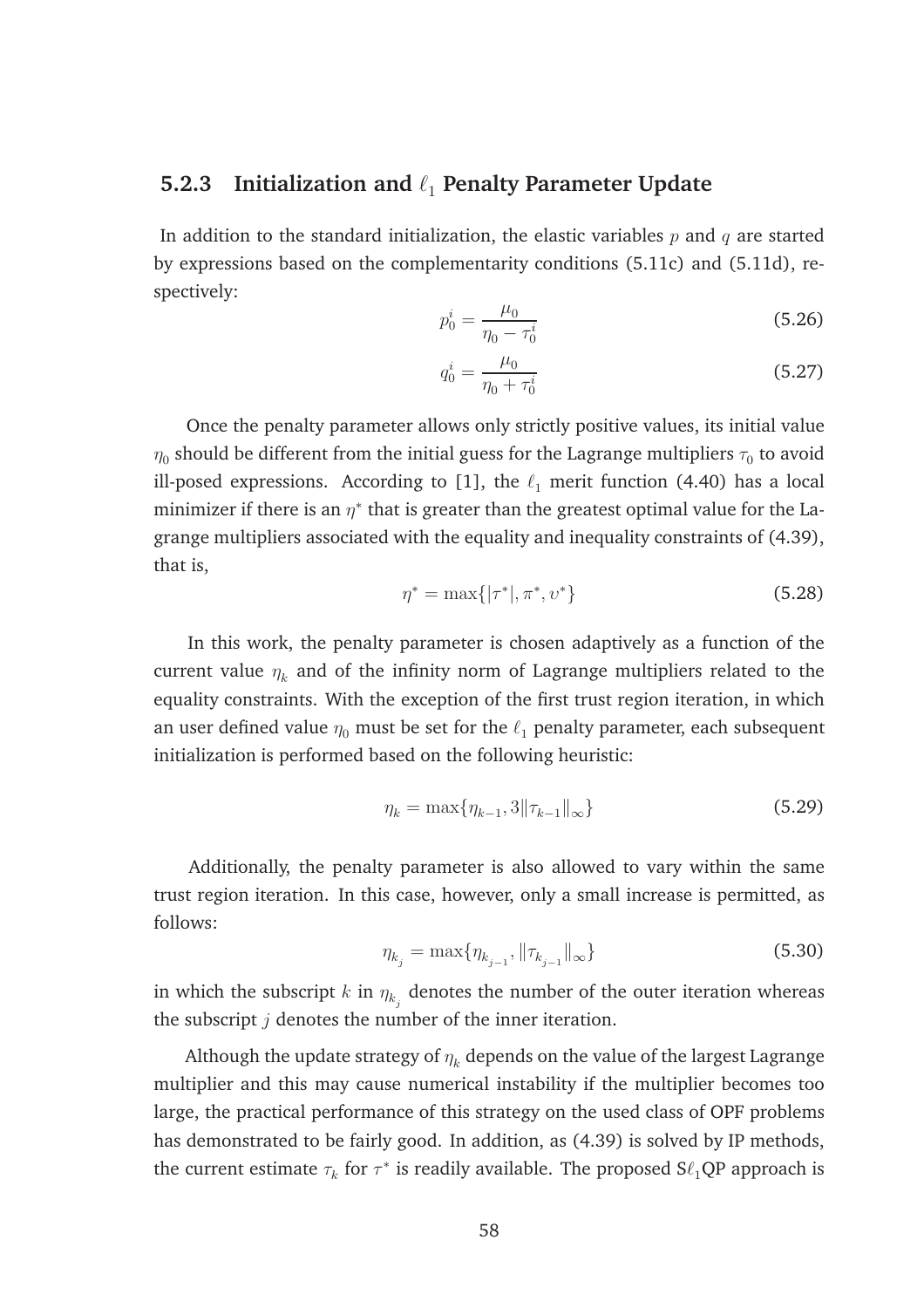### 5.2.3 Initialization and $\ell_1$ Penalty Parameter Update

In addition to the standard initialization, the elastic variables $p$ and $q$ are started by expressions based on the complementarity conditions (5.11c) and (5.11d), respectively:

$$p_0^i = \frac{\mu_0}{\eta_0 - \tau_0^i} \tag{5.26}$$

$$q_0^i = \frac{\mu_0}{\eta_0 + \tau_0^i} \tag{5.27}$$

Once the penalty parameter allows only strictly positive values, its initial value $\eta_0$ should be different from the initial guess for the Lagrange multipliers $\tau_0$ to avoid ill-posed expressions. According to [1], the $\ell_1$ merit function (4.40) has a local minimizer if there is an $\eta^*$ that is greater than the greatest optimal value for the Lagrange multipliers associated with the equality and inequality constraints of (4.39), that is,

$$\eta^* = \max\{|\tau^*|, \pi^*, \upsilon^*\} \tag{5.28}$$

In this work, the penalty parameter is chosen adaptively as a function of the current value $\eta_k$ and of the infinity norm of Lagrange multipliers related to the equality constraints. With the exception of the first trust region iteration, in which an user defined value $\eta_0$ must be set for the $\ell_1$ penalty parameter, each subsequent initialization is performed based on the following heuristic:

$$\eta_k = \max\{\eta_{k-1}, 3\|\tau_{k-1}\|_\infty\} \tag{5.29}$$

Additionally, the penalty parameter is also allowed to vary within the same trust region iteration. In this case, however, only a small increase is permitted, as follows:

$$\eta_{k_j} = \max\{\eta_{k_{j-1}}, \|\tau_{k_{j-1}}\|_\infty\} \tag{5.30}$$

in which the subscript $k$ in $\eta_{k_j}$ denotes the number of the outer iteration whereas the subscript $j$ denotes the number of the inner iteration.

Although the update strategy of $\eta_k$ depends on the value of the largest Lagrange multiplier and this may cause numerical instability if the multiplier becomes too large, the practical performance of this strategy on the used class of OPF problems has demonstrated to be fairly good. In addition, as (4.39) is solved by IP methods, the current estimate $\tau_k$ for $\tau^*$ is readily available. The proposed S$\ell_1$QP approach is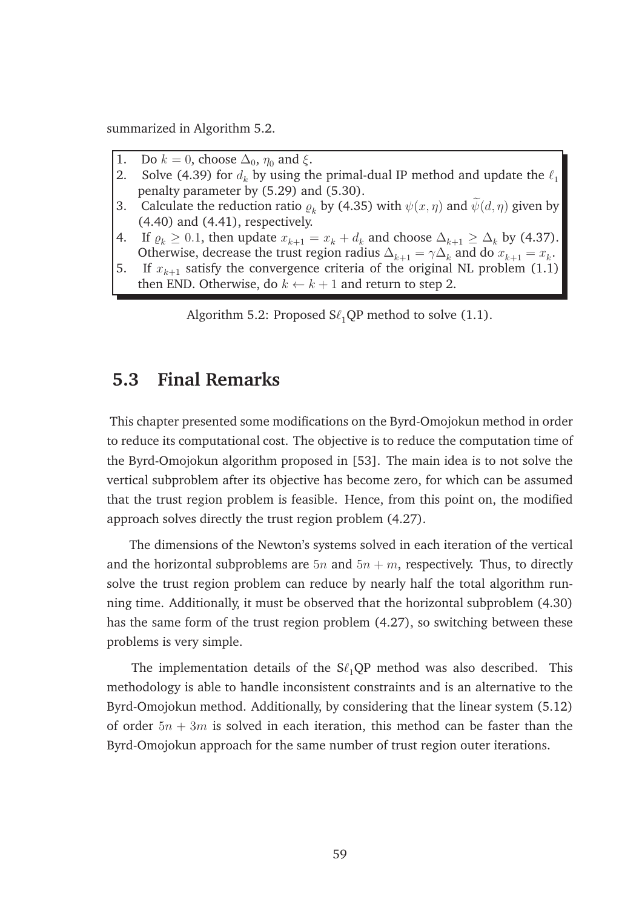summarized in Algorithm 5.2.

1. Do $k = 0$, choose $\Delta_0$, $\eta_0$ and $\xi$.
2. Solve (4.39) for $d_k$ by using the primal-dual IP method and update the $\ell_1$ penalty parameter by (5.29) and (5.30).
3. Calculate the reduction ratio $\varrho_k$ by (4.35) with $\psi(x, \eta)$ and $\widetilde{\psi}(d, \eta)$ given by (4.40) and (4.41), respectively.
4. If $\varrho_k \geq 0.1$, then update $x_{k+1} = x_k + d_k$ and choose $\Delta_{k+1} \geq \Delta_k$ by (4.37). Otherwise, decrease the trust region radius $\Delta_{k+1} = \gamma\Delta_k$ and do $x_{k+1} = x_k$.
5. If $x_{k+1}$ satisfy the convergence criteria of the original NL problem (1.1) then END. Otherwise, do $k \leftarrow k + 1$ and return to step 2.

Algorithm 5.2: Proposed S$\ell_1$QP method to solve (1.1).

## 5.3 Final Remarks

This chapter presented some modifications on the Byrd-Omojokun method in order to reduce its computational cost. The objective is to reduce the computation time of the Byrd-Omojokun algorithm proposed in [53]. The main idea is to not solve the vertical subproblem after its objective has become zero, for which can be assumed that the trust region problem is feasible. Hence, from this point on, the modified approach solves directly the trust region problem (4.27).

The dimensions of the Newton's systems solved in each iteration of the vertical and the horizontal subproblems are $5n$ and $5n + m$, respectively. Thus, to directly solve the trust region problem can reduce by nearly half the total algorithm running time. Additionally, it must be observed that the horizontal subproblem (4.30) has the same form of the trust region problem (4.27), so switching between these problems is very simple.

The implementation details of the S$\ell_1$QP method was also described. This methodology is able to handle inconsistent constraints and is an alternative to the Byrd-Omojokun method. Additionally, by considering that the linear system (5.12) of order $5n + 3m$ is solved in each iteration, this method can be faster than the Byrd-Omojokun approach for the same number of trust region outer iterations.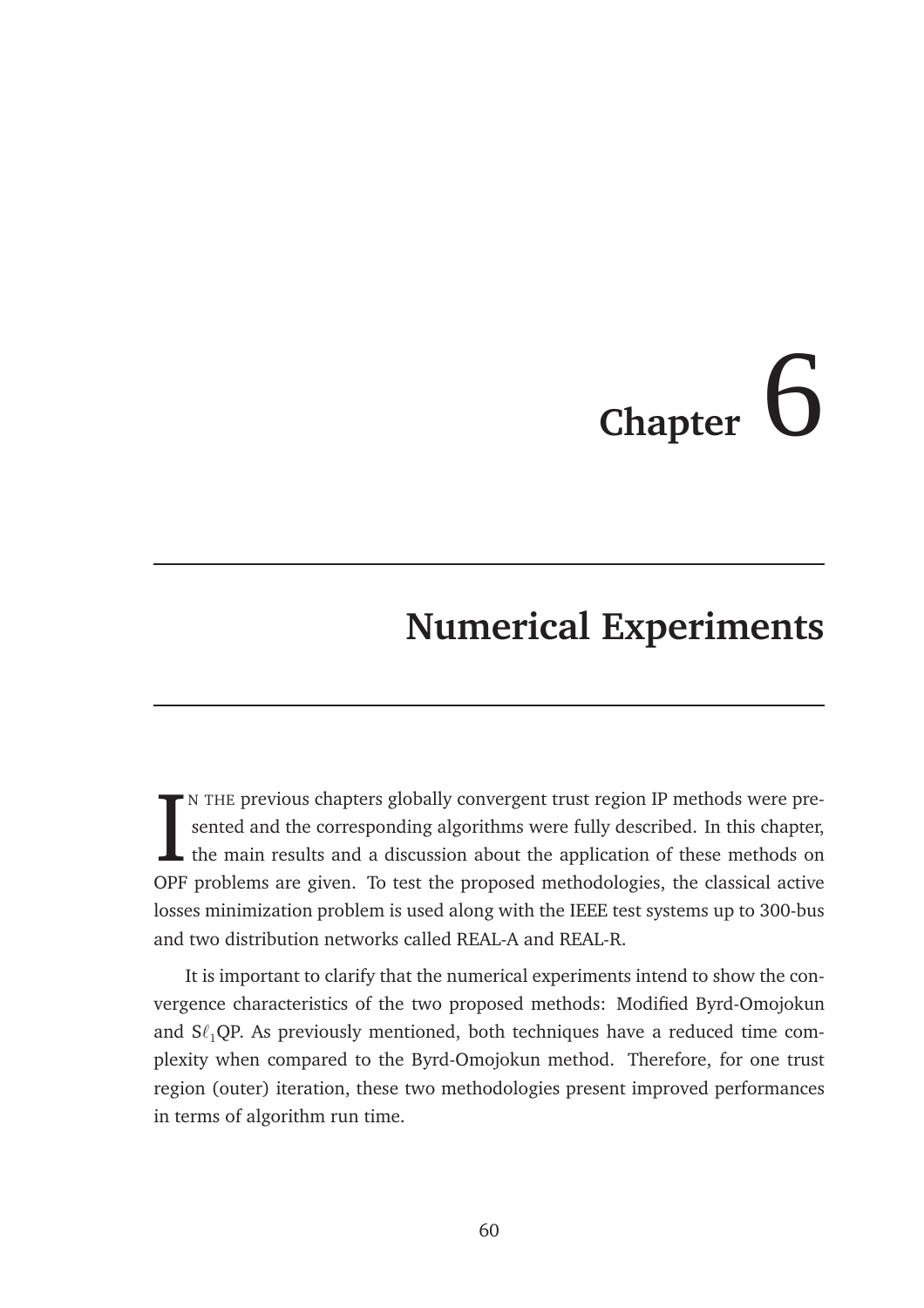# Chapter 6

## Numerical Experiments

In the previous chapters globally convergent trust region IP methods were presented and the corresponding algorithms were fully described. In this chapter, the main results and a discussion about the application of these methods on OPF problems are given. To test the proposed methodologies, the classical active losses minimization problem is used along with the IEEE test systems up to 300-bus and two distribution networks called REAL-A and REAL-R.

It is important to clarify that the numerical experiments intend to show the convergence characteristics of the two proposed methods: Modified Byrd-Omojokun and S$\ell_1$QP. As previously mentioned, both techniques have a reduced time complexity when compared to the Byrd-Omojokun method. Therefore, for one trust region (outer) iteration, these two methodologies present improved performances in terms of algorithm run time.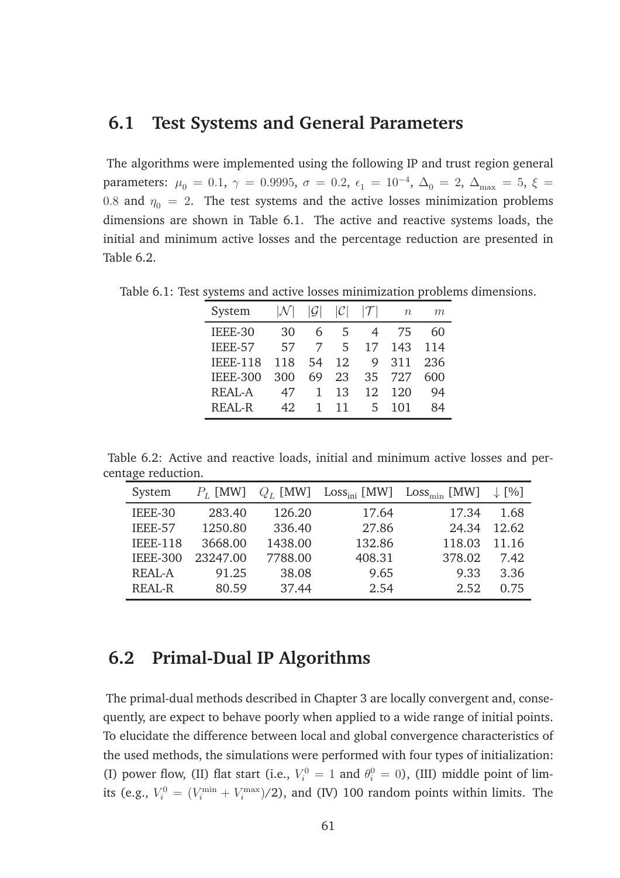## 6.1 Test Systems and General Parameters

The algorithms were implemented using the following IP and trust region general parameters: $\mu_0 = 0.1$, $\gamma = 0.9995$, $\sigma = 0.2$, $\epsilon_1 = 10^{-4}$, $\Delta_0 = 2$, $\Delta_{\max} = 5$, $\xi = 0.8$ and $\eta_0 = 2$. The test systems and the active losses minimization problems dimensions are shown in Table 6.1. The active and reactive systems loads, the initial and minimum active losses and the percentage reduction are presented in Table 6.2.

Table 6.1: Test systems and active losses minimization problems dimensions.

| System | $\|\mathcal{N}\|$ | $\|\mathcal{G}\|$ | $\|\mathcal{C}\|$ | $\|\mathcal{T}\|$ | $n$ | $m$ |
|---|---|---|---|---|---|---|
| IEEE-30 | 30 | 6 | 5 | 4 | 75 | 60 |
| IEEE-57 | 57 | 7 | 5 | 17 | 143 | 114 |
| IEEE-118 | 118 | 54 | 12 | 9 | 311 | 236 |
| IEEE-300 | 300 | 69 | 23 | 35 | 727 | 600 |
| REAL-A | 47 | 1 | 13 | 12 | 120 | 94 |
| REAL-R | 42 | 1 | 11 | 5 | 101 | 84 |

Table 6.2: Active and reactive loads, initial and minimum active losses and percentage reduction.

| System | $P_L$ [MW] | $Q_L$ [MW] | $\text{Loss}_{\text{ini}}$ [MW] | $\text{Loss}_{\text{min}}$ [MW] | $\downarrow$ [%] |
|---|---|---|---|---|---|
| IEEE-30 | 283.40 | 126.20 | 17.64 | 17.34 | 1.68 |
| IEEE-57 | 1250.80 | 336.40 | 27.86 | 24.34 | 12.62 |
| IEEE-118 | 3668.00 | 1438.00 | 132.86 | 118.03 | 11.16 |
| IEEE-300 | 23247.00 | 7788.00 | 408.31 | 378.02 | 7.42 |
| REAL-A | 91.25 | 38.08 | 9.65 | 9.33 | 3.36 |
| REAL-R | 80.59 | 37.44 | 2.54 | 2.52 | 0.75 |

## 6.2 Primal-Dual IP Algorithms

The primal-dual methods described in Chapter 3 are locally convergent and, consequently, are expect to behave poorly when applied to a wide range of initial points. To elucidate the difference between local and global convergence characteristics of the used methods, the simulations were performed with four types of initialization: (I) power flow, (II) flat start (i.e., $V_i^0 = 1$ and $\theta_i^0 = 0$), (III) middle point of limits (e.g., $V_i^0 = (V_i^{\min} + V_i^{\max})/2$), and (IV) 100 random points within limits. The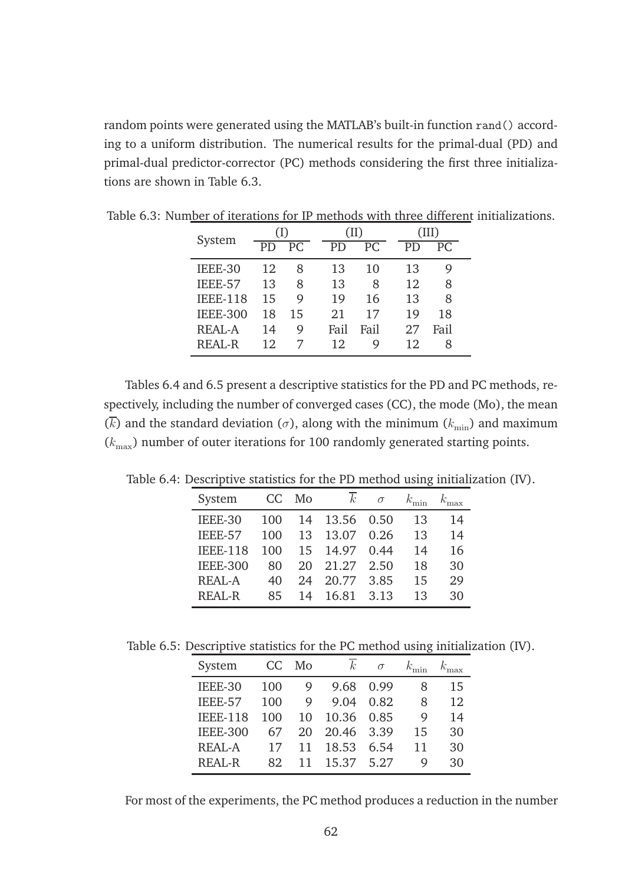random points were generated using the MATLAB's built-in function `rand()` according to a uniform distribution. The numerical results for the primal-dual (PD) and primal-dual predictor-corrector (PC) methods considering the first three initializations are shown in Table 6.3.

Table 6.3: Number of iterations for IP methods with three different initializations.

| System | (I) | | (II) | | (III) | |
|---|---|---|---|---|---|---|
| | PD | PC | PD | PC | PD | PC |
| IEEE-30 | 12 | 8 | 13 | 10 | 13 | 9 |
| IEEE-57 | 13 | 8 | 13 | 8 | 12 | 8 |
| IEEE-118 | 15 | 9 | 19 | 16 | 13 | 8 |
| IEEE-300 | 18 | 15 | 21 | 17 | 19 | 18 |
| REAL-A | 14 | 9 | Fail | Fail | 27 | Fail |
| REAL-R | 12 | 7 | 12 | 9 | 12 | 8 |

Tables 6.4 and 6.5 present a descriptive statistics for the PD and PC methods, respectively, including the number of converged cases (CC), the mode (Mo), the mean ($\overline{k}$) and the standard deviation ($\sigma$), along with the minimum ($k_{\min}$) and maximum ($k_{\max}$) number of outer iterations for 100 randomly generated starting points.

Table 6.4: Descriptive statistics for the PD method using initialization (IV).

| System | CC | Mo | $\overline{k}$ | $\sigma$ | $k_{\min}$ | $k_{\max}$ |
|---|---|---|---|---|---|---|
| IEEE-30 | 100 | 14 | 13.56 | 0.50 | 13 | 14 |
| IEEE-57 | 100 | 13 | 13.07 | 0.26 | 13 | 14 |
| IEEE-118 | 100 | 15 | 14.97 | 0.44 | 14 | 16 |
| IEEE-300 | 80 | 20 | 21.27 | 2.50 | 18 | 30 |
| REAL-A | 40 | 24 | 20.77 | 3.85 | 15 | 29 |
| REAL-R | 85 | 14 | 16.81 | 3.13 | 13 | 30 |

Table 6.5: Descriptive statistics for the PC method using initialization (IV).

| System | CC | Mo | $\overline{k}$ | $\sigma$ | $k_{\min}$ | $k_{\max}$ |
|---|---|---|---|---|---|---|
| IEEE-30 | 100 | 9 | 9.68 | 0.99 | 8 | 15 |
| IEEE-57 | 100 | 9 | 9.04 | 0.82 | 8 | 12 |
| IEEE-118 | 100 | 10 | 10.36 | 0.85 | 9 | 14 |
| IEEE-300 | 67 | 20 | 20.46 | 3.39 | 15 | 30 |
| REAL-A | 17 | 11 | 18.53 | 6.54 | 11 | 30 |
| REAL-R | 82 | 11 | 15.37 | 5.27 | 9 | 30 |

For most of the experiments, the PC method produces a reduction in the number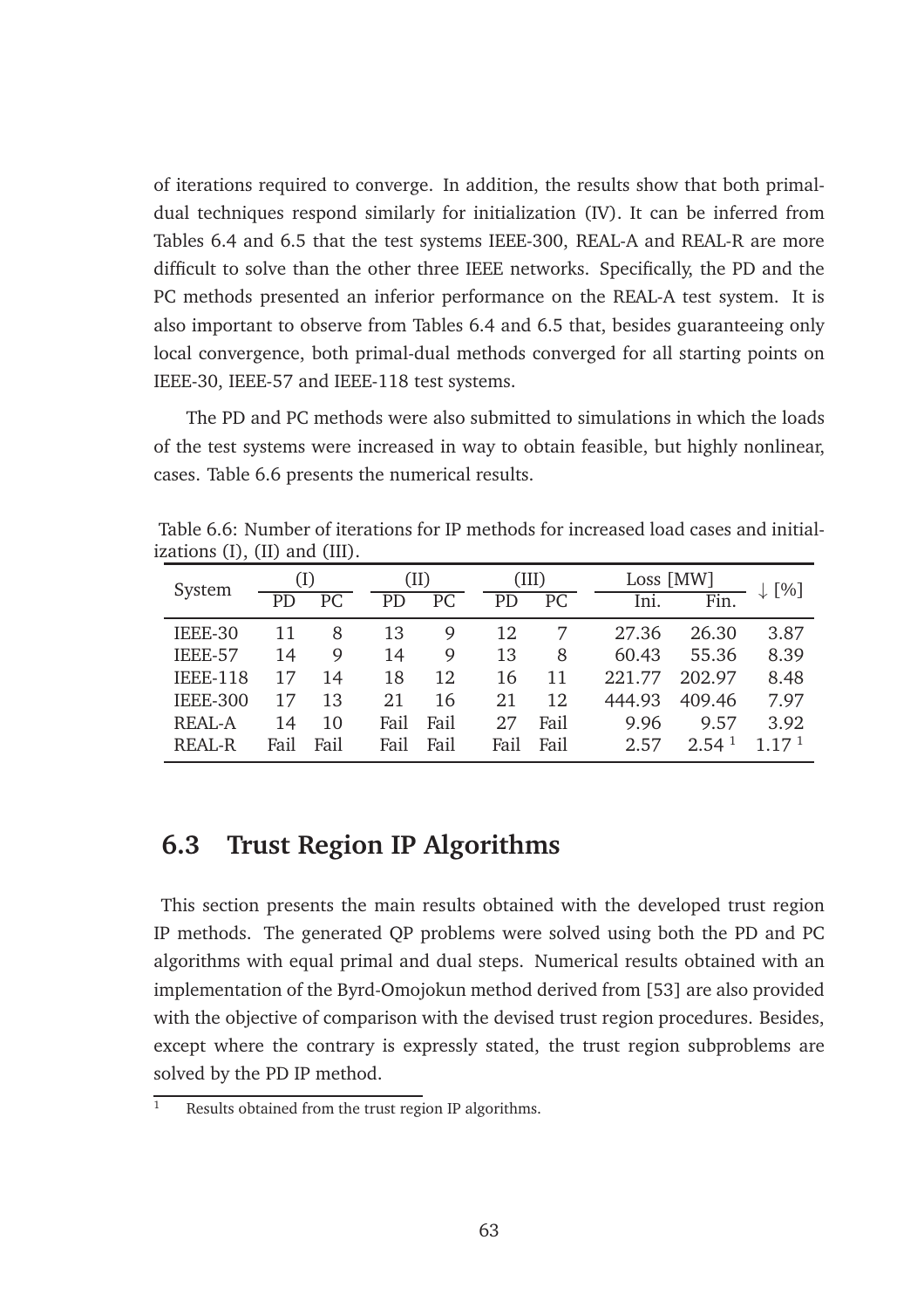of iterations required to converge. In addition, the results show that both primal-dual techniques respond similarly for initialization (IV). It can be inferred from Tables 6.4 and 6.5 that the test systems IEEE-300, REAL-A and REAL-R are more difficult to solve than the other three IEEE networks. Specifically, the PD and the PC methods presented an inferior performance on the REAL-A test system. It is also important to observe from Tables 6.4 and 6.5 that, besides guaranteeing only local convergence, both primal-dual methods converged for all starting points on IEEE-30, IEEE-57 and IEEE-118 test systems.

The PD and PC methods were also submitted to simulations in which the loads of the test systems were increased in way to obtain feasible, but highly nonlinear, cases. Table 6.6 presents the numerical results.

Table 6.6: Number of iterations for IP methods for increased load cases and initializations (I), (II) and (III).

| System | (I) | | (II) | | (III) | | Loss [MW] | | ↓ [%] |
|---|---|---|---|---|---|---|---|---|---|
| | PD | PC | PD | PC | PD | PC | Ini. | Fin. | |
| IEEE-30 | 11 | 8 | 13 | 9 | 12 | 7 | 27.36 | 26.30 | 3.87 |
| IEEE-57 | 14 | 9 | 14 | 9 | 13 | 8 | 60.43 | 55.36 | 8.39 |
| IEEE-118 | 17 | 14 | 18 | 12 | 16 | 11 | 221.77 | 202.97 | 8.48 |
| IEEE-300 | 17 | 13 | 21 | 16 | 21 | 12 | 444.93 | 409.46 | 7.97 |
| REAL-A | 14 | 10 | Fail | Fail | 27 | Fail | 9.96 | 9.57 | 3.92 |
| REAL-R | Fail | Fail | Fail | Fail | Fail | Fail | 2.57 | 2.54 [1] | 1.17 [1] |

## 6.3 Trust Region IP Algorithms

This section presents the main results obtained with the developed trust region IP methods. The generated QP problems were solved using both the PD and PC algorithms with equal primal and dual steps. Numerical results obtained with an implementation of the Byrd-Omojokun method derived from [53] are also provided with the objective of comparison with the devised trust region procedures. Besides, except where the contrary is expressly stated, the trust region subproblems are solved by the PD IP method.

[1] Results obtained from the trust region IP algorithms.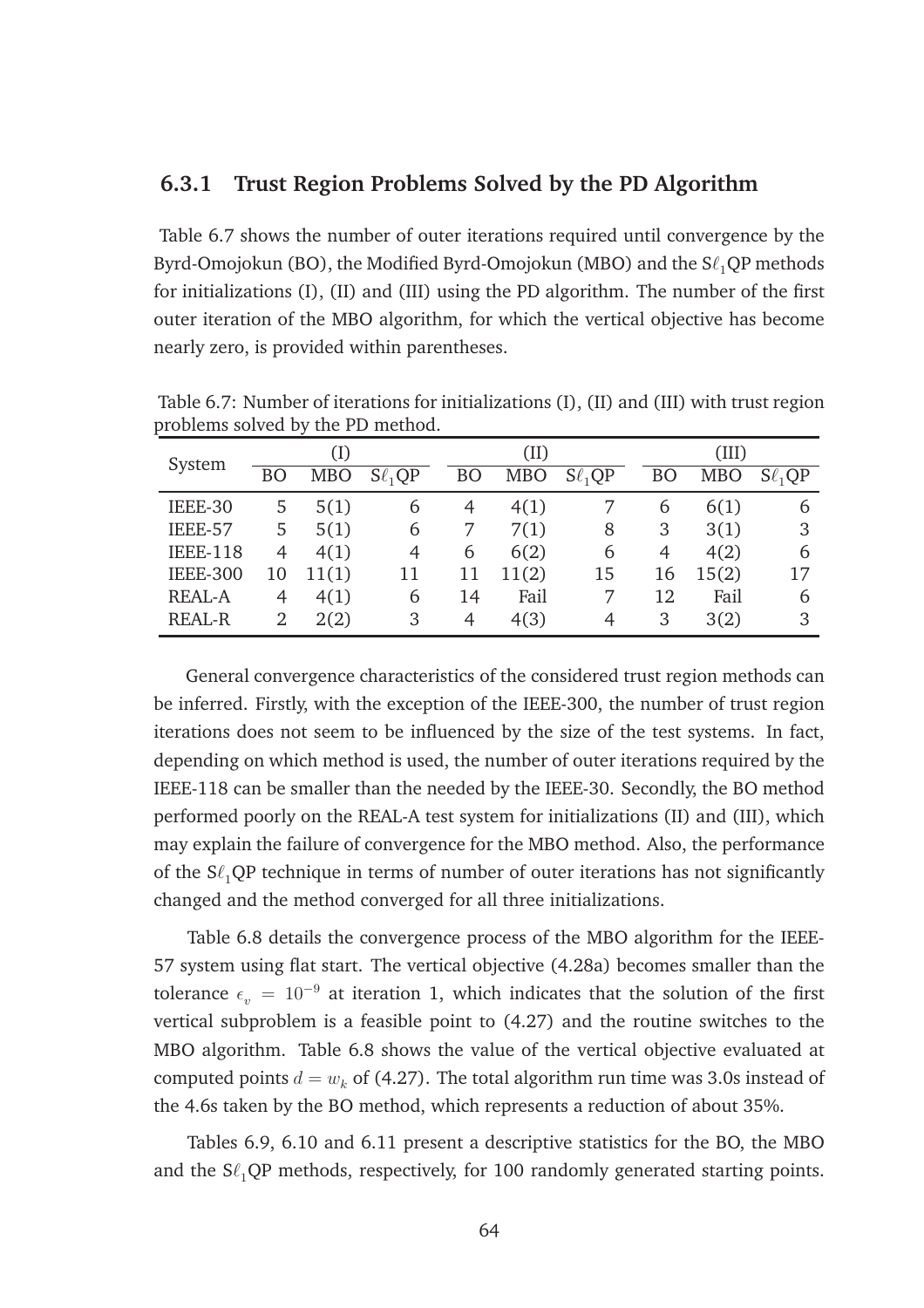### 6.3.1 Trust Region Problems Solved by the PD Algorithm

Table 6.7 shows the number of outer iterations required until convergence by the Byrd-Omojokun (BO), the Modified Byrd-Omojokun (MBO) and the S$\ell_1$QP methods for initializations (I), (II) and (III) using the PD algorithm. The number of the first outer iteration of the MBO algorithm, for which the vertical objective has become nearly zero, is provided within parentheses.

Table 6.7: Number of iterations for initializations (I), (II) and (III) with trust region problems solved by the PD method.

| System | (I) | | | (II) | | | (III) | | |
|---|---|---|---|---|---|---|---|---|---|
| | BO | MBO | S$\ell_1$QP | BO | MBO | S$\ell_1$QP | BO | MBO | S$\ell_1$QP |
| IEEE-30 | 5 | 5(1) | 6 | 4 | 4(1) | 7 | 6 | 6(1) | 6 |
| IEEE-57 | 5 | 5(1) | 6 | 7 | 7(1) | 8 | 3 | 3(1) | 3 |
| IEEE-118 | 4 | 4(1) | 4 | 6 | 6(2) | 6 | 4 | 4(2) | 6 |
| IEEE-300 | 10 | 11(1) | 11 | 11 | 11(2) | 15 | 16 | 15(2) | 17 |
| REAL-A | 4 | 4(1) | 6 | 14 | Fail | 7 | 12 | Fail | 6 |
| REAL-R | 2 | 2(2) | 3 | 4 | 4(3) | 4 | 3 | 3(2) | 3 |

General convergence characteristics of the considered trust region methods can be inferred. Firstly, with the exception of the IEEE-300, the number of trust region iterations does not seem to be influenced by the size of the test systems. In fact, depending on which method is used, the number of outer iterations required by the IEEE-118 can be smaller than the needed by the IEEE-30. Secondly, the BO method performed poorly on the REAL-A test system for initializations (II) and (III), which may explain the failure of convergence for the MBO method. Also, the performance of the S$\ell_1$QP technique in terms of number of outer iterations has not significantly changed and the method converged for all three initializations.

Table 6.8 details the convergence process of the MBO algorithm for the IEEE-57 system using flat start. The vertical objective (4.28a) becomes smaller than the tolerance $\epsilon_v = 10^{-9}$ at iteration 1, which indicates that the solution of the first vertical subproblem is a feasible point to (4.27) and the routine switches to the MBO algorithm. Table 6.8 shows the value of the vertical objective evaluated at computed points $d = w_k$ of (4.27). The total algorithm run time was 3.0s instead of the 4.6s taken by the BO method, which represents a reduction of about 35%.

Tables 6.9, 6.10 and 6.11 present a descriptive statistics for the BO, the MBO and the S$\ell_1$QP methods, respectively, for 100 randomly generated starting points.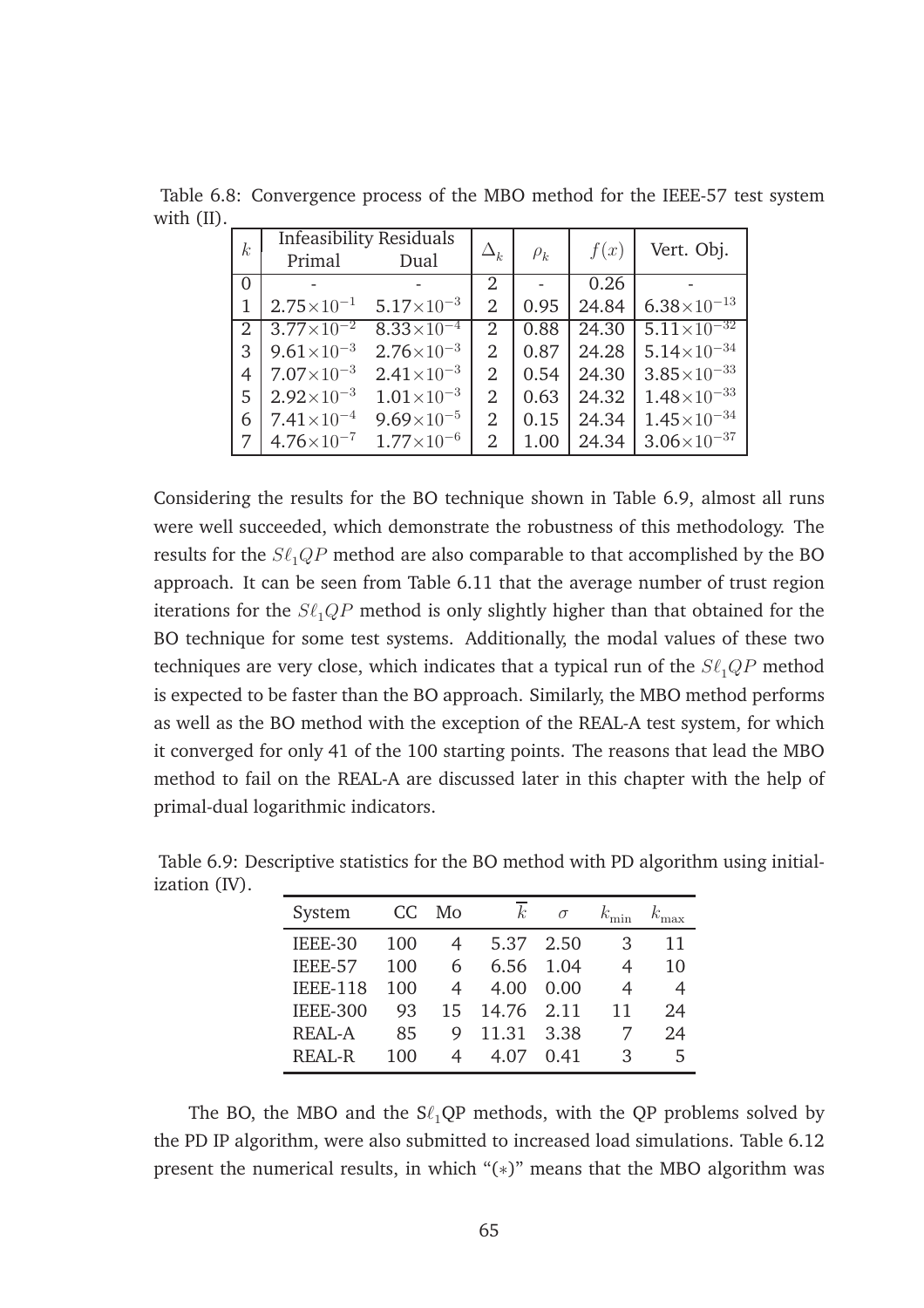Table 6.8: Convergence process of the MBO method for the IEEE-57 test system with (II).

| $k$ | Infeasibility Residuals | | $\Delta_k$ | $\rho_k$ | $f(x)$ | Vert. Obj. |
|---|---|---|---|---|---|---|
| | Primal | Dual | | | | |
| 0 | - | - | 2 | - | 0.26 | - |
| 1 | $2.75\times10^{-1}$ | $5.17\times10^{-3}$ | 2 | 0.95 | 24.84 | $6.38\times10^{-13}$ |
| 2 | $3.77\times10^{-2}$ | $8.33\times10^{-4}$ | 2 | 0.88 | 24.30 | $5.11\times10^{-32}$ |
| 3 | $9.61\times10^{-3}$ | $2.76\times10^{-3}$ | 2 | 0.87 | 24.28 | $5.14\times10^{-34}$ |
| 4 | $7.07\times10^{-3}$ | $2.41\times10^{-3}$ | 2 | 0.54 | 24.30 | $3.85\times10^{-33}$ |
| 5 | $2.92\times10^{-3}$ | $1.01\times10^{-3}$ | 2 | 0.63 | 24.32 | $1.48\times10^{-33}$ |
| 6 | $7.41\times10^{-4}$ | $9.69\times10^{-5}$ | 2 | 0.15 | 24.34 | $1.45\times10^{-34}$ |
| 7 | $4.76\times10^{-7}$ | $1.77\times10^{-6}$ | 2 | 1.00 | 24.34 | $3.06\times10^{-37}$ |

Considering the results for the BO technique shown in Table 6.9, almost all runs were well succeeded, which demonstrate the robustness of this methodology. The results for the $S\ell_1QP$ method are also comparable to that accomplished by the BO approach. It can be seen from Table 6.11 that the average number of trust region iterations for the $S\ell_1QP$ method is only slightly higher than that obtained for the BO technique for some test systems. Additionally, the modal values of these two techniques are very close, which indicates that a typical run of the $S\ell_1QP$ method is expected to be faster than the BO approach. Similarly, the MBO method performs as well as the BO method with the exception of the REAL-A test system, for which it converged for only 41 of the 100 starting points. The reasons that lead the MBO method to fail on the REAL-A are discussed later in this chapter with the help of primal-dual logarithmic indicators.

Table 6.9: Descriptive statistics for the BO method with PD algorithm using initialization (IV).

| System | CC | Mo | $\overline{k}$ | $\sigma$ | $k_{\min}$ | $k_{\max}$ |
|---|---|---|---|---|---|---|
| IEEE-30 | 100 | 4 | 5.37 | 2.50 | 3 | 11 |
| IEEE-57 | 100 | 6 | 6.56 | 1.04 | 4 | 10 |
| IEEE-118 | 100 | 4 | 4.00 | 0.00 | 4 | 4 |
| IEEE-300 | 93 | 15 | 14.76 | 2.11 | 11 | 24 |
| REAL-A | 85 | 9 | 11.31 | 3.38 | 7 | 24 |
| REAL-R | 100 | 4 | 4.07 | 0.41 | 3 | 5 |

The BO, the MBO and the $S\ell_1$QP methods, with the QP problems solved by the PD IP algorithm, were also submitted to increased load simulations. Table 6.12 present the numerical results, in which "(∗)" means that the MBO algorithm was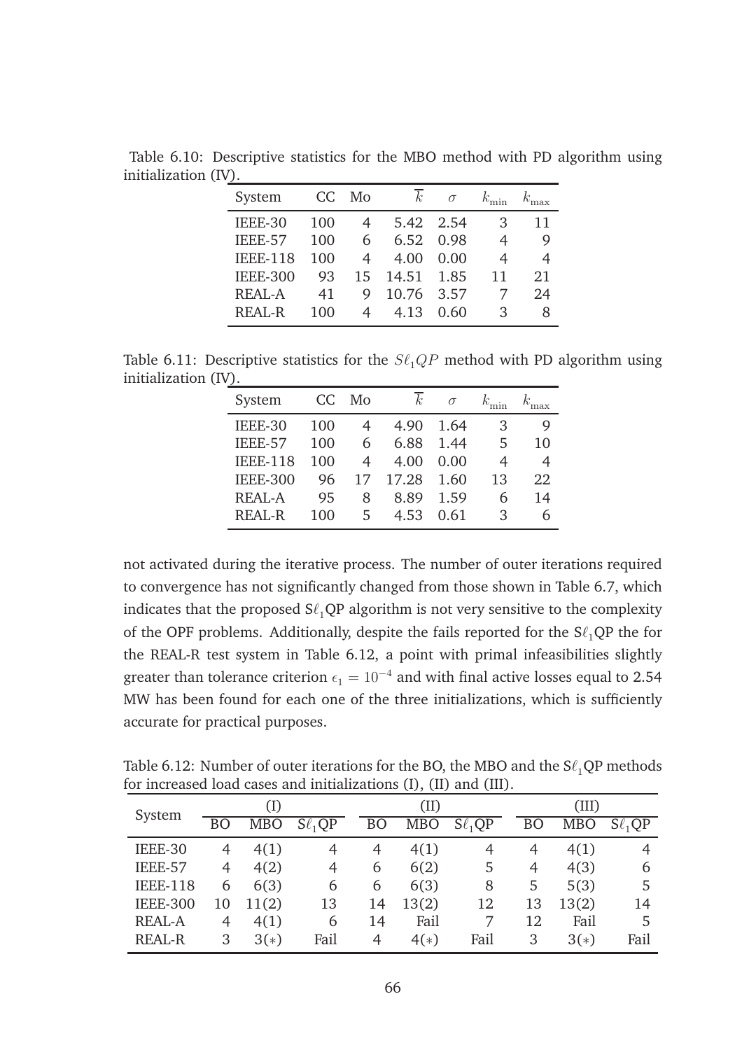Table 6.10: Descriptive statistics for the MBO method with PD algorithm using initialization (IV).

| System | CC | Mo | $\overline{k}$ | $\sigma$ | $k_{\min}$ | $k_{\max}$ |
|---|---|---|---|---|---|---|
| IEEE-30 | 100 | 4 | 5.42 | 2.54 | 3 | 11 |
| IEEE-57 | 100 | 6 | 6.52 | 0.98 | 4 | 9 |
| IEEE-118 | 100 | 4 | 4.00 | 0.00 | 4 | 4 |
| IEEE-300 | 93 | 15 | 14.51 | 1.85 | 11 | 21 |
| REAL-A | 41 | 9 | 10.76 | 3.57 | 7 | 24 |
| REAL-R | 100 | 4 | 4.13 | 0.60 | 3 | 8 |

Table 6.11: Descriptive statistics for the $S\ell_1QP$ method with PD algorithm using initialization (IV).

| System | CC | Mo | $\overline{k}$ | $\sigma$ | $k_{\min}$ | $k_{\max}$ |
|---|---|---|---|---|---|---|
| IEEE-30 | 100 | 4 | 4.90 | 1.64 | 3 | 9 |
| IEEE-57 | 100 | 6 | 6.88 | 1.44 | 5 | 10 |
| IEEE-118 | 100 | 4 | 4.00 | 0.00 | 4 | 4 |
| IEEE-300 | 96 | 17 | 17.28 | 1.60 | 13 | 22 |
| REAL-A | 95 | 8 | 8.89 | 1.59 | 6 | 14 |
| REAL-R | 100 | 5 | 4.53 | 0.61 | 3 | 6 |

not activated during the iterative process. The number of outer iterations required to convergence has not significantly changed from those shown in Table 6.7, which indicates that the proposed S$\ell_1$QP algorithm is not very sensitive to the complexity of the OPF problems. Additionally, despite the fails reported for the S$\ell_1$QP the for the REAL-R test system in Table 6.12, a point with primal infeasibilities slightly greater than tolerance criterion $\epsilon_1 = 10^{-4}$ and with final active losses equal to 2.54 MW has been found for each one of the three initializations, which is sufficiently accurate for practical purposes.

Table 6.12: Number of outer iterations for the BO, the MBO and the S$\ell_1$QP methods for increased load cases and initializations (I), (II) and (III).

| System | (I) | | | (II) | | | (III) | | |
|---|---|---|---|---|---|---|---|---|---|
| | BO | MBO | S$\ell_1$QP | BO | MBO | S$\ell_1$QP | BO | MBO | S$\ell_1$QP |
| IEEE-30 | 4 | 4(1) | 4 | 4 | 4(1) | 4 | 4 | 4(1) | 4 |
| IEEE-57 | 4 | 4(2) | 4 | 6 | 6(2) | 5 | 4 | 4(3) | 6 |
| IEEE-118 | 6 | 6(3) | 6 | 6 | 6(3) | 8 | 5 | 5(3) | 5 |
| IEEE-300 | 10 | 11(2) | 13 | 14 | 13(2) | 12 | 13 | 13(2) | 14 |
| REAL-A | 4 | 4(1) | 6 | 14 | Fail | 7 | 12 | Fail | 5 |
| REAL-R | 3 | 3(*) | Fail | 4 | 4(*) | Fail | 3 | 3(*) | Fail |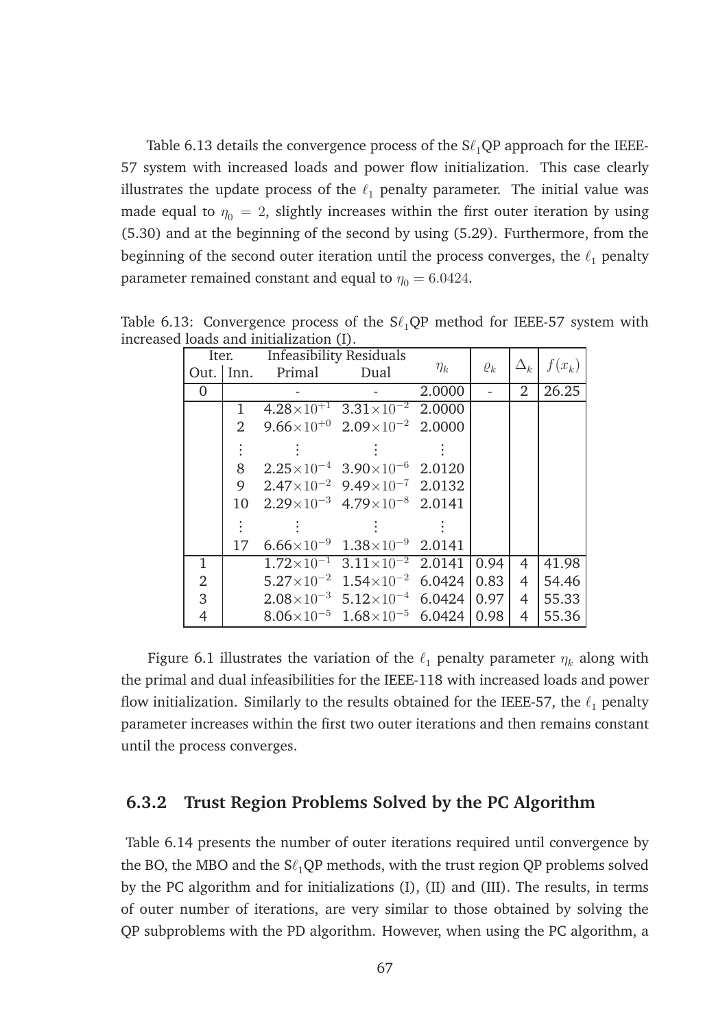Table 6.13 details the convergence process of the S$\ell_1$QP approach for the IEEE-57 system with increased loads and power flow initialization. This case clearly illustrates the update process of the $\ell_1$ penalty parameter. The initial value was made equal to $\eta_0 = 2$, slightly increases within the first outer iteration by using (5.30) and at the beginning of the second by using (5.29). Furthermore, from the beginning of the second outer iteration until the process converges, the $\ell_1$ penalty parameter remained constant and equal to $\eta_0 = 6.0424$.

Table 6.13: Convergence process of the S$\ell_1$QP method for IEEE-57 system with increased loads and initialization (I).

| Iter. | | Infeasibility Residuals | | $\eta_k$ | $\varrho_k$ | $\Delta_k$ | $f(x_k)$ |
|---|---|---|---|---|---|---|---|
| Out. | Inn. | Primal | Dual | | | | |
| 0 | | - | - | 2.0000 | - | 2 | 26.25 |
| | 1 | $4.28\times10^{+1}$ | $3.31\times10^{-2}$ | 2.0000 | | | |
| | 2 | $9.66\times10^{+0}$ | $2.09\times10^{-2}$ | 2.0000 | | | |
| | ⋮ | ⋮ | ⋮ | ⋮ | | | |
| | 8 | $2.25\times10^{-4}$ | $3.90\times10^{-6}$ | 2.0120 | | | |
| | 9 | $2.47\times10^{-2}$ | $9.49\times10^{-7}$ | 2.0132 | | | |
| | 10 | $2.29\times10^{-3}$ | $4.79\times10^{-8}$ | 2.0141 | | | |
| | ⋮ | ⋮ | ⋮ | ⋮ | | | |
| | 17 | $6.66\times10^{-9}$ | $1.38\times10^{-9}$ | 2.0141 | | | |
| 1 | | $1.72\times10^{-1}$ | $3.11\times10^{-2}$ | 2.0141 | 0.94 | 4 | 41.98 |
| 2 | | $5.27\times10^{-2}$ | $1.54\times10^{-2}$ | 6.0424 | 0.83 | 4 | 54.46 |
| 3 | | $2.08\times10^{-3}$ | $5.12\times10^{-4}$ | 6.0424 | 0.97 | 4 | 55.33 |
| 4 | | $8.06\times10^{-5}$ | $1.68\times10^{-5}$ | 6.0424 | 0.98 | 4 | 55.36 |

Figure 6.1 illustrates the variation of the $\ell_1$ penalty parameter $\eta_k$ along with the primal and dual infeasibilities for the IEEE-118 with increased loads and power flow initialization. Similarly to the results obtained for the IEEE-57, the $\ell_1$ penalty parameter increases within the first two outer iterations and then remains constant until the process converges.

### 6.3.2 Trust Region Problems Solved by the PC Algorithm

Table 6.14 presents the number of outer iterations required until convergence by the BO, the MBO and the S$\ell_1$QP methods, with the trust region QP problems solved by the PC algorithm and for initializations (I), (II) and (III). The results, in terms of outer number of iterations, are very similar to those obtained by solving the QP subproblems with the PD algorithm. However, when using the PC algorithm, a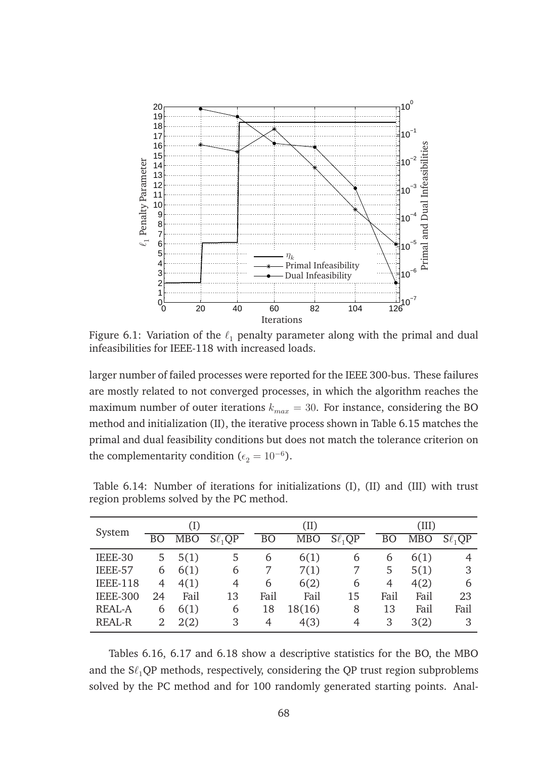Figure 6.1: Variation of the $\ell_1$ penalty parameter along with the primal and dual infeasibilities for IEEE-118 with increased loads.

larger number of failed processes were reported for the IEEE 300-bus. These failures are mostly related to not converged processes, in which the algorithm reaches the maximum number of outer iterations $k_{max} = 30$. For instance, considering the BO method and initialization (II), the iterative process shown in Table 6.15 matches the primal and dual feasibility conditions but does not match the tolerance criterion on the complementarity condition ($\epsilon_2 = 10^{-6}$).

Table 6.14: Number of iterations for initializations (I), (II) and (III) with trust region problems solved by the PC method.

| System | (I) | | | (II) | | | (III) | | |
|---|---|---|---|---|---|---|---|---|---|
| | BO | MBO | S$\ell_1$QP | BO | MBO | S$\ell_1$QP | BO | MBO | S$\ell_1$QP |
| IEEE-30 | 5 | 5(1) | 5 | 6 | 6(1) | 6 | 6 | 6(1) | 4 |
| IEEE-57 | 6 | 6(1) | 6 | 7 | 7(1) | 7 | 5 | 5(1) | 3 |
| IEEE-118 | 4 | 4(1) | 4 | 6 | 6(2) | 6 | 4 | 4(2) | 6 |
| IEEE-300 | 24 | Fail | 13 | Fail | Fail | 15 | Fail | Fail | 23 |
| REAL-A | 6 | 6(1) | 6 | 18 | 18(16) | 8 | 13 | Fail | Fail |
| REAL-R | 2 | 2(2) | 3 | 4 | 4(3) | 4 | 3 | 3(2) | 3 |

Tables 6.16, 6.17 and 6.18 show a descriptive statistics for the BO, the MBO and the S$\ell_1$QP methods, respectively, considering the QP trust region subproblems solved by the PC method and for 100 randomly generated starting points. Anal-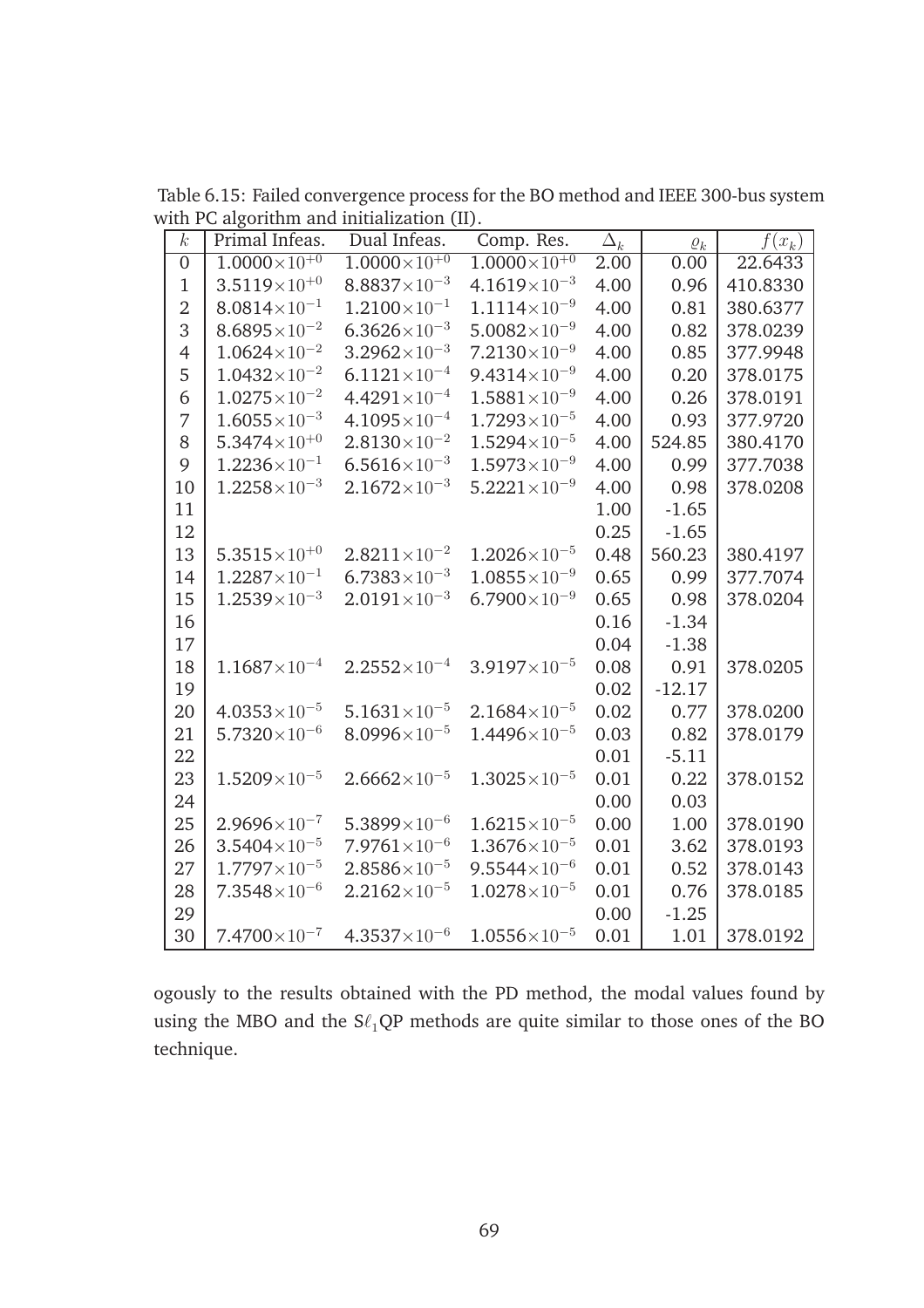Table 6.15: Failed convergence process for the BO method and IEEE 300-bus system with PC algorithm and initialization (II).

| $k$ | Primal Infeas. | Dual Infeas. | Comp. Res. | $\Delta_k$ | $\varrho_k$ | $f(x_k)$ |
|---|---|---|---|---|---|---|
| 0 | $1.0000\times10^{+0}$ | $1.0000\times10^{+0}$ | $1.0000\times10^{+0}$ | 2.00 | 0.00 | 22.6433 |
| 1 | $3.5119\times10^{+0}$ | $8.8837\times10^{-3}$ | $4.1619\times10^{-3}$ | 4.00 | 0.96 | 410.8330 |
| 2 | $8.0814\times10^{-1}$ | $1.2100\times10^{-1}$ | $1.1114\times10^{-9}$ | 4.00 | 0.81 | 380.6377 |
| 3 | $8.6895\times10^{-2}$ | $6.3626\times10^{-3}$ | $5.0082\times10^{-9}$ | 4.00 | 0.82 | 378.0239 |
| 4 | $1.0624\times10^{-2}$ | $3.2962\times10^{-3}$ | $7.2130\times10^{-9}$ | 4.00 | 0.85 | 377.9948 |
| 5 | $1.0432\times10^{-2}$ | $6.1121\times10^{-4}$ | $9.4314\times10^{-9}$ | 4.00 | 0.20 | 378.0175 |
| 6 | $1.0275\times10^{-2}$ | $4.4291\times10^{-4}$ | $1.5881\times10^{-9}$ | 4.00 | 0.26 | 378.0191 |
| 7 | $1.6055\times10^{-3}$ | $4.1095\times10^{-4}$ | $1.7293\times10^{-5}$ | 4.00 | 0.93 | 377.9720 |
| 8 | $5.3474\times10^{+0}$ | $2.8130\times10^{-2}$ | $1.5294\times10^{-5}$ | 4.00 | 524.85 | 380.4170 |
| 9 | $1.2236\times10^{-1}$ | $6.5616\times10^{-3}$ | $1.5973\times10^{-9}$ | 4.00 | 0.99 | 377.7038 |
| 10 | $1.2258\times10^{-3}$ | $2.1672\times10^{-3}$ | $5.2221\times10^{-9}$ | 4.00 | 0.98 | 378.0208 |
| 11 | | | | 1.00 | -1.65 | |
| 12 | | | | 0.25 | -1.65 | |
| 13 | $5.3515\times10^{+0}$ | $2.8211\times10^{-2}$ | $1.2026\times10^{-5}$ | 0.48 | 560.23 | 380.4197 |
| 14 | $1.2287\times10^{-1}$ | $6.7383\times10^{-3}$ | $1.0855\times10^{-9}$ | 0.65 | 0.99 | 377.7074 |
| 15 | $1.2539\times10^{-3}$ | $2.0191\times10^{-3}$ | $6.7900\times10^{-9}$ | 0.65 | 0.98 | 378.0204 |
| 16 | | | | 0.16 | -1.34 | |
| 17 | | | | 0.04 | -1.38 | |
| 18 | $1.1687\times10^{-4}$ | $2.2552\times10^{-4}$ | $3.9197\times10^{-5}$ | 0.08 | 0.91 | 378.0205 |
| 19 | | | | 0.02 | -12.17 | |
| 20 | $4.0353\times10^{-5}$ | $5.1631\times10^{-5}$ | $2.1684\times10^{-5}$ | 0.02 | 0.77 | 378.0200 |
| 21 | $5.7320\times10^{-6}$ | $8.0996\times10^{-5}$ | $1.4496\times10^{-5}$ | 0.03 | 0.82 | 378.0179 |
| 22 | | | | 0.01 | -5.11 | |
| 23 | $1.5209\times10^{-5}$ | $2.6662\times10^{-5}$ | $1.3025\times10^{-5}$ | 0.01 | 0.22 | 378.0152 |
| 24 | | | | 0.00 | 0.03 | |
| 25 | $2.9696\times10^{-7}$ | $5.3899\times10^{-6}$ | $1.6215\times10^{-5}$ | 0.00 | 1.00 | 378.0190 |
| 26 | $3.5404\times10^{-5}$ | $7.9761\times10^{-6}$ | $1.3676\times10^{-5}$ | 0.01 | 3.62 | 378.0193 |
| 27 | $1.7797\times10^{-5}$ | $2.8586\times10^{-5}$ | $9.5544\times10^{-6}$ | 0.01 | 0.52 | 378.0143 |
| 28 | $7.3548\times10^{-6}$ | $2.2162\times10^{-5}$ | $1.0278\times10^{-5}$ | 0.01 | 0.76 | 378.0185 |
| 29 | | | | 0.00 | -1.25 | |
| 30 | $7.4700\times10^{-7}$ | $4.3537\times10^{-6}$ | $1.0556\times10^{-5}$ | 0.01 | 1.01 | 378.0192 |

ogously to the results obtained with the PD method, the modal values found by using the MBO and the S$\ell_1$QP methods are quite similar to those ones of the BO technique.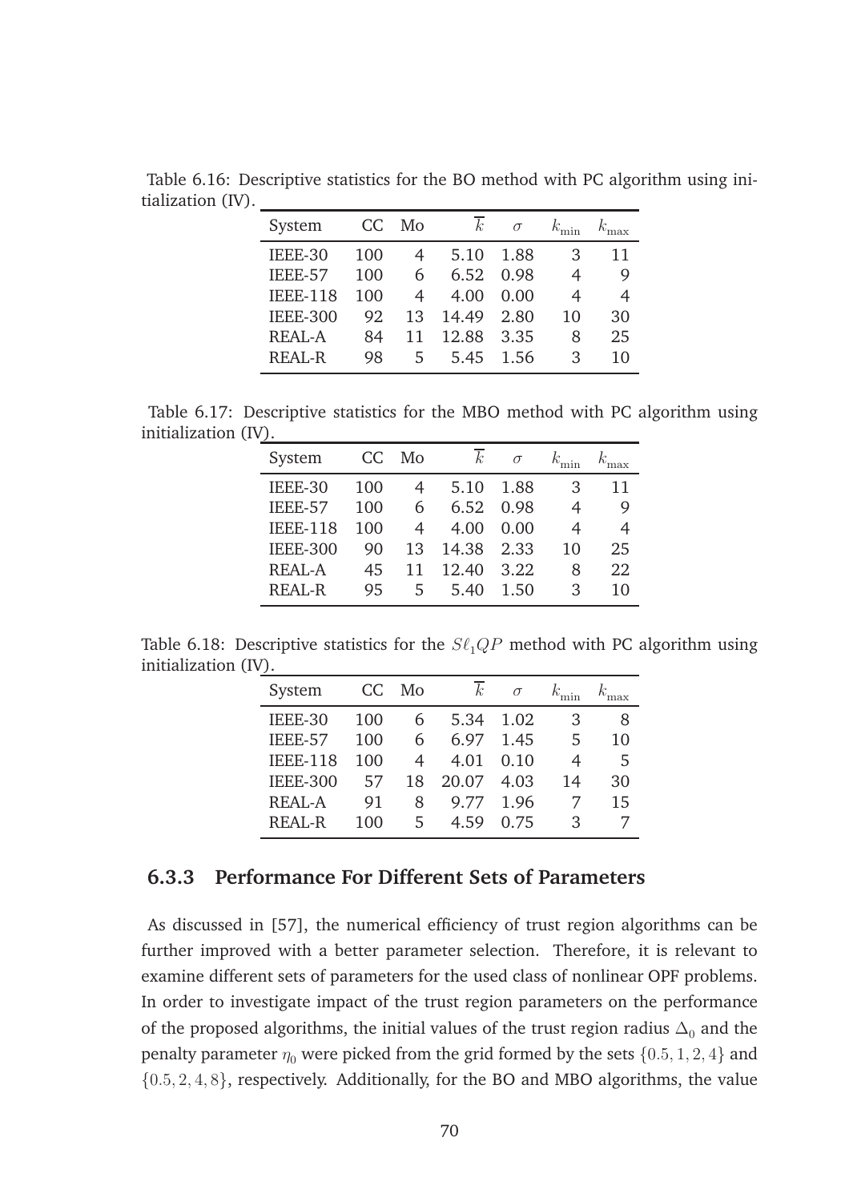Table 6.16: Descriptive statistics for the BO method with PC algorithm using initialization (IV).

| System | CC | Mo | $\overline{k}$ | $\sigma$ | $k_{\min}$ | $k_{\max}$ |
|---|---|---|---|---|---|---|
| IEEE-30 | 100 | 4 | 5.10 | 1.88 | 3 | 11 |
| IEEE-57 | 100 | 6 | 6.52 | 0.98 | 4 | 9 |
| IEEE-118 | 100 | 4 | 4.00 | 0.00 | 4 | 4 |
| IEEE-300 | 92 | 13 | 14.49 | 2.80 | 10 | 30 |
| REAL-A | 84 | 11 | 12.88 | 3.35 | 8 | 25 |
| REAL-R | 98 | 5 | 5.45 | 1.56 | 3 | 10 |

Table 6.17: Descriptive statistics for the MBO method with PC algorithm using initialization (IV).

| System | CC | Mo | $\overline{k}$ | $\sigma$ | $k_{\min}$ | $k_{\max}$ |
|---|---|---|---|---|---|---|
| IEEE-30 | 100 | 4 | 5.10 | 1.88 | 3 | 11 |
| IEEE-57 | 100 | 6 | 6.52 | 0.98 | 4 | 9 |
| IEEE-118 | 100 | 4 | 4.00 | 0.00 | 4 | 4 |
| IEEE-300 | 90 | 13 | 14.38 | 2.33 | 10 | 25 |
| REAL-A | 45 | 11 | 12.40 | 3.22 | 8 | 22 |
| REAL-R | 95 | 5 | 5.40 | 1.50 | 3 | 10 |

Table 6.18: Descriptive statistics for the $S\ell_1QP$ method with PC algorithm using initialization (IV).

| System | CC | Mo | $\overline{k}$ | $\sigma$ | $k_{\min}$ | $k_{\max}$ |
|---|---|---|---|---|---|---|
| IEEE-30 | 100 | 6 | 5.34 | 1.02 | 3 | 8 |
| IEEE-57 | 100 | 6 | 6.97 | 1.45 | 5 | 10 |
| IEEE-118 | 100 | 4 | 4.01 | 0.10 | 4 | 5 |
| IEEE-300 | 57 | 18 | 20.07 | 4.03 | 14 | 30 |
| REAL-A | 91 | 8 | 9.77 | 1.96 | 7 | 15 |
| REAL-R | 100 | 5 | 4.59 | 0.75 | 3 | 7 |

### 6.3.3 Performance For Different Sets of Parameters

As discussed in [57], the numerical efficiency of trust region algorithms can be further improved with a better parameter selection. Therefore, it is relevant to examine different sets of parameters for the used class of nonlinear OPF problems. In order to investigate impact of the trust region parameters on the performance of the proposed algorithms, the initial values of the trust region radius $\Delta_0$ and the penalty parameter $\eta_0$ were picked from the grid formed by the sets $\{0.5, 1, 2, 4\}$ and $\{0.5, 2, 4, 8\}$, respectively. Additionally, for the BO and MBO algorithms, the value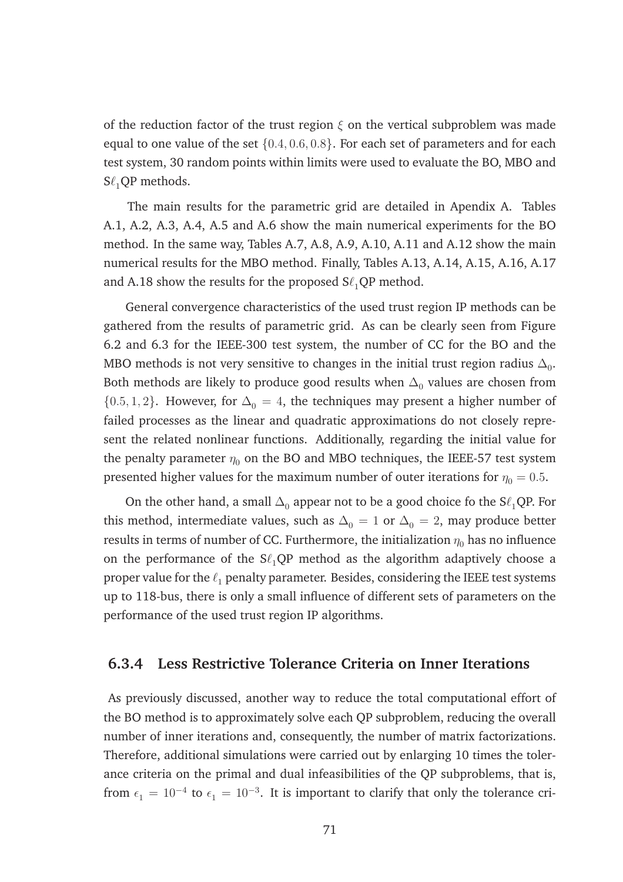of the reduction factor of the trust region $\xi$ on the vertical subproblem was made equal to one value of the set $\{0.4, 0.6, 0.8\}$. For each set of parameters and for each test system, 30 random points within limits were used to evaluate the BO, MBO and S$\ell_1$QP methods.

The main results for the parametric grid are detailed in Apendix A. Tables A.1, A.2, A.3, A.4, A.5 and A.6 show the main numerical experiments for the BO method. In the same way, Tables A.7, A.8, A.9, A.10, A.11 and A.12 show the main numerical results for the MBO method. Finally, Tables A.13, A.14, A.15, A.16, A.17 and A.18 show the results for the proposed S$\ell_1$QP method.

General convergence characteristics of the used trust region IP methods can be gathered from the results of parametric grid. As can be clearly seen from Figure 6.2 and 6.3 for the IEEE-300 test system, the number of CC for the BO and the MBO methods is not very sensitive to changes in the initial trust region radius $\Delta_0$. Both methods are likely to produce good results when $\Delta_0$ values are chosen from $\{0.5, 1, 2\}$. However, for $\Delta_0 = 4$, the techniques may present a higher number of failed processes as the linear and quadratic approximations do not closely represent the related nonlinear functions. Additionally, regarding the initial value for the penalty parameter $\eta_0$ on the BO and MBO techniques, the IEEE-57 test system presented higher values for the maximum number of outer iterations for $\eta_0 = 0.5$.

On the other hand, a small $\Delta_0$ appear not to be a good choice fo the S$\ell_1$QP. For this method, intermediate values, such as $\Delta_0 = 1$ or $\Delta_0 = 2$, may produce better results in terms of number of CC. Furthermore, the initialization $\eta_0$ has no influence on the performance of the S$\ell_1$QP method as the algorithm adaptively choose a proper value for the $\ell_1$ penalty parameter. Besides, considering the IEEE test systems up to 118-bus, there is only a small influence of different sets of parameters on the performance of the used trust region IP algorithms.

### 6.3.4 Less Restrictive Tolerance Criteria on Inner Iterations

As previously discussed, another way to reduce the total computational effort of the BO method is to approximately solve each QP subproblem, reducing the overall number of inner iterations and, consequently, the number of matrix factorizations. Therefore, additional simulations were carried out by enlarging 10 times the tolerance criteria on the primal and dual infeasibilities of the QP subproblems, that is, from $\epsilon_1 = 10^{-4}$ to $\epsilon_1 = 10^{-3}$. It is important to clarify that only the tolerance cri-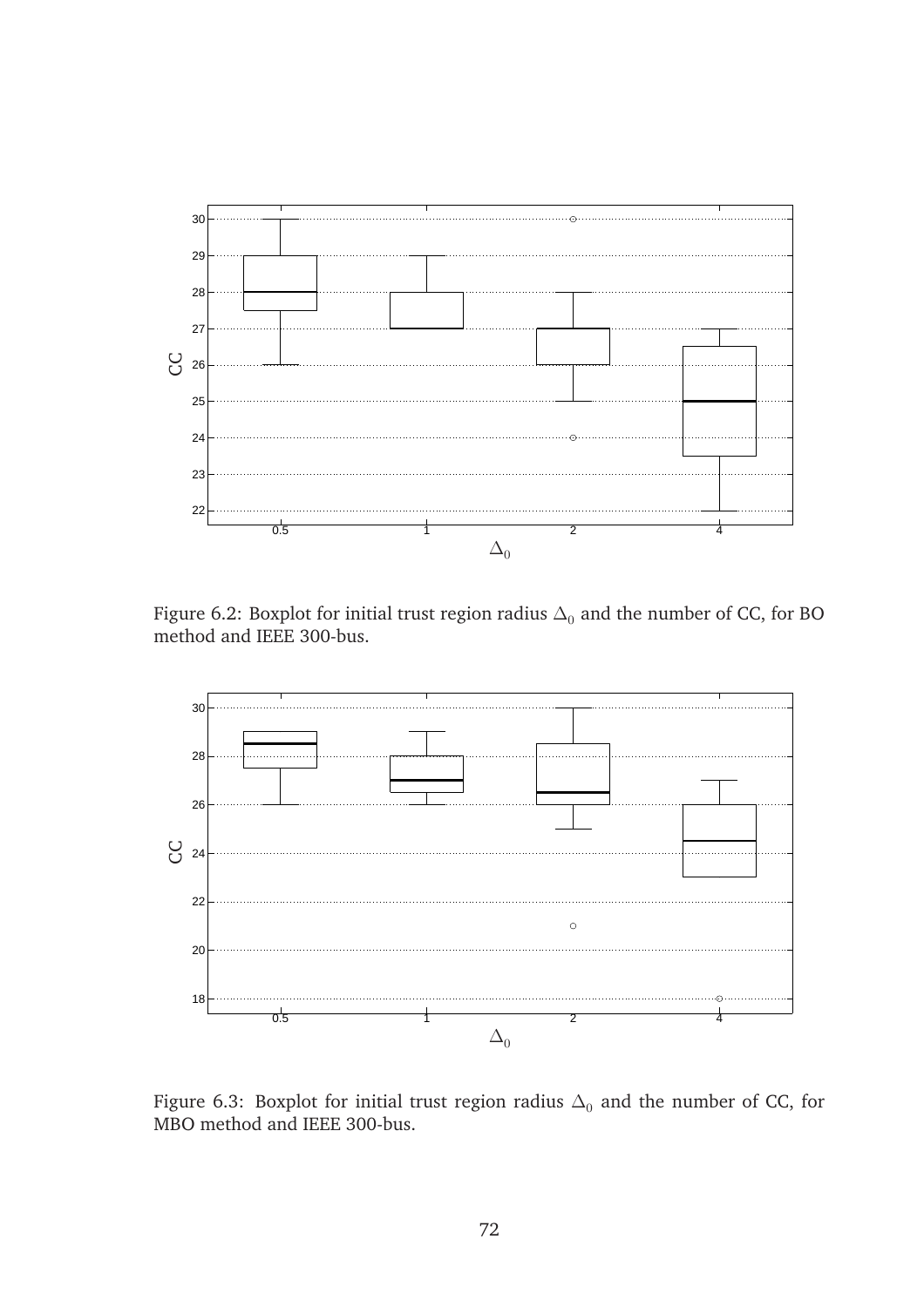Figure 6.2: Boxplot for initial trust region radius $\Delta_0$ and the number of CC, for BO method and IEEE 300-bus.

Figure 6.3: Boxplot for initial trust region radius $\Delta_0$ and the number of CC, for MBO method and IEEE 300-bus.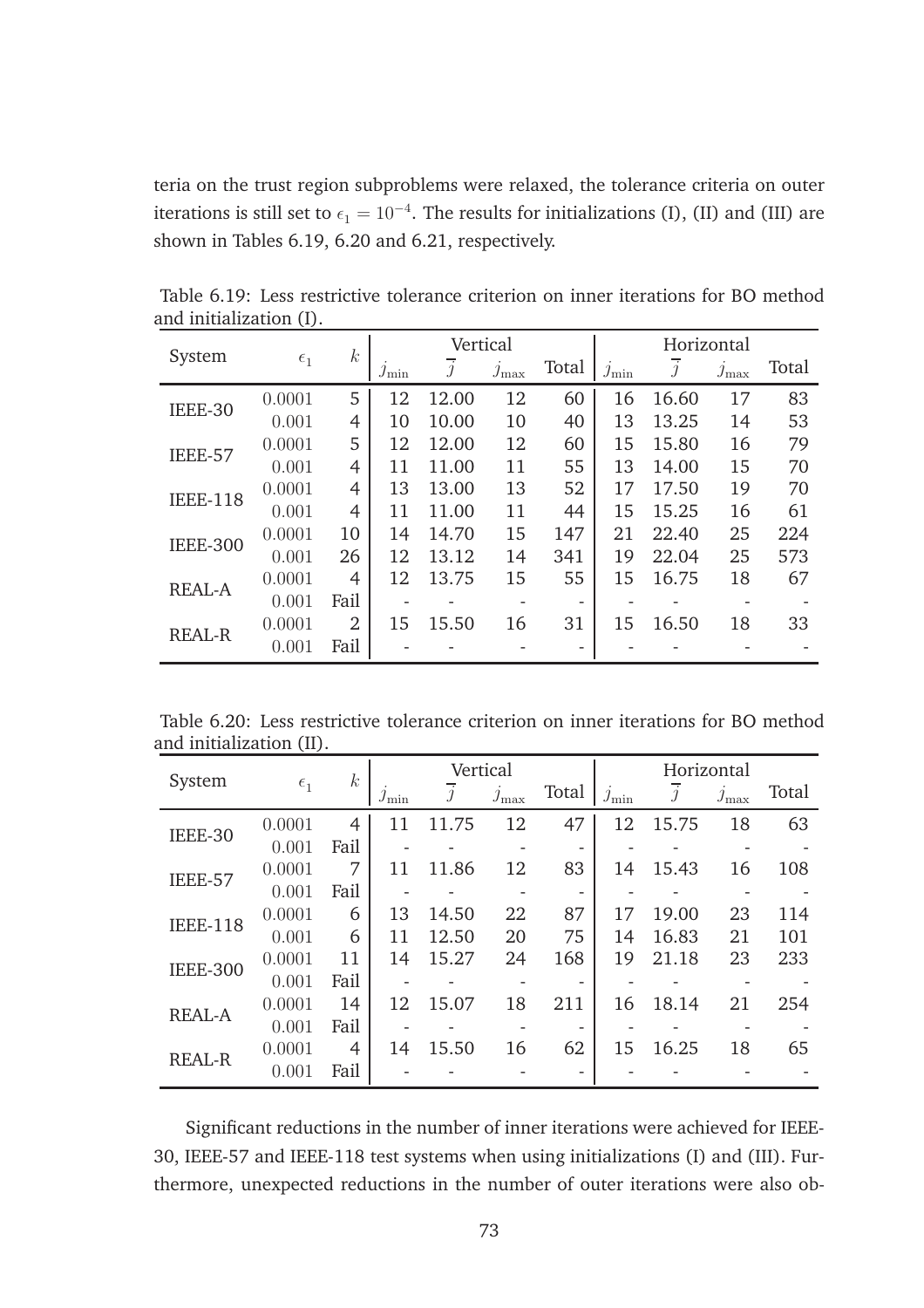teria on the trust region subproblems were relaxed, the tolerance criteria on outer iterations is still set to $\epsilon_1 = 10^{-4}$. The results for initializations (I), (II) and (III) are shown in Tables 6.19, 6.20 and 6.21, respectively.

Table 6.19: Less restrictive tolerance criterion on inner iterations for BO method and initialization (I).

| System | $\epsilon_1$ | $k$ | Vertical | | | | Horizontal | | | |
|---|---|---|---|---|---|---|---|---|---|---|
| | | | $j_{\min}$ | $\overline{j}$ | $j_{\max}$ | Total | $j_{\min}$ | $\overline{j}$ | $j_{\max}$ | Total |
| IEEE-30 | 0.0001 | 5 | 12 | 12.00 | 12 | 60 | 16 | 16.60 | 17 | 83 |
| | 0.001 | 4 | 10 | 10.00 | 10 | 40 | 13 | 13.25 | 14 | 53 |
| IEEE-57 | 0.0001 | 5 | 12 | 12.00 | 12 | 60 | 15 | 15.80 | 16 | 79 |
| | 0.001 | 4 | 11 | 11.00 | 11 | 55 | 13 | 14.00 | 15 | 70 |
| IEEE-118 | 0.0001 | 4 | 13 | 13.00 | 13 | 52 | 17 | 17.50 | 19 | 70 |
| | 0.001 | 4 | 11 | 11.00 | 11 | 44 | 15 | 15.25 | 16 | 61 |
| IEEE-300 | 0.0001 | 10 | 14 | 14.70 | 15 | 147 | 21 | 22.40 | 25 | 224 |
| | 0.001 | 26 | 12 | 13.12 | 14 | 341 | 19 | 22.04 | 25 | 573 |
| REAL-A | 0.0001 | 4 | 12 | 13.75 | 15 | 55 | 15 | 16.75 | 18 | 67 |
| | 0.001 | Fail | - | - | - | - | - | - | - | - |
| REAL-R | 0.0001 | 2 | 15 | 15.50 | 16 | 31 | 15 | 16.50 | 18 | 33 |
| | 0.001 | Fail | - | - | - | - | - | - | - | - |

Table 6.20: Less restrictive tolerance criterion on inner iterations for BO method and initialization (II).

| System | $\epsilon_1$ | $k$ | Vertical | | | | Horizontal | | | |
|---|---|---|---|---|---|---|---|---|---|---|
| | | | $j_{\min}$ | $\overline{j}$ | $j_{\max}$ | Total | $j_{\min}$ | $\overline{j}$ | $j_{\max}$ | Total |
| IEEE-30 | 0.0001 | 4 | 11 | 11.75 | 12 | 47 | 12 | 15.75 | 18 | 63 |
| | 0.001 | Fail | - | - | - | - | - | - | - | - |
| IEEE-57 | 0.0001 | 7 | 11 | 11.86 | 12 | 83 | 14 | 15.43 | 16 | 108 |
| | 0.001 | Fail | - | - | - | - | - | - | - | - |
| IEEE-118 | 0.0001 | 6 | 13 | 14.50 | 22 | 87 | 17 | 19.00 | 23 | 114 |
| | 0.001 | 6 | 11 | 12.50 | 20 | 75 | 14 | 16.83 | 21 | 101 |
| IEEE-300 | 0.0001 | 11 | 14 | 15.27 | 24 | 168 | 19 | 21.18 | 23 | 233 |
| | 0.001 | Fail | - | - | - | - | - | - | - | - |
| REAL-A | 0.0001 | 14 | 12 | 15.07 | 18 | 211 | 16 | 18.14 | 21 | 254 |
| | 0.001 | Fail | - | - | - | - | - | - | - | - |
| REAL-R | 0.0001 | 4 | 14 | 15.50 | 16 | 62 | 15 | 16.25 | 18 | 65 |
| | 0.001 | Fail | - | - | - | - | - | - | - | - |

Significant reductions in the number of inner iterations were achieved for IEEE-30, IEEE-57 and IEEE-118 test systems when using initializations (I) and (III). Furthermore, unexpected reductions in the number of outer iterations were also ob-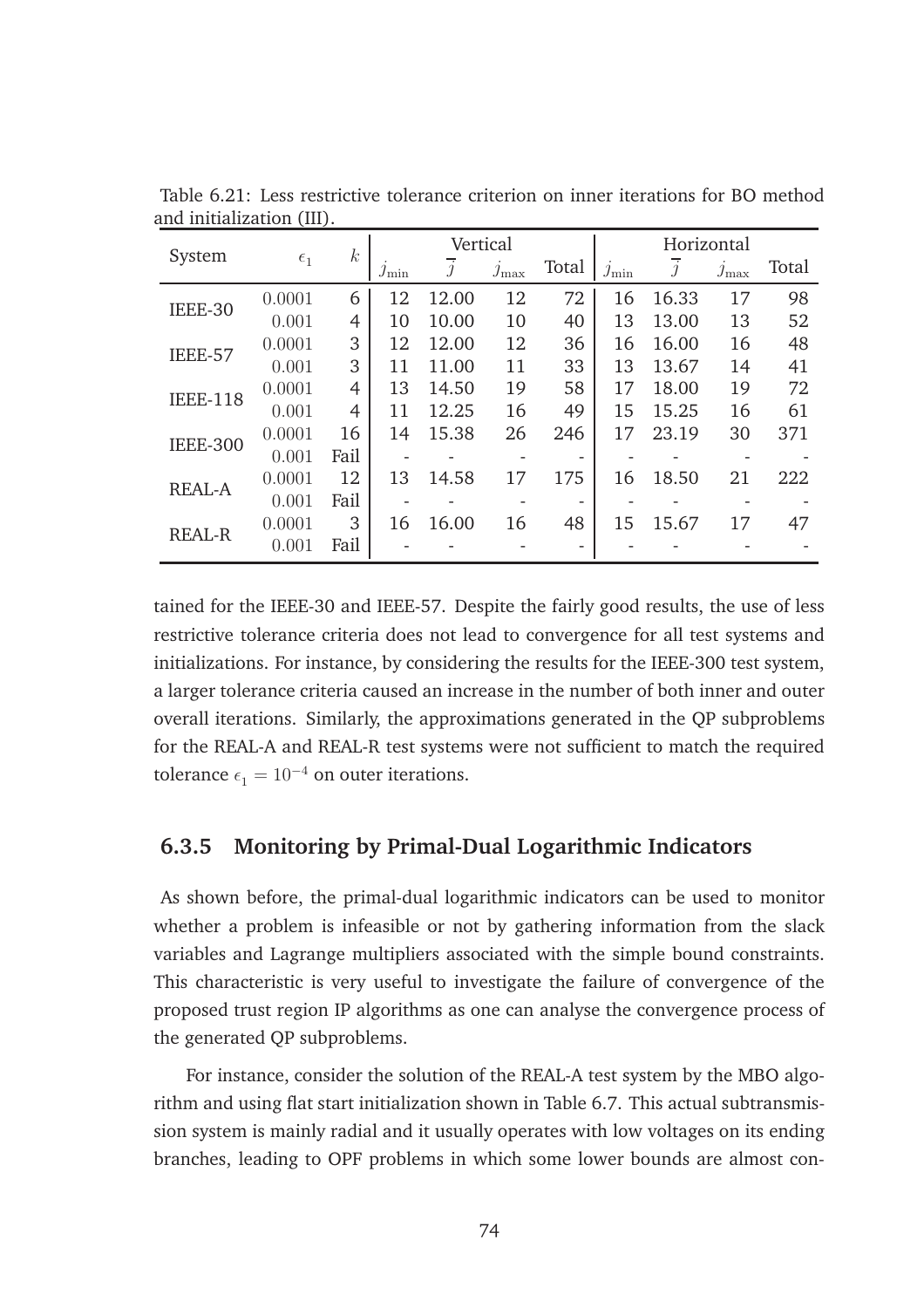Table 6.21: Less restrictive tolerance criterion on inner iterations for BO method and initialization (III).

| System | $\epsilon_1$ | $k$ | Vertical | | | | Horizontal | | | |
|---|---|---|---|---|---|---|---|---|---|---|
| | | | $j_{\min}$ | $\overline{j}$ | $j_{\max}$ | Total | $j_{\min}$ | $\overline{j}$ | $j_{\max}$ | Total |
| IEEE-30 | 0.0001 | 6 | 12 | 12.00 | 12 | 72 | 16 | 16.33 | 17 | 98 |
| | 0.001 | 4 | 10 | 10.00 | 10 | 40 | 13 | 13.00 | 13 | 52 |
| IEEE-57 | 0.0001 | 3 | 12 | 12.00 | 12 | 36 | 16 | 16.00 | 16 | 48 |
| | 0.001 | 3 | 11 | 11.00 | 11 | 33 | 13 | 13.67 | 14 | 41 |
| IEEE-118 | 0.0001 | 4 | 13 | 14.50 | 19 | 58 | 17 | 18.00 | 19 | 72 |
| | 0.001 | 4 | 11 | 12.25 | 16 | 49 | 15 | 15.25 | 16 | 61 |
| IEEE-300 | 0.0001 | 16 | 14 | 15.38 | 26 | 246 | 17 | 23.19 | 30 | 371 |
| | 0.001 | Fail | - | - | - | - | - | - | - | - |
| REAL-A | 0.0001 | 12 | 13 | 14.58 | 17 | 175 | 16 | 18.50 | 21 | 222 |
| | 0.001 | Fail | - | - | - | - | - | - | - | - |
| REAL-R | 0.0001 | 3 | 16 | 16.00 | 16 | 48 | 15 | 15.67 | 17 | 47 |
| | 0.001 | Fail | - | - | - | - | - | - | - | - |

tained for the IEEE-30 and IEEE-57. Despite the fairly good results, the use of less restrictive tolerance criteria does not lead to convergence for all test systems and initializations. For instance, by considering the results for the IEEE-300 test system, a larger tolerance criteria caused an increase in the number of both inner and outer overall iterations. Similarly, the approximations generated in the QP subproblems for the REAL-A and REAL-R test systems were not sufficient to match the required tolerance $\epsilon_1 = 10^{-4}$ on outer iterations.

### 6.3.5 Monitoring by Primal-Dual Logarithmic Indicators

As shown before, the primal-dual logarithmic indicators can be used to monitor whether a problem is infeasible or not by gathering information from the slack variables and Lagrange multipliers associated with the simple bound constraints. This characteristic is very useful to investigate the failure of convergence of the proposed trust region IP algorithms as one can analyse the convergence process of the generated QP subproblems.

For instance, consider the solution of the REAL-A test system by the MBO algorithm and using flat start initialization shown in Table 6.7. This actual subtransmission system is mainly radial and it usually operates with low voltages on its ending branches, leading to OPF problems in which some lower bounds are almost con-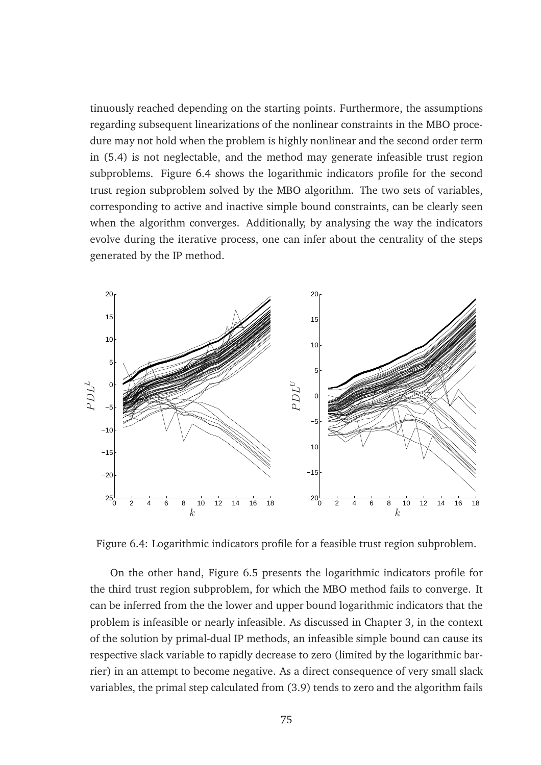tinuously reached depending on the starting points. Furthermore, the assumptions regarding subsequent linearizations of the nonlinear constraints in the MBO procedure may not hold when the problem is highly nonlinear and the second order term in (5.4) is not neglectable, and the method may generate infeasible trust region subproblems. Figure 6.4 shows the logarithmic indicators profile for the second trust region subproblem solved by the MBO algorithm. The two sets of variables, corresponding to active and inactive simple bound constraints, can be clearly seen when the algorithm converges. Additionally, by analysing the way the indicators evolve during the iterative process, one can infer about the centrality of the steps generated by the IP method.

Figure 6.4: Logarithmic indicators profile for a feasible trust region subproblem.

On the other hand, Figure 6.5 presents the logarithmic indicators profile for the third trust region subproblem, for which the MBO method fails to converge. It can be inferred from the the lower and upper bound logarithmic indicators that the problem is infeasible or nearly infeasible. As discussed in Chapter 3, in the context of the solution by primal-dual IP methods, an infeasible simple bound can cause its respective slack variable to rapidly decrease to zero (limited by the logarithmic barrier) in an attempt to become negative. As a direct consequence of very small slack variables, the primal step calculated from (3.9) tends to zero and the algorithm fails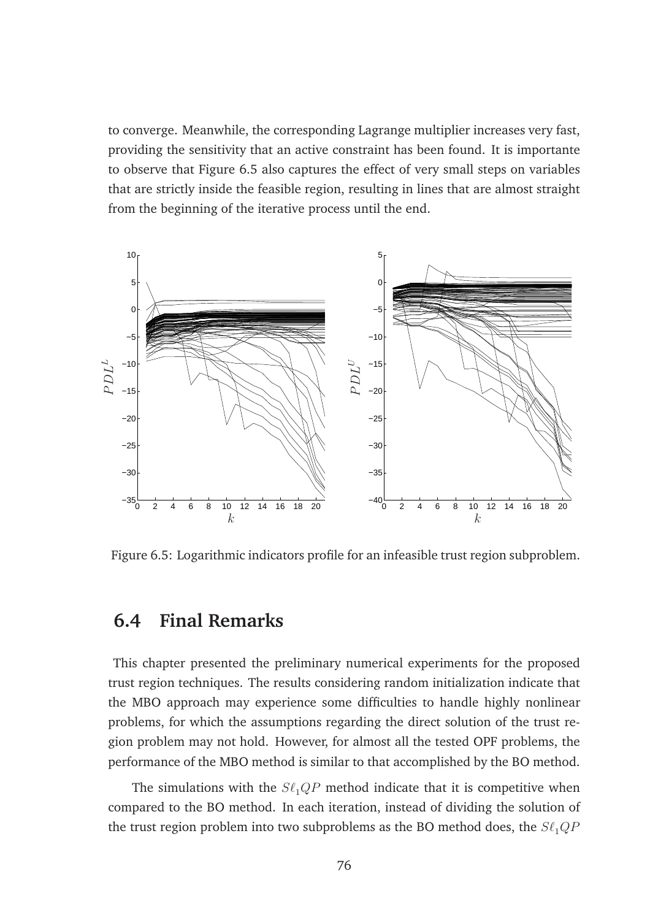to converge. Meanwhile, the corresponding Lagrange multiplier increases very fast, providing the sensitivity that an active constraint has been found. It is importante to observe that Figure 6.5 also captures the effect of very small steps on variables that are strictly inside the feasible region, resulting in lines that are almost straight from the beginning of the iterative process until the end.

Figure 6.5: Logarithmic indicators profile for an infeasible trust region subproblem.

## 6.4 Final Remarks

This chapter presented the preliminary numerical experiments for the proposed trust region techniques. The results considering random initialization indicate that the MBO approach may experience some difficulties to handle highly nonlinear problems, for which the assumptions regarding the direct solution of the trust region problem may not hold. However, for almost all the tested OPF problems, the performance of the MBO method is similar to that accomplished by the BO method.

The simulations with the $S\ell_1QP$ method indicate that it is competitive when compared to the BO method. In each iteration, instead of dividing the solution of the trust region problem into two subproblems as the BO method does, the $S\ell_1QP$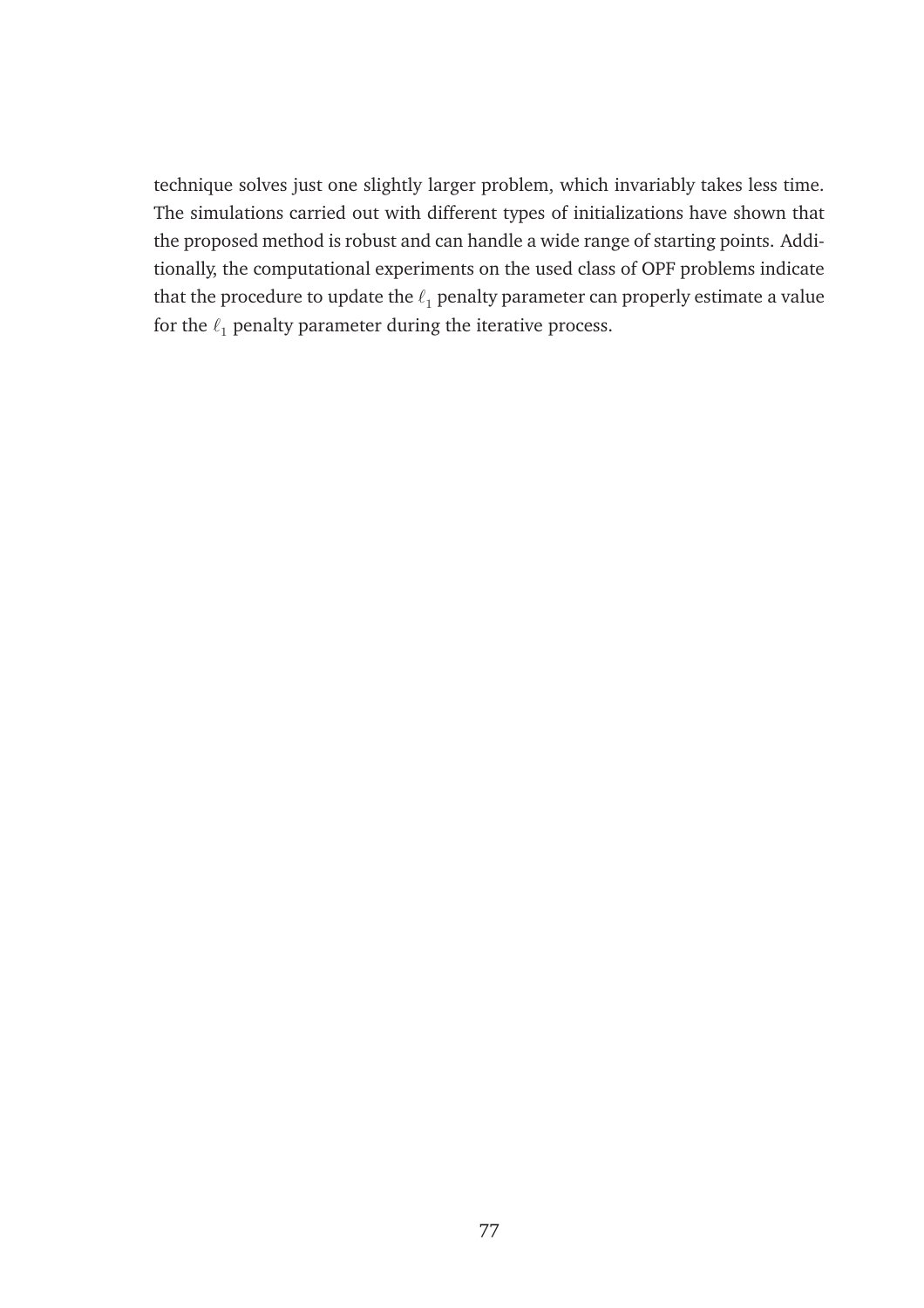technique solves just one slightly larger problem, which invariably takes less time. The simulations carried out with different types of initializations have shown that the proposed method is robust and can handle a wide range of starting points. Additionally, the computational experiments on the used class of OPF problems indicate that the procedure to update the $\ell_1$ penalty parameter can properly estimate a value for the $\ell_1$ penalty parameter during the iterative process.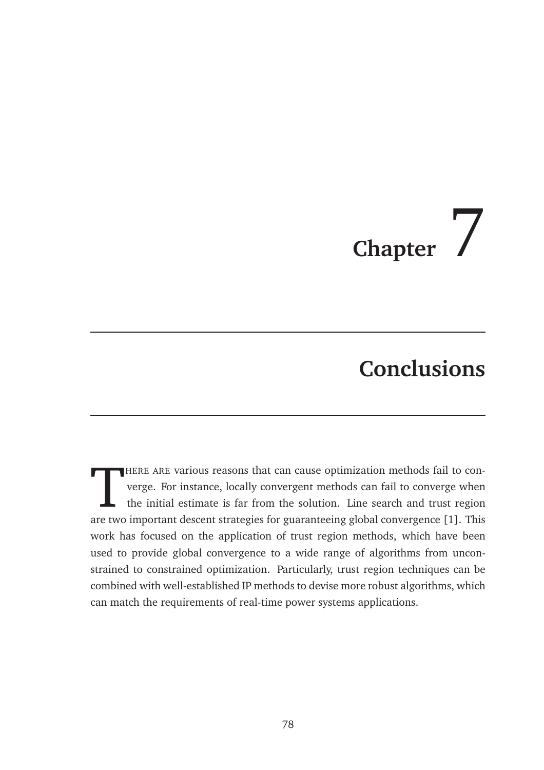# Chapter 7

## Conclusions

There are various reasons that can cause optimization methods fail to converge. For instance, locally convergent methods can fail to converge when the initial estimate is far from the solution. Line search and trust region are two important descent strategies for guaranteeing global convergence [1]. This work has focused on the application of trust region methods, which have been used to provide global convergence to a wide range of algorithms from unconstrained to constrained optimization. Particularly, trust region techniques can be combined with well-established IP methods to devise more robust algorithms, which can match the requirements of real-time power systems applications.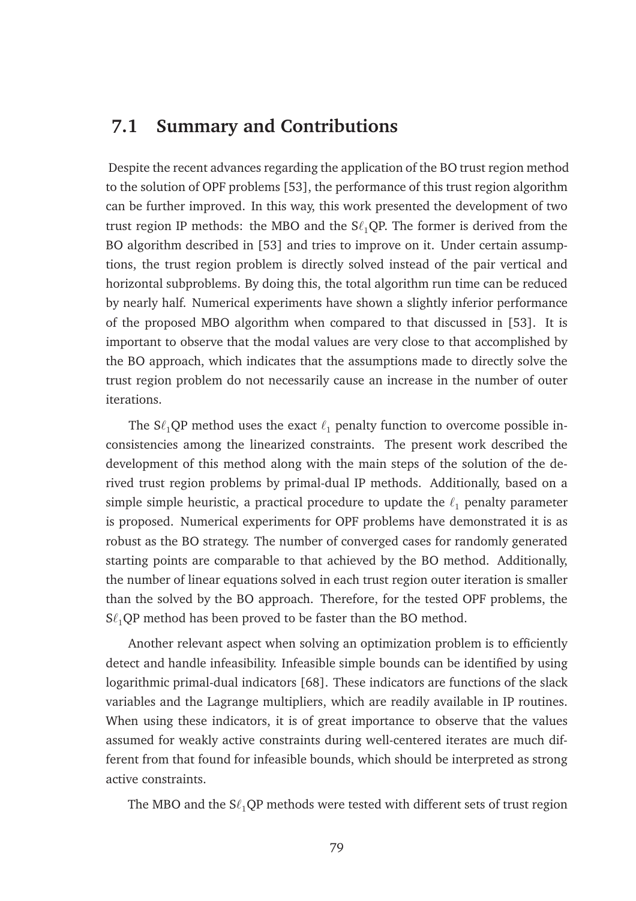## 7.1 Summary and Contributions

Despite the recent advances regarding the application of the BO trust region method to the solution of OPF problems [53], the performance of this trust region algorithm can be further improved. In this way, this work presented the development of two trust region IP methods: the MBO and the S$\ell_1$QP. The former is derived from the BO algorithm described in [53] and tries to improve on it. Under certain assumptions, the trust region problem is directly solved instead of the pair vertical and horizontal subproblems. By doing this, the total algorithm run time can be reduced by nearly half. Numerical experiments have shown a slightly inferior performance of the proposed MBO algorithm when compared to that discussed in [53]. It is important to observe that the modal values are very close to that accomplished by the BO approach, which indicates that the assumptions made to directly solve the trust region problem do not necessarily cause an increase in the number of outer iterations.

The S$\ell_1$QP method uses the exact $\ell_1$ penalty function to overcome possible inconsistencies among the linearized constraints. The present work described the development of this method along with the main steps of the solution of the derived trust region problems by primal-dual IP methods. Additionally, based on a simple simple heuristic, a practical procedure to update the $\ell_1$ penalty parameter is proposed. Numerical experiments for OPF problems have demonstrated it is as robust as the BO strategy. The number of converged cases for randomly generated starting points are comparable to that achieved by the BO method. Additionally, the number of linear equations solved in each trust region outer iteration is smaller than the solved by the BO approach. Therefore, for the tested OPF problems, the S$\ell_1$QP method has been proved to be faster than the BO method.

Another relevant aspect when solving an optimization problem is to efficiently detect and handle infeasibility. Infeasible simple bounds can be identified by using logarithmic primal-dual indicators [68]. These indicators are functions of the slack variables and the Lagrange multipliers, which are readily available in IP routines. When using these indicators, it is of great importance to observe that the values assumed for weakly active constraints during well-centered iterates are much different from that found for infeasible bounds, which should be interpreted as strong active constraints.

The MBO and the S$\ell_1$QP methods were tested with different sets of trust region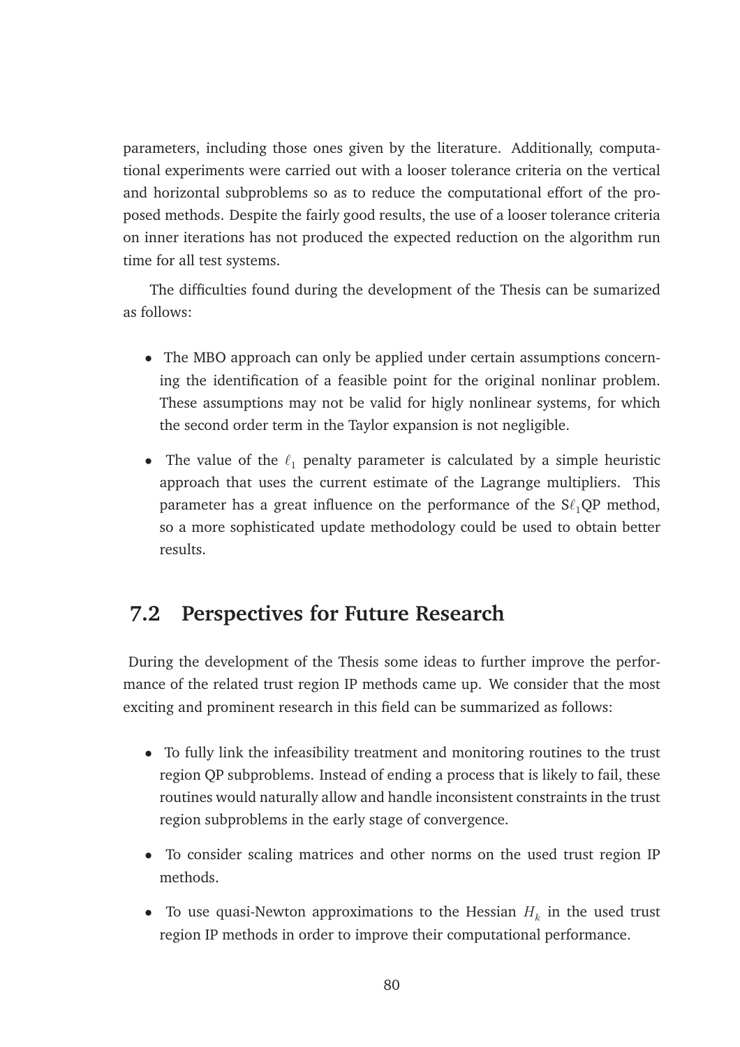parameters, including those ones given by the literature. Additionally, computational experiments were carried out with a looser tolerance criteria on the vertical and horizontal subproblems so as to reduce the computational effort of the proposed methods. Despite the fairly good results, the use of a looser tolerance criteria on inner iterations has not produced the expected reduction on the algorithm run time for all test systems.

The difficulties found during the development of the Thesis can be sumarized as follows:

- The MBO approach can only be applied under certain assumptions concerning the identification of a feasible point for the original nonlinar problem. These assumptions may not be valid for higly nonlinear systems, for which the second order term in the Taylor expansion is not negligible.
- The value of the $\ell_1$ penalty parameter is calculated by a simple heuristic approach that uses the current estimate of the Lagrange multipliers. This parameter has a great influence on the performance of the S$\ell_1$QP method, so a more sophisticated update methodology could be used to obtain better results.

## 7.2 Perspectives for Future Research

During the development of the Thesis some ideas to further improve the performance of the related trust region IP methods came up. We consider that the most exciting and prominent research in this field can be summarized as follows:

- To fully link the infeasibility treatment and monitoring routines to the trust region QP subproblems. Instead of ending a process that is likely to fail, these routines would naturally allow and handle inconsistent constraints in the trust region subproblems in the early stage of convergence.
- To consider scaling matrices and other norms on the used trust region IP methods.
- To use quasi-Newton approximations to the Hessian $H_k$ in the used trust region IP methods in order to improve their computational performance.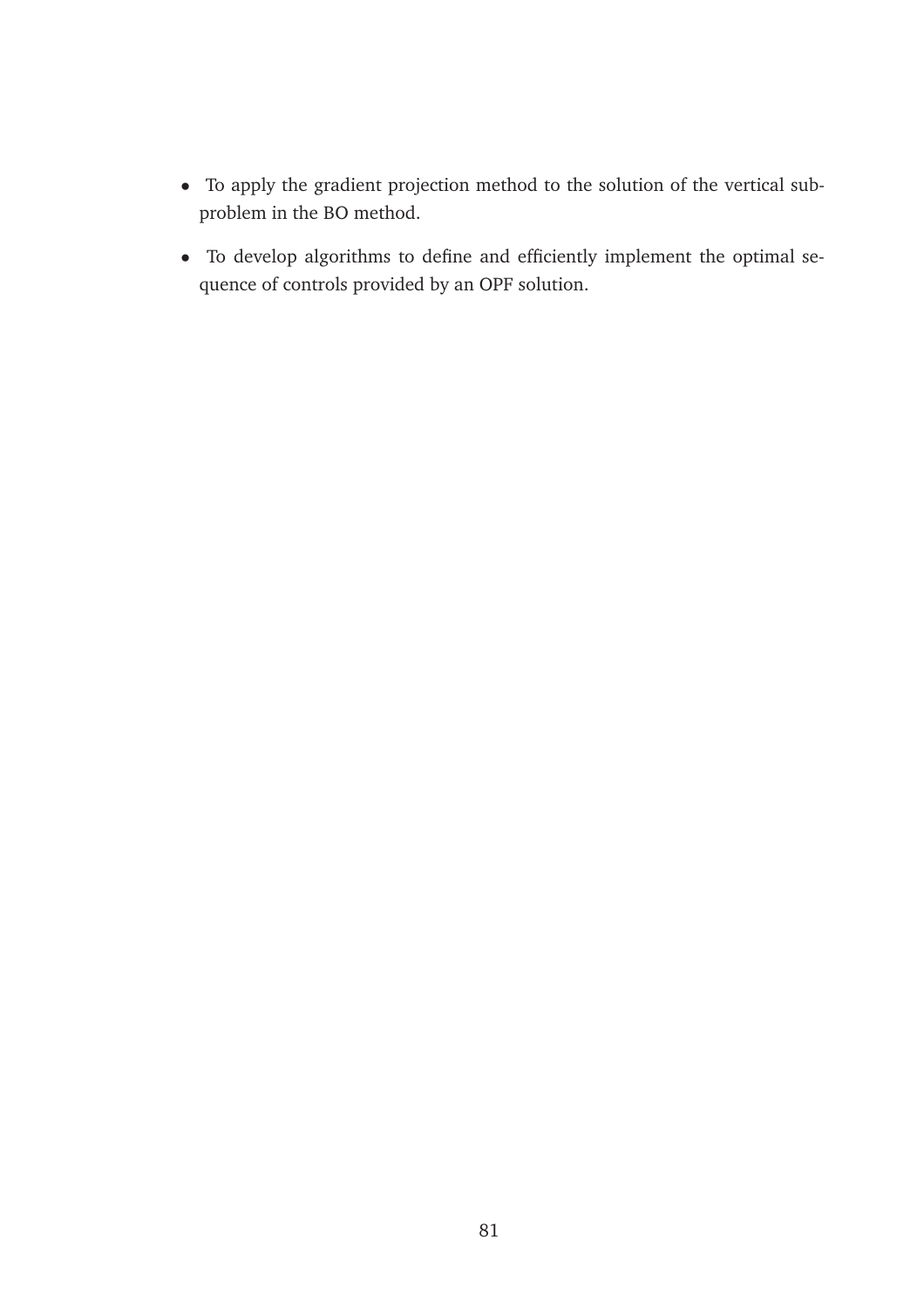- To apply the gradient projection method to the solution of the vertical sub-problem in the BO method.
- To develop algorithms to define and efficiently implement the optimal sequence of controls provided by an OPF solution.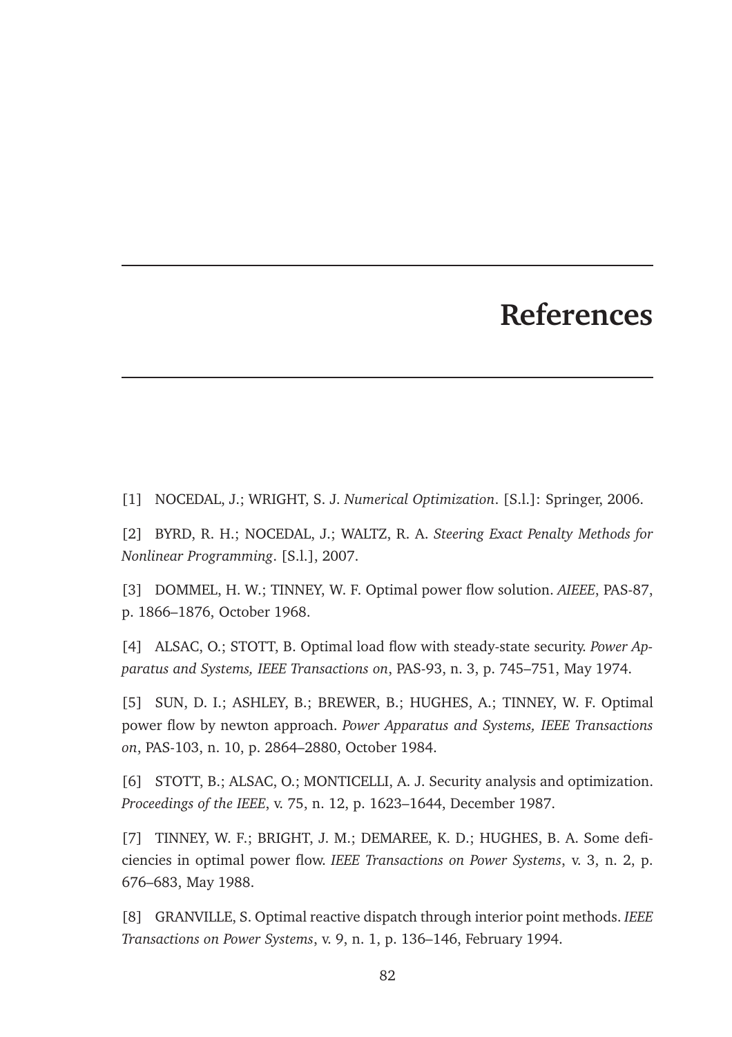# References

[1] NOCEDAL, J.; WRIGHT, S. J. *Numerical Optimization*. [S.l.]: Springer, 2006.

[2] BYRD, R. H.; NOCEDAL, J.; WALTZ, R. A. *Steering Exact Penalty Methods for Nonlinear Programming*. [S.l.], 2007.

[3] DOMMEL, H. W.; TINNEY, W. F. Optimal power flow solution. *AIEEE*, PAS-87, p. 1866–1876, October 1968.

[4] ALSAC, O.; STOTT, B. Optimal load flow with steady-state security. *Power Apparatus and Systems, IEEE Transactions on*, PAS-93, n. 3, p. 745–751, May 1974.

[5] SUN, D. I.; ASHLEY, B.; BREWER, B.; HUGHES, A.; TINNEY, W. F. Optimal power flow by newton approach. *Power Apparatus and Systems, IEEE Transactions on*, PAS-103, n. 10, p. 2864–2880, October 1984.

[6] STOTT, B.; ALSAC, O.; MONTICELLI, A. J. Security analysis and optimization. *Proceedings of the IEEE*, v. 75, n. 12, p. 1623–1644, December 1987.

[7] TINNEY, W. F.; BRIGHT, J. M.; DEMAREE, K. D.; HUGHES, B. A. Some deficiencies in optimal power flow. *IEEE Transactions on Power Systems*, v. 3, n. 2, p. 676–683, May 1988.

[8] GRANVILLE, S. Optimal reactive dispatch through interior point methods. *IEEE Transactions on Power Systems*, v. 9, n. 1, p. 136–146, February 1994.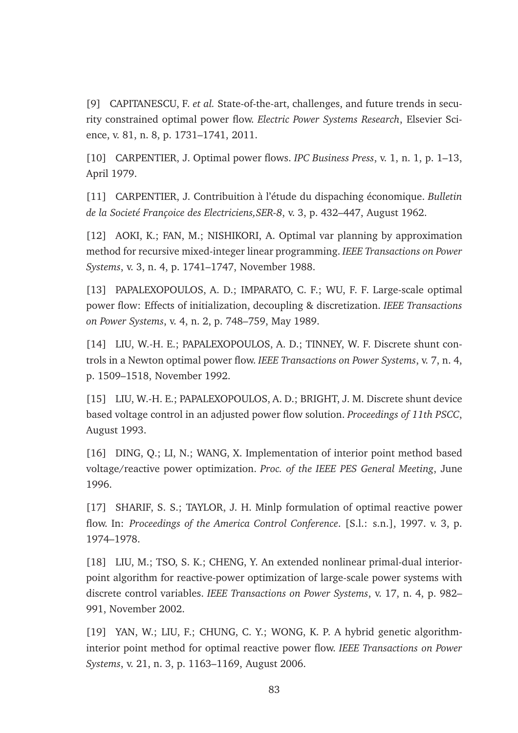[9] CAPITANESCU, F. *et al.* State-of-the-art, challenges, and future trends in security constrained optimal power flow. *Electric Power Systems Research*, Elsevier Science, v. 81, n. 8, p. 1731–1741, 2011.

[10] CARPENTIER, J. Optimal power flows. *IPC Business Press*, v. 1, n. 1, p. 1–13, April 1979.

[11] CARPENTIER, J. Contribuition à l'étude du dispaching économique. *Bulletin de la Societé Françoice des Electriciens,SER-8*, v. 3, p. 432–447, August 1962.

[12] AOKI, K.; FAN, M.; NISHIKORI, A. Optimal var planning by approximation method for recursive mixed-integer linear programming. *IEEE Transactions on Power Systems*, v. 3, n. 4, p. 1741–1747, November 1988.

[13] PAPALEXOPOULOS, A. D.; IMPARATO, C. F.; WU, F. F. Large-scale optimal power flow: Effects of initialization, decoupling & discretization. *IEEE Transactions on Power Systems*, v. 4, n. 2, p. 748–759, May 1989.

[14] LIU, W.-H. E.; PAPALEXOPOULOS, A. D.; TINNEY, W. F. Discrete shunt controls in a Newton optimal power flow. *IEEE Transactions on Power Systems*, v. 7, n. 4, p. 1509–1518, November 1992.

[15] LIU, W.-H. E.; PAPALEXOPOULOS, A. D.; BRIGHT, J. M. Discrete shunt device based voltage control in an adjusted power flow solution. *Proceedings of 11th PSCC*, August 1993.

[16] DING, Q.; LI, N.; WANG, X. Implementation of interior point method based voltage/reactive power optimization. *Proc. of the IEEE PES General Meeting*, June 1996.

[17] SHARIF, S. S.; TAYLOR, J. H. Minlp formulation of optimal reactive power flow. In: *Proceedings of the America Control Conference*. [S.l.: s.n.], 1997. v. 3, p. 1974–1978.

[18] LIU, M.; TSO, S. K.; CHENG, Y. An extended nonlinear primal-dual interior-point algorithm for reactive-power optimization of large-scale power systems with discrete control variables. *IEEE Transactions on Power Systems*, v. 17, n. 4, p. 982–991, November 2002.

[19] YAN, W.; LIU, F.; CHUNG, C. Y.; WONG, K. P. A hybrid genetic algorithm-interior point method for optimal reactive power flow. *IEEE Transactions on Power Systems*, v. 21, n. 3, p. 1163–1169, August 2006.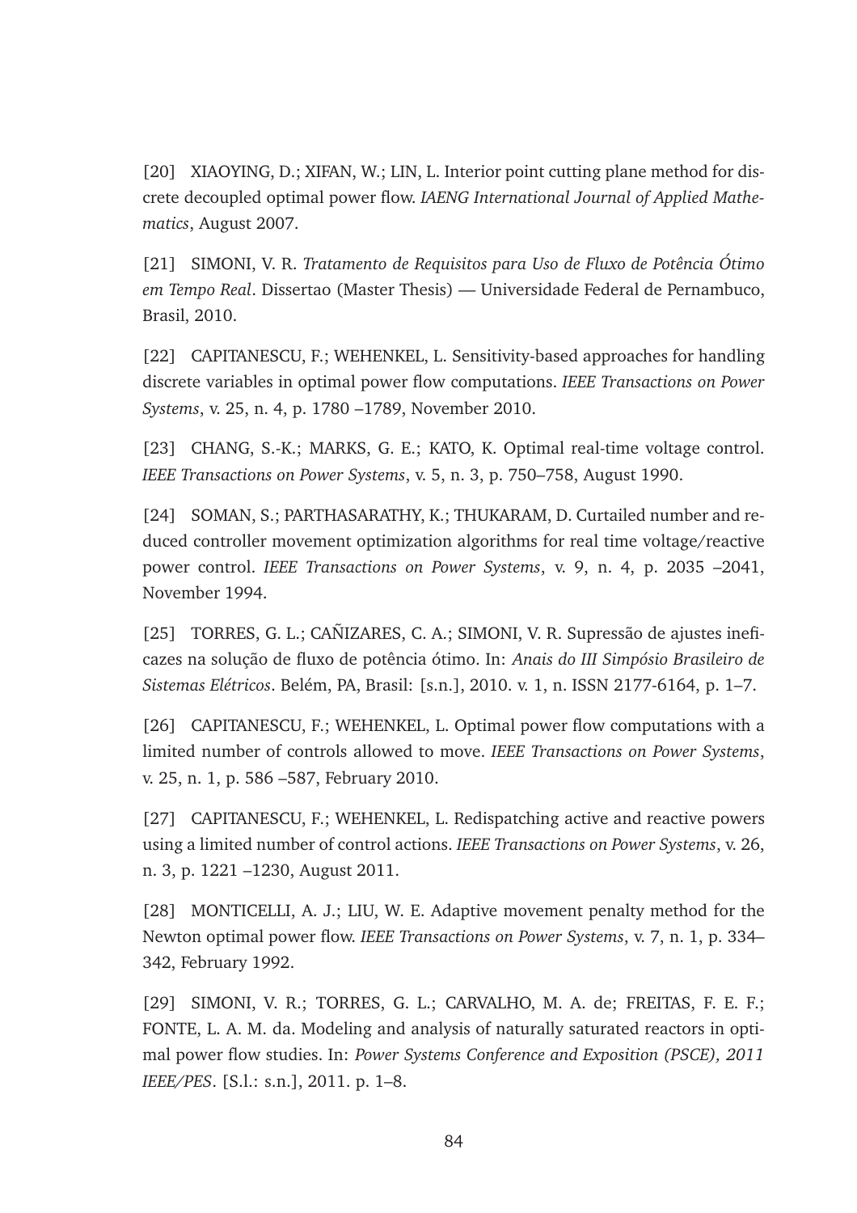[20] XIAOYING, D.; XIFAN, W.; LIN, L. Interior point cutting plane method for discrete decoupled optimal power flow. *IAENG International Journal of Applied Mathematics*, August 2007.

[21] SIMONI, V. R. *Tratamento de Requisitos para Uso de Fluxo de Potência Ótimo em Tempo Real*. Dissertao (Master Thesis) — Universidade Federal de Pernambuco, Brasil, 2010.

[22] CAPITANESCU, F.; WEHENKEL, L. Sensitivity-based approaches for handling discrete variables in optimal power flow computations. *IEEE Transactions on Power Systems*, v. 25, n. 4, p. 1780 –1789, November 2010.

[23] CHANG, S.-K.; MARKS, G. E.; KATO, K. Optimal real-time voltage control. *IEEE Transactions on Power Systems*, v. 5, n. 3, p. 750–758, August 1990.

[24] SOMAN, S.; PARTHASARATHY, K.; THUKARAM, D. Curtailed number and reduced controller movement optimization algorithms for real time voltage/reactive power control. *IEEE Transactions on Power Systems*, v. 9, n. 4, p. 2035 –2041, November 1994.

[25] TORRES, G. L.; CAÑIZARES, C. A.; SIMONI, V. R. Supressão de ajustes ineficazes na solução de fluxo de potência ótimo. In: *Anais do III Simpósio Brasileiro de Sistemas Elétricos*. Belém, PA, Brasil: [s.n.], 2010. v. 1, n. ISSN 2177-6164, p. 1–7.

[26] CAPITANESCU, F.; WEHENKEL, L. Optimal power flow computations with a limited number of controls allowed to move. *IEEE Transactions on Power Systems*, v. 25, n. 1, p. 586 –587, February 2010.

[27] CAPITANESCU, F.; WEHENKEL, L. Redispatching active and reactive powers using a limited number of control actions. *IEEE Transactions on Power Systems*, v. 26, n. 3, p. 1221 –1230, August 2011.

[28] MONTICELLI, A. J.; LIU, W. E. Adaptive movement penalty method for the Newton optimal power flow. *IEEE Transactions on Power Systems*, v. 7, n. 1, p. 334–342, February 1992.

[29] SIMONI, V. R.; TORRES, G. L.; CARVALHO, M. A. de; FREITAS, F. E. F.; FONTE, L. A. M. da. Modeling and analysis of naturally saturated reactors in optimal power flow studies. In: *Power Systems Conference and Exposition (PSCE), 2011 IEEE/PES*. [S.l.: s.n.], 2011. p. 1–8.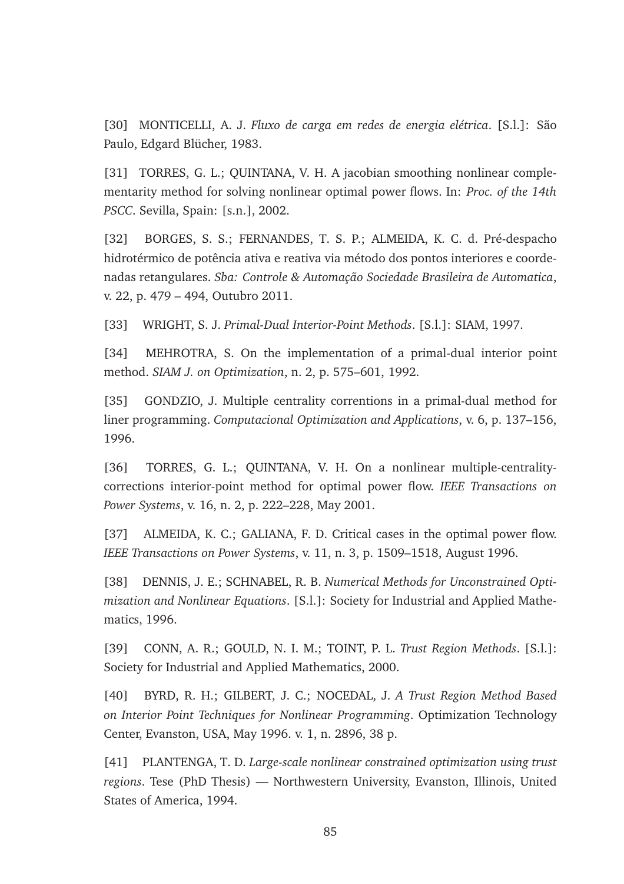[30] MONTICELLI, A. J. *Fluxo de carga em redes de energia elétrica*. [S.l.]: São Paulo, Edgard Blücher, 1983.

[31] TORRES, G. L.; QUINTANA, V. H. A jacobian smoothing nonlinear complementarity method for solving nonlinear optimal power flows. In: *Proc. of the 14th PSCC*. Sevilla, Spain: [s.n.], 2002.

[32] BORGES, S. S.; FERNANDES, T. S. P.; ALMEIDA, K. C. d. Pré-despacho hidrotérmico de potência ativa e reativa via método dos pontos interiores e coordenadas retangulares. *Sba: Controle & Automação Sociedade Brasileira de Automatica*, v. 22, p. 479 – 494, Outubro 2011.

[33] WRIGHT, S. J. *Primal-Dual Interior-Point Methods*. [S.l.]: SIAM, 1997.

[34] MEHROTRA, S. On the implementation of a primal-dual interior point method. *SIAM J. on Optimization*, n. 2, p. 575–601, 1992.

[35] GONDZIO, J. Multiple centrality correntions in a primal-dual method for liner programming. *Computacional Optimization and Applications*, v. 6, p. 137–156, 1996.

[36] TORRES, G. L.; QUINTANA, V. H. On a nonlinear multiple-centrality-corrections interior-point method for optimal power flow. *IEEE Transactions on Power Systems*, v. 16, n. 2, p. 222–228, May 2001.

[37] ALMEIDA, K. C.; GALIANA, F. D. Critical cases in the optimal power flow. *IEEE Transactions on Power Systems*, v. 11, n. 3, p. 1509–1518, August 1996.

[38] DENNIS, J. E.; SCHNABEL, R. B. *Numerical Methods for Unconstrained Optimization and Nonlinear Equations*. [S.l.]: Society for Industrial and Applied Mathematics, 1996.

[39] CONN, A. R.; GOULD, N. I. M.; TOINT, P. L. *Trust Region Methods*. [S.l.]: Society for Industrial and Applied Mathematics, 2000.

[40] BYRD, R. H.; GILBERT, J. C.; NOCEDAL, J. *A Trust Region Method Based on Interior Point Techniques for Nonlinear Programming*. Optimization Technology Center, Evanston, USA, May 1996. v. 1, n. 2896, 38 p.

[41] PLANTENGA, T. D. *Large-scale nonlinear constrained optimization using trust regions*. Tese (PhD Thesis) — Northwestern University, Evanston, Illinois, United States of America, 1994.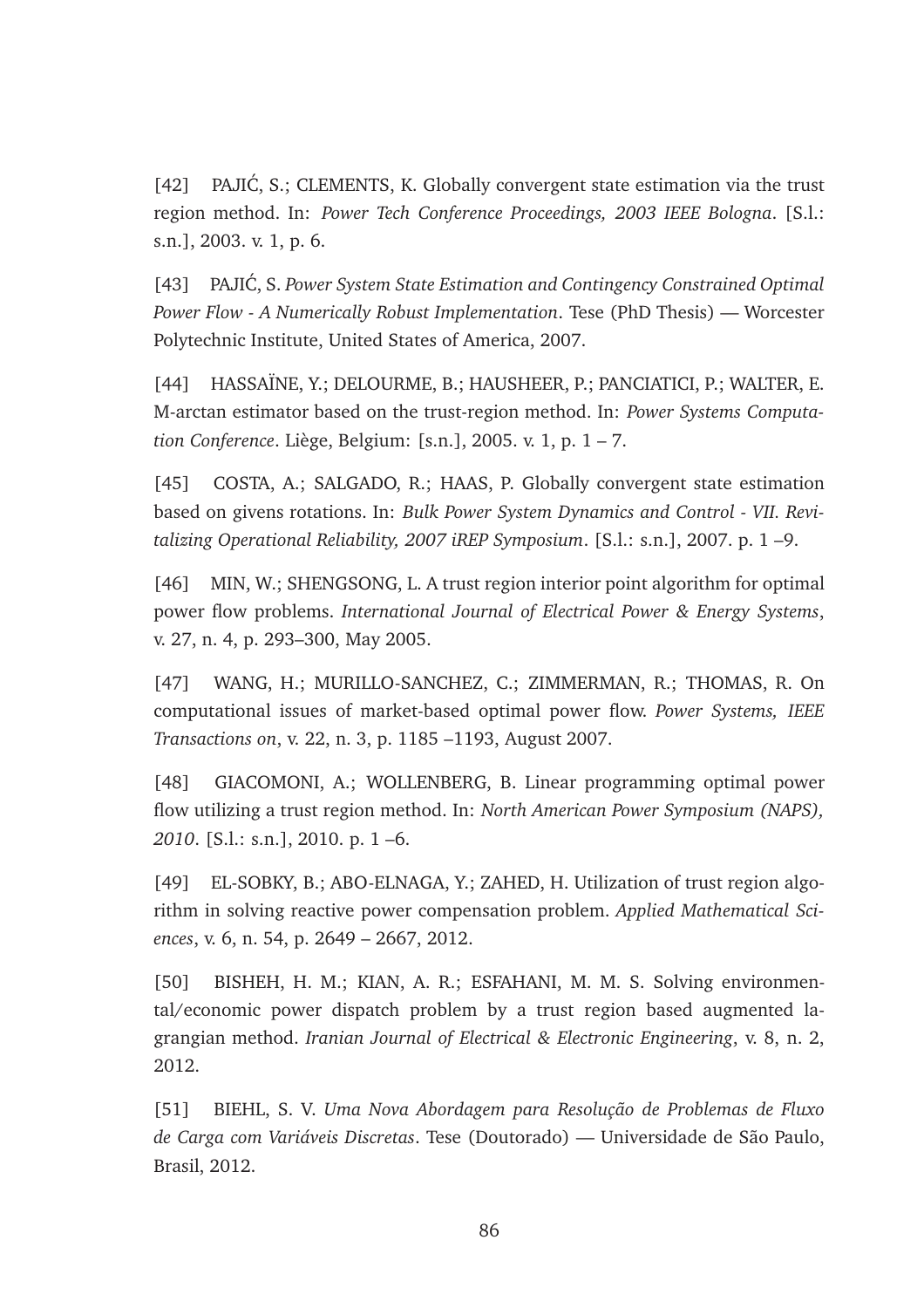[42] PAJIĆ, S.; CLEMENTS, K. Globally convergent state estimation via the trust region method. In: *Power Tech Conference Proceedings, 2003 IEEE Bologna*. [S.l.: s.n.], 2003. v. 1, p. 6.

[43] PAJIĆ, S. *Power System State Estimation and Contingency Constrained Optimal Power Flow - A Numerically Robust Implementation*. Tese (PhD Thesis) — Worcester Polytechnic Institute, United States of America, 2007.

[44] HASSAÏNE, Y.; DELOURME, B.; HAUSHEER, P.; PANCIATICI, P.; WALTER, E. M-arctan estimator based on the trust-region method. In: *Power Systems Computation Conference*. Liège, Belgium: [s.n.], 2005. v. 1, p. 1 – 7.

[45] COSTA, A.; SALGADO, R.; HAAS, P. Globally convergent state estimation based on givens rotations. In: *Bulk Power System Dynamics and Control - VII. Revitalizing Operational Reliability, 2007 iREP Symposium*. [S.l.: s.n.], 2007. p. 1 –9.

[46] MIN, W.; SHENGSONG, L. A trust region interior point algorithm for optimal power flow problems. *International Journal of Electrical Power & Energy Systems*, v. 27, n. 4, p. 293–300, May 2005.

[47] WANG, H.; MURILLO-SANCHEZ, C.; ZIMMERMAN, R.; THOMAS, R. On computational issues of market-based optimal power flow. *Power Systems, IEEE Transactions on*, v. 22, n. 3, p. 1185 –1193, August 2007.

[48] GIACOMONI, A.; WOLLENBERG, B. Linear programming optimal power flow utilizing a trust region method. In: *North American Power Symposium (NAPS), 2010*. [S.l.: s.n.], 2010. p. 1 –6.

[49] EL-SOBKY, B.; ABO-ELNAGA, Y.; ZAHED, H. Utilization of trust region algorithm in solving reactive power compensation problem. *Applied Mathematical Sciences*, v. 6, n. 54, p. 2649 – 2667, 2012.

[50] BISHEH, H. M.; KIAN, A. R.; ESFAHANI, M. M. S. Solving environmental/economic power dispatch problem by a trust region based augmented lagrangian method. *Iranian Journal of Electrical & Electronic Engineering*, v. 8, n. 2, 2012.

[51] BIEHL, S. V. *Uma Nova Abordagem para Resolução de Problemas de Fluxo de Carga com Variáveis Discretas*. Tese (Doutorado) — Universidade de São Paulo, Brasil, 2012.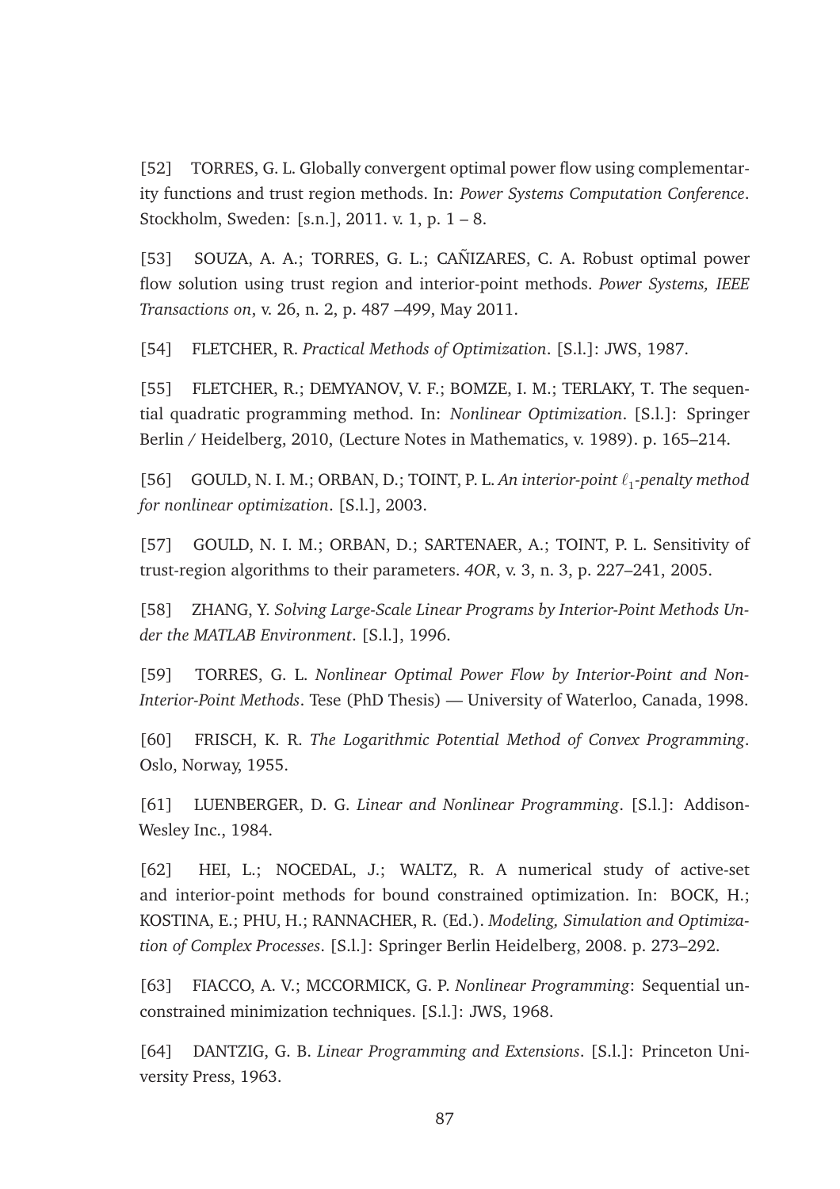[52] TORRES, G. L. Globally convergent optimal power flow using complementarity functions and trust region methods. In: *Power Systems Computation Conference*. Stockholm, Sweden: [s.n.], 2011. v. 1, p. 1 – 8.

[53] SOUZA, A. A.; TORRES, G. L.; CAÑIZARES, C. A. Robust optimal power flow solution using trust region and interior-point methods. *Power Systems, IEEE Transactions on*, v. 26, n. 2, p. 487 –499, May 2011.

[54] FLETCHER, R. *Practical Methods of Optimization*. [S.l.]: JWS, 1987.

[55] FLETCHER, R.; DEMYANOV, V. F.; BOMZE, I. M.; TERLAKY, T. The sequential quadratic programming method. In: *Nonlinear Optimization*. [S.l.]: Springer Berlin / Heidelberg, 2010, (Lecture Notes in Mathematics, v. 1989). p. 165–214.

[56] GOULD, N. I. M.; ORBAN, D.; TOINT, P. L. *An interior-point $\ell_1$-penalty method for nonlinear optimization*. [S.l.], 2003.

[57] GOULD, N. I. M.; ORBAN, D.; SARTENAER, A.; TOINT, P. L. Sensitivity of trust-region algorithms to their parameters. *4OR*, v. 3, n. 3, p. 227–241, 2005.

[58] ZHANG, Y. *Solving Large-Scale Linear Programs by Interior-Point Methods Under the MATLAB Environment*. [S.l.], 1996.

[59] TORRES, G. L. *Nonlinear Optimal Power Flow by Interior-Point and Non-Interior-Point Methods*. Tese (PhD Thesis) — University of Waterloo, Canada, 1998.

[60] FRISCH, K. R. *The Logarithmic Potential Method of Convex Programming*. Oslo, Norway, 1955.

[61] LUENBERGER, D. G. *Linear and Nonlinear Programming*. [S.l.]: Addison-Wesley Inc., 1984.

[62] HEI, L.; NOCEDAL, J.; WALTZ, R. A numerical study of active-set and interior-point methods for bound constrained optimization. In: BOCK, H.; KOSTINA, E.; PHU, H.; RANNACHER, R. (Ed.). *Modeling, Simulation and Optimization of Complex Processes*. [S.l.]: Springer Berlin Heidelberg, 2008. p. 273–292.

[63] FIACCO, A. V.; MCCORMICK, G. P. *Nonlinear Programming*: Sequential unconstrained minimization techniques. [S.l.]: JWS, 1968.

[64] DANTZIG, G. B. *Linear Programming and Extensions*. [S.l.]: Princeton University Press, 1963.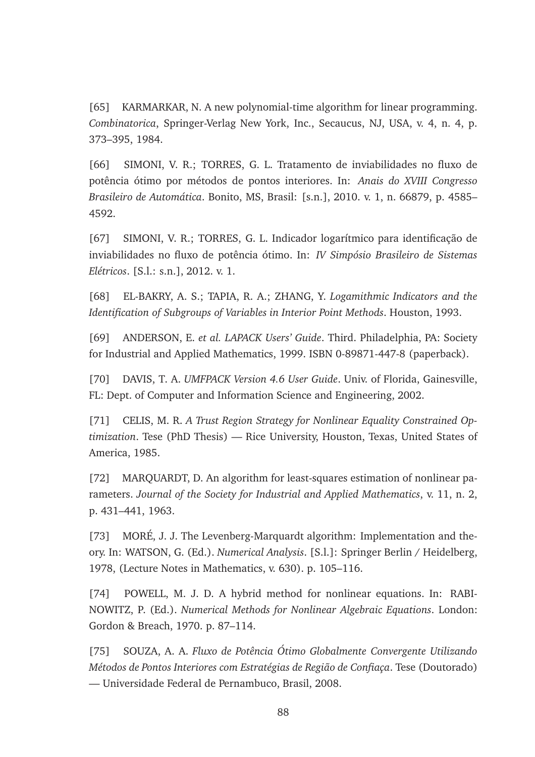[65] KARMARKAR, N. A new polynomial-time algorithm for linear programming. *Combinatorica*, Springer-Verlag New York, Inc., Secaucus, NJ, USA, v. 4, n. 4, p. 373–395, 1984.

[66] SIMONI, V. R.; TORRES, G. L. Tratamento de inviabilidades no fluxo de potência ótimo por métodos de pontos interiores. In: *Anais do XVIII Congresso Brasileiro de Automática*. Bonito, MS, Brasil: [s.n.], 2010. v. 1, n. 66879, p. 4585–4592.

[67] SIMONI, V. R.; TORRES, G. L. Indicador logarítmico para identificação de inviabilidades no fluxo de potência ótimo. In: *IV Simpósio Brasileiro de Sistemas Elétricos*. [S.l.: s.n.], 2012. v. 1.

[68] EL-BAKRY, A. S.; TAPIA, R. A.; ZHANG, Y. *Logamithmic Indicators and the Identification of Subgroups of Variables in Interior Point Methods*. Houston, 1993.

[69] ANDERSON, E. *et al. LAPACK Users' Guide*. Third. Philadelphia, PA: Society for Industrial and Applied Mathematics, 1999. ISBN 0-89871-447-8 (paperback).

[70] DAVIS, T. A. *UMFPACK Version 4.6 User Guide*. Univ. of Florida, Gainesville, FL: Dept. of Computer and Information Science and Engineering, 2002.

[71] CELIS, M. R. *A Trust Region Strategy for Nonlinear Equality Constrained Optimization*. Tese (PhD Thesis) — Rice University, Houston, Texas, United States of America, 1985.

[72] MARQUARDT, D. An algorithm for least-squares estimation of nonlinear parameters. *Journal of the Society for Industrial and Applied Mathematics*, v. 11, n. 2, p. 431–441, 1963.

[73] MORÉ, J. J. The Levenberg-Marquardt algorithm: Implementation and theory. In: WATSON, G. (Ed.). *Numerical Analysis*. [S.l.]: Springer Berlin / Heidelberg, 1978, (Lecture Notes in Mathematics, v. 630). p. 105–116.

[74] POWELL, M. J. D. A hybrid method for nonlinear equations. In: RABINOWITZ, P. (Ed.). *Numerical Methods for Nonlinear Algebraic Equations*. London: Gordon & Breach, 1970. p. 87–114.

[75] SOUZA, A. A. *Fluxo de Potência Ótimo Globalmente Convergente Utilizando Métodos de Pontos Interiores com Estratégias de Região de Confiaça*. Tese (Doutorado) — Universidade Federal de Pernambuco, Brasil, 2008.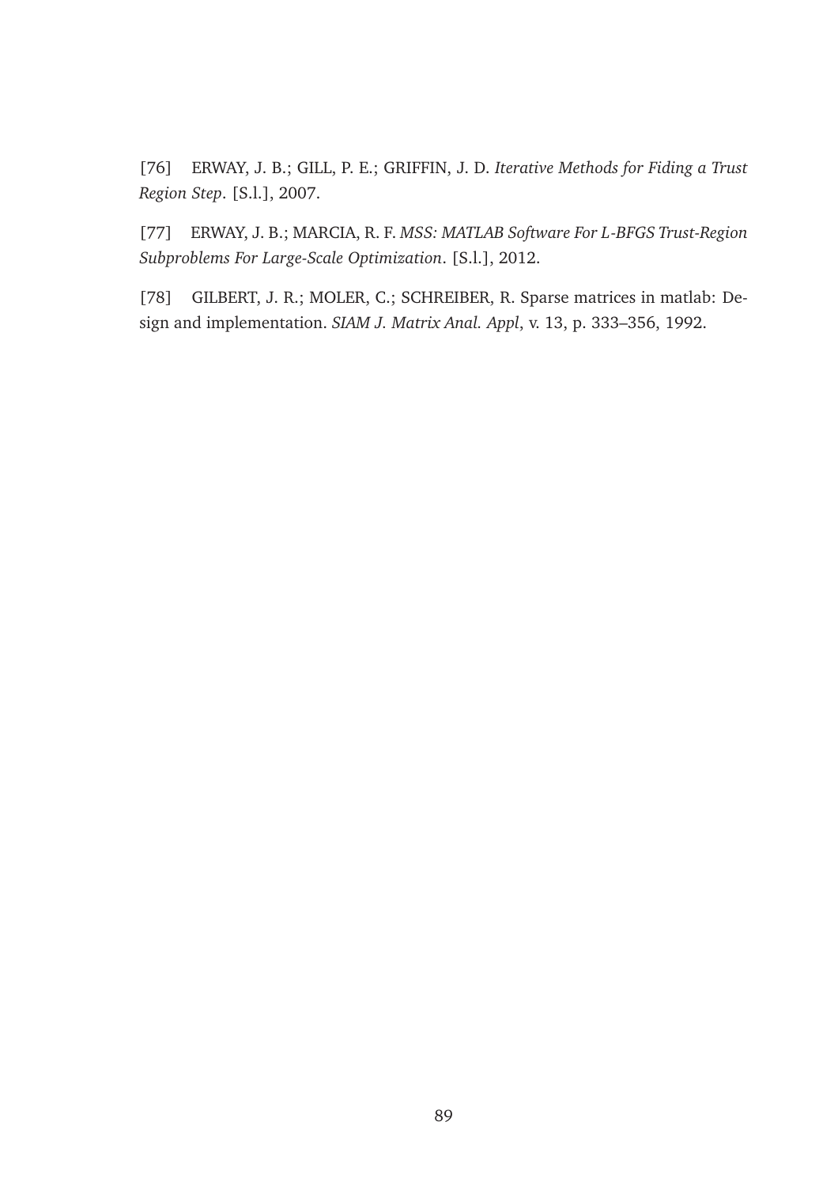[76] ERWAY, J. B.; GILL, P. E.; GRIFFIN, J. D. *Iterative Methods for Fiding a Trust Region Step*. [S.l.], 2007.

[77] ERWAY, J. B.; MARCIA, R. F. *MSS: MATLAB Software For L-BFGS Trust-Region Subproblems For Large-Scale Optimization*. [S.l.], 2012.

[78] GILBERT, J. R.; MOLER, C.; SCHREIBER, R. Sparse matrices in matlab: Design and implementation. *SIAM J. Matrix Anal. Appl*, v. 13, p. 333–356, 1992.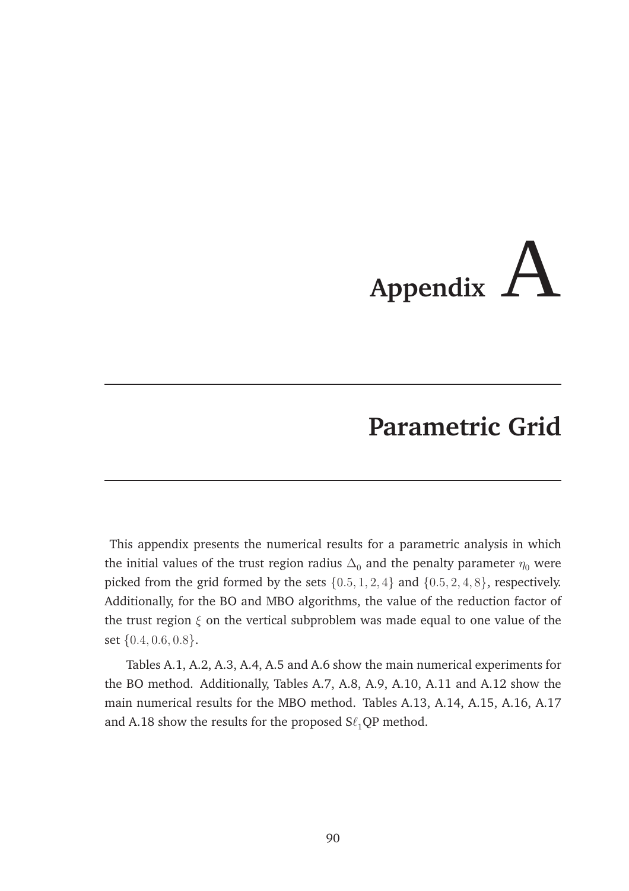# Appendix A

## Parametric Grid

This appendix presents the numerical results for a parametric analysis in which the initial values of the trust region radius $\Delta_0$ and the penalty parameter $\eta_0$ were picked from the grid formed by the sets $\{0.5, 1, 2, 4\}$ and $\{0.5, 2, 4, 8\}$, respectively. Additionally, for the BO and MBO algorithms, the value of the reduction factor of the trust region $\xi$ on the vertical subproblem was made equal to one value of the set $\{0.4, 0.6, 0.8\}$.

Tables A.1, A.2, A.3, A.4, A.5 and A.6 show the main numerical experiments for the BO method. Additionally, Tables A.7, A.8, A.9, A.10, A.11 and A.12 show the main numerical results for the MBO method. Tables A.13, A.14, A.15, A.16, A.17 and A.18 show the results for the proposed S$\ell_1$QP method.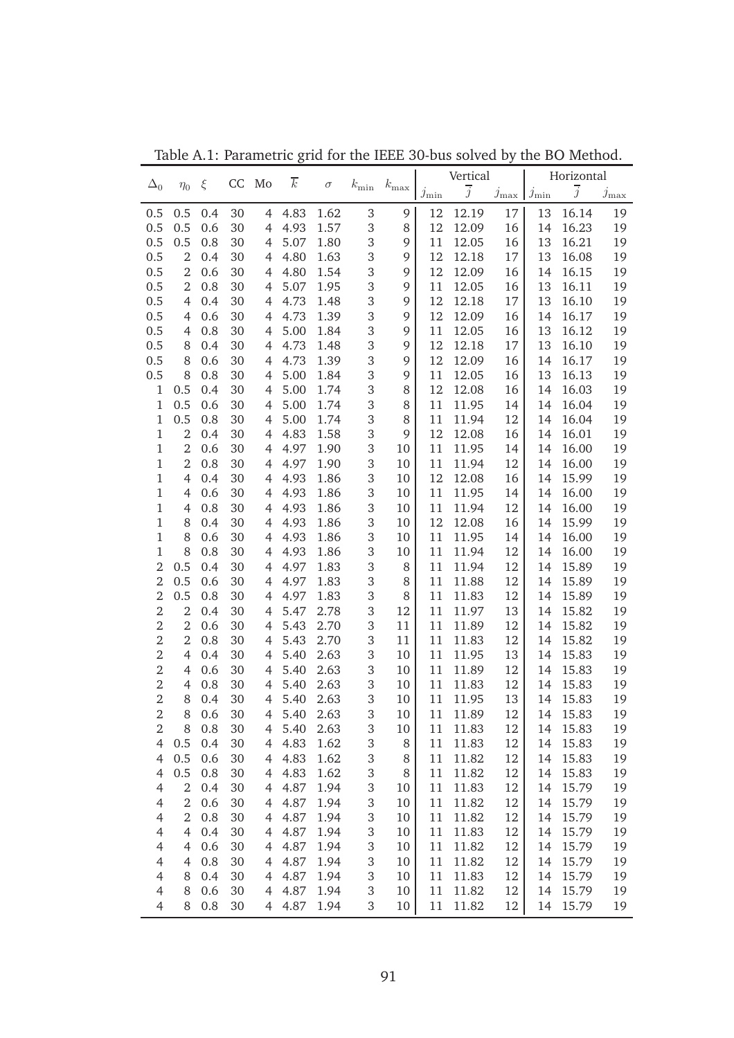Table A.1: Parametric grid for the IEEE 30-bus solved by the BO Method.

| $\Delta_0$ | $\eta_0$ | $\xi$ | CC | Mo | $\overline{k}$ | $\sigma$ | $k_{\min}$ | $k_{\max}$ | Vertical | | | Horizontal | | |
|---|---|---|---|---|---|---|---|---|---|---|---|---|---|---|
| | | | | | | | | | $j_{\min}$ | $\overline{j}$ | $j_{\max}$ | $j_{\min}$ | $\overline{j}$ | $j_{\max}$ |
| 0.5 | 0.5 | 0.4 | 30 | 4 | 4.83 | 1.62 | 3 | 9 | 12 | 12.19 | 17 | 13 | 16.14 | 19 |
| 0.5 | 0.5 | 0.6 | 30 | 4 | 4.93 | 1.57 | 3 | 8 | 12 | 12.09 | 16 | 14 | 16.23 | 19 |
| 0.5 | 0.5 | 0.8 | 30 | 4 | 5.07 | 1.80 | 3 | 9 | 11 | 12.05 | 16 | 13 | 16.21 | 19 |
| 0.5 | 2 | 0.4 | 30 | 4 | 4.80 | 1.63 | 3 | 9 | 12 | 12.18 | 17 | 13 | 16.08 | 19 |
| 0.5 | 2 | 0.6 | 30 | 4 | 4.80 | 1.54 | 3 | 9 | 12 | 12.09 | 16 | 14 | 16.15 | 19 |
| 0.5 | 2 | 0.8 | 30 | 4 | 5.07 | 1.95 | 3 | 9 | 11 | 12.05 | 16 | 13 | 16.11 | 19 |
| 0.5 | 4 | 0.4 | 30 | 4 | 4.73 | 1.48 | 3 | 9 | 12 | 12.18 | 17 | 13 | 16.10 | 19 |
| 0.5 | 4 | 0.6 | 30 | 4 | 4.73 | 1.39 | 3 | 9 | 12 | 12.09 | 16 | 14 | 16.17 | 19 |
| 0.5 | 4 | 0.8 | 30 | 4 | 5.00 | 1.84 | 3 | 9 | 11 | 12.05 | 16 | 13 | 16.12 | 19 |
| 0.5 | 8 | 0.4 | 30 | 4 | 4.73 | 1.48 | 3 | 9 | 12 | 12.18 | 17 | 13 | 16.10 | 19 |
| 0.5 | 8 | 0.6 | 30 | 4 | 4.73 | 1.39 | 3 | 9 | 12 | 12.09 | 16 | 14 | 16.17 | 19 |
| 0.5 | 8 | 0.8 | 30 | 4 | 5.00 | 1.84 | 3 | 9 | 11 | 12.05 | 16 | 13 | 16.13 | 19 |
| 1 | 0.5 | 0.4 | 30 | 4 | 5.00 | 1.74 | 3 | 8 | 12 | 12.08 | 16 | 14 | 16.03 | 19 |
| 1 | 0.5 | 0.6 | 30 | 4 | 5.00 | 1.74 | 3 | 8 | 11 | 11.95 | 14 | 14 | 16.04 | 19 |
| 1 | 0.5 | 0.8 | 30 | 4 | 5.00 | 1.74 | 3 | 8 | 11 | 11.94 | 12 | 14 | 16.04 | 19 |
| 1 | 2 | 0.4 | 30 | 4 | 4.83 | 1.58 | 3 | 9 | 12 | 12.08 | 16 | 14 | 16.01 | 19 |
| 1 | 2 | 0.6 | 30 | 4 | 4.97 | 1.90 | 3 | 10 | 11 | 11.95 | 14 | 14 | 16.00 | 19 |
| 1 | 2 | 0.8 | 30 | 4 | 4.97 | 1.90 | 3 | 10 | 11 | 11.94 | 12 | 14 | 16.00 | 19 |
| 1 | 4 | 0.4 | 30 | 4 | 4.93 | 1.86 | 3 | 10 | 12 | 12.08 | 16 | 14 | 15.99 | 19 |
| 1 | 4 | 0.6 | 30 | 4 | 4.93 | 1.86 | 3 | 10 | 11 | 11.95 | 14 | 14 | 16.00 | 19 |
| 1 | 4 | 0.8 | 30 | 4 | 4.93 | 1.86 | 3 | 10 | 11 | 11.94 | 12 | 14 | 16.00 | 19 |
| 1 | 8 | 0.4 | 30 | 4 | 4.93 | 1.86 | 3 | 10 | 12 | 12.08 | 16 | 14 | 15.99 | 19 |
| 1 | 8 | 0.6 | 30 | 4 | 4.93 | 1.86 | 3 | 10 | 11 | 11.95 | 14 | 14 | 16.00 | 19 |
| 1 | 8 | 0.8 | 30 | 4 | 4.93 | 1.86 | 3 | 10 | 11 | 11.94 | 12 | 14 | 16.00 | 19 |
| 2 | 0.5 | 0.4 | 30 | 4 | 4.97 | 1.83 | 3 | 8 | 11 | 11.94 | 12 | 14 | 15.89 | 19 |
| 2 | 0.5 | 0.6 | 30 | 4 | 4.97 | 1.83 | 3 | 8 | 11 | 11.88 | 12 | 14 | 15.89 | 19 |
| 2 | 0.5 | 0.8 | 30 | 4 | 4.97 | 1.83 | 3 | 8 | 11 | 11.83 | 12 | 14 | 15.89 | 19 |
| 2 | 2 | 0.4 | 30 | 4 | 5.47 | 2.78 | 3 | 12 | 11 | 11.97 | 13 | 14 | 15.82 | 19 |
| 2 | 2 | 0.6 | 30 | 4 | 5.43 | 2.70 | 3 | 11 | 11 | 11.89 | 12 | 14 | 15.82 | 19 |
| 2 | 2 | 0.8 | 30 | 4 | 5.43 | 2.70 | 3 | 11 | 11 | 11.83 | 12 | 14 | 15.82 | 19 |
| 2 | 4 | 0.4 | 30 | 4 | 5.40 | 2.63 | 3 | 10 | 11 | 11.95 | 13 | 14 | 15.83 | 19 |
| 2 | 4 | 0.6 | 30 | 4 | 5.40 | 2.63 | 3 | 10 | 11 | 11.89 | 12 | 14 | 15.83 | 19 |
| 2 | 4 | 0.8 | 30 | 4 | 5.40 | 2.63 | 3 | 10 | 11 | 11.83 | 12 | 14 | 15.83 | 19 |
| 2 | 8 | 0.4 | 30 | 4 | 5.40 | 2.63 | 3 | 10 | 11 | 11.95 | 13 | 14 | 15.83 | 19 |
| 2 | 8 | 0.6 | 30 | 4 | 5.40 | 2.63 | 3 | 10 | 11 | 11.89 | 12 | 14 | 15.83 | 19 |
| 2 | 8 | 0.8 | 30 | 4 | 5.40 | 2.63 | 3 | 10 | 11 | 11.83 | 12 | 14 | 15.83 | 19 |
| 4 | 0.5 | 0.4 | 30 | 4 | 4.83 | 1.62 | 3 | 8 | 11 | 11.83 | 12 | 14 | 15.83 | 19 |
| 4 | 0.5 | 0.6 | 30 | 4 | 4.83 | 1.62 | 3 | 8 | 11 | 11.82 | 12 | 14 | 15.83 | 19 |
| 4 | 0.5 | 0.8 | 30 | 4 | 4.83 | 1.62 | 3 | 8 | 11 | 11.82 | 12 | 14 | 15.83 | 19 |
| 4 | 2 | 0.4 | 30 | 4 | 4.87 | 1.94 | 3 | 10 | 11 | 11.83 | 12 | 14 | 15.79 | 19 |
| 4 | 2 | 0.6 | 30 | 4 | 4.87 | 1.94 | 3 | 10 | 11 | 11.82 | 12 | 14 | 15.79 | 19 |
| 4 | 2 | 0.8 | 30 | 4 | 4.87 | 1.94 | 3 | 10 | 11 | 11.82 | 12 | 14 | 15.79 | 19 |
| 4 | 4 | 0.4 | 30 | 4 | 4.87 | 1.94 | 3 | 10 | 11 | 11.83 | 12 | 14 | 15.79 | 19 |
| 4 | 4 | 0.6 | 30 | 4 | 4.87 | 1.94 | 3 | 10 | 11 | 11.82 | 12 | 14 | 15.79 | 19 |
| 4 | 4 | 0.8 | 30 | 4 | 4.87 | 1.94 | 3 | 10 | 11 | 11.82 | 12 | 14 | 15.79 | 19 |
| 4 | 8 | 0.4 | 30 | 4 | 4.87 | 1.94 | 3 | 10 | 11 | 11.83 | 12 | 14 | 15.79 | 19 |
| 4 | 8 | 0.6 | 30 | 4 | 4.87 | 1.94 | 3 | 10 | 11 | 11.82 | 12 | 14 | 15.79 | 19 |
| 4 | 8 | 0.8 | 30 | 4 | 4.87 | 1.94 | 3 | 10 | 11 | 11.82 | 12 | 14 | 15.79 | 19 |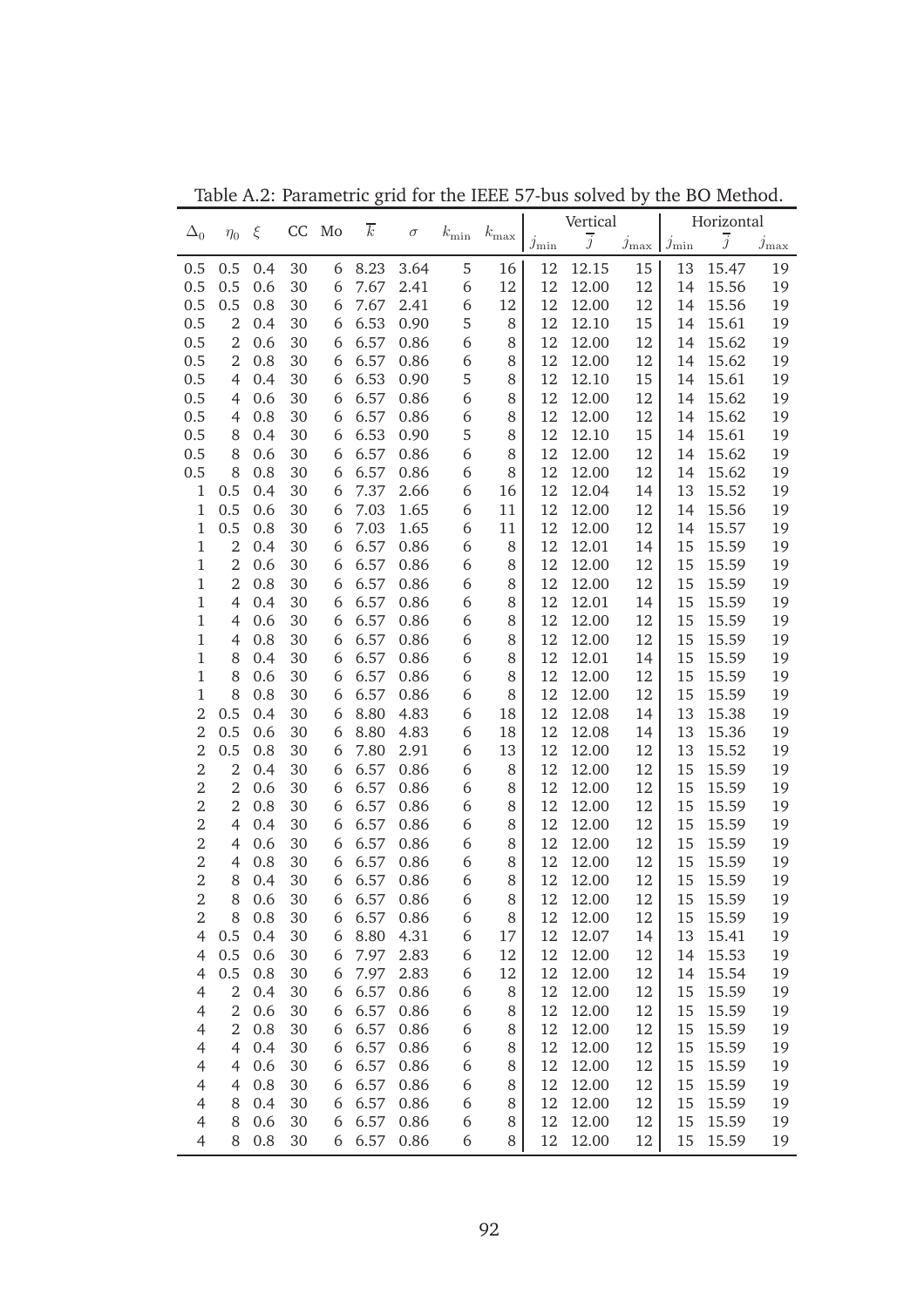Table A.2: Parametric grid for the IEEE 57-bus solved by the BO Method.

| $\Delta_0$ | $\eta_0$ | $\xi$ | CC | Mo | $\overline{k}$ | $\sigma$ | $k_{\min}$ | $k_{\max}$ | Vertical | | | Horizontal | | |
|---|---|---|---|---|---|---|---|---|---|---|---|---|---|---|
| | | | | | | | | | $j_{\min}$ | $\overline{j}$ | $j_{\max}$ | $j_{\min}$ | $\overline{j}$ | $j_{\max}$ |
| 0.5 | 0.5 | 0.4 | 30 | 6 | 8.23 | 3.64 | 5 | 16 | 12 | 12.15 | 15 | 13 | 15.47 | 19 |
| 0.5 | 0.5 | 0.6 | 30 | 6 | 7.67 | 2.41 | 6 | 12 | 12 | 12.00 | 12 | 14 | 15.56 | 19 |
| 0.5 | 0.5 | 0.8 | 30 | 6 | 7.67 | 2.41 | 6 | 12 | 12 | 12.00 | 12 | 14 | 15.56 | 19 |
| 0.5 | 2 | 0.4 | 30 | 6 | 6.53 | 0.90 | 5 | 8 | 12 | 12.10 | 15 | 14 | 15.61 | 19 |
| 0.5 | 2 | 0.6 | 30 | 6 | 6.57 | 0.86 | 6 | 8 | 12 | 12.00 | 12 | 14 | 15.62 | 19 |
| 0.5 | 2 | 0.8 | 30 | 6 | 6.57 | 0.86 | 6 | 8 | 12 | 12.00 | 12 | 14 | 15.62 | 19 |
| 0.5 | 4 | 0.4 | 30 | 6 | 6.53 | 0.90 | 5 | 8 | 12 | 12.10 | 15 | 14 | 15.61 | 19 |
| 0.5 | 4 | 0.6 | 30 | 6 | 6.57 | 0.86 | 6 | 8 | 12 | 12.00 | 12 | 14 | 15.62 | 19 |
| 0.5 | 4 | 0.8 | 30 | 6 | 6.57 | 0.86 | 6 | 8 | 12 | 12.00 | 12 | 14 | 15.62 | 19 |
| 0.5 | 8 | 0.4 | 30 | 6 | 6.53 | 0.90 | 5 | 8 | 12 | 12.10 | 15 | 14 | 15.61 | 19 |
| 0.5 | 8 | 0.6 | 30 | 6 | 6.57 | 0.86 | 6 | 8 | 12 | 12.00 | 12 | 14 | 15.62 | 19 |
| 0.5 | 8 | 0.8 | 30 | 6 | 6.57 | 0.86 | 6 | 8 | 12 | 12.00 | 12 | 14 | 15.62 | 19 |
| 1 | 0.5 | 0.4 | 30 | 6 | 7.37 | 2.66 | 6 | 16 | 12 | 12.04 | 14 | 13 | 15.52 | 19 |
| 1 | 0.5 | 0.6 | 30 | 6 | 7.03 | 1.65 | 6 | 11 | 12 | 12.00 | 12 | 14 | 15.56 | 19 |
| 1 | 0.5 | 0.8 | 30 | 6 | 7.03 | 1.65 | 6 | 11 | 12 | 12.00 | 12 | 14 | 15.57 | 19 |
| 1 | 2 | 0.4 | 30 | 6 | 6.57 | 0.86 | 6 | 8 | 12 | 12.01 | 14 | 15 | 15.59 | 19 |
| 1 | 2 | 0.6 | 30 | 6 | 6.57 | 0.86 | 6 | 8 | 12 | 12.00 | 12 | 15 | 15.59 | 19 |
| 1 | 2 | 0.8 | 30 | 6 | 6.57 | 0.86 | 6 | 8 | 12 | 12.00 | 12 | 15 | 15.59 | 19 |
| 1 | 4 | 0.4 | 30 | 6 | 6.57 | 0.86 | 6 | 8 | 12 | 12.01 | 14 | 15 | 15.59 | 19 |
| 1 | 4 | 0.6 | 30 | 6 | 6.57 | 0.86 | 6 | 8 | 12 | 12.00 | 12 | 15 | 15.59 | 19 |
| 1 | 4 | 0.8 | 30 | 6 | 6.57 | 0.86 | 6 | 8 | 12 | 12.00 | 12 | 15 | 15.59 | 19 |
| 1 | 8 | 0.4 | 30 | 6 | 6.57 | 0.86 | 6 | 8 | 12 | 12.01 | 14 | 15 | 15.59 | 19 |
| 1 | 8 | 0.6 | 30 | 6 | 6.57 | 0.86 | 6 | 8 | 12 | 12.00 | 12 | 15 | 15.59 | 19 |
| 1 | 8 | 0.8 | 30 | 6 | 6.57 | 0.86 | 6 | 8 | 12 | 12.00 | 12 | 15 | 15.59 | 19 |
| 2 | 0.5 | 0.4 | 30 | 6 | 8.80 | 4.83 | 6 | 18 | 12 | 12.08 | 14 | 13 | 15.38 | 19 |
| 2 | 0.5 | 0.6 | 30 | 6 | 8.80 | 4.83 | 6 | 18 | 12 | 12.08 | 14 | 13 | 15.36 | 19 |
| 2 | 0.5 | 0.8 | 30 | 6 | 7.80 | 2.91 | 6 | 13 | 12 | 12.00 | 12 | 13 | 15.52 | 19 |
| 2 | 2 | 0.4 | 30 | 6 | 6.57 | 0.86 | 6 | 8 | 12 | 12.00 | 12 | 15 | 15.59 | 19 |
| 2 | 2 | 0.6 | 30 | 6 | 6.57 | 0.86 | 6 | 8 | 12 | 12.00 | 12 | 15 | 15.59 | 19 |
| 2 | 2 | 0.8 | 30 | 6 | 6.57 | 0.86 | 6 | 8 | 12 | 12.00 | 12 | 15 | 15.59 | 19 |
| 2 | 4 | 0.4 | 30 | 6 | 6.57 | 0.86 | 6 | 8 | 12 | 12.00 | 12 | 15 | 15.59 | 19 |
| 2 | 4 | 0.6 | 30 | 6 | 6.57 | 0.86 | 6 | 8 | 12 | 12.00 | 12 | 15 | 15.59 | 19 |
| 2 | 4 | 0.8 | 30 | 6 | 6.57 | 0.86 | 6 | 8 | 12 | 12.00 | 12 | 15 | 15.59 | 19 |
| 2 | 8 | 0.4 | 30 | 6 | 6.57 | 0.86 | 6 | 8 | 12 | 12.00 | 12 | 15 | 15.59 | 19 |
| 2 | 8 | 0.6 | 30 | 6 | 6.57 | 0.86 | 6 | 8 | 12 | 12.00 | 12 | 15 | 15.59 | 19 |
| 2 | 8 | 0.8 | 30 | 6 | 6.57 | 0.86 | 6 | 8 | 12 | 12.00 | 12 | 15 | 15.59 | 19 |
| 4 | 0.5 | 0.4 | 30 | 6 | 8.80 | 4.31 | 6 | 17 | 12 | 12.07 | 14 | 13 | 15.41 | 19 |
| 4 | 0.5 | 0.6 | 30 | 6 | 7.97 | 2.83 | 6 | 12 | 12 | 12.00 | 12 | 14 | 15.53 | 19 |
| 4 | 0.5 | 0.8 | 30 | 6 | 7.97 | 2.83 | 6 | 12 | 12 | 12.00 | 12 | 14 | 15.54 | 19 |
| 4 | 2 | 0.4 | 30 | 6 | 6.57 | 0.86 | 6 | 8 | 12 | 12.00 | 12 | 15 | 15.59 | 19 |
| 4 | 2 | 0.6 | 30 | 6 | 6.57 | 0.86 | 6 | 8 | 12 | 12.00 | 12 | 15 | 15.59 | 19 |
| 4 | 2 | 0.8 | 30 | 6 | 6.57 | 0.86 | 6 | 8 | 12 | 12.00 | 12 | 15 | 15.59 | 19 |
| 4 | 4 | 0.4 | 30 | 6 | 6.57 | 0.86 | 6 | 8 | 12 | 12.00 | 12 | 15 | 15.59 | 19 |
| 4 | 4 | 0.6 | 30 | 6 | 6.57 | 0.86 | 6 | 8 | 12 | 12.00 | 12 | 15 | 15.59 | 19 |
| 4 | 4 | 0.8 | 30 | 6 | 6.57 | 0.86 | 6 | 8 | 12 | 12.00 | 12 | 15 | 15.59 | 19 |
| 4 | 8 | 0.4 | 30 | 6 | 6.57 | 0.86 | 6 | 8 | 12 | 12.00 | 12 | 15 | 15.59 | 19 |
| 4 | 8 | 0.6 | 30 | 6 | 6.57 | 0.86 | 6 | 8 | 12 | 12.00 | 12 | 15 | 15.59 | 19 |
| 4 | 8 | 0.8 | 30 | 6 | 6.57 | 0.86 | 6 | 8 | 12 | 12.00 | 12 | 15 | 15.59 | 19 |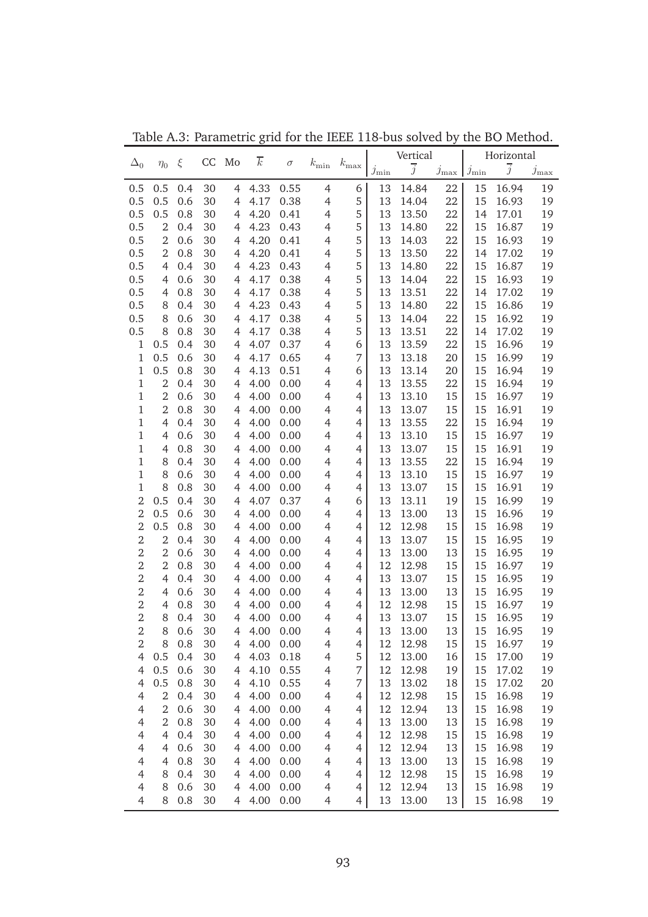Table A.3: Parametric grid for the IEEE 118-bus solved by the BO Method.

| $\Delta_0$ | $\eta_0$ | $\xi$ | CC | Mo | $\overline{k}$ | $\sigma$ | $k_{\min}$ | $k_{\max}$ | Vertical | | | Horizontal | | |
|---|---|---|---|---|---|---|---|---|---|---|---|---|---|---|
| | | | | | | | | | $j_{\min}$ | $\overline{j}$ | $j_{\max}$ | $j_{\min}$ | $\overline{j}$ | $j_{\max}$ |
| 0.5 | 0.5 | 0.4 | 30 | 4 | 4.33 | 0.55 | 4 | 6 | 13 | 14.84 | 22 | 15 | 16.94 | 19 |
| 0.5 | 0.5 | 0.6 | 30 | 4 | 4.17 | 0.38 | 4 | 5 | 13 | 14.04 | 22 | 15 | 16.93 | 19 |
| 0.5 | 0.5 | 0.8 | 30 | 4 | 4.20 | 0.41 | 4 | 5 | 13 | 13.50 | 22 | 14 | 17.01 | 19 |
| 0.5 | 2 | 0.4 | 30 | 4 | 4.23 | 0.43 | 4 | 5 | 13 | 14.80 | 22 | 15 | 16.87 | 19 |
| 0.5 | 2 | 0.6 | 30 | 4 | 4.20 | 0.41 | 4 | 5 | 13 | 14.03 | 22 | 15 | 16.93 | 19 |
| 0.5 | 2 | 0.8 | 30 | 4 | 4.20 | 0.41 | 4 | 5 | 13 | 13.50 | 22 | 14 | 17.02 | 19 |
| 0.5 | 4 | 0.4 | 30 | 4 | 4.23 | 0.43 | 4 | 5 | 13 | 14.80 | 22 | 15 | 16.87 | 19 |
| 0.5 | 4 | 0.6 | 30 | 4 | 4.17 | 0.38 | 4 | 5 | 13 | 14.04 | 22 | 15 | 16.93 | 19 |
| 0.5 | 4 | 0.8 | 30 | 4 | 4.17 | 0.38 | 4 | 5 | 13 | 13.51 | 22 | 14 | 17.02 | 19 |
| 0.5 | 8 | 0.4 | 30 | 4 | 4.23 | 0.43 | 4 | 5 | 13 | 14.80 | 22 | 15 | 16.86 | 19 |
| 0.5 | 8 | 0.6 | 30 | 4 | 4.17 | 0.38 | 4 | 5 | 13 | 14.04 | 22 | 15 | 16.92 | 19 |
| 0.5 | 8 | 0.8 | 30 | 4 | 4.17 | 0.38 | 4 | 5 | 13 | 13.51 | 22 | 14 | 17.02 | 19 |
| 1 | 0.5 | 0.4 | 30 | 4 | 4.07 | 0.37 | 4 | 6 | 13 | 13.59 | 22 | 15 | 16.96 | 19 |
| 1 | 0.5 | 0.6 | 30 | 4 | 4.17 | 0.65 | 4 | 7 | 13 | 13.18 | 20 | 15 | 16.99 | 19 |
| 1 | 0.5 | 0.8 | 30 | 4 | 4.13 | 0.51 | 4 | 6 | 13 | 13.14 | 20 | 15 | 16.94 | 19 |
| 1 | 2 | 0.4 | 30 | 4 | 4.00 | 0.00 | 4 | 4 | 13 | 13.55 | 22 | 15 | 16.94 | 19 |
| 1 | 2 | 0.6 | 30 | 4 | 4.00 | 0.00 | 4 | 4 | 13 | 13.10 | 15 | 15 | 16.97 | 19 |
| 1 | 2 | 0.8 | 30 | 4 | 4.00 | 0.00 | 4 | 4 | 13 | 13.07 | 15 | 15 | 16.91 | 19 |
| 1 | 4 | 0.4 | 30 | 4 | 4.00 | 0.00 | 4 | 4 | 13 | 13.55 | 22 | 15 | 16.94 | 19 |
| 1 | 4 | 0.6 | 30 | 4 | 4.00 | 0.00 | 4 | 4 | 13 | 13.10 | 15 | 15 | 16.97 | 19 |
| 1 | 4 | 0.8 | 30 | 4 | 4.00 | 0.00 | 4 | 4 | 13 | 13.07 | 15 | 15 | 16.91 | 19 |
| 1 | 8 | 0.4 | 30 | 4 | 4.00 | 0.00 | 4 | 4 | 13 | 13.55 | 22 | 15 | 16.94 | 19 |
| 1 | 8 | 0.6 | 30 | 4 | 4.00 | 0.00 | 4 | 4 | 13 | 13.10 | 15 | 15 | 16.97 | 19 |
| 1 | 8 | 0.8 | 30 | 4 | 4.00 | 0.00 | 4 | 4 | 13 | 13.07 | 15 | 15 | 16.91 | 19 |
| 2 | 0.5 | 0.4 | 30 | 4 | 4.07 | 0.37 | 4 | 6 | 13 | 13.11 | 19 | 15 | 16.99 | 19 |
| 2 | 0.5 | 0.6 | 30 | 4 | 4.00 | 0.00 | 4 | 4 | 13 | 13.00 | 13 | 15 | 16.96 | 19 |
| 2 | 0.5 | 0.8 | 30 | 4 | 4.00 | 0.00 | 4 | 4 | 12 | 12.98 | 15 | 15 | 16.98 | 19 |
| 2 | 2 | 0.4 | 30 | 4 | 4.00 | 0.00 | 4 | 4 | 13 | 13.07 | 15 | 15 | 16.95 | 19 |
| 2 | 2 | 0.6 | 30 | 4 | 4.00 | 0.00 | 4 | 4 | 13 | 13.00 | 13 | 15 | 16.95 | 19 |
| 2 | 2 | 0.8 | 30 | 4 | 4.00 | 0.00 | 4 | 4 | 12 | 12.98 | 15 | 15 | 16.97 | 19 |
| 2 | 4 | 0.4 | 30 | 4 | 4.00 | 0.00 | 4 | 4 | 13 | 13.07 | 15 | 15 | 16.95 | 19 |
| 2 | 4 | 0.6 | 30 | 4 | 4.00 | 0.00 | 4 | 4 | 13 | 13.00 | 13 | 15 | 16.95 | 19 |
| 2 | 4 | 0.8 | 30 | 4 | 4.00 | 0.00 | 4 | 4 | 12 | 12.98 | 15 | 15 | 16.97 | 19 |
| 2 | 8 | 0.4 | 30 | 4 | 4.00 | 0.00 | 4 | 4 | 13 | 13.07 | 15 | 15 | 16.95 | 19 |
| 2 | 8 | 0.6 | 30 | 4 | 4.00 | 0.00 | 4 | 4 | 13 | 13.00 | 13 | 15 | 16.95 | 19 |
| 2 | 8 | 0.8 | 30 | 4 | 4.00 | 0.00 | 4 | 4 | 12 | 12.98 | 15 | 15 | 16.97 | 19 |
| 4 | 0.5 | 0.4 | 30 | 4 | 4.03 | 0.18 | 4 | 5 | 12 | 13.00 | 16 | 15 | 17.00 | 19 |
| 4 | 0.5 | 0.6 | 30 | 4 | 4.10 | 0.55 | 4 | 7 | 12 | 12.98 | 19 | 15 | 17.02 | 19 |
| 4 | 0.5 | 0.8 | 30 | 4 | 4.10 | 0.55 | 4 | 7 | 13 | 13.02 | 18 | 15 | 17.02 | 20 |
| 4 | 2 | 0.4 | 30 | 4 | 4.00 | 0.00 | 4 | 4 | 12 | 12.98 | 15 | 15 | 16.98 | 19 |
| 4 | 2 | 0.6 | 30 | 4 | 4.00 | 0.00 | 4 | 4 | 12 | 12.94 | 13 | 15 | 16.98 | 19 |
| 4 | 2 | 0.8 | 30 | 4 | 4.00 | 0.00 | 4 | 4 | 13 | 13.00 | 13 | 15 | 16.98 | 19 |
| 4 | 4 | 0.4 | 30 | 4 | 4.00 | 0.00 | 4 | 4 | 12 | 12.98 | 15 | 15 | 16.98 | 19 |
| 4 | 4 | 0.6 | 30 | 4 | 4.00 | 0.00 | 4 | 4 | 12 | 12.94 | 13 | 15 | 16.98 | 19 |
| 4 | 4 | 0.8 | 30 | 4 | 4.00 | 0.00 | 4 | 4 | 13 | 13.00 | 13 | 15 | 16.98 | 19 |
| 4 | 8 | 0.4 | 30 | 4 | 4.00 | 0.00 | 4 | 4 | 12 | 12.98 | 15 | 15 | 16.98 | 19 |
| 4 | 8 | 0.6 | 30 | 4 | 4.00 | 0.00 | 4 | 4 | 12 | 12.94 | 13 | 15 | 16.98 | 19 |
| 4 | 8 | 0.8 | 30 | 4 | 4.00 | 0.00 | 4 | 4 | 13 | 13.00 | 13 | 15 | 16.98 | 19 |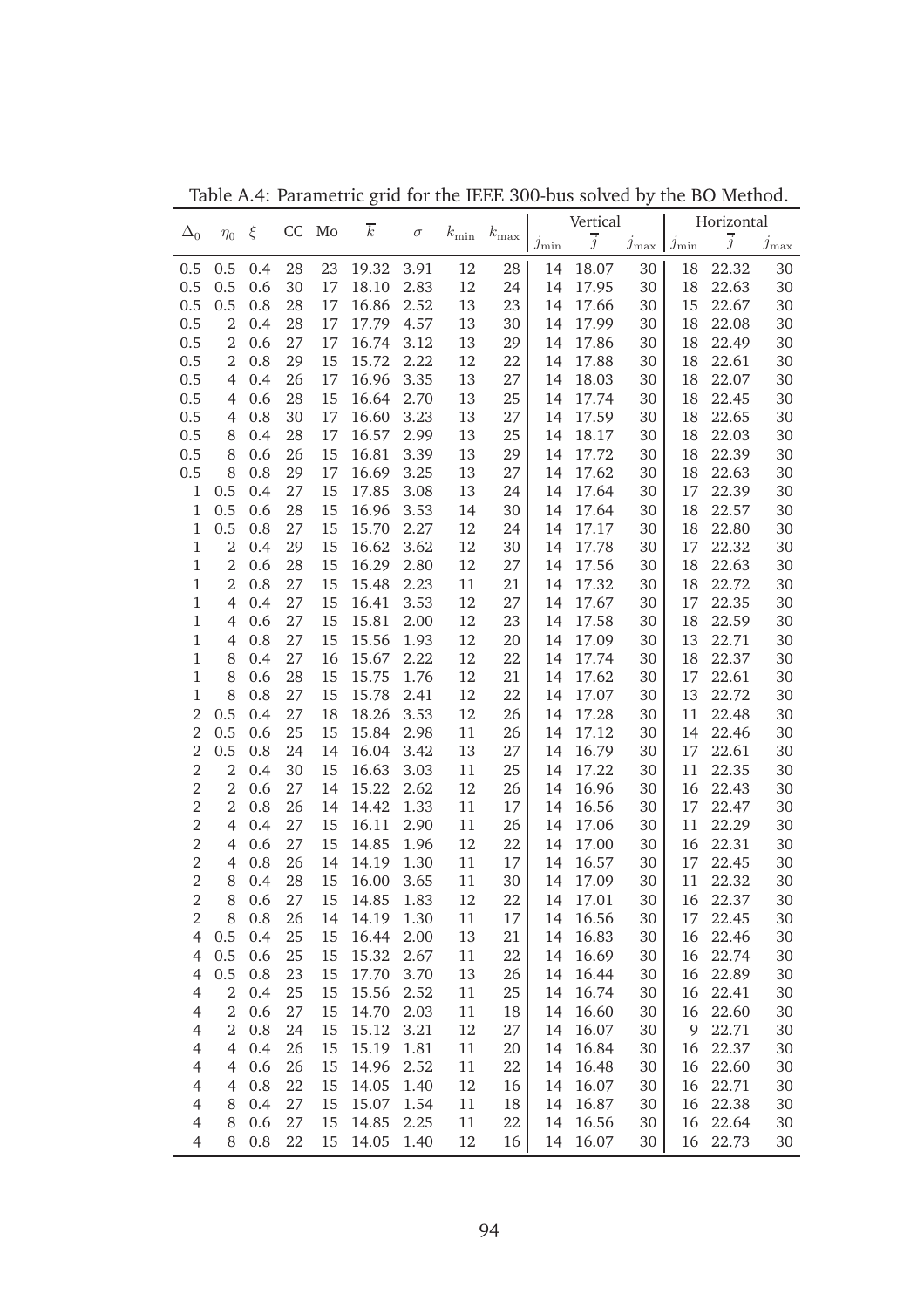Table A.4: Parametric grid for the IEEE 300-bus solved by the BO Method.

| $\Delta_0$ | $\eta_0$ | $\xi$ | CC | Mo | $\overline{k}$ | $\sigma$ | $k_{\min}$ | $k_{\max}$ | Vertical | | | Horizontal | | |
|---|---|---|---|---|---|---|---|---|---|---|---|---|---|---|
| | | | | | | | | | $j_{\min}$ | $\overline{j}$ | $j_{\max}$ | $j_{\min}$ | $\overline{j}$ | $j_{\max}$ |
| 0.5 | 0.5 | 0.4 | 28 | 23 | 19.32 | 3.91 | 12 | 28 | 14 | 18.07 | 30 | 18 | 22.32 | 30 |
| 0.5 | 0.5 | 0.6 | 30 | 17 | 18.10 | 2.83 | 12 | 24 | 14 | 17.95 | 30 | 18 | 22.63 | 30 |
| 0.5 | 0.5 | 0.8 | 28 | 17 | 16.86 | 2.52 | 13 | 23 | 14 | 17.66 | 30 | 15 | 22.67 | 30 |
| 0.5 | 2 | 0.4 | 28 | 17 | 17.79 | 4.57 | 13 | 30 | 14 | 17.99 | 30 | 18 | 22.08 | 30 |
| 0.5 | 2 | 0.6 | 27 | 17 | 16.74 | 3.12 | 13 | 29 | 14 | 17.86 | 30 | 18 | 22.49 | 30 |
| 0.5 | 2 | 0.8 | 29 | 15 | 15.72 | 2.22 | 12 | 22 | 14 | 17.88 | 30 | 18 | 22.61 | 30 |
| 0.5 | 4 | 0.4 | 26 | 17 | 16.96 | 3.35 | 13 | 27 | 14 | 18.03 | 30 | 18 | 22.07 | 30 |
| 0.5 | 4 | 0.6 | 28 | 15 | 16.64 | 2.70 | 13 | 25 | 14 | 17.74 | 30 | 18 | 22.45 | 30 |
| 0.5 | 4 | 0.8 | 30 | 17 | 16.60 | 3.23 | 13 | 27 | 14 | 17.59 | 30 | 18 | 22.65 | 30 |
| 0.5 | 8 | 0.4 | 28 | 17 | 16.57 | 2.99 | 13 | 25 | 14 | 18.17 | 30 | 18 | 22.03 | 30 |
| 0.5 | 8 | 0.6 | 26 | 15 | 16.81 | 3.39 | 13 | 29 | 14 | 17.72 | 30 | 18 | 22.39 | 30 |
| 0.5 | 8 | 0.8 | 29 | 17 | 16.69 | 3.25 | 13 | 27 | 14 | 17.62 | 30 | 18 | 22.63 | 30 |
| 1 | 0.5 | 0.4 | 27 | 15 | 17.85 | 3.08 | 13 | 24 | 14 | 17.64 | 30 | 17 | 22.39 | 30 |
| 1 | 0.5 | 0.6 | 28 | 15 | 16.96 | 3.53 | 14 | 30 | 14 | 17.64 | 30 | 18 | 22.57 | 30 |
| 1 | 0.5 | 0.8 | 27 | 15 | 15.70 | 2.27 | 12 | 24 | 14 | 17.17 | 30 | 18 | 22.80 | 30 |
| 1 | 2 | 0.4 | 29 | 15 | 16.62 | 3.62 | 12 | 30 | 14 | 17.78 | 30 | 17 | 22.32 | 30 |
| 1 | 2 | 0.6 | 28 | 15 | 16.29 | 2.80 | 12 | 27 | 14 | 17.56 | 30 | 18 | 22.63 | 30 |
| 1 | 2 | 0.8 | 27 | 15 | 15.48 | 2.23 | 11 | 21 | 14 | 17.32 | 30 | 18 | 22.72 | 30 |
| 1 | 4 | 0.4 | 27 | 15 | 16.41 | 3.53 | 12 | 27 | 14 | 17.67 | 30 | 17 | 22.35 | 30 |
| 1 | 4 | 0.6 | 27 | 15 | 15.81 | 2.00 | 12 | 23 | 14 | 17.58 | 30 | 18 | 22.59 | 30 |
| 1 | 4 | 0.8 | 27 | 15 | 15.56 | 1.93 | 12 | 20 | 14 | 17.09 | 30 | 13 | 22.71 | 30 |
| 1 | 8 | 0.4 | 27 | 16 | 15.67 | 2.22 | 12 | 22 | 14 | 17.74 | 30 | 18 | 22.37 | 30 |
| 1 | 8 | 0.6 | 28 | 15 | 15.75 | 1.76 | 12 | 21 | 14 | 17.62 | 30 | 17 | 22.61 | 30 |
| 1 | 8 | 0.8 | 27 | 15 | 15.78 | 2.41 | 12 | 22 | 14 | 17.07 | 30 | 13 | 22.72 | 30 |
| 2 | 0.5 | 0.4 | 27 | 18 | 18.26 | 3.53 | 12 | 26 | 14 | 17.28 | 30 | 11 | 22.48 | 30 |
| 2 | 0.5 | 0.6 | 25 | 15 | 15.84 | 2.98 | 11 | 26 | 14 | 17.12 | 30 | 14 | 22.46 | 30 |
| 2 | 0.5 | 0.8 | 24 | 14 | 16.04 | 3.42 | 13 | 27 | 14 | 16.79 | 30 | 17 | 22.61 | 30 |
| 2 | 2 | 0.4 | 30 | 15 | 16.63 | 3.03 | 11 | 25 | 14 | 17.22 | 30 | 11 | 22.35 | 30 |
| 2 | 2 | 0.6 | 27 | 14 | 15.22 | 2.62 | 12 | 26 | 14 | 16.96 | 30 | 16 | 22.43 | 30 |
| 2 | 2 | 0.8 | 26 | 14 | 14.42 | 1.33 | 11 | 17 | 14 | 16.56 | 30 | 17 | 22.47 | 30 |
| 2 | 4 | 0.4 | 27 | 15 | 16.11 | 2.90 | 11 | 26 | 14 | 17.06 | 30 | 11 | 22.29 | 30 |
| 2 | 4 | 0.6 | 27 | 15 | 14.85 | 1.96 | 12 | 22 | 14 | 17.00 | 30 | 16 | 22.31 | 30 |
| 2 | 4 | 0.8 | 26 | 14 | 14.19 | 1.30 | 11 | 17 | 14 | 16.57 | 30 | 17 | 22.45 | 30 |
| 2 | 8 | 0.4 | 28 | 15 | 16.00 | 3.65 | 11 | 30 | 14 | 17.09 | 30 | 11 | 22.32 | 30 |
| 2 | 8 | 0.6 | 27 | 15 | 14.85 | 1.83 | 12 | 22 | 14 | 17.01 | 30 | 16 | 22.37 | 30 |
| 2 | 8 | 0.8 | 26 | 14 | 14.19 | 1.30 | 11 | 17 | 14 | 16.56 | 30 | 17 | 22.45 | 30 |
| 4 | 0.5 | 0.4 | 25 | 15 | 16.44 | 2.00 | 13 | 21 | 14 | 16.83 | 30 | 16 | 22.46 | 30 |
| 4 | 0.5 | 0.6 | 25 | 15 | 15.32 | 2.67 | 11 | 22 | 14 | 16.69 | 30 | 16 | 22.74 | 30 |
| 4 | 0.5 | 0.8 | 23 | 15 | 17.70 | 3.70 | 13 | 26 | 14 | 16.44 | 30 | 16 | 22.89 | 30 |
| 4 | 2 | 0.4 | 25 | 15 | 15.56 | 2.52 | 11 | 25 | 14 | 16.74 | 30 | 16 | 22.41 | 30 |
| 4 | 2 | 0.6 | 27 | 15 | 14.70 | 2.03 | 11 | 18 | 14 | 16.60 | 30 | 16 | 22.60 | 30 |
| 4 | 2 | 0.8 | 24 | 15 | 15.12 | 3.21 | 12 | 27 | 14 | 16.07 | 30 | 9 | 22.71 | 30 |
| 4 | 4 | 0.4 | 26 | 15 | 15.19 | 1.81 | 11 | 20 | 14 | 16.84 | 30 | 16 | 22.37 | 30 |
| 4 | 4 | 0.6 | 26 | 15 | 14.96 | 2.52 | 11 | 22 | 14 | 16.48 | 30 | 16 | 22.60 | 30 |
| 4 | 4 | 0.8 | 22 | 15 | 14.05 | 1.40 | 12 | 16 | 14 | 16.07 | 30 | 16 | 22.71 | 30 |
| 4 | 8 | 0.4 | 27 | 15 | 15.07 | 1.54 | 11 | 18 | 14 | 16.87 | 30 | 16 | 22.38 | 30 |
| 4 | 8 | 0.6 | 27 | 15 | 14.85 | 2.25 | 11 | 22 | 14 | 16.56 | 30 | 16 | 22.64 | 30 |
| 4 | 8 | 0.8 | 22 | 15 | 14.05 | 1.40 | 12 | 16 | 14 | 16.07 | 30 | 16 | 22.73 | 30 |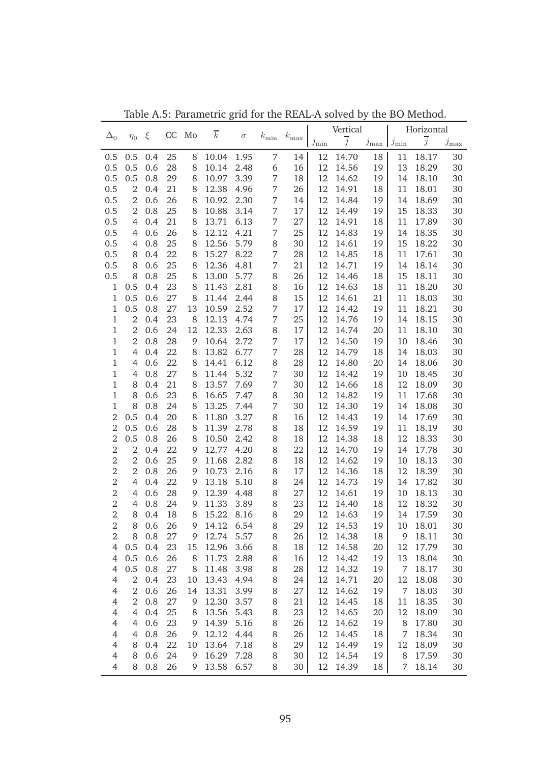Table A.5: Parametric grid for the REAL-A solved by the BO Method.

| $\Delta_0$ | $\eta_0$ | $\xi$ | CC | Mo | $\overline{k}$ | $\sigma$ | $k_{\min}$ | $k_{\max}$ | Vertical $j_{\min}$ | Vertical $\overline{j}$ | Vertical $j_{\max}$ | Horizontal $j_{\min}$ | Horizontal $\overline{j}$ | Horizontal $j_{\max}$ |
|---|---|---|---|---|---|---|---|---|---|---|---|---|---|---|
| 0.5 | 0.5 | 0.4 | 25 | 8 | 10.04 | 1.95 | 7 | 14 | 12 | 14.70 | 18 | 11 | 18.17 | 30 |
| 0.5 | 0.5 | 0.6 | 28 | 8 | 10.14 | 2.48 | 6 | 16 | 12 | 14.56 | 19 | 13 | 18.29 | 30 |
| 0.5 | 0.5 | 0.8 | 29 | 8 | 10.97 | 3.39 | 7 | 18 | 12 | 14.62 | 19 | 14 | 18.10 | 30 |
| 0.5 | 2 | 0.4 | 21 | 8 | 12.38 | 4.96 | 7 | 26 | 12 | 14.91 | 18 | 11 | 18.01 | 30 |
| 0.5 | 2 | 0.6 | 26 | 8 | 10.92 | 2.30 | 7 | 14 | 12 | 14.84 | 19 | 14 | 18.69 | 30 |
| 0.5 | 2 | 0.8 | 25 | 8 | 10.88 | 3.14 | 7 | 17 | 12 | 14.49 | 19 | 15 | 18.33 | 30 |
| 0.5 | 4 | 0.4 | 21 | 8 | 13.71 | 6.13 | 7 | 27 | 12 | 14.91 | 18 | 11 | 17.89 | 30 |
| 0.5 | 4 | 0.6 | 26 | 8 | 12.12 | 4.21 | 7 | 25 | 12 | 14.83 | 19 | 14 | 18.35 | 30 |
| 0.5 | 4 | 0.8 | 25 | 8 | 12.56 | 5.79 | 8 | 30 | 12 | 14.61 | 19 | 15 | 18.22 | 30 |
| 0.5 | 8 | 0.4 | 22 | 8 | 15.27 | 8.22 | 7 | 28 | 12 | 14.85 | 18 | 11 | 17.61 | 30 |
| 0.5 | 8 | 0.6 | 25 | 8 | 12.36 | 4.81 | 7 | 21 | 12 | 14.71 | 19 | 14 | 18.14 | 30 |
| 0.5 | 8 | 0.8 | 25 | 8 | 13.00 | 5.77 | 8 | 26 | 12 | 14.46 | 18 | 15 | 18.11 | 30 |
| 1 | 0.5 | 0.4 | 23 | 8 | 11.43 | 2.81 | 8 | 16 | 12 | 14.63 | 18 | 11 | 18.20 | 30 |
| 1 | 0.5 | 0.6 | 27 | 8 | 11.44 | 2.44 | 8 | 15 | 12 | 14.61 | 21 | 11 | 18.03 | 30 |
| 1 | 0.5 | 0.8 | 27 | 13 | 10.59 | 2.52 | 7 | 17 | 12 | 14.42 | 19 | 11 | 18.21 | 30 |
| 1 | 2 | 0.4 | 23 | 8 | 12.13 | 4.74 | 7 | 25 | 12 | 14.76 | 19 | 14 | 18.15 | 30 |
| 1 | 2 | 0.6 | 24 | 12 | 12.33 | 2.63 | 8 | 17 | 12 | 14.74 | 20 | 11 | 18.10 | 30 |
| 1 | 2 | 0.8 | 28 | 9 | 10.64 | 2.72 | 7 | 17 | 12 | 14.50 | 19 | 10 | 18.46 | 30 |
| 1 | 4 | 0.4 | 22 | 8 | 13.82 | 6.77 | 7 | 28 | 12 | 14.79 | 18 | 14 | 18.03 | 30 |
| 1 | 4 | 0.6 | 22 | 8 | 14.41 | 6.12 | 8 | 28 | 12 | 14.80 | 20 | 14 | 18.06 | 30 |
| 1 | 4 | 0.8 | 27 | 8 | 11.44 | 5.32 | 7 | 30 | 12 | 14.42 | 19 | 10 | 18.45 | 30 |
| 1 | 8 | 0.4 | 21 | 8 | 13.57 | 7.69 | 7 | 30 | 12 | 14.66 | 18 | 12 | 18.09 | 30 |
| 1 | 8 | 0.6 | 23 | 8 | 16.65 | 7.47 | 8 | 30 | 12 | 14.82 | 19 | 11 | 17.68 | 30 |
| 1 | 8 | 0.8 | 24 | 8 | 13.25 | 7.44 | 7 | 30 | 12 | 14.30 | 19 | 14 | 18.08 | 30 |
| 2 | 0.5 | 0.4 | 20 | 8 | 11.80 | 3.27 | 8 | 16 | 12 | 14.43 | 19 | 14 | 17.69 | 30 |
| 2 | 0.5 | 0.6 | 28 | 8 | 11.39 | 2.78 | 8 | 18 | 12 | 14.59 | 19 | 11 | 18.19 | 30 |
| 2 | 0.5 | 0.8 | 26 | 8 | 10.50 | 2.42 | 8 | 18 | 12 | 14.38 | 18 | 12 | 18.33 | 30 |
| 2 | 2 | 0.4 | 22 | 9 | 12.77 | 4.20 | 8 | 22 | 12 | 14.70 | 19 | 14 | 17.78 | 30 |
| 2 | 2 | 0.6 | 25 | 9 | 11.68 | 2.82 | 8 | 18 | 12 | 14.62 | 19 | 10 | 18.13 | 30 |
| 2 | 2 | 0.8 | 26 | 9 | 10.73 | 2.16 | 8 | 17 | 12 | 14.36 | 18 | 12 | 18.39 | 30 |
| 2 | 4 | 0.4 | 22 | 9 | 13.18 | 5.10 | 8 | 24 | 12 | 14.73 | 19 | 14 | 17.82 | 30 |
| 2 | 4 | 0.6 | 28 | 9 | 12.39 | 4.48 | 8 | 27 | 12 | 14.61 | 19 | 10 | 18.13 | 30 |
| 2 | 4 | 0.8 | 24 | 9 | 11.33 | 3.89 | 8 | 23 | 12 | 14.40 | 18 | 12 | 18.32 | 30 |
| 2 | 8 | 0.4 | 18 | 8 | 15.22 | 8.16 | 8 | 29 | 12 | 14.63 | 19 | 14 | 17.59 | 30 |
| 2 | 8 | 0.6 | 26 | 9 | 14.12 | 6.54 | 8 | 29 | 12 | 14.53 | 19 | 10 | 18.01 | 30 |
| 2 | 8 | 0.8 | 27 | 9 | 12.74 | 5.57 | 8 | 26 | 12 | 14.38 | 18 | 9 | 18.11 | 30 |
| 4 | 0.5 | 0.4 | 23 | 15 | 12.96 | 3.66 | 8 | 18 | 12 | 14.58 | 20 | 12 | 17.79 | 30 |
| 4 | 0.5 | 0.6 | 26 | 8 | 11.73 | 2.88 | 8 | 16 | 12 | 14.42 | 19 | 13 | 18.04 | 30 |
| 4 | 0.5 | 0.8 | 27 | 8 | 11.48 | 3.98 | 8 | 28 | 12 | 14.32 | 19 | 7 | 18.17 | 30 |
| 4 | 2 | 0.4 | 23 | 10 | 13.43 | 4.94 | 8 | 24 | 12 | 14.71 | 20 | 12 | 18.08 | 30 |
| 4 | 2 | 0.6 | 26 | 14 | 13.31 | 3.99 | 8 | 27 | 12 | 14.62 | 19 | 7 | 18.03 | 30 |
| 4 | 2 | 0.8 | 27 | 9 | 12.30 | 3.57 | 8 | 21 | 12 | 14.45 | 18 | 11 | 18.35 | 30 |
| 4 | 4 | 0.4 | 25 | 8 | 13.56 | 5.43 | 8 | 23 | 12 | 14.65 | 20 | 12 | 18.09 | 30 |
| 4 | 4 | 0.6 | 23 | 9 | 14.39 | 5.16 | 8 | 26 | 12 | 14.62 | 19 | 8 | 17.80 | 30 |
| 4 | 4 | 0.8 | 26 | 9 | 12.12 | 4.44 | 8 | 26 | 12 | 14.45 | 18 | 7 | 18.34 | 30 |
| 4 | 8 | 0.4 | 22 | 10 | 13.64 | 7.18 | 8 | 29 | 12 | 14.49 | 19 | 12 | 18.09 | 30 |
| 4 | 8 | 0.6 | 24 | 9 | 16.29 | 7.28 | 8 | 30 | 12 | 14.54 | 19 | 8 | 17.59 | 30 |
| 4 | 8 | 0.8 | 26 | 9 | 13.58 | 6.57 | 8 | 30 | 12 | 14.39 | 18 | 7 | 18.14 | 30 |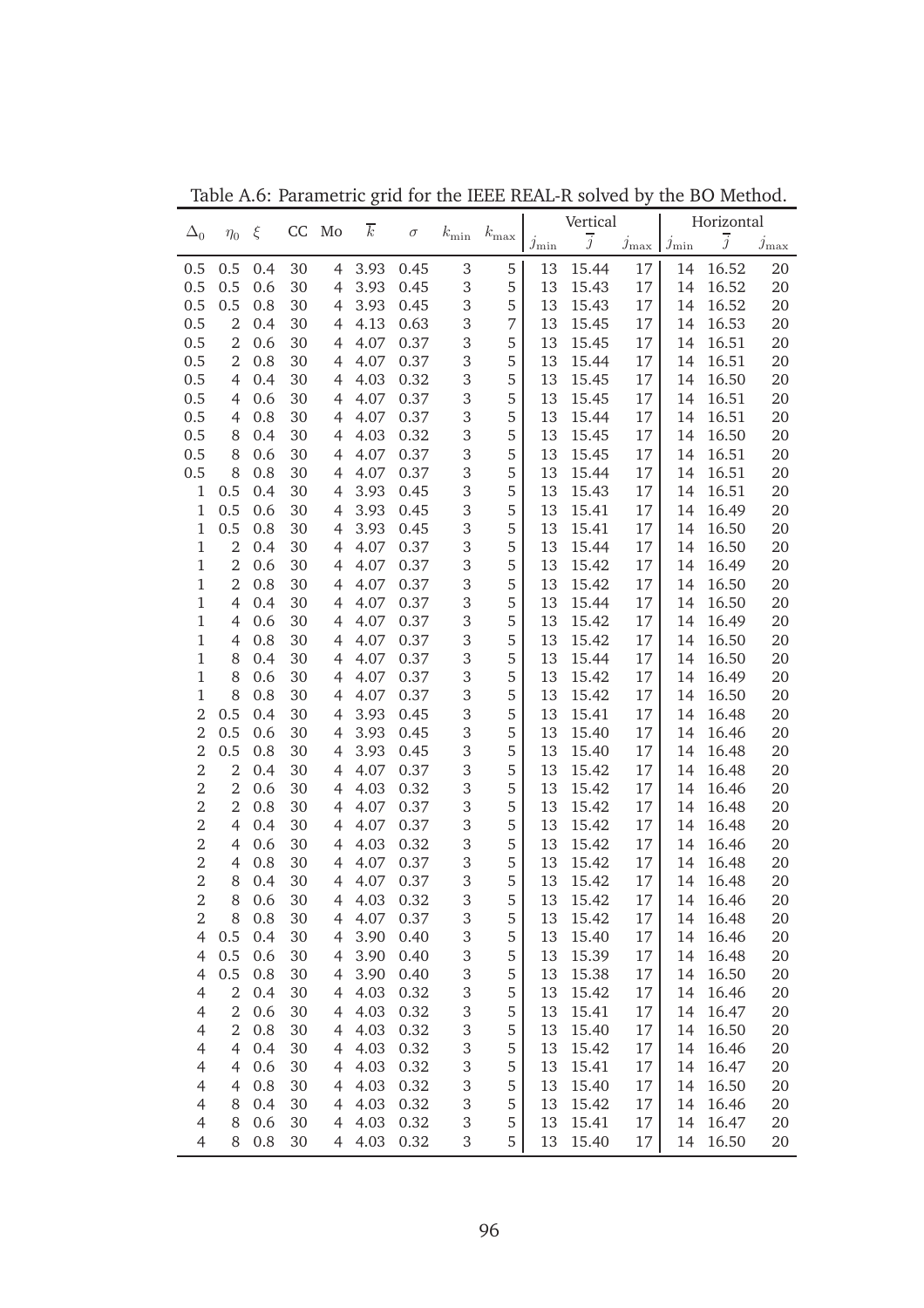Table A.6: Parametric grid for the IEEE REAL-R solved by the BO Method.

| $\Delta_0$ | $\eta_0$ | $\xi$ | CC | Mo | $\overline{k}$ | $\sigma$ | $k_{\min}$ | $k_{\max}$ | Vertical | | | Horizontal | | |
|---|---|---|---|---|---|---|---|---|---|---|---|---|---|---|
| | | | | | | | | | $j_{\min}$ | $\overline{j}$ | $j_{\max}$ | $j_{\min}$ | $\overline{j}$ | $j_{\max}$ |
| 0.5 | 0.5 | 0.4 | 30 | 4 | 3.93 | 0.45 | 3 | 5 | 13 | 15.44 | 17 | 14 | 16.52 | 20 |
| 0.5 | 0.5 | 0.6 | 30 | 4 | 3.93 | 0.45 | 3 | 5 | 13 | 15.43 | 17 | 14 | 16.52 | 20 |
| 0.5 | 0.5 | 0.8 | 30 | 4 | 3.93 | 0.45 | 3 | 5 | 13 | 15.43 | 17 | 14 | 16.52 | 20 |
| 0.5 | 2 | 0.4 | 30 | 4 | 4.13 | 0.63 | 3 | 7 | 13 | 15.45 | 17 | 14 | 16.53 | 20 |
| 0.5 | 2 | 0.6 | 30 | 4 | 4.07 | 0.37 | 3 | 5 | 13 | 15.45 | 17 | 14 | 16.51 | 20 |
| 0.5 | 2 | 0.8 | 30 | 4 | 4.07 | 0.37 | 3 | 5 | 13 | 15.44 | 17 | 14 | 16.51 | 20 |
| 0.5 | 4 | 0.4 | 30 | 4 | 4.03 | 0.32 | 3 | 5 | 13 | 15.45 | 17 | 14 | 16.50 | 20 |
| 0.5 | 4 | 0.6 | 30 | 4 | 4.07 | 0.37 | 3 | 5 | 13 | 15.45 | 17 | 14 | 16.51 | 20 |
| 0.5 | 4 | 0.8 | 30 | 4 | 4.07 | 0.37 | 3 | 5 | 13 | 15.44 | 17 | 14 | 16.51 | 20 |
| 0.5 | 8 | 0.4 | 30 | 4 | 4.03 | 0.32 | 3 | 5 | 13 | 15.45 | 17 | 14 | 16.50 | 20 |
| 0.5 | 8 | 0.6 | 30 | 4 | 4.07 | 0.37 | 3 | 5 | 13 | 15.45 | 17 | 14 | 16.51 | 20 |
| 0.5 | 8 | 0.8 | 30 | 4 | 4.07 | 0.37 | 3 | 5 | 13 | 15.44 | 17 | 14 | 16.51 | 20 |
| 1 | 0.5 | 0.4 | 30 | 4 | 3.93 | 0.45 | 3 | 5 | 13 | 15.43 | 17 | 14 | 16.51 | 20 |
| 1 | 0.5 | 0.6 | 30 | 4 | 3.93 | 0.45 | 3 | 5 | 13 | 15.41 | 17 | 14 | 16.49 | 20 |
| 1 | 0.5 | 0.8 | 30 | 4 | 3.93 | 0.45 | 3 | 5 | 13 | 15.41 | 17 | 14 | 16.50 | 20 |
| 1 | 2 | 0.4 | 30 | 4 | 4.07 | 0.37 | 3 | 5 | 13 | 15.44 | 17 | 14 | 16.50 | 20 |
| 1 | 2 | 0.6 | 30 | 4 | 4.07 | 0.37 | 3 | 5 | 13 | 15.42 | 17 | 14 | 16.49 | 20 |
| 1 | 2 | 0.8 | 30 | 4 | 4.07 | 0.37 | 3 | 5 | 13 | 15.42 | 17 | 14 | 16.50 | 20 |
| 1 | 4 | 0.4 | 30 | 4 | 4.07 | 0.37 | 3 | 5 | 13 | 15.44 | 17 | 14 | 16.50 | 20 |
| 1 | 4 | 0.6 | 30 | 4 | 4.07 | 0.37 | 3 | 5 | 13 | 15.42 | 17 | 14 | 16.49 | 20 |
| 1 | 4 | 0.8 | 30 | 4 | 4.07 | 0.37 | 3 | 5 | 13 | 15.42 | 17 | 14 | 16.50 | 20 |
| 1 | 8 | 0.4 | 30 | 4 | 4.07 | 0.37 | 3 | 5 | 13 | 15.44 | 17 | 14 | 16.50 | 20 |
| 1 | 8 | 0.6 | 30 | 4 | 4.07 | 0.37 | 3 | 5 | 13 | 15.42 | 17 | 14 | 16.49 | 20 |
| 1 | 8 | 0.8 | 30 | 4 | 4.07 | 0.37 | 3 | 5 | 13 | 15.42 | 17 | 14 | 16.50 | 20 |
| 2 | 0.5 | 0.4 | 30 | 4 | 3.93 | 0.45 | 3 | 5 | 13 | 15.41 | 17 | 14 | 16.48 | 20 |
| 2 | 0.5 | 0.6 | 30 | 4 | 3.93 | 0.45 | 3 | 5 | 13 | 15.40 | 17 | 14 | 16.46 | 20 |
| 2 | 0.5 | 0.8 | 30 | 4 | 3.93 | 0.45 | 3 | 5 | 13 | 15.40 | 17 | 14 | 16.48 | 20 |
| 2 | 2 | 0.4 | 30 | 4 | 4.07 | 0.37 | 3 | 5 | 13 | 15.42 | 17 | 14 | 16.48 | 20 |
| 2 | 2 | 0.6 | 30 | 4 | 4.03 | 0.32 | 3 | 5 | 13 | 15.42 | 17 | 14 | 16.46 | 20 |
| 2 | 2 | 0.8 | 30 | 4 | 4.07 | 0.37 | 3 | 5 | 13 | 15.42 | 17 | 14 | 16.48 | 20 |
| 2 | 4 | 0.4 | 30 | 4 | 4.07 | 0.37 | 3 | 5 | 13 | 15.42 | 17 | 14 | 16.48 | 20 |
| 2 | 4 | 0.6 | 30 | 4 | 4.03 | 0.32 | 3 | 5 | 13 | 15.42 | 17 | 14 | 16.46 | 20 |
| 2 | 4 | 0.8 | 30 | 4 | 4.07 | 0.37 | 3 | 5 | 13 | 15.42 | 17 | 14 | 16.48 | 20 |
| 2 | 8 | 0.4 | 30 | 4 | 4.07 | 0.37 | 3 | 5 | 13 | 15.42 | 17 | 14 | 16.48 | 20 |
| 2 | 8 | 0.6 | 30 | 4 | 4.03 | 0.32 | 3 | 5 | 13 | 15.42 | 17 | 14 | 16.46 | 20 |
| 2 | 8 | 0.8 | 30 | 4 | 4.07 | 0.37 | 3 | 5 | 13 | 15.42 | 17 | 14 | 16.48 | 20 |
| 4 | 0.5 | 0.4 | 30 | 4 | 3.90 | 0.40 | 3 | 5 | 13 | 15.40 | 17 | 14 | 16.46 | 20 |
| 4 | 0.5 | 0.6 | 30 | 4 | 3.90 | 0.40 | 3 | 5 | 13 | 15.39 | 17 | 14 | 16.48 | 20 |
| 4 | 0.5 | 0.8 | 30 | 4 | 3.90 | 0.40 | 3 | 5 | 13 | 15.38 | 17 | 14 | 16.50 | 20 |
| 4 | 2 | 0.4 | 30 | 4 | 4.03 | 0.32 | 3 | 5 | 13 | 15.42 | 17 | 14 | 16.46 | 20 |
| 4 | 2 | 0.6 | 30 | 4 | 4.03 | 0.32 | 3 | 5 | 13 | 15.41 | 17 | 14 | 16.47 | 20 |
| 4 | 2 | 0.8 | 30 | 4 | 4.03 | 0.32 | 3 | 5 | 13 | 15.40 | 17 | 14 | 16.50 | 20 |
| 4 | 4 | 0.4 | 30 | 4 | 4.03 | 0.32 | 3 | 5 | 13 | 15.42 | 17 | 14 | 16.46 | 20 |
| 4 | 4 | 0.6 | 30 | 4 | 4.03 | 0.32 | 3 | 5 | 13 | 15.41 | 17 | 14 | 16.47 | 20 |
| 4 | 4 | 0.8 | 30 | 4 | 4.03 | 0.32 | 3 | 5 | 13 | 15.40 | 17 | 14 | 16.50 | 20 |
| 4 | 8 | 0.4 | 30 | 4 | 4.03 | 0.32 | 3 | 5 | 13 | 15.42 | 17 | 14 | 16.46 | 20 |
| 4 | 8 | 0.6 | 30 | 4 | 4.03 | 0.32 | 3 | 5 | 13 | 15.41 | 17 | 14 | 16.47 | 20 |
| 4 | 8 | 0.8 | 30 | 4 | 4.03 | 0.32 | 3 | 5 | 13 | 15.40 | 17 | 14 | 16.50 | 20 |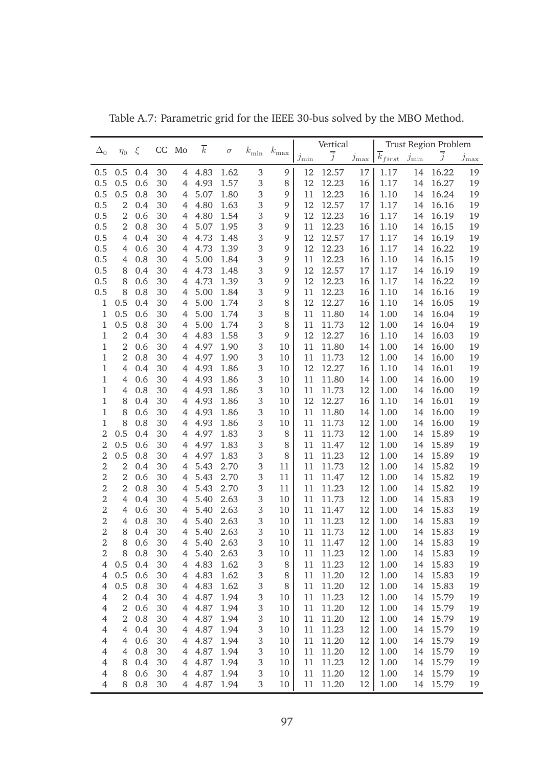Table A.7: Parametric grid for the IEEE 30-bus solved by the MBO Method.

| $\Delta_0$ | $\eta_0$ | $\xi$ | CC | Mo | $\overline{k}$ | $\sigma$ | $k_{\min}$ | $k_{\max}$ | Vertical | | | Trust Region Problem | | | |
|---|---|---|---|---|---|---|---|---|---|---|---|---|---|---|---|
| | | | | | | | | | $j_{\min}$ | $\overline{j}$ | $j_{\max}$ | $\overline{k}_{first}$ | $j_{\min}$ | $\overline{j}$ | $j_{\max}$ |
| 0.5 | 0.5 | 0.4 | 30 | 4 | 4.83 | 1.62 | 3 | 9 | 12 | 12.57 | 17 | 1.17 | 14 | 16.22 | 19 |
| 0.5 | 0.5 | 0.6 | 30 | 4 | 4.93 | 1.57 | 3 | 8 | 12 | 12.23 | 16 | 1.17 | 14 | 16.27 | 19 |
| 0.5 | 0.5 | 0.8 | 30 | 4 | 5.07 | 1.80 | 3 | 9 | 11 | 12.23 | 16 | 1.10 | 14 | 16.24 | 19 |
| 0.5 | 2 | 0.4 | 30 | 4 | 4.80 | 1.63 | 3 | 9 | 12 | 12.57 | 17 | 1.17 | 14 | 16.16 | 19 |
| 0.5 | 2 | 0.6 | 30 | 4 | 4.80 | 1.54 | 3 | 9 | 12 | 12.23 | 16 | 1.17 | 14 | 16.19 | 19 |
| 0.5 | 2 | 0.8 | 30 | 4 | 5.07 | 1.95 | 3 | 9 | 11 | 12.23 | 16 | 1.10 | 14 | 16.15 | 19 |
| 0.5 | 4 | 0.4 | 30 | 4 | 4.73 | 1.48 | 3 | 9 | 12 | 12.57 | 17 | 1.17 | 14 | 16.19 | 19 |
| 0.5 | 4 | 0.6 | 30 | 4 | 4.73 | 1.39 | 3 | 9 | 12 | 12.23 | 16 | 1.17 | 14 | 16.22 | 19 |
| 0.5 | 4 | 0.8 | 30 | 4 | 5.00 | 1.84 | 3 | 9 | 11 | 12.23 | 16 | 1.10 | 14 | 16.15 | 19 |
| 0.5 | 8 | 0.4 | 30 | 4 | 4.73 | 1.48 | 3 | 9 | 12 | 12.57 | 17 | 1.17 | 14 | 16.19 | 19 |
| 0.5 | 8 | 0.6 | 30 | 4 | 4.73 | 1.39 | 3 | 9 | 12 | 12.23 | 16 | 1.17 | 14 | 16.22 | 19 |
| 0.5 | 8 | 0.8 | 30 | 4 | 5.00 | 1.84 | 3 | 9 | 11 | 12.23 | 16 | 1.10 | 14 | 16.16 | 19 |
| 1 | 0.5 | 0.4 | 30 | 4 | 5.00 | 1.74 | 3 | 8 | 12 | 12.27 | 16 | 1.10 | 14 | 16.05 | 19 |
| 1 | 0.5 | 0.6 | 30 | 4 | 5.00 | 1.74 | 3 | 8 | 11 | 11.80 | 14 | 1.00 | 14 | 16.04 | 19 |
| 1 | 0.5 | 0.8 | 30 | 4 | 5.00 | 1.74 | 3 | 8 | 11 | 11.73 | 12 | 1.00 | 14 | 16.04 | 19 |
| 1 | 2 | 0.4 | 30 | 4 | 4.83 | 1.58 | 3 | 9 | 12 | 12.27 | 16 | 1.10 | 14 | 16.03 | 19 |
| 1 | 2 | 0.6 | 30 | 4 | 4.97 | 1.90 | 3 | 10 | 11 | 11.80 | 14 | 1.00 | 14 | 16.00 | 19 |
| 1 | 2 | 0.8 | 30 | 4 | 4.97 | 1.90 | 3 | 10 | 11 | 11.73 | 12 | 1.00 | 14 | 16.00 | 19 |
| 1 | 4 | 0.4 | 30 | 4 | 4.93 | 1.86 | 3 | 10 | 12 | 12.27 | 16 | 1.10 | 14 | 16.01 | 19 |
| 1 | 4 | 0.6 | 30 | 4 | 4.93 | 1.86 | 3 | 10 | 11 | 11.80 | 14 | 1.00 | 14 | 16.00 | 19 |
| 1 | 4 | 0.8 | 30 | 4 | 4.93 | 1.86 | 3 | 10 | 11 | 11.73 | 12 | 1.00 | 14 | 16.00 | 19 |
| 1 | 8 | 0.4 | 30 | 4 | 4.93 | 1.86 | 3 | 10 | 12 | 12.27 | 16 | 1.10 | 14 | 16.01 | 19 |
| 1 | 8 | 0.6 | 30 | 4 | 4.93 | 1.86 | 3 | 10 | 11 | 11.80 | 14 | 1.00 | 14 | 16.00 | 19 |
| 1 | 8 | 0.8 | 30 | 4 | 4.93 | 1.86 | 3 | 10 | 11 | 11.73 | 12 | 1.00 | 14 | 16.00 | 19 |
| 2 | 0.5 | 0.4 | 30 | 4 | 4.97 | 1.83 | 3 | 8 | 11 | 11.73 | 12 | 1.00 | 14 | 15.89 | 19 |
| 2 | 0.5 | 0.6 | 30 | 4 | 4.97 | 1.83 | 3 | 8 | 11 | 11.47 | 12 | 1.00 | 14 | 15.89 | 19 |
| 2 | 0.5 | 0.8 | 30 | 4 | 4.97 | 1.83 | 3 | 8 | 11 | 11.23 | 12 | 1.00 | 14 | 15.89 | 19 |
| 2 | 2 | 0.4 | 30 | 4 | 5.43 | 2.70 | 3 | 11 | 11 | 11.73 | 12 | 1.00 | 14 | 15.82 | 19 |
| 2 | 2 | 0.6 | 30 | 4 | 5.43 | 2.70 | 3 | 11 | 11 | 11.47 | 12 | 1.00 | 14 | 15.82 | 19 |
| 2 | 2 | 0.8 | 30 | 4 | 5.43 | 2.70 | 3 | 11 | 11 | 11.23 | 12 | 1.00 | 14 | 15.82 | 19 |
| 2 | 4 | 0.4 | 30 | 4 | 5.40 | 2.63 | 3 | 10 | 11 | 11.73 | 12 | 1.00 | 14 | 15.83 | 19 |
| 2 | 4 | 0.6 | 30 | 4 | 5.40 | 2.63 | 3 | 10 | 11 | 11.47 | 12 | 1.00 | 14 | 15.83 | 19 |
| 2 | 4 | 0.8 | 30 | 4 | 5.40 | 2.63 | 3 | 10 | 11 | 11.23 | 12 | 1.00 | 14 | 15.83 | 19 |
| 2 | 8 | 0.4 | 30 | 4 | 5.40 | 2.63 | 3 | 10 | 11 | 11.73 | 12 | 1.00 | 14 | 15.83 | 19 |
| 2 | 8 | 0.6 | 30 | 4 | 5.40 | 2.63 | 3 | 10 | 11 | 11.47 | 12 | 1.00 | 14 | 15.83 | 19 |
| 2 | 8 | 0.8 | 30 | 4 | 5.40 | 2.63 | 3 | 10 | 11 | 11.23 | 12 | 1.00 | 14 | 15.83 | 19 |
| 4 | 0.5 | 0.4 | 30 | 4 | 4.83 | 1.62 | 3 | 8 | 11 | 11.23 | 12 | 1.00 | 14 | 15.83 | 19 |
| 4 | 0.5 | 0.6 | 30 | 4 | 4.83 | 1.62 | 3 | 8 | 11 | 11.20 | 12 | 1.00 | 14 | 15.83 | 19 |
| 4 | 0.5 | 0.8 | 30 | 4 | 4.83 | 1.62 | 3 | 8 | 11 | 11.20 | 12 | 1.00 | 14 | 15.83 | 19 |
| 4 | 2 | 0.4 | 30 | 4 | 4.87 | 1.94 | 3 | 10 | 11 | 11.23 | 12 | 1.00 | 14 | 15.79 | 19 |
| 4 | 2 | 0.6 | 30 | 4 | 4.87 | 1.94 | 3 | 10 | 11 | 11.20 | 12 | 1.00 | 14 | 15.79 | 19 |
| 4 | 2 | 0.8 | 30 | 4 | 4.87 | 1.94 | 3 | 10 | 11 | 11.20 | 12 | 1.00 | 14 | 15.79 | 19 |
| 4 | 4 | 0.4 | 30 | 4 | 4.87 | 1.94 | 3 | 10 | 11 | 11.23 | 12 | 1.00 | 14 | 15.79 | 19 |
| 4 | 4 | 0.6 | 30 | 4 | 4.87 | 1.94 | 3 | 10 | 11 | 11.20 | 12 | 1.00 | 14 | 15.79 | 19 |
| 4 | 4 | 0.8 | 30 | 4 | 4.87 | 1.94 | 3 | 10 | 11 | 11.20 | 12 | 1.00 | 14 | 15.79 | 19 |
| 4 | 8 | 0.4 | 30 | 4 | 4.87 | 1.94 | 3 | 10 | 11 | 11.23 | 12 | 1.00 | 14 | 15.79 | 19 |
| 4 | 8 | 0.6 | 30 | 4 | 4.87 | 1.94 | 3 | 10 | 11 | 11.20 | 12 | 1.00 | 14 | 15.79 | 19 |
| 4 | 8 | 0.8 | 30 | 4 | 4.87 | 1.94 | 3 | 10 | 11 | 11.20 | 12 | 1.00 | 14 | 15.79 | 19 |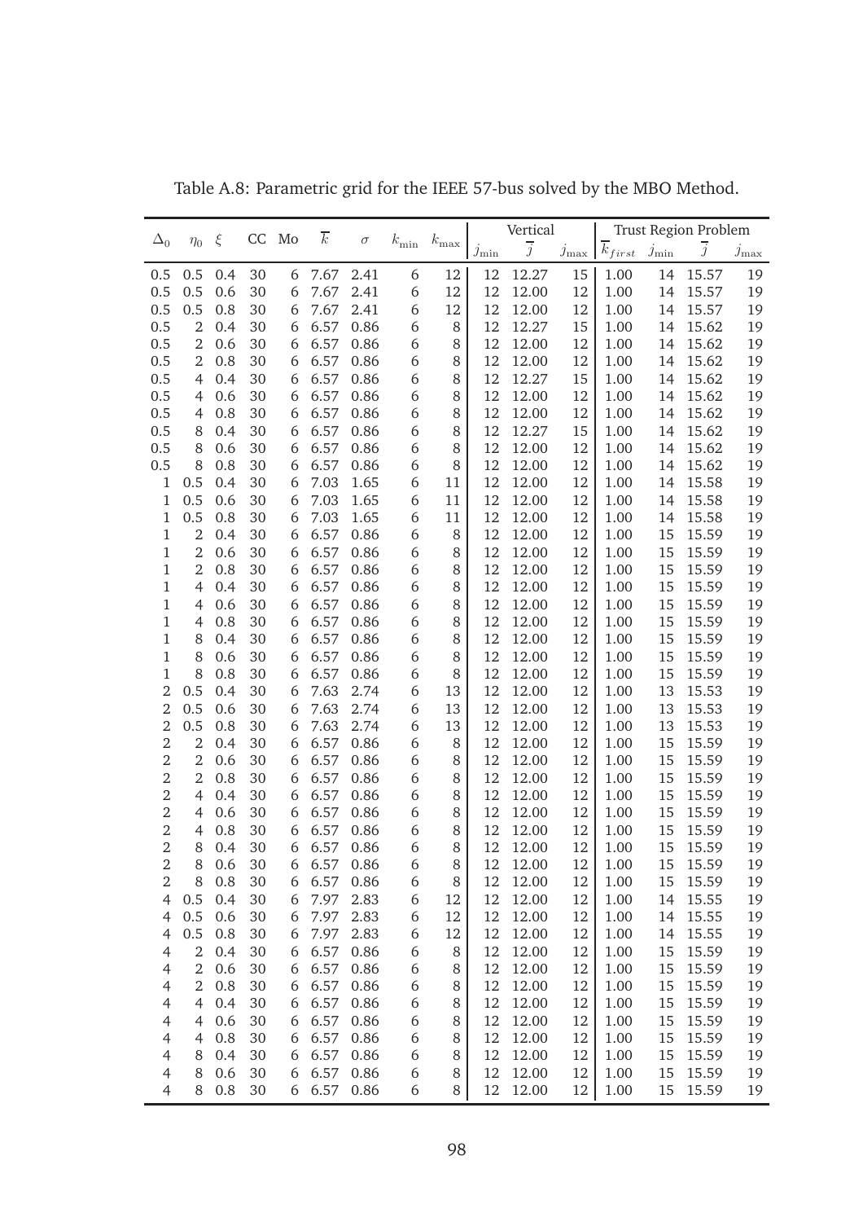Table A.8: Parametric grid for the IEEE 57-bus solved by the MBO Method.

| $\Delta_0$ | $\eta_0$ | $\xi$ | CC | Mo | $\overline{k}$ | $\sigma$ | $k_{\min}$ | $k_{\max}$ | Vertical | | | Trust Region Problem | | | |
|---|---|---|---|---|---|---|---|---|---|---|---|---|---|---|---|
| | | | | | | | | | $j_{\min}$ | $\overline{j}$ | $j_{\max}$ | $\overline{k}_{first}$ | $j_{\min}$ | $\overline{j}$ | $j_{\max}$ |
| 0.5 | 0.5 | 0.4 | 30 | 6 | 7.67 | 2.41 | 6 | 12 | 12 | 12.27 | 15 | 1.00 | 14 | 15.57 | 19 |
| 0.5 | 0.5 | 0.6 | 30 | 6 | 7.67 | 2.41 | 6 | 12 | 12 | 12.00 | 12 | 1.00 | 14 | 15.57 | 19 |
| 0.5 | 0.5 | 0.8 | 30 | 6 | 7.67 | 2.41 | 6 | 12 | 12 | 12.00 | 12 | 1.00 | 14 | 15.57 | 19 |
| 0.5 | 2 | 0.4 | 30 | 6 | 6.57 | 0.86 | 6 | 8 | 12 | 12.27 | 15 | 1.00 | 14 | 15.62 | 19 |
| 0.5 | 2 | 0.6 | 30 | 6 | 6.57 | 0.86 | 6 | 8 | 12 | 12.00 | 12 | 1.00 | 14 | 15.62 | 19 |
| 0.5 | 2 | 0.8 | 30 | 6 | 6.57 | 0.86 | 6 | 8 | 12 | 12.00 | 12 | 1.00 | 14 | 15.62 | 19 |
| 0.5 | 4 | 0.4 | 30 | 6 | 6.57 | 0.86 | 6 | 8 | 12 | 12.27 | 15 | 1.00 | 14 | 15.62 | 19 |
| 0.5 | 4 | 0.6 | 30 | 6 | 6.57 | 0.86 | 6 | 8 | 12 | 12.00 | 12 | 1.00 | 14 | 15.62 | 19 |
| 0.5 | 4 | 0.8 | 30 | 6 | 6.57 | 0.86 | 6 | 8 | 12 | 12.00 | 12 | 1.00 | 14 | 15.62 | 19 |
| 0.5 | 8 | 0.4 | 30 | 6 | 6.57 | 0.86 | 6 | 8 | 12 | 12.27 | 15 | 1.00 | 14 | 15.62 | 19 |
| 0.5 | 8 | 0.6 | 30 | 6 | 6.57 | 0.86 | 6 | 8 | 12 | 12.00 | 12 | 1.00 | 14 | 15.62 | 19 |
| 0.5 | 8 | 0.8 | 30 | 6 | 6.57 | 0.86 | 6 | 8 | 12 | 12.00 | 12 | 1.00 | 14 | 15.62 | 19 |
| 1 | 0.5 | 0.4 | 30 | 6 | 7.03 | 1.65 | 6 | 11 | 12 | 12.00 | 12 | 1.00 | 14 | 15.58 | 19 |
| 1 | 0.5 | 0.6 | 30 | 6 | 7.03 | 1.65 | 6 | 11 | 12 | 12.00 | 12 | 1.00 | 14 | 15.58 | 19 |
| 1 | 0.5 | 0.8 | 30 | 6 | 7.03 | 1.65 | 6 | 11 | 12 | 12.00 | 12 | 1.00 | 14 | 15.58 | 19 |
| 1 | 2 | 0.4 | 30 | 6 | 6.57 | 0.86 | 6 | 8 | 12 | 12.00 | 12 | 1.00 | 15 | 15.59 | 19 |
| 1 | 2 | 0.6 | 30 | 6 | 6.57 | 0.86 | 6 | 8 | 12 | 12.00 | 12 | 1.00 | 15 | 15.59 | 19 |
| 1 | 2 | 0.8 | 30 | 6 | 6.57 | 0.86 | 6 | 8 | 12 | 12.00 | 12 | 1.00 | 15 | 15.59 | 19 |
| 1 | 4 | 0.4 | 30 | 6 | 6.57 | 0.86 | 6 | 8 | 12 | 12.00 | 12 | 1.00 | 15 | 15.59 | 19 |
| 1 | 4 | 0.6 | 30 | 6 | 6.57 | 0.86 | 6 | 8 | 12 | 12.00 | 12 | 1.00 | 15 | 15.59 | 19 |
| 1 | 4 | 0.8 | 30 | 6 | 6.57 | 0.86 | 6 | 8 | 12 | 12.00 | 12 | 1.00 | 15 | 15.59 | 19 |
| 1 | 8 | 0.4 | 30 | 6 | 6.57 | 0.86 | 6 | 8 | 12 | 12.00 | 12 | 1.00 | 15 | 15.59 | 19 |
| 1 | 8 | 0.6 | 30 | 6 | 6.57 | 0.86 | 6 | 8 | 12 | 12.00 | 12 | 1.00 | 15 | 15.59 | 19 |
| 1 | 8 | 0.8 | 30 | 6 | 6.57 | 0.86 | 6 | 8 | 12 | 12.00 | 12 | 1.00 | 15 | 15.59 | 19 |
| 2 | 0.5 | 0.4 | 30 | 6 | 7.63 | 2.74 | 6 | 13 | 12 | 12.00 | 12 | 1.00 | 13 | 15.53 | 19 |
| 2 | 0.5 | 0.6 | 30 | 6 | 7.63 | 2.74 | 6 | 13 | 12 | 12.00 | 12 | 1.00 | 13 | 15.53 | 19 |
| 2 | 0.5 | 0.8 | 30 | 6 | 7.63 | 2.74 | 6 | 13 | 12 | 12.00 | 12 | 1.00 | 13 | 15.53 | 19 |
| 2 | 2 | 0.4 | 30 | 6 | 6.57 | 0.86 | 6 | 8 | 12 | 12.00 | 12 | 1.00 | 15 | 15.59 | 19 |
| 2 | 2 | 0.6 | 30 | 6 | 6.57 | 0.86 | 6 | 8 | 12 | 12.00 | 12 | 1.00 | 15 | 15.59 | 19 |
| 2 | 2 | 0.8 | 30 | 6 | 6.57 | 0.86 | 6 | 8 | 12 | 12.00 | 12 | 1.00 | 15 | 15.59 | 19 |
| 2 | 4 | 0.4 | 30 | 6 | 6.57 | 0.86 | 6 | 8 | 12 | 12.00 | 12 | 1.00 | 15 | 15.59 | 19 |
| 2 | 4 | 0.6 | 30 | 6 | 6.57 | 0.86 | 6 | 8 | 12 | 12.00 | 12 | 1.00 | 15 | 15.59 | 19 |
| 2 | 4 | 0.8 | 30 | 6 | 6.57 | 0.86 | 6 | 8 | 12 | 12.00 | 12 | 1.00 | 15 | 15.59 | 19 |
| 2 | 8 | 0.4 | 30 | 6 | 6.57 | 0.86 | 6 | 8 | 12 | 12.00 | 12 | 1.00 | 15 | 15.59 | 19 |
| 2 | 8 | 0.6 | 30 | 6 | 6.57 | 0.86 | 6 | 8 | 12 | 12.00 | 12 | 1.00 | 15 | 15.59 | 19 |
| 2 | 8 | 0.8 | 30 | 6 | 6.57 | 0.86 | 6 | 8 | 12 | 12.00 | 12 | 1.00 | 15 | 15.59 | 19 |
| 4 | 0.5 | 0.4 | 30 | 6 | 7.97 | 2.83 | 6 | 12 | 12 | 12.00 | 12 | 1.00 | 14 | 15.55 | 19 |
| 4 | 0.5 | 0.6 | 30 | 6 | 7.97 | 2.83 | 6 | 12 | 12 | 12.00 | 12 | 1.00 | 14 | 15.55 | 19 |
| 4 | 0.5 | 0.8 | 30 | 6 | 7.97 | 2.83 | 6 | 12 | 12 | 12.00 | 12 | 1.00 | 14 | 15.55 | 19 |
| 4 | 2 | 0.4 | 30 | 6 | 6.57 | 0.86 | 6 | 8 | 12 | 12.00 | 12 | 1.00 | 15 | 15.59 | 19 |
| 4 | 2 | 0.6 | 30 | 6 | 6.57 | 0.86 | 6 | 8 | 12 | 12.00 | 12 | 1.00 | 15 | 15.59 | 19 |
| 4 | 2 | 0.8 | 30 | 6 | 6.57 | 0.86 | 6 | 8 | 12 | 12.00 | 12 | 1.00 | 15 | 15.59 | 19 |
| 4 | 4 | 0.4 | 30 | 6 | 6.57 | 0.86 | 6 | 8 | 12 | 12.00 | 12 | 1.00 | 15 | 15.59 | 19 |
| 4 | 4 | 0.6 | 30 | 6 | 6.57 | 0.86 | 6 | 8 | 12 | 12.00 | 12 | 1.00 | 15 | 15.59 | 19 |
| 4 | 4 | 0.8 | 30 | 6 | 6.57 | 0.86 | 6 | 8 | 12 | 12.00 | 12 | 1.00 | 15 | 15.59 | 19 |
| 4 | 8 | 0.4 | 30 | 6 | 6.57 | 0.86 | 6 | 8 | 12 | 12.00 | 12 | 1.00 | 15 | 15.59 | 19 |
| 4 | 8 | 0.6 | 30 | 6 | 6.57 | 0.86 | 6 | 8 | 12 | 12.00 | 12 | 1.00 | 15 | 15.59 | 19 |
| 4 | 8 | 0.8 | 30 | 6 | 6.57 | 0.86 | 6 | 8 | 12 | 12.00 | 12 | 1.00 | 15 | 15.59 | 19 |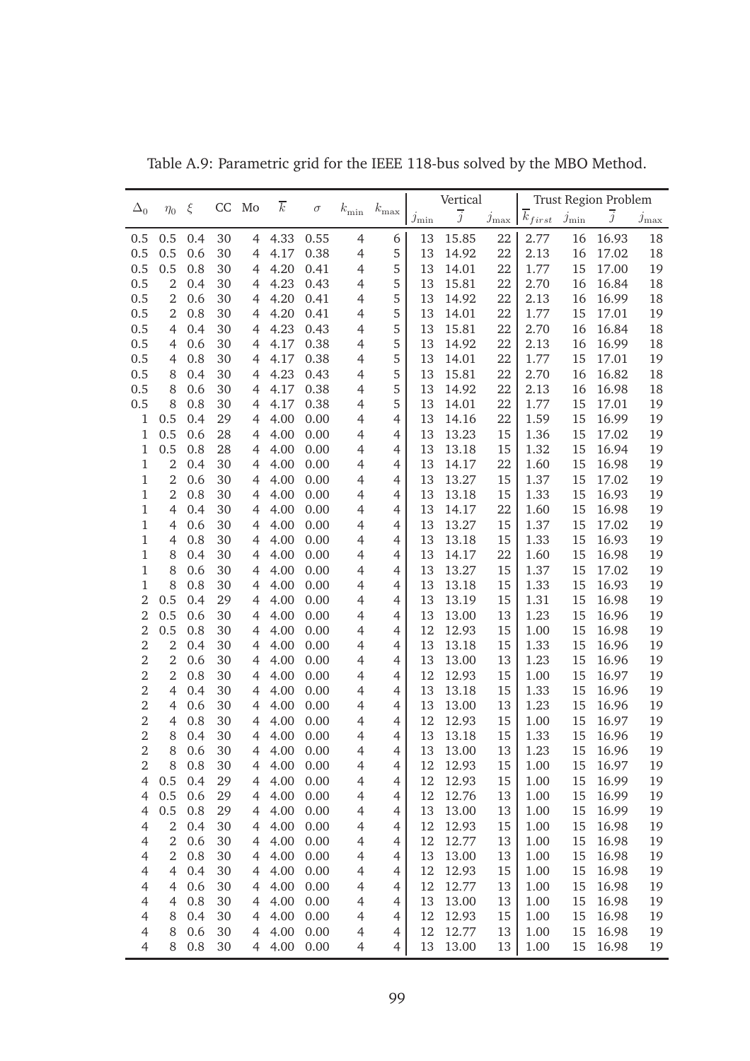Table A.9: Parametric grid for the IEEE 118-bus solved by the MBO Method.

| $\Delta_0$ | $\eta_0$ | $\xi$ | CC | Mo | $\overline{k}$ | $\sigma$ | $k_{\min}$ | $k_{\max}$ | Vertical | | | Trust Region Problem | | | |
|---|---|---|---|---|---|---|---|---|---|---|---|---|---|---|---|
| | | | | | | | | | $j_{\min}$ | $\overline{j}$ | $j_{\max}$ | $\overline{k}_{first}$ | $j_{\min}$ | $\overline{j}$ | $j_{\max}$ |
| 0.5 | 0.5 | 0.4 | 30 | 4 | 4.33 | 0.55 | 4 | 6 | 13 | 15.85 | 22 | 2.77 | 16 | 16.93 | 18 |
| 0.5 | 0.5 | 0.6 | 30 | 4 | 4.17 | 0.38 | 4 | 5 | 13 | 14.92 | 22 | 2.13 | 16 | 17.02 | 18 |
| 0.5 | 0.5 | 0.8 | 30 | 4 | 4.20 | 0.41 | 4 | 5 | 13 | 14.01 | 22 | 1.77 | 15 | 17.00 | 19 |
| 0.5 | 2 | 0.4 | 30 | 4 | 4.23 | 0.43 | 4 | 5 | 13 | 15.81 | 22 | 2.70 | 16 | 16.84 | 18 |
| 0.5 | 2 | 0.6 | 30 | 4 | 4.20 | 0.41 | 4 | 5 | 13 | 14.92 | 22 | 2.13 | 16 | 16.99 | 18 |
| 0.5 | 2 | 0.8 | 30 | 4 | 4.20 | 0.41 | 4 | 5 | 13 | 14.01 | 22 | 1.77 | 15 | 17.01 | 19 |
| 0.5 | 4 | 0.4 | 30 | 4 | 4.23 | 0.43 | 4 | 5 | 13 | 15.81 | 22 | 2.70 | 16 | 16.84 | 18 |
| 0.5 | 4 | 0.6 | 30 | 4 | 4.17 | 0.38 | 4 | 5 | 13 | 14.92 | 22 | 2.13 | 16 | 16.99 | 18 |
| 0.5 | 4 | 0.8 | 30 | 4 | 4.17 | 0.38 | 4 | 5 | 13 | 14.01 | 22 | 1.77 | 15 | 17.01 | 19 |
| 0.5 | 8 | 0.4 | 30 | 4 | 4.23 | 0.43 | 4 | 5 | 13 | 15.81 | 22 | 2.70 | 16 | 16.82 | 18 |
| 0.5 | 8 | 0.6 | 30 | 4 | 4.17 | 0.38 | 4 | 5 | 13 | 14.92 | 22 | 2.13 | 16 | 16.98 | 18 |
| 0.5 | 8 | 0.8 | 30 | 4 | 4.17 | 0.38 | 4 | 5 | 13 | 14.01 | 22 | 1.77 | 15 | 17.01 | 19 |
| 1 | 0.5 | 0.4 | 29 | 4 | 4.00 | 0.00 | 4 | 4 | 13 | 14.16 | 22 | 1.59 | 15 | 16.99 | 19 |
| 1 | 0.5 | 0.6 | 28 | 4 | 4.00 | 0.00 | 4 | 4 | 13 | 13.23 | 15 | 1.36 | 15 | 17.02 | 19 |
| 1 | 0.5 | 0.8 | 28 | 4 | 4.00 | 0.00 | 4 | 4 | 13 | 13.18 | 15 | 1.32 | 15 | 16.94 | 19 |
| 1 | 2 | 0.4 | 30 | 4 | 4.00 | 0.00 | 4 | 4 | 13 | 14.17 | 22 | 1.60 | 15 | 16.98 | 19 |
| 1 | 2 | 0.6 | 30 | 4 | 4.00 | 0.00 | 4 | 4 | 13 | 13.27 | 15 | 1.37 | 15 | 17.02 | 19 |
| 1 | 2 | 0.8 | 30 | 4 | 4.00 | 0.00 | 4 | 4 | 13 | 13.18 | 15 | 1.33 | 15 | 16.93 | 19 |
| 1 | 4 | 0.4 | 30 | 4 | 4.00 | 0.00 | 4 | 4 | 13 | 14.17 | 22 | 1.60 | 15 | 16.98 | 19 |
| 1 | 4 | 0.6 | 30 | 4 | 4.00 | 0.00 | 4 | 4 | 13 | 13.27 | 15 | 1.37 | 15 | 17.02 | 19 |
| 1 | 4 | 0.8 | 30 | 4 | 4.00 | 0.00 | 4 | 4 | 13 | 13.18 | 15 | 1.33 | 15 | 16.93 | 19 |
| 1 | 8 | 0.4 | 30 | 4 | 4.00 | 0.00 | 4 | 4 | 13 | 14.17 | 22 | 1.60 | 15 | 16.98 | 19 |
| 1 | 8 | 0.6 | 30 | 4 | 4.00 | 0.00 | 4 | 4 | 13 | 13.27 | 15 | 1.37 | 15 | 17.02 | 19 |
| 1 | 8 | 0.8 | 30 | 4 | 4.00 | 0.00 | 4 | 4 | 13 | 13.18 | 15 | 1.33 | 15 | 16.93 | 19 |
| 2 | 0.5 | 0.4 | 29 | 4 | 4.00 | 0.00 | 4 | 4 | 13 | 13.19 | 15 | 1.31 | 15 | 16.98 | 19 |
| 2 | 0.5 | 0.6 | 30 | 4 | 4.00 | 0.00 | 4 | 4 | 13 | 13.00 | 13 | 1.23 | 15 | 16.96 | 19 |
| 2 | 0.5 | 0.8 | 30 | 4 | 4.00 | 0.00 | 4 | 4 | 12 | 12.93 | 15 | 1.00 | 15 | 16.98 | 19 |
| 2 | 2 | 0.4 | 30 | 4 | 4.00 | 0.00 | 4 | 4 | 13 | 13.18 | 15 | 1.33 | 15 | 16.96 | 19 |
| 2 | 2 | 0.6 | 30 | 4 | 4.00 | 0.00 | 4 | 4 | 13 | 13.00 | 13 | 1.23 | 15 | 16.96 | 19 |
| 2 | 2 | 0.8 | 30 | 4 | 4.00 | 0.00 | 4 | 4 | 12 | 12.93 | 15 | 1.00 | 15 | 16.97 | 19 |
| 2 | 4 | 0.4 | 30 | 4 | 4.00 | 0.00 | 4 | 4 | 13 | 13.18 | 15 | 1.33 | 15 | 16.96 | 19 |
| 2 | 4 | 0.6 | 30 | 4 | 4.00 | 0.00 | 4 | 4 | 13 | 13.00 | 13 | 1.23 | 15 | 16.96 | 19 |
| 2 | 4 | 0.8 | 30 | 4 | 4.00 | 0.00 | 4 | 4 | 12 | 12.93 | 15 | 1.00 | 15 | 16.97 | 19 |
| 2 | 8 | 0.4 | 30 | 4 | 4.00 | 0.00 | 4 | 4 | 13 | 13.18 | 15 | 1.33 | 15 | 16.96 | 19 |
| 2 | 8 | 0.6 | 30 | 4 | 4.00 | 0.00 | 4 | 4 | 13 | 13.00 | 13 | 1.23 | 15 | 16.96 | 19 |
| 2 | 8 | 0.8 | 30 | 4 | 4.00 | 0.00 | 4 | 4 | 12 | 12.93 | 15 | 1.00 | 15 | 16.97 | 19 |
| 4 | 0.5 | 0.4 | 29 | 4 | 4.00 | 0.00 | 4 | 4 | 12 | 12.93 | 15 | 1.00 | 15 | 16.99 | 19 |
| 4 | 0.5 | 0.6 | 29 | 4 | 4.00 | 0.00 | 4 | 4 | 12 | 12.76 | 13 | 1.00 | 15 | 16.99 | 19 |
| 4 | 0.5 | 0.8 | 29 | 4 | 4.00 | 0.00 | 4 | 4 | 13 | 13.00 | 13 | 1.00 | 15 | 16.99 | 19 |
| 4 | 2 | 0.4 | 30 | 4 | 4.00 | 0.00 | 4 | 4 | 12 | 12.93 | 15 | 1.00 | 15 | 16.98 | 19 |
| 4 | 2 | 0.6 | 30 | 4 | 4.00 | 0.00 | 4 | 4 | 12 | 12.77 | 13 | 1.00 | 15 | 16.98 | 19 |
| 4 | 2 | 0.8 | 30 | 4 | 4.00 | 0.00 | 4 | 4 | 13 | 13.00 | 13 | 1.00 | 15 | 16.98 | 19 |
| 4 | 4 | 0.4 | 30 | 4 | 4.00 | 0.00 | 4 | 4 | 12 | 12.93 | 15 | 1.00 | 15 | 16.98 | 19 |
| 4 | 4 | 0.6 | 30 | 4 | 4.00 | 0.00 | 4 | 4 | 12 | 12.77 | 13 | 1.00 | 15 | 16.98 | 19 |
| 4 | 4 | 0.8 | 30 | 4 | 4.00 | 0.00 | 4 | 4 | 13 | 13.00 | 13 | 1.00 | 15 | 16.98 | 19 |
| 4 | 8 | 0.4 | 30 | 4 | 4.00 | 0.00 | 4 | 4 | 12 | 12.93 | 15 | 1.00 | 15 | 16.98 | 19 |
| 4 | 8 | 0.6 | 30 | 4 | 4.00 | 0.00 | 4 | 4 | 12 | 12.77 | 13 | 1.00 | 15 | 16.98 | 19 |
| 4 | 8 | 0.8 | 30 | 4 | 4.00 | 0.00 | 4 | 4 | 13 | 13.00 | 13 | 1.00 | 15 | 16.98 | 19 |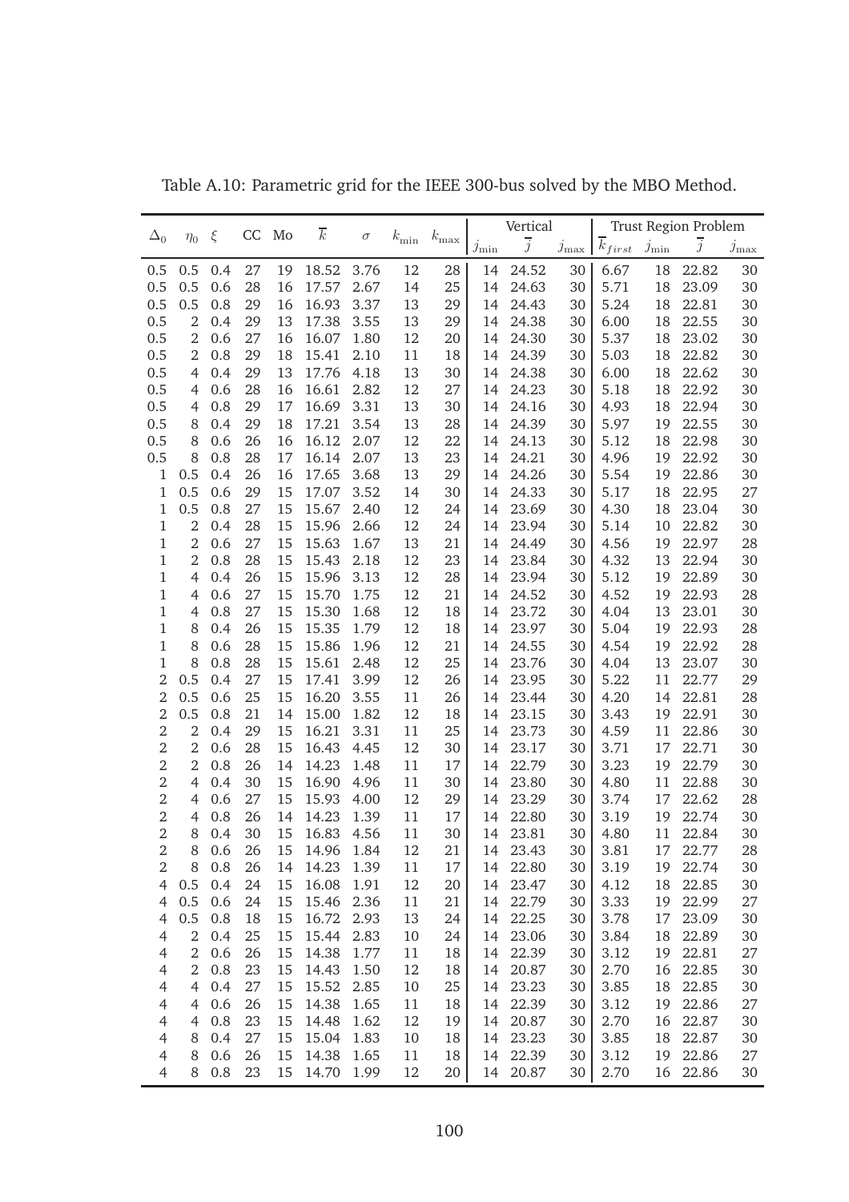Table A.10: Parametric grid for the IEEE 300-bus solved by the MBO Method.

| $\Delta_0$ | $\eta_0$ | $\xi$ | CC | Mo | $\overline{k}$ | $\sigma$ | $k_{\min}$ | $k_{\max}$ | Vertical | | | Trust Region Problem | | | |
|---|---|---|---|---|---|---|---|---|---|---|---|---|---|---|---|
| | | | | | | | | | $j_{\min}$ | $\overline{j}$ | $j_{\max}$ | $\overline{k}_{first}$ | $j_{\min}$ | $\overline{j}$ | $j_{\max}$ |
| 0.5 | 0.5 | 0.4 | 27 | 19 | 18.52 | 3.76 | 12 | 28 | 14 | 24.52 | 30 | 6.67 | 18 | 22.82 | 30 |
| 0.5 | 0.5 | 0.6 | 28 | 16 | 17.57 | 2.67 | 14 | 25 | 14 | 24.63 | 30 | 5.71 | 18 | 23.09 | 30 |
| 0.5 | 0.5 | 0.8 | 29 | 16 | 16.93 | 3.37 | 13 | 29 | 14 | 24.43 | 30 | 5.24 | 18 | 22.81 | 30 |
| 0.5 | 2 | 0.4 | 29 | 13 | 17.38 | 3.55 | 13 | 29 | 14 | 24.38 | 30 | 6.00 | 18 | 22.55 | 30 |
| 0.5 | 2 | 0.6 | 27 | 16 | 16.07 | 1.80 | 12 | 20 | 14 | 24.30 | 30 | 5.37 | 18 | 23.02 | 30 |
| 0.5 | 2 | 0.8 | 29 | 18 | 15.41 | 2.10 | 11 | 18 | 14 | 24.39 | 30 | 5.03 | 18 | 22.82 | 30 |
| 0.5 | 4 | 0.4 | 29 | 13 | 17.76 | 4.18 | 13 | 30 | 14 | 24.38 | 30 | 6.00 | 18 | 22.62 | 30 |
| 0.5 | 4 | 0.6 | 28 | 16 | 16.61 | 2.82 | 12 | 27 | 14 | 24.23 | 30 | 5.18 | 18 | 22.92 | 30 |
| 0.5 | 4 | 0.8 | 29 | 17 | 16.69 | 3.31 | 13 | 30 | 14 | 24.16 | 30 | 4.93 | 18 | 22.94 | 30 |
| 0.5 | 8 | 0.4 | 29 | 18 | 17.21 | 3.54 | 13 | 28 | 14 | 24.39 | 30 | 5.97 | 19 | 22.55 | 30 |
| 0.5 | 8 | 0.6 | 26 | 16 | 16.12 | 2.07 | 12 | 22 | 14 | 24.13 | 30 | 5.12 | 18 | 22.98 | 30 |
| 0.5 | 8 | 0.8 | 28 | 17 | 16.14 | 2.07 | 13 | 23 | 14 | 24.21 | 30 | 4.96 | 19 | 22.92 | 30 |
| 1 | 0.5 | 0.4 | 26 | 16 | 17.65 | 3.68 | 13 | 29 | 14 | 24.26 | 30 | 5.54 | 19 | 22.86 | 30 |
| 1 | 0.5 | 0.6 | 29 | 15 | 17.07 | 3.52 | 14 | 30 | 14 | 24.33 | 30 | 5.17 | 18 | 22.95 | 27 |
| 1 | 0.5 | 0.8 | 27 | 15 | 15.67 | 2.40 | 12 | 24 | 14 | 23.69 | 30 | 4.30 | 18 | 23.04 | 30 |
| 1 | 2 | 0.4 | 28 | 15 | 15.96 | 2.66 | 12 | 24 | 14 | 23.94 | 30 | 5.14 | 10 | 22.82 | 30 |
| 1 | 2 | 0.6 | 27 | 15 | 15.63 | 1.67 | 13 | 21 | 14 | 24.49 | 30 | 4.56 | 19 | 22.97 | 28 |
| 1 | 2 | 0.8 | 28 | 15 | 15.43 | 2.18 | 12 | 23 | 14 | 23.84 | 30 | 4.32 | 13 | 22.94 | 30 |
| 1 | 4 | 0.4 | 26 | 15 | 15.96 | 3.13 | 12 | 28 | 14 | 23.94 | 30 | 5.12 | 19 | 22.89 | 30 |
| 1 | 4 | 0.6 | 27 | 15 | 15.70 | 1.75 | 12 | 21 | 14 | 24.52 | 30 | 4.52 | 19 | 22.93 | 28 |
| 1 | 4 | 0.8 | 27 | 15 | 15.30 | 1.68 | 12 | 18 | 14 | 23.72 | 30 | 4.04 | 13 | 23.01 | 30 |
| 1 | 8 | 0.4 | 26 | 15 | 15.35 | 1.79 | 12 | 18 | 14 | 23.97 | 30 | 5.04 | 19 | 22.93 | 28 |
| 1 | 8 | 0.6 | 28 | 15 | 15.86 | 1.96 | 12 | 21 | 14 | 24.55 | 30 | 4.54 | 19 | 22.92 | 28 |
| 1 | 8 | 0.8 | 28 | 15 | 15.61 | 2.48 | 12 | 25 | 14 | 23.76 | 30 | 4.04 | 13 | 23.07 | 30 |
| 2 | 0.5 | 0.4 | 27 | 15 | 17.41 | 3.99 | 12 | 26 | 14 | 23.95 | 30 | 5.22 | 11 | 22.77 | 29 |
| 2 | 0.5 | 0.6 | 25 | 15 | 16.20 | 3.55 | 11 | 26 | 14 | 23.44 | 30 | 4.20 | 14 | 22.81 | 28 |
| 2 | 0.5 | 0.8 | 21 | 14 | 15.00 | 1.82 | 12 | 18 | 14 | 23.15 | 30 | 3.43 | 19 | 22.91 | 30 |
| 2 | 2 | 0.4 | 29 | 15 | 16.21 | 3.31 | 11 | 25 | 14 | 23.73 | 30 | 4.59 | 11 | 22.86 | 30 |
| 2 | 2 | 0.6 | 28 | 15 | 16.43 | 4.45 | 12 | 30 | 14 | 23.17 | 30 | 3.71 | 17 | 22.71 | 30 |
| 2 | 2 | 0.8 | 26 | 14 | 14.23 | 1.48 | 11 | 17 | 14 | 22.79 | 30 | 3.23 | 19 | 22.79 | 30 |
| 2 | 4 | 0.4 | 30 | 15 | 16.90 | 4.96 | 11 | 30 | 14 | 23.80 | 30 | 4.80 | 11 | 22.88 | 30 |
| 2 | 4 | 0.6 | 27 | 15 | 15.93 | 4.00 | 12 | 29 | 14 | 23.29 | 30 | 3.74 | 17 | 22.62 | 28 |
| 2 | 4 | 0.8 | 26 | 14 | 14.23 | 1.39 | 11 | 17 | 14 | 22.80 | 30 | 3.19 | 19 | 22.74 | 30 |
| 2 | 8 | 0.4 | 30 | 15 | 16.83 | 4.56 | 11 | 30 | 14 | 23.81 | 30 | 4.80 | 11 | 22.84 | 30 |
| 2 | 8 | 0.6 | 26 | 15 | 14.96 | 1.84 | 12 | 21 | 14 | 23.43 | 30 | 3.81 | 17 | 22.77 | 28 |
| 2 | 8 | 0.8 | 26 | 14 | 14.23 | 1.39 | 11 | 17 | 14 | 22.80 | 30 | 3.19 | 19 | 22.74 | 30 |
| 4 | 0.5 | 0.4 | 24 | 15 | 16.08 | 1.91 | 12 | 20 | 14 | 23.47 | 30 | 4.12 | 18 | 22.85 | 30 |
| 4 | 0.5 | 0.6 | 24 | 15 | 15.46 | 2.36 | 11 | 21 | 14 | 22.79 | 30 | 3.33 | 19 | 22.99 | 27 |
| 4 | 0.5 | 0.8 | 18 | 15 | 16.72 | 2.93 | 13 | 24 | 14 | 22.25 | 30 | 3.78 | 17 | 23.09 | 30 |
| 4 | 2 | 0.4 | 25 | 15 | 15.44 | 2.83 | 10 | 24 | 14 | 23.06 | 30 | 3.84 | 18 | 22.89 | 30 |
| 4 | 2 | 0.6 | 26 | 15 | 14.38 | 1.77 | 11 | 18 | 14 | 22.39 | 30 | 3.12 | 19 | 22.81 | 27 |
| 4 | 2 | 0.8 | 23 | 15 | 14.43 | 1.50 | 12 | 18 | 14 | 20.87 | 30 | 2.70 | 16 | 22.85 | 30 |
| 4 | 4 | 0.4 | 27 | 15 | 15.52 | 2.85 | 10 | 25 | 14 | 23.23 | 30 | 3.85 | 18 | 22.85 | 30 |
| 4 | 4 | 0.6 | 26 | 15 | 14.38 | 1.65 | 11 | 18 | 14 | 22.39 | 30 | 3.12 | 19 | 22.86 | 27 |
| 4 | 4 | 0.8 | 23 | 15 | 14.48 | 1.62 | 12 | 19 | 14 | 20.87 | 30 | 2.70 | 16 | 22.87 | 30 |
| 4 | 8 | 0.4 | 27 | 15 | 15.04 | 1.83 | 10 | 18 | 14 | 23.23 | 30 | 3.85 | 18 | 22.87 | 30 |
| 4 | 8 | 0.6 | 26 | 15 | 14.38 | 1.65 | 11 | 18 | 14 | 22.39 | 30 | 3.12 | 19 | 22.86 | 27 |
| 4 | 8 | 0.8 | 23 | 15 | 14.70 | 1.99 | 12 | 20 | 14 | 20.87 | 30 | 2.70 | 16 | 22.86 | 30 |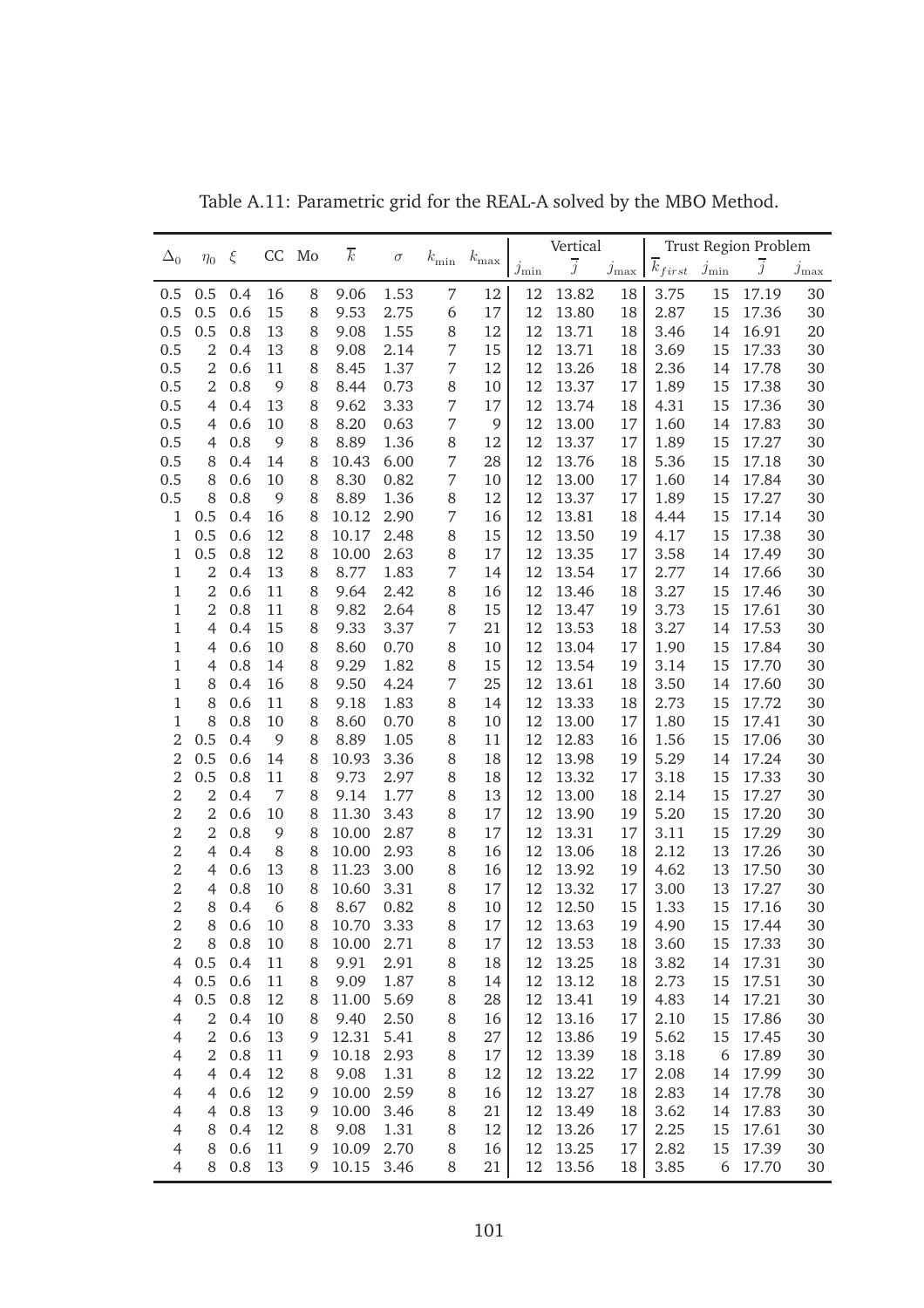Table A.11: Parametric grid for the REAL-A solved by the MBO Method.

| $\Delta_0$ | $\eta_0$ | $\xi$ | CC | Mo | $\overline{k}$ | $\sigma$ | $k_{\min}$ | $k_{\max}$ | Vertical $j_{\min}$ | Vertical $\overline{j}$ | Vertical $j_{\max}$ | Trust Region Problem $\overline{k}_{first}$ | Trust Region Problem $j_{\min}$ | Trust Region Problem $\overline{j}$ | Trust Region Problem $j_{\max}$ |
|---|---|---|---|---|---|---|---|---|---|---|---|---|---|---|---|
| 0.5 | 0.5 | 0.4 | 16 | 8 | 9.06 | 1.53 | 7 | 12 | 12 | 13.82 | 18 | 3.75 | 15 | 17.19 | 30 |
| 0.5 | 0.5 | 0.6 | 15 | 8 | 9.53 | 2.75 | 6 | 17 | 12 | 13.80 | 18 | 2.87 | 15 | 17.36 | 30 |
| 0.5 | 0.5 | 0.8 | 13 | 8 | 9.08 | 1.55 | 8 | 12 | 12 | 13.71 | 18 | 3.46 | 14 | 16.91 | 20 |
| 0.5 | 2 | 0.4 | 13 | 8 | 9.08 | 2.14 | 7 | 15 | 12 | 13.71 | 18 | 3.69 | 15 | 17.33 | 30 |
| 0.5 | 2 | 0.6 | 11 | 8 | 8.45 | 1.37 | 7 | 12 | 12 | 13.26 | 18 | 2.36 | 14 | 17.78 | 30 |
| 0.5 | 2 | 0.8 | 9 | 8 | 8.44 | 0.73 | 8 | 10 | 12 | 13.37 | 17 | 1.89 | 15 | 17.38 | 30 |
| 0.5 | 4 | 0.4 | 13 | 8 | 9.62 | 3.33 | 7 | 17 | 12 | 13.74 | 18 | 4.31 | 15 | 17.36 | 30 |
| 0.5 | 4 | 0.6 | 10 | 8 | 8.20 | 0.63 | 7 | 9 | 12 | 13.00 | 17 | 1.60 | 14 | 17.83 | 30 |
| 0.5 | 4 | 0.8 | 9 | 8 | 8.89 | 1.36 | 8 | 12 | 12 | 13.37 | 17 | 1.89 | 15 | 17.27 | 30 |
| 0.5 | 8 | 0.4 | 14 | 8 | 10.43 | 6.00 | 7 | 28 | 12 | 13.76 | 18 | 5.36 | 15 | 17.18 | 30 |
| 0.5 | 8 | 0.6 | 10 | 8 | 8.30 | 0.82 | 7 | 10 | 12 | 13.00 | 17 | 1.60 | 14 | 17.84 | 30 |
| 0.5 | 8 | 0.8 | 9 | 8 | 8.89 | 1.36 | 8 | 12 | 12 | 13.37 | 17 | 1.89 | 15 | 17.27 | 30 |
| 1 | 0.5 | 0.4 | 16 | 8 | 10.12 | 2.90 | 7 | 16 | 12 | 13.81 | 18 | 4.44 | 15 | 17.14 | 30 |
| 1 | 0.5 | 0.6 | 12 | 8 | 10.17 | 2.48 | 8 | 15 | 12 | 13.50 | 19 | 4.17 | 15 | 17.38 | 30 |
| 1 | 0.5 | 0.8 | 12 | 8 | 10.00 | 2.63 | 8 | 17 | 12 | 13.35 | 17 | 3.58 | 14 | 17.49 | 30 |
| 1 | 2 | 0.4 | 13 | 8 | 8.77 | 1.83 | 7 | 14 | 12 | 13.54 | 17 | 2.77 | 14 | 17.66 | 30 |
| 1 | 2 | 0.6 | 11 | 8 | 9.64 | 2.42 | 8 | 16 | 12 | 13.46 | 18 | 3.27 | 15 | 17.46 | 30 |
| 1 | 2 | 0.8 | 11 | 8 | 9.82 | 2.64 | 8 | 15 | 12 | 13.47 | 19 | 3.73 | 15 | 17.61 | 30 |
| 1 | 4 | 0.4 | 15 | 8 | 9.33 | 3.37 | 7 | 21 | 12 | 13.53 | 18 | 3.27 | 14 | 17.53 | 30 |
| 1 | 4 | 0.6 | 10 | 8 | 8.60 | 0.70 | 8 | 10 | 12 | 13.04 | 17 | 1.90 | 15 | 17.84 | 30 |
| 1 | 4 | 0.8 | 14 | 8 | 9.29 | 1.82 | 8 | 15 | 12 | 13.54 | 19 | 3.14 | 15 | 17.70 | 30 |
| 1 | 8 | 0.4 | 16 | 8 | 9.50 | 4.24 | 7 | 25 | 12 | 13.61 | 18 | 3.50 | 14 | 17.60 | 30 |
| 1 | 8 | 0.6 | 11 | 8 | 9.18 | 1.83 | 8 | 14 | 12 | 13.33 | 18 | 2.73 | 15 | 17.72 | 30 |
| 1 | 8 | 0.8 | 10 | 8 | 8.60 | 0.70 | 8 | 10 | 12 | 13.00 | 17 | 1.80 | 15 | 17.41 | 30 |
| 2 | 0.5 | 0.4 | 9 | 8 | 8.89 | 1.05 | 8 | 11 | 12 | 12.83 | 16 | 1.56 | 15 | 17.06 | 30 |
| 2 | 0.5 | 0.6 | 14 | 8 | 10.93 | 3.36 | 8 | 18 | 12 | 13.98 | 19 | 5.29 | 14 | 17.24 | 30 |
| 2 | 0.5 | 0.8 | 11 | 8 | 9.73 | 2.97 | 8 | 18 | 12 | 13.32 | 17 | 3.18 | 15 | 17.33 | 30 |
| 2 | 2 | 0.4 | 7 | 8 | 9.14 | 1.77 | 8 | 13 | 12 | 13.00 | 18 | 2.14 | 15 | 17.27 | 30 |
| 2 | 2 | 0.6 | 10 | 8 | 11.30 | 3.43 | 8 | 17 | 12 | 13.90 | 19 | 5.20 | 15 | 17.20 | 30 |
| 2 | 2 | 0.8 | 9 | 8 | 10.00 | 2.87 | 8 | 17 | 12 | 13.31 | 17 | 3.11 | 15 | 17.29 | 30 |
| 2 | 4 | 0.4 | 8 | 8 | 10.00 | 2.93 | 8 | 16 | 12 | 13.06 | 18 | 2.12 | 13 | 17.26 | 30 |
| 2 | 4 | 0.6 | 13 | 8 | 11.23 | 3.00 | 8 | 16 | 12 | 13.92 | 19 | 4.62 | 13 | 17.50 | 30 |
| 2 | 4 | 0.8 | 10 | 8 | 10.60 | 3.31 | 8 | 17 | 12 | 13.32 | 17 | 3.00 | 13 | 17.27 | 30 |
| 2 | 8 | 0.4 | 6 | 8 | 8.67 | 0.82 | 8 | 10 | 12 | 12.50 | 15 | 1.33 | 15 | 17.16 | 30 |
| 2 | 8 | 0.6 | 10 | 8 | 10.70 | 3.33 | 8 | 17 | 12 | 13.63 | 19 | 4.90 | 15 | 17.44 | 30 |
| 2 | 8 | 0.8 | 10 | 8 | 10.00 | 2.71 | 8 | 17 | 12 | 13.53 | 18 | 3.60 | 15 | 17.33 | 30 |
| 4 | 0.5 | 0.4 | 11 | 8 | 9.91 | 2.91 | 8 | 18 | 12 | 13.25 | 18 | 3.82 | 14 | 17.31 | 30 |
| 4 | 0.5 | 0.6 | 11 | 8 | 9.09 | 1.87 | 8 | 14 | 12 | 13.12 | 18 | 2.73 | 15 | 17.51 | 30 |
| 4 | 0.5 | 0.8 | 12 | 8 | 11.00 | 5.69 | 8 | 28 | 12 | 13.41 | 19 | 4.83 | 14 | 17.21 | 30 |
| 4 | 2 | 0.4 | 10 | 8 | 9.40 | 2.50 | 8 | 16 | 12 | 13.16 | 17 | 2.10 | 15 | 17.86 | 30 |
| 4 | 2 | 0.6 | 13 | 9 | 12.31 | 5.41 | 8 | 27 | 12 | 13.86 | 19 | 5.62 | 15 | 17.45 | 30 |
| 4 | 2 | 0.8 | 11 | 9 | 10.18 | 2.93 | 8 | 17 | 12 | 13.39 | 18 | 3.18 | 6 | 17.89 | 30 |
| 4 | 4 | 0.4 | 12 | 8 | 9.08 | 1.31 | 8 | 12 | 12 | 13.22 | 17 | 2.08 | 14 | 17.99 | 30 |
| 4 | 4 | 0.6 | 12 | 9 | 10.00 | 2.59 | 8 | 16 | 12 | 13.27 | 18 | 2.83 | 14 | 17.78 | 30 |
| 4 | 4 | 0.8 | 13 | 9 | 10.00 | 3.46 | 8 | 21 | 12 | 13.49 | 18 | 3.62 | 14 | 17.83 | 30 |
| 4 | 8 | 0.4 | 12 | 8 | 9.08 | 1.31 | 8 | 12 | 12 | 13.26 | 17 | 2.25 | 15 | 17.61 | 30 |
| 4 | 8 | 0.6 | 11 | 9 | 10.09 | 2.70 | 8 | 16 | 12 | 13.25 | 17 | 2.82 | 15 | 17.39 | 30 |
| 4 | 8 | 0.8 | 13 | 9 | 10.15 | 3.46 | 8 | 21 | 12 | 13.56 | 18 | 3.85 | 6 | 17.70 | 30 |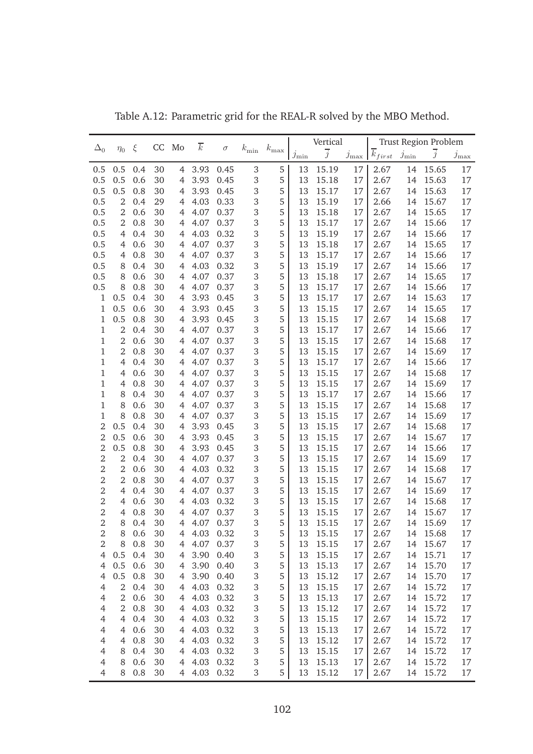Table A.12: Parametric grid for the REAL-R solved by the MBO Method.

| $\Delta_0$ | $\eta_0$ | $\xi$ | CC | Mo | $\overline{k}$ | $\sigma$ | $k_{\min}$ | $k_{\max}$ | Vertical | | | Trust Region Problem | | | |
|---|---|---|---|---|---|---|---|---|---|---|---|---|---|---|---|
| | | | | | | | | | $j_{\min}$ | $\overline{j}$ | $j_{\max}$ | $\overline{k}_{first}$ | $j_{\min}$ | $\overline{j}$ | $j_{\max}$ |
| 0.5 | 0.5 | 0.4 | 30 | 4 | 3.93 | 0.45 | 3 | 5 | 13 | 15.19 | 17 | 2.67 | 14 | 15.65 | 17 |
| 0.5 | 0.5 | 0.6 | 30 | 4 | 3.93 | 0.45 | 3 | 5 | 13 | 15.18 | 17 | 2.67 | 14 | 15.63 | 17 |
| 0.5 | 0.5 | 0.8 | 30 | 4 | 3.93 | 0.45 | 3 | 5 | 13 | 15.17 | 17 | 2.67 | 14 | 15.63 | 17 |
| 0.5 | 2 | 0.4 | 29 | 4 | 4.03 | 0.33 | 3 | 5 | 13 | 15.19 | 17 | 2.66 | 14 | 15.67 | 17 |
| 0.5 | 2 | 0.6 | 30 | 4 | 4.07 | 0.37 | 3 | 5 | 13 | 15.18 | 17 | 2.67 | 14 | 15.65 | 17 |
| 0.5 | 2 | 0.8 | 30 | 4 | 4.07 | 0.37 | 3 | 5 | 13 | 15.17 | 17 | 2.67 | 14 | 15.66 | 17 |
| 0.5 | 4 | 0.4 | 30 | 4 | 4.03 | 0.32 | 3 | 5 | 13 | 15.19 | 17 | 2.67 | 14 | 15.66 | 17 |
| 0.5 | 4 | 0.6 | 30 | 4 | 4.07 | 0.37 | 3 | 5 | 13 | 15.18 | 17 | 2.67 | 14 | 15.65 | 17 |
| 0.5 | 4 | 0.8 | 30 | 4 | 4.07 | 0.37 | 3 | 5 | 13 | 15.17 | 17 | 2.67 | 14 | 15.66 | 17 |
| 0.5 | 8 | 0.4 | 30 | 4 | 4.03 | 0.32 | 3 | 5 | 13 | 15.19 | 17 | 2.67 | 14 | 15.66 | 17 |
| 0.5 | 8 | 0.6 | 30 | 4 | 4.07 | 0.37 | 3 | 5 | 13 | 15.18 | 17 | 2.67 | 14 | 15.65 | 17 |
| 0.5 | 8 | 0.8 | 30 | 4 | 4.07 | 0.37 | 3 | 5 | 13 | 15.17 | 17 | 2.67 | 14 | 15.66 | 17 |
| 1 | 0.5 | 0.4 | 30 | 4 | 3.93 | 0.45 | 3 | 5 | 13 | 15.17 | 17 | 2.67 | 14 | 15.63 | 17 |
| 1 | 0.5 | 0.6 | 30 | 4 | 3.93 | 0.45 | 3 | 5 | 13 | 15.15 | 17 | 2.67 | 14 | 15.65 | 17 |
| 1 | 0.5 | 0.8 | 30 | 4 | 3.93 | 0.45 | 3 | 5 | 13 | 15.15 | 17 | 2.67 | 14 | 15.68 | 17 |
| 1 | 2 | 0.4 | 30 | 4 | 4.07 | 0.37 | 3 | 5 | 13 | 15.17 | 17 | 2.67 | 14 | 15.66 | 17 |
| 1 | 2 | 0.6 | 30 | 4 | 4.07 | 0.37 | 3 | 5 | 13 | 15.15 | 17 | 2.67 | 14 | 15.68 | 17 |
| 1 | 2 | 0.8 | 30 | 4 | 4.07 | 0.37 | 3 | 5 | 13 | 15.15 | 17 | 2.67 | 14 | 15.69 | 17 |
| 1 | 4 | 0.4 | 30 | 4 | 4.07 | 0.37 | 3 | 5 | 13 | 15.17 | 17 | 2.67 | 14 | 15.66 | 17 |
| 1 | 4 | 0.6 | 30 | 4 | 4.07 | 0.37 | 3 | 5 | 13 | 15.15 | 17 | 2.67 | 14 | 15.68 | 17 |
| 1 | 4 | 0.8 | 30 | 4 | 4.07 | 0.37 | 3 | 5 | 13 | 15.15 | 17 | 2.67 | 14 | 15.69 | 17 |
| 1 | 8 | 0.4 | 30 | 4 | 4.07 | 0.37 | 3 | 5 | 13 | 15.17 | 17 | 2.67 | 14 | 15.66 | 17 |
| 1 | 8 | 0.6 | 30 | 4 | 4.07 | 0.37 | 3 | 5 | 13 | 15.15 | 17 | 2.67 | 14 | 15.68 | 17 |
| 1 | 8 | 0.8 | 30 | 4 | 4.07 | 0.37 | 3 | 5 | 13 | 15.15 | 17 | 2.67 | 14 | 15.69 | 17 |
| 2 | 0.5 | 0.4 | 30 | 4 | 3.93 | 0.45 | 3 | 5 | 13 | 15.15 | 17 | 2.67 | 14 | 15.68 | 17 |
| 2 | 0.5 | 0.6 | 30 | 4 | 3.93 | 0.45 | 3 | 5 | 13 | 15.15 | 17 | 2.67 | 14 | 15.67 | 17 |
| 2 | 0.5 | 0.8 | 30 | 4 | 3.93 | 0.45 | 3 | 5 | 13 | 15.15 | 17 | 2.67 | 14 | 15.66 | 17 |
| 2 | 2 | 0.4 | 30 | 4 | 4.07 | 0.37 | 3 | 5 | 13 | 15.15 | 17 | 2.67 | 14 | 15.69 | 17 |
| 2 | 2 | 0.6 | 30 | 4 | 4.03 | 0.32 | 3 | 5 | 13 | 15.15 | 17 | 2.67 | 14 | 15.68 | 17 |
| 2 | 2 | 0.8 | 30 | 4 | 4.07 | 0.37 | 3 | 5 | 13 | 15.15 | 17 | 2.67 | 14 | 15.67 | 17 |
| 2 | 4 | 0.4 | 30 | 4 | 4.07 | 0.37 | 3 | 5 | 13 | 15.15 | 17 | 2.67 | 14 | 15.69 | 17 |
| 2 | 4 | 0.6 | 30 | 4 | 4.03 | 0.32 | 3 | 5 | 13 | 15.15 | 17 | 2.67 | 14 | 15.68 | 17 |
| 2 | 4 | 0.8 | 30 | 4 | 4.07 | 0.37 | 3 | 5 | 13 | 15.15 | 17 | 2.67 | 14 | 15.67 | 17 |
| 2 | 8 | 0.4 | 30 | 4 | 4.07 | 0.37 | 3 | 5 | 13 | 15.15 | 17 | 2.67 | 14 | 15.69 | 17 |
| 2 | 8 | 0.6 | 30 | 4 | 4.03 | 0.32 | 3 | 5 | 13 | 15.15 | 17 | 2.67 | 14 | 15.68 | 17 |
| 2 | 8 | 0.8 | 30 | 4 | 4.07 | 0.37 | 3 | 5 | 13 | 15.15 | 17 | 2.67 | 14 | 15.67 | 17 |
| 4 | 0.5 | 0.4 | 30 | 4 | 3.90 | 0.40 | 3 | 5 | 13 | 15.15 | 17 | 2.67 | 14 | 15.71 | 17 |
| 4 | 0.5 | 0.6 | 30 | 4 | 3.90 | 0.40 | 3 | 5 | 13 | 15.13 | 17 | 2.67 | 14 | 15.70 | 17 |
| 4 | 0.5 | 0.8 | 30 | 4 | 3.90 | 0.40 | 3 | 5 | 13 | 15.12 | 17 | 2.67 | 14 | 15.70 | 17 |
| 4 | 2 | 0.4 | 30 | 4 | 4.03 | 0.32 | 3 | 5 | 13 | 15.15 | 17 | 2.67 | 14 | 15.72 | 17 |
| 4 | 2 | 0.6 | 30 | 4 | 4.03 | 0.32 | 3 | 5 | 13 | 15.13 | 17 | 2.67 | 14 | 15.72 | 17 |
| 4 | 2 | 0.8 | 30 | 4 | 4.03 | 0.32 | 3 | 5 | 13 | 15.12 | 17 | 2.67 | 14 | 15.72 | 17 |
| 4 | 4 | 0.4 | 30 | 4 | 4.03 | 0.32 | 3 | 5 | 13 | 15.15 | 17 | 2.67 | 14 | 15.72 | 17 |
| 4 | 4 | 0.6 | 30 | 4 | 4.03 | 0.32 | 3 | 5 | 13 | 15.13 | 17 | 2.67 | 14 | 15.72 | 17 |
| 4 | 4 | 0.8 | 30 | 4 | 4.03 | 0.32 | 3 | 5 | 13 | 15.12 | 17 | 2.67 | 14 | 15.72 | 17 |
| 4 | 8 | 0.4 | 30 | 4 | 4.03 | 0.32 | 3 | 5 | 13 | 15.15 | 17 | 2.67 | 14 | 15.72 | 17 |
| 4 | 8 | 0.6 | 30 | 4 | 4.03 | 0.32 | 3 | 5 | 13 | 15.13 | 17 | 2.67 | 14 | 15.72 | 17 |
| 4 | 8 | 0.8 | 30 | 4 | 4.03 | 0.32 | 3 | 5 | 13 | 15.12 | 17 | 2.67 | 14 | 15.72 | 17 |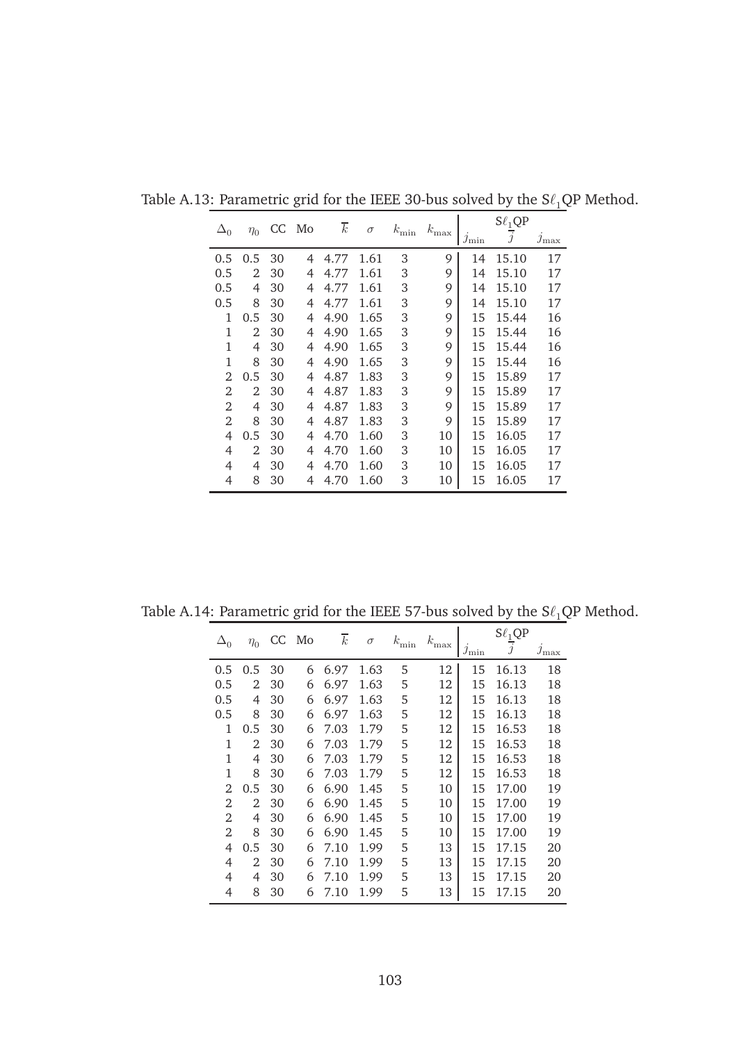Table A.13: Parametric grid for the IEEE 30-bus solved by the S$\ell_1$QP Method.

| $\Delta_0$ | $\eta_0$ | CC | Mo | $\overline{k}$ | $\sigma$ | $k_{\min}$ | $k_{\max}$ | S$\ell_1$QP $j_{\min}$ | $\overline{j}$ | $j_{\max}$ |
|---|---|---|---|---|---|---|---|---|---|---|
| 0.5 | 0.5 | 30 | 4 | 4.77 | 1.61 | 3 | 9 | 14 | 15.10 | 17 |
| 0.5 | 2 | 30 | 4 | 4.77 | 1.61 | 3 | 9 | 14 | 15.10 | 17 |
| 0.5 | 4 | 30 | 4 | 4.77 | 1.61 | 3 | 9 | 14 | 15.10 | 17 |
| 0.5 | 8 | 30 | 4 | 4.77 | 1.61 | 3 | 9 | 14 | 15.10 | 17 |
| 1 | 0.5 | 30 | 4 | 4.90 | 1.65 | 3 | 9 | 15 | 15.44 | 16 |
| 1 | 2 | 30 | 4 | 4.90 | 1.65 | 3 | 9 | 15 | 15.44 | 16 |
| 1 | 4 | 30 | 4 | 4.90 | 1.65 | 3 | 9 | 15 | 15.44 | 16 |
| 1 | 8 | 30 | 4 | 4.90 | 1.65 | 3 | 9 | 15 | 15.44 | 16 |
| 2 | 0.5 | 30 | 4 | 4.87 | 1.83 | 3 | 9 | 15 | 15.89 | 17 |
| 2 | 2 | 30 | 4 | 4.87 | 1.83 | 3 | 9 | 15 | 15.89 | 17 |
| 2 | 4 | 30 | 4 | 4.87 | 1.83 | 3 | 9 | 15 | 15.89 | 17 |
| 2 | 8 | 30 | 4 | 4.87 | 1.83 | 3 | 9 | 15 | 15.89 | 17 |
| 4 | 0.5 | 30 | 4 | 4.70 | 1.60 | 3 | 10 | 15 | 16.05 | 17 |
| 4 | 2 | 30 | 4 | 4.70 | 1.60 | 3 | 10 | 15 | 16.05 | 17 |
| 4 | 4 | 30 | 4 | 4.70 | 1.60 | 3 | 10 | 15 | 16.05 | 17 |
| 4 | 8 | 30 | 4 | 4.70 | 1.60 | 3 | 10 | 15 | 16.05 | 17 |

Table A.14: Parametric grid for the IEEE 57-bus solved by the S$\ell_1$QP Method.

| $\Delta_0$ | $\eta_0$ | CC | Mo | $\overline{k}$ | $\sigma$ | $k_{\min}$ | $k_{\max}$ | S$\ell_1$QP $j_{\min}$ | $\overline{j}$ | $j_{\max}$ |
|---|---|---|---|---|---|---|---|---|---|---|
| 0.5 | 0.5 | 30 | 6 | 6.97 | 1.63 | 5 | 12 | 15 | 16.13 | 18 |
| 0.5 | 2 | 30 | 6 | 6.97 | 1.63 | 5 | 12 | 15 | 16.13 | 18 |
| 0.5 | 4 | 30 | 6 | 6.97 | 1.63 | 5 | 12 | 15 | 16.13 | 18 |
| 0.5 | 8 | 30 | 6 | 6.97 | 1.63 | 5 | 12 | 15 | 16.13 | 18 |
| 1 | 0.5 | 30 | 6 | 7.03 | 1.79 | 5 | 12 | 15 | 16.53 | 18 |
| 1 | 2 | 30 | 6 | 7.03 | 1.79 | 5 | 12 | 15 | 16.53 | 18 |
| 1 | 4 | 30 | 6 | 7.03 | 1.79 | 5 | 12 | 15 | 16.53 | 18 |
| 1 | 8 | 30 | 6 | 7.03 | 1.79 | 5 | 12 | 15 | 16.53 | 18 |
| 2 | 0.5 | 30 | 6 | 6.90 | 1.45 | 5 | 10 | 15 | 17.00 | 19 |
| 2 | 2 | 30 | 6 | 6.90 | 1.45 | 5 | 10 | 15 | 17.00 | 19 |
| 2 | 4 | 30 | 6 | 6.90 | 1.45 | 5 | 10 | 15 | 17.00 | 19 |
| 2 | 8 | 30 | 6 | 6.90 | 1.45 | 5 | 10 | 15 | 17.00 | 19 |
| 4 | 0.5 | 30 | 6 | 7.10 | 1.99 | 5 | 13 | 15 | 17.15 | 20 |
| 4 | 2 | 30 | 6 | 7.10 | 1.99 | 5 | 13 | 15 | 17.15 | 20 |
| 4 | 4 | 30 | 6 | 7.10 | 1.99 | 5 | 13 | 15 | 17.15 | 20 |
| 4 | 8 | 30 | 6 | 7.10 | 1.99 | 5 | 13 | 15 | 17.15 | 20 |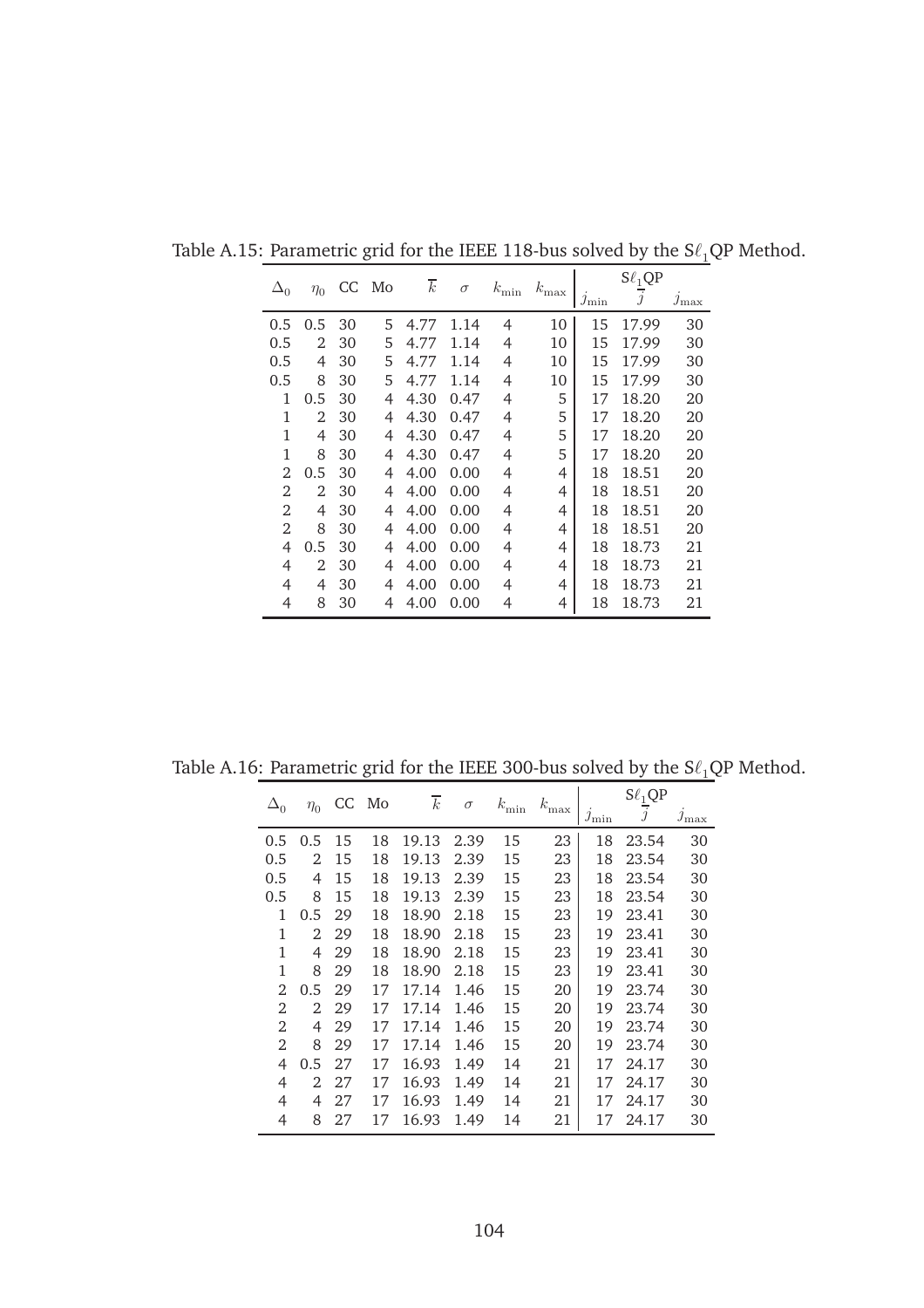Table A.15: Parametric grid for the IEEE 118-bus solved by the S$\ell_1$QP Method.

| $\Delta_0$ | $\eta_0$ | CC | Mo | $\overline{k}$ | $\sigma$ | $k_{\min}$ | $k_{\max}$ | S$\ell_1$QP $j_{\min}$ | S$\ell_1$QP $\overline{j}$ | S$\ell_1$QP $j_{\max}$ |
|---|---|---|---|---|---|---|---|---|---|---|
| 0.5 | 0.5 | 30 | 5 | 4.77 | 1.14 | 4 | 10 | 15 | 17.99 | 30 |
| 0.5 | 2 | 30 | 5 | 4.77 | 1.14 | 4 | 10 | 15 | 17.99 | 30 |
| 0.5 | 4 | 30 | 5 | 4.77 | 1.14 | 4 | 10 | 15 | 17.99 | 30 |
| 0.5 | 8 | 30 | 5 | 4.77 | 1.14 | 4 | 10 | 15 | 17.99 | 30 |
| 1 | 0.5 | 30 | 4 | 4.30 | 0.47 | 4 | 5 | 17 | 18.20 | 20 |
| 1 | 2 | 30 | 4 | 4.30 | 0.47 | 4 | 5 | 17 | 18.20 | 20 |
| 1 | 4 | 30 | 4 | 4.30 | 0.47 | 4 | 5 | 17 | 18.20 | 20 |
| 1 | 8 | 30 | 4 | 4.30 | 0.47 | 4 | 5 | 17 | 18.20 | 20 |
| 2 | 0.5 | 30 | 4 | 4.00 | 0.00 | 4 | 4 | 18 | 18.51 | 20 |
| 2 | 2 | 30 | 4 | 4.00 | 0.00 | 4 | 4 | 18 | 18.51 | 20 |
| 2 | 4 | 30 | 4 | 4.00 | 0.00 | 4 | 4 | 18 | 18.51 | 20 |
| 2 | 8 | 30 | 4 | 4.00 | 0.00 | 4 | 4 | 18 | 18.51 | 20 |
| 4 | 0.5 | 30 | 4 | 4.00 | 0.00 | 4 | 4 | 18 | 18.73 | 21 |
| 4 | 2 | 30 | 4 | 4.00 | 0.00 | 4 | 4 | 18 | 18.73 | 21 |
| 4 | 4 | 30 | 4 | 4.00 | 0.00 | 4 | 4 | 18 | 18.73 | 21 |
| 4 | 8 | 30 | 4 | 4.00 | 0.00 | 4 | 4 | 18 | 18.73 | 21 |

Table A.16: Parametric grid for the IEEE 300-bus solved by the S$\ell_1$QP Method.

| $\Delta_0$ | $\eta_0$ | CC | Mo | $\overline{k}$ | $\sigma$ | $k_{\min}$ | $k_{\max}$ | S$\ell_1$QP $j_{\min}$ | S$\ell_1$QP $\overline{j}$ | S$\ell_1$QP $j_{\max}$ |
|---|---|---|---|---|---|---|---|---|---|---|
| 0.5 | 0.5 | 15 | 18 | 19.13 | 2.39 | 15 | 23 | 18 | 23.54 | 30 |
| 0.5 | 2 | 15 | 18 | 19.13 | 2.39 | 15 | 23 | 18 | 23.54 | 30 |
| 0.5 | 4 | 15 | 18 | 19.13 | 2.39 | 15 | 23 | 18 | 23.54 | 30 |
| 0.5 | 8 | 15 | 18 | 19.13 | 2.39 | 15 | 23 | 18 | 23.54 | 30 |
| 1 | 0.5 | 29 | 18 | 18.90 | 2.18 | 15 | 23 | 19 | 23.41 | 30 |
| 1 | 2 | 29 | 18 | 18.90 | 2.18 | 15 | 23 | 19 | 23.41 | 30 |
| 1 | 4 | 29 | 18 | 18.90 | 2.18 | 15 | 23 | 19 | 23.41 | 30 |
| 1 | 8 | 29 | 18 | 18.90 | 2.18 | 15 | 23 | 19 | 23.41 | 30 |
| 2 | 0.5 | 29 | 17 | 17.14 | 1.46 | 15 | 20 | 19 | 23.74 | 30 |
| 2 | 2 | 29 | 17 | 17.14 | 1.46 | 15 | 20 | 19 | 23.74 | 30 |
| 2 | 4 | 29 | 17 | 17.14 | 1.46 | 15 | 20 | 19 | 23.74 | 30 |
| 2 | 8 | 29 | 17 | 17.14 | 1.46 | 15 | 20 | 19 | 23.74 | 30 |
| 4 | 0.5 | 27 | 17 | 16.93 | 1.49 | 14 | 21 | 17 | 24.17 | 30 |
| 4 | 2 | 27 | 17 | 16.93 | 1.49 | 14 | 21 | 17 | 24.17 | 30 |
| 4 | 4 | 27 | 17 | 16.93 | 1.49 | 14 | 21 | 17 | 24.17 | 30 |
| 4 | 8 | 27 | 17 | 16.93 | 1.49 | 14 | 21 | 17 | 24.17 | 30 |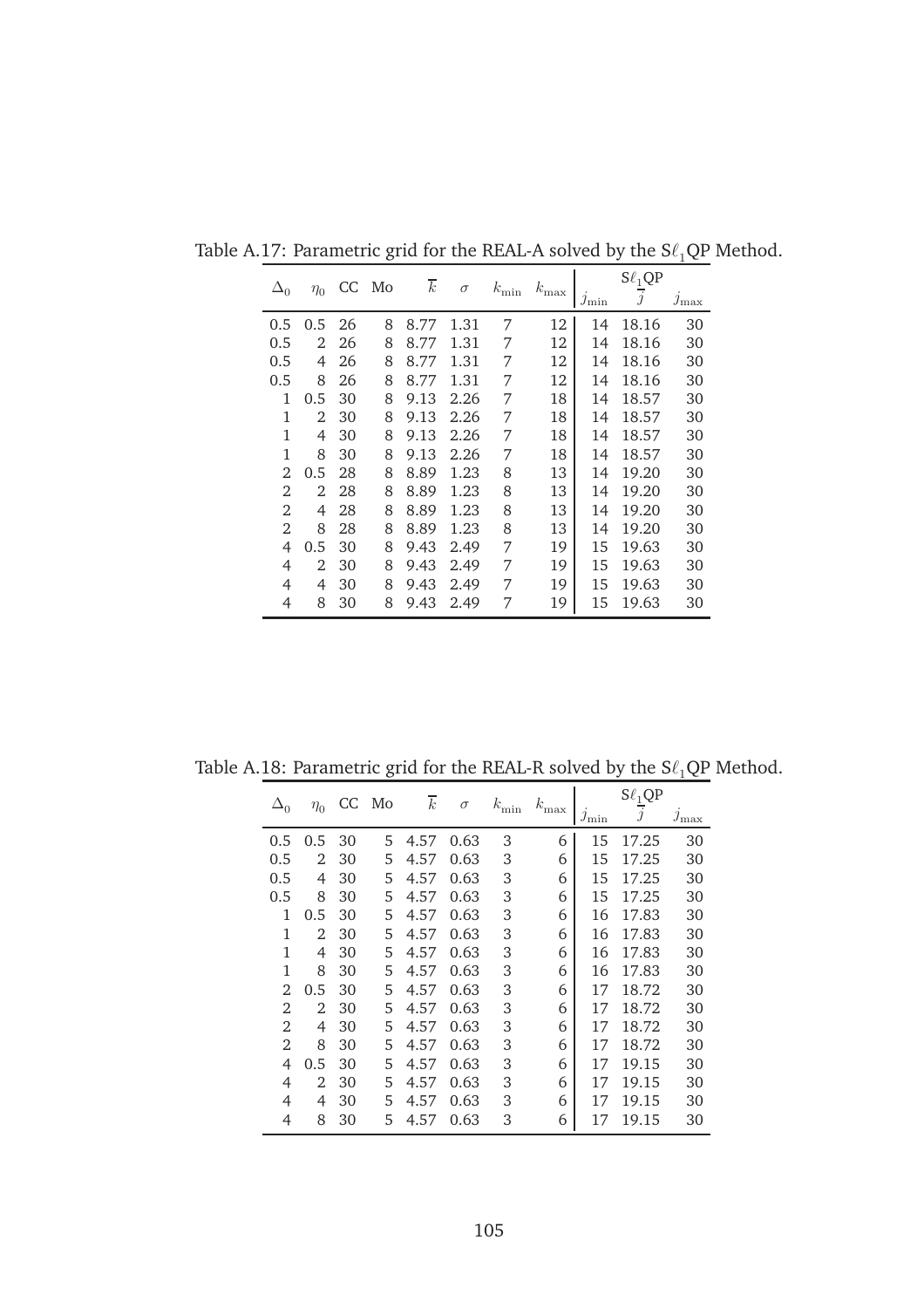Table A.17: Parametric grid for the REAL-A solved by the S$\ell_1$QP Method.

| $\Delta_0$ | $\eta_0$ | CC | Mo | $\overline{k}$ | $\sigma$ | $k_{\min}$ | $k_{\max}$ | S$\ell_1$QP $j_{\min}$ | $\overline{j}$ | $j_{\max}$ |
|---|---|---|---|---|---|---|---|---|---|---|
| 0.5 | 0.5 | 26 | 8 | 8.77 | 1.31 | 7 | 12 | 14 | 18.16 | 30 |
| 0.5 | 2 | 26 | 8 | 8.77 | 1.31 | 7 | 12 | 14 | 18.16 | 30 |
| 0.5 | 4 | 26 | 8 | 8.77 | 1.31 | 7 | 12 | 14 | 18.16 | 30 |
| 0.5 | 8 | 26 | 8 | 8.77 | 1.31 | 7 | 12 | 14 | 18.16 | 30 |
| 1 | 0.5 | 30 | 8 | 9.13 | 2.26 | 7 | 18 | 14 | 18.57 | 30 |
| 1 | 2 | 30 | 8 | 9.13 | 2.26 | 7 | 18 | 14 | 18.57 | 30 |
| 1 | 4 | 30 | 8 | 9.13 | 2.26 | 7 | 18 | 14 | 18.57 | 30 |
| 1 | 8 | 30 | 8 | 9.13 | 2.26 | 7 | 18 | 14 | 18.57 | 30 |
| 2 | 0.5 | 28 | 8 | 8.89 | 1.23 | 8 | 13 | 14 | 19.20 | 30 |
| 2 | 2 | 28 | 8 | 8.89 | 1.23 | 8 | 13 | 14 | 19.20 | 30 |
| 2 | 4 | 28 | 8 | 8.89 | 1.23 | 8 | 13 | 14 | 19.20 | 30 |
| 2 | 8 | 28 | 8 | 8.89 | 1.23 | 8 | 13 | 14 | 19.20 | 30 |
| 4 | 0.5 | 30 | 8 | 9.43 | 2.49 | 7 | 19 | 15 | 19.63 | 30 |
| 4 | 2 | 30 | 8 | 9.43 | 2.49 | 7 | 19 | 15 | 19.63 | 30 |
| 4 | 4 | 30 | 8 | 9.43 | 2.49 | 7 | 19 | 15 | 19.63 | 30 |
| 4 | 8 | 30 | 8 | 9.43 | 2.49 | 7 | 19 | 15 | 19.63 | 30 |

Table A.18: Parametric grid for the REAL-R solved by the S$\ell_1$QP Method.

| $\Delta_0$ | $\eta_0$ | CC | Mo | $\overline{k}$ | $\sigma$ | $k_{\min}$ | $k_{\max}$ | S$\ell_1$QP $j_{\min}$ | $\overline{j}$ | $j_{\max}$ |
|---|---|---|---|---|---|---|---|---|---|---|
| 0.5 | 0.5 | 30 | 5 | 4.57 | 0.63 | 3 | 6 | 15 | 17.25 | 30 |
| 0.5 | 2 | 30 | 5 | 4.57 | 0.63 | 3 | 6 | 15 | 17.25 | 30 |
| 0.5 | 4 | 30 | 5 | 4.57 | 0.63 | 3 | 6 | 15 | 17.25 | 30 |
| 0.5 | 8 | 30 | 5 | 4.57 | 0.63 | 3 | 6 | 15 | 17.25 | 30 |
| 1 | 0.5 | 30 | 5 | 4.57 | 0.63 | 3 | 6 | 16 | 17.83 | 30 |
| 1 | 2 | 30 | 5 | 4.57 | 0.63 | 3 | 6 | 16 | 17.83 | 30 |
| 1 | 4 | 30 | 5 | 4.57 | 0.63 | 3 | 6 | 16 | 17.83 | 30 |
| 1 | 8 | 30 | 5 | 4.57 | 0.63 | 3 | 6 | 16 | 17.83 | 30 |
| 2 | 0.5 | 30 | 5 | 4.57 | 0.63 | 3 | 6 | 17 | 18.72 | 30 |
| 2 | 2 | 30 | 5 | 4.57 | 0.63 | 3 | 6 | 17 | 18.72 | 30 |
| 2 | 4 | 30 | 5 | 4.57 | 0.63 | 3 | 6 | 17 | 18.72 | 30 |
| 2 | 8 | 30 | 5 | 4.57 | 0.63 | 3 | 6 | 17 | 18.72 | 30 |
| 4 | 0.5 | 30 | 5 | 4.57 | 0.63 | 3 | 6 | 17 | 19.15 | 30 |
| 4 | 2 | 30 | 5 | 4.57 | 0.63 | 3 | 6 | 17 | 19.15 | 30 |
| 4 | 4 | 30 | 5 | 4.57 | 0.63 | 3 | 6 | 17 | 19.15 | 30 |
| 4 | 8 | 30 | 5 | 4.57 | 0.63 | 3 | 6 | 17 | 19.15 | 30 |